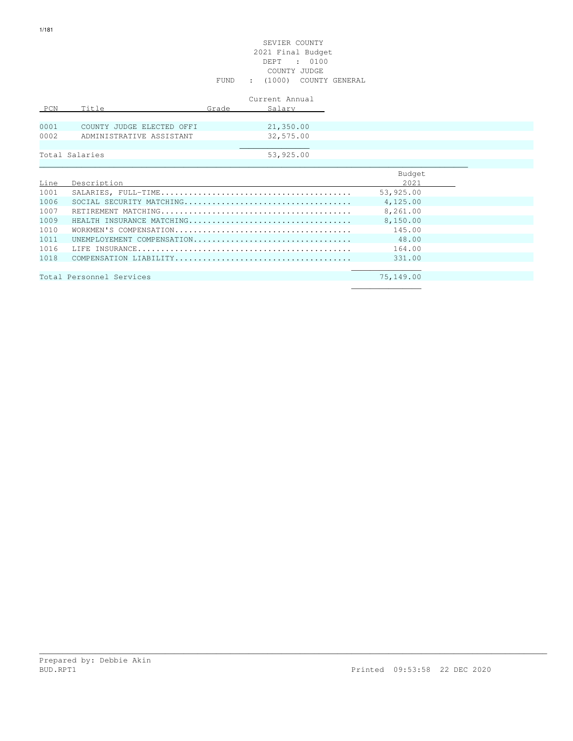SEVIER COUNTY
2021 Final Budget
DEPT : 0100
COUNTY JUDGE
FUND : (1000) COUNTY GENERAL

| PCN | Title | Grade | Current Annual Salary |
|---|---|---|---|
| 0001 | COUNTY JUDGE ELECTED OFFI | | 21,350.00 |
| 0002 | ADMINISTRATIVE ASSISTANT | | 32,575.00 |
| Total Salaries | | | 53,925.00 |

| Line | Description | Budget 2021 |
|---|---|---|
| 1001 | SALARIES, FULL-TIME........................................ | 53,925.00 |
| 1006 | SOCIAL SECURITY MATCHING................................... | 4,125.00 |
| 1007 | RETIREMENT MATCHING........................................ | 8,261.00 |
| 1009 | HEALTH INSURANCE MATCHING.................................. | 8,150.00 |
| 1010 | WORKMEN'S COMPENSATION..................................... | 145.00 |
| 1011 | UNEMPLOYEMENT COMPENSATION................................. | 48.00 |
| 1016 | LIFE INSURANCE............................................. | 164.00 |
| 1018 | COMPENSATION LIABILITY..................................... | 331.00 |
| Total Personnel Services | | 75,149.00 |

Prepared by: Debbie Akin
BUD.RPT1 Printed 09:53:58 22 DEC 2020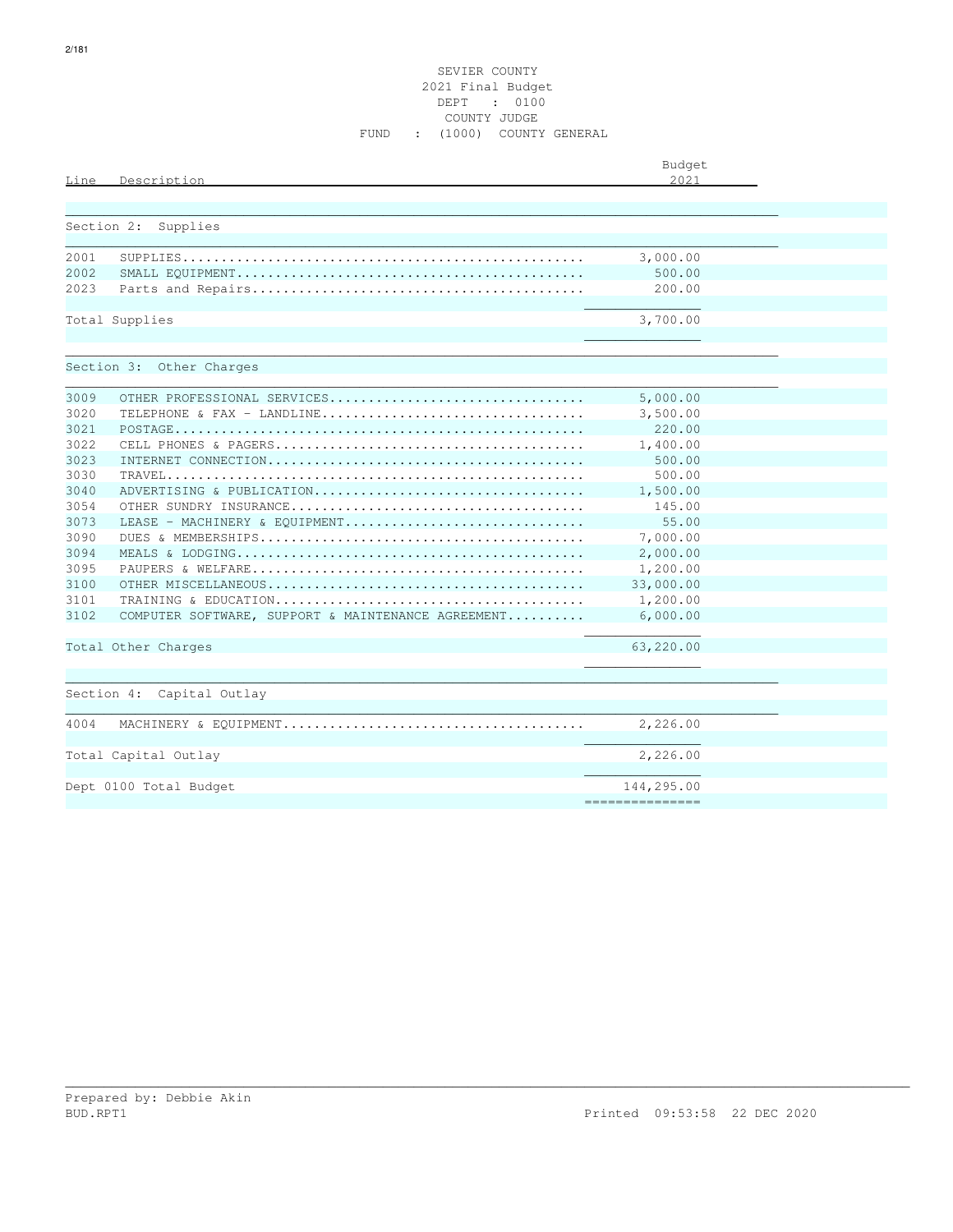SEVIER COUNTY
2021 Final Budget
DEPT : 0100
COUNTY JUDGE
FUND : (1000) COUNTY GENERAL

| Line | Description | Budget 2021 |
|---|---|---|
| **Section 2: Supplies** | | |
| 2001 | SUPPLIES | 3,000.00 |
| 2002 | SMALL EQUIPMENT | 500.00 |
| 2023 | Parts and Repairs | 200.00 |
| Total Supplies | | 3,700.00 |
| **Section 3: Other Charges** | | |
| 3009 | OTHER PROFESSIONAL SERVICES | 5,000.00 |
| 3020 | TELEPHONE & FAX - LANDLINE | 3,500.00 |
| 3021 | POSTAGE | 220.00 |
| 3022 | CELL PHONES & PAGERS | 1,400.00 |
| 3023 | INTERNET CONNECTION | 500.00 |
| 3030 | TRAVEL | 500.00 |
| 3040 | ADVERTISING & PUBLICATION | 1,500.00 |
| 3054 | OTHER SUNDRY INSURANCE | 145.00 |
| 3073 | LEASE - MACHINERY & EQUIPMENT | 55.00 |
| 3090 | DUES & MEMBERSHIPS | 7,000.00 |
| 3094 | MEALS & LODGING | 2,000.00 |
| 3095 | PAUPERS & WELFARE | 1,200.00 |
| 3100 | OTHER MISCELLANEOUS | 33,000.00 |
| 3101 | TRAINING & EDUCATION | 1,200.00 |
| 3102 | COMPUTER SOFTWARE, SUPPORT & MAINTENANCE AGREEMENT | 6,000.00 |
| Total Other Charges | | 63,220.00 |
| **Section 4: Capital Outlay** | | |
| 4004 | MACHINERY & EQUIPMENT | 2,226.00 |
| Total Capital Outlay | | 2,226.00 |
| Dept 0100 Total Budget | | 144,295.00 |

Prepared by: Debbie Akin
BUD.RPT1 Printed 09:53:58 22 DEC 2020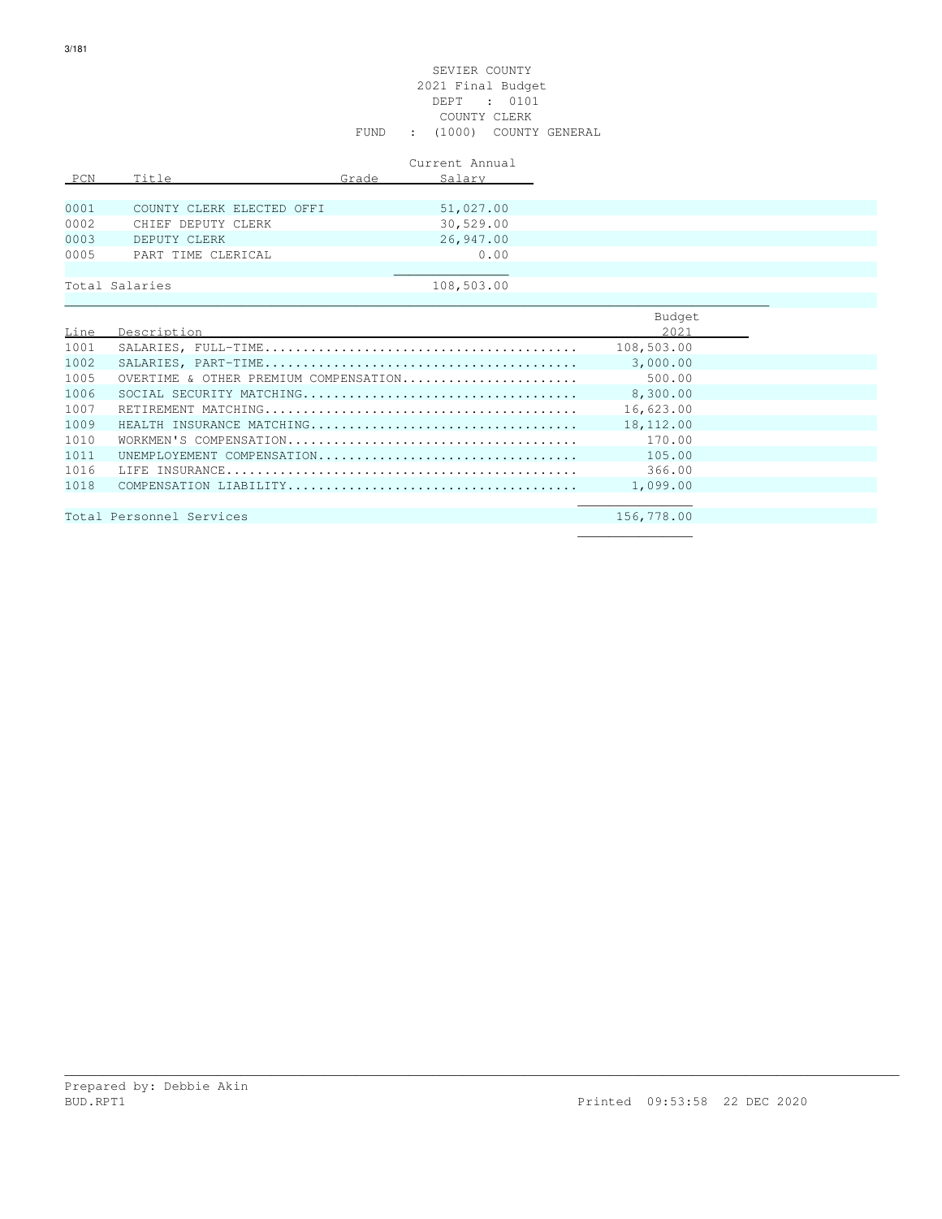SEVIER COUNTY
2021 Final Budget
DEPT : 0101
COUNTY CLERK
FUND : (1000) COUNTY GENERAL

| PCN | Title | Grade | Current Annual Salary |
|---|---|---|---|
| 0001 | COUNTY CLERK ELECTED OFFI | | 51,027.00 |
| 0002 | CHIEF DEPUTY CLERK | | 30,529.00 |
| 0003 | DEPUTY CLERK | | 26,947.00 |
| 0005 | PART TIME CLERICAL | | 0.00 |
| Total Salaries | | | 108,503.00 |

| Line | Description | Budget 2021 |
|---|---|---|
| 1001 | SALARIES, FULL-TIME........................................ | 108,503.00 |
| 1002 | SALARIES, PART-TIME........................................ | 3,000.00 |
| 1005 | OVERTIME & OTHER PREMIUM COMPENSATION...................... | 500.00 |
| 1006 | SOCIAL SECURITY MATCHING................................... | 8,300.00 |
| 1007 | RETIREMENT MATCHING........................................ | 16,623.00 |
| 1009 | HEALTH INSURANCE MATCHING.................................. | 18,112.00 |
| 1010 | WORKMEN'S COMPENSATION..................................... | 170.00 |
| 1011 | UNEMPLOYEMENT COMPENSATION................................. | 105.00 |
| 1016 | LIFE INSURANCE............................................. | 366.00 |
| 1018 | COMPENSATION LIABILITY..................................... | 1,099.00 |
| Total Personnel Services | | 156,778.00 |

Prepared by: Debbie Akin
BUD.RPT1 Printed 09:53:58 22 DEC 2020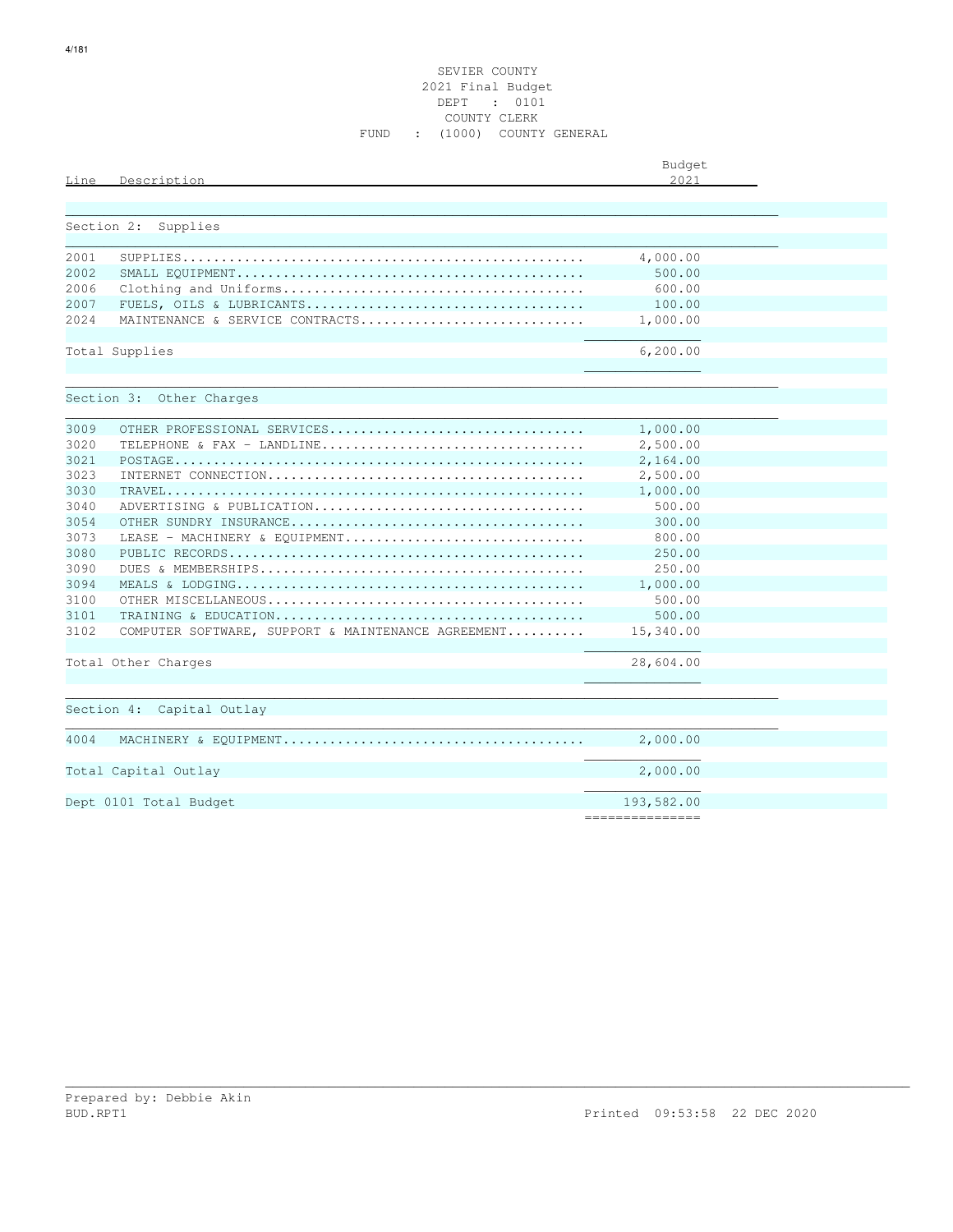SEVIER COUNTY
2021 Final Budget
DEPT : 0101
COUNTY CLERK
FUND : (1000) COUNTY GENERAL

| Line | Description | Budget 2021 |
|---|---|---|
| | **Section 2: Supplies** | |
| 2001 | SUPPLIES | 4,000.00 |
| 2002 | SMALL EQUIPMENT | 500.00 |
| 2006 | Clothing and Uniforms | 600.00 |
| 2007 | FUELS, OILS & LUBRICANTS | 100.00 |
| 2024 | MAINTENANCE & SERVICE CONTRACTS | 1,000.00 |
| | Total Supplies | 6,200.00 |
| | **Section 3: Other Charges** | |
| 3009 | OTHER PROFESSIONAL SERVICES | 1,000.00 |
| 3020 | TELEPHONE & FAX - LANDLINE | 2,500.00 |
| 3021 | POSTAGE | 2,164.00 |
| 3023 | INTERNET CONNECTION | 2,500.00 |
| 3030 | TRAVEL | 1,000.00 |
| 3040 | ADVERTISING & PUBLICATION | 500.00 |
| 3054 | OTHER SUNDRY INSURANCE | 300.00 |
| 3073 | LEASE - MACHINERY & EQUIPMENT | 800.00 |
| 3080 | PUBLIC RECORDS | 250.00 |
| 3090 | DUES & MEMBERSHIPS | 250.00 |
| 3094 | MEALS & LODGING | 1,000.00 |
| 3100 | OTHER MISCELLANEOUS | 500.00 |
| 3101 | TRAINING & EDUCATION | 500.00 |
| 3102 | COMPUTER SOFTWARE, SUPPORT & MAINTENANCE AGREEMENT | 15,340.00 |
| | Total Other Charges | 28,604.00 |
| | **Section 4: Capital Outlay** | |
| 4004 | MACHINERY & EQUIPMENT | 2,000.00 |
| | Total Capital Outlay | 2,000.00 |
| | Dept 0101 Total Budget | 193,582.00 |

Prepared by: Debbie Akin
BUD.RPT1 Printed 09:53:58 22 DEC 2020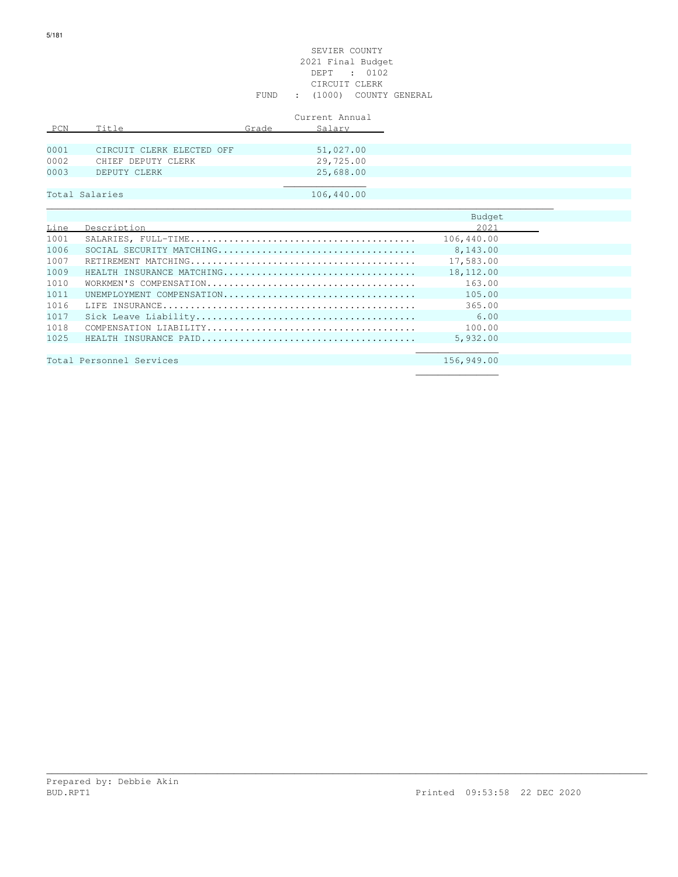SEVIER COUNTY
2021 Final Budget
DEPT : 0102
CIRCUIT CLERK
FUND : (1000) COUNTY GENERAL

| PCN | Title | Grade | Current Annual Salary |
|---|---|---|---|
| 0001 | CIRCUIT CLERK ELECTED OFF | | 51,027.00 |
| 0002 | CHIEF DEPUTY CLERK | | 29,725.00 |
| 0003 | DEPUTY CLERK | | 25,688.00 |
| Total Salaries | | | 106,440.00 |

| Line | Description | Budget 2021 |
|---|---|---|
| 1001 | SALARIES, FULL-TIME........................................ | 106,440.00 |
| 1006 | SOCIAL SECURITY MATCHING.................................... | 8,143.00 |
| 1007 | RETIREMENT MATCHING......................................... | 17,583.00 |
| 1009 | HEALTH INSURANCE MATCHING................................... | 18,112.00 |
| 1010 | WORKMEN'S COMPENSATION...................................... | 163.00 |
| 1011 | UNEMPLOYMENT COMPENSATION................................... | 105.00 |
| 1016 | LIFE INSURANCE.............................................. | 365.00 |
| 1017 | Sick Leave Liability........................................ | 6.00 |
| 1018 | COMPENSATION LIABILITY...................................... | 100.00 |
| 1025 | HEALTH INSURANCE PAID....................................... | 5,932.00 |
| Total Personnel Services | | 156,949.00 |

Prepared by: Debbie Akin
BUD.RPT1 Printed 09:53:58 22 DEC 2020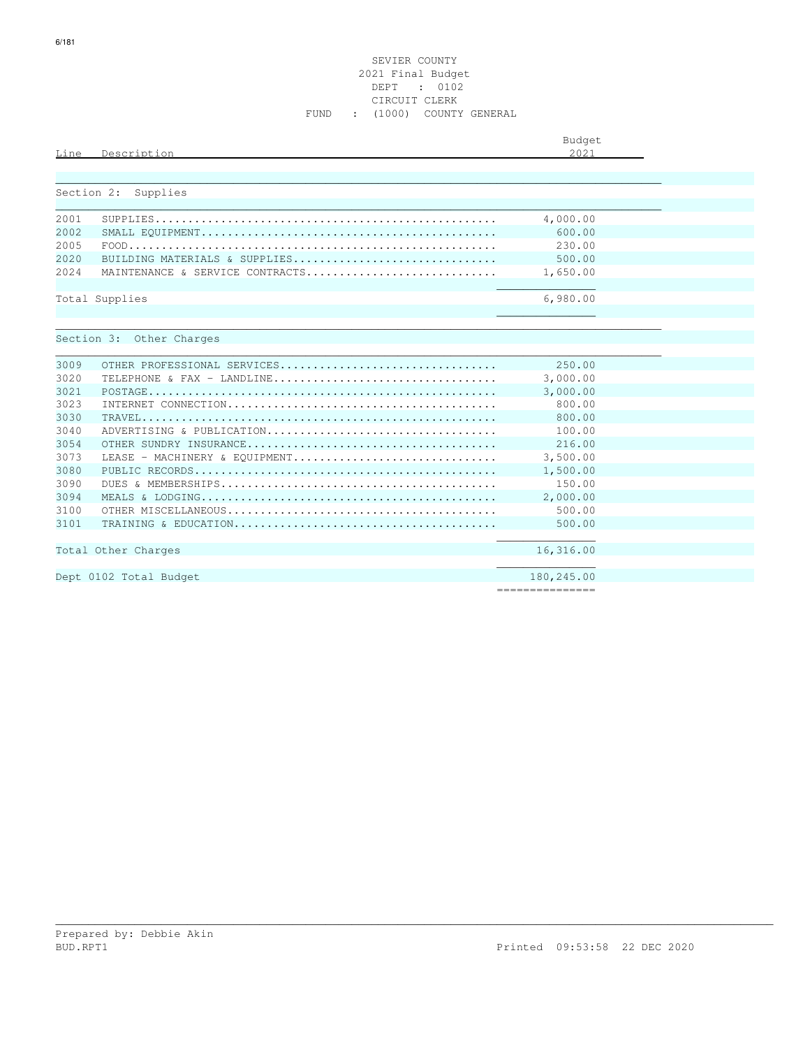SEVIER COUNTY
2021 Final Budget
DEPT : 0102
CIRCUIT CLERK
FUND : (1000) COUNTY GENERAL

| Line | Description | Budget 2021 |
|---|---|---|
| | **Section 2: Supplies** | |
| 2001 | SUPPLIES | 4,000.00 |
| 2002 | SMALL EQUIPMENT | 600.00 |
| 2005 | FOOD | 230.00 |
| 2020 | BUILDING MATERIALS & SUPPLIES | 500.00 |
| 2024 | MAINTENANCE & SERVICE CONTRACTS | 1,650.00 |
| | Total Supplies | 6,980.00 |
| | **Section 3: Other Charges** | |
| 3009 | OTHER PROFESSIONAL SERVICES | 250.00 |
| 3020 | TELEPHONE & FAX - LANDLINE | 3,000.00 |
| 3021 | POSTAGE | 3,000.00 |
| 3023 | INTERNET CONNECTION | 800.00 |
| 3030 | TRAVEL | 800.00 |
| 3040 | ADVERTISING & PUBLICATION | 100.00 |
| 3054 | OTHER SUNDRY INSURANCE | 216.00 |
| 3073 | LEASE - MACHINERY & EQUIPMENT | 3,500.00 |
| 3080 | PUBLIC RECORDS | 1,500.00 |
| 3090 | DUES & MEMBERSHIPS | 150.00 |
| 3094 | MEALS & LODGING | 2,000.00 |
| 3100 | OTHER MISCELLANEOUS | 500.00 |
| 3101 | TRAINING & EDUCATION | 500.00 |
| | Total Other Charges | 16,316.00 |
| | Dept 0102 Total Budget | 180,245.00 |

Prepared by: Debbie Akin
BUD.RPT1 Printed 09:53:58 22 DEC 2020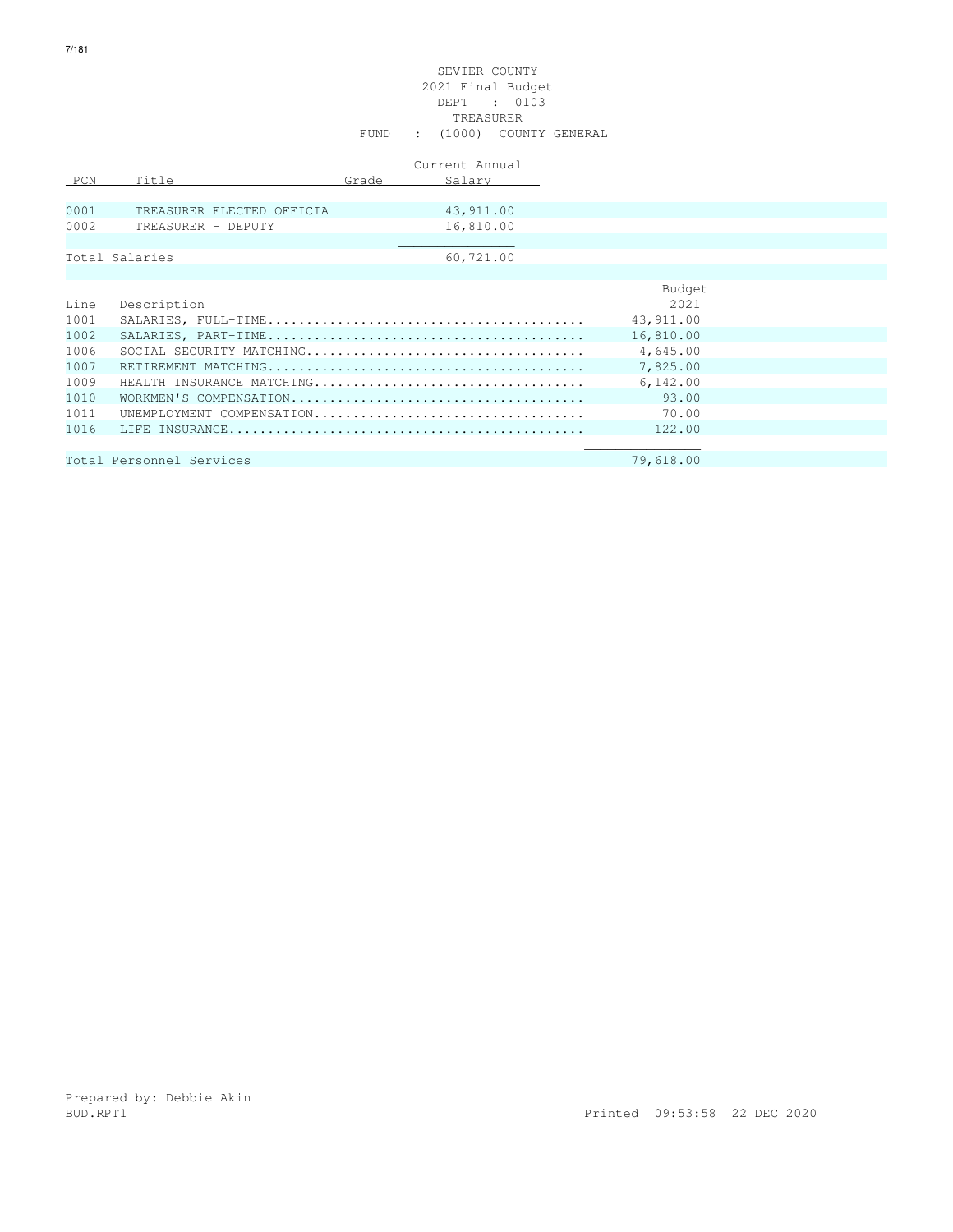SEVIER COUNTY
2021 Final Budget
DEPT : 0103
TREASURER
FUND : (1000) COUNTY GENERAL

| PCN | Title | Grade | Current Annual Salary |
|---|---|---|---|
| 0001 | TREASURER ELECTED OFFICIA | | 43,911.00 |
| 0002 | TREASURER - DEPUTY | | 16,810.00 |
| Total Salaries | | | 60,721.00 |

| Line | Description | Budget 2021 |
|---|---|---|
| 1001 | SALARIES, FULL-TIME........................................ | 43,911.00 |
| 1002 | SALARIES, PART-TIME........................................ | 16,810.00 |
| 1006 | SOCIAL SECURITY MATCHING................................... | 4,645.00 |
| 1007 | RETIREMENT MATCHING........................................ | 7,825.00 |
| 1009 | HEALTH INSURANCE MATCHING.................................. | 6,142.00 |
| 1010 | WORKMEN'S COMPENSATION..................................... | 93.00 |
| 1011 | UNEMPLOYMENT COMPENSATION.................................. | 70.00 |
| 1016 | LIFE INSURANCE............................................. | 122.00 |
| Total Personnel Services | | 79,618.00 |

Prepared by: Debbie Akin
BUD.RPT1 Printed 09:53:58 22 DEC 2020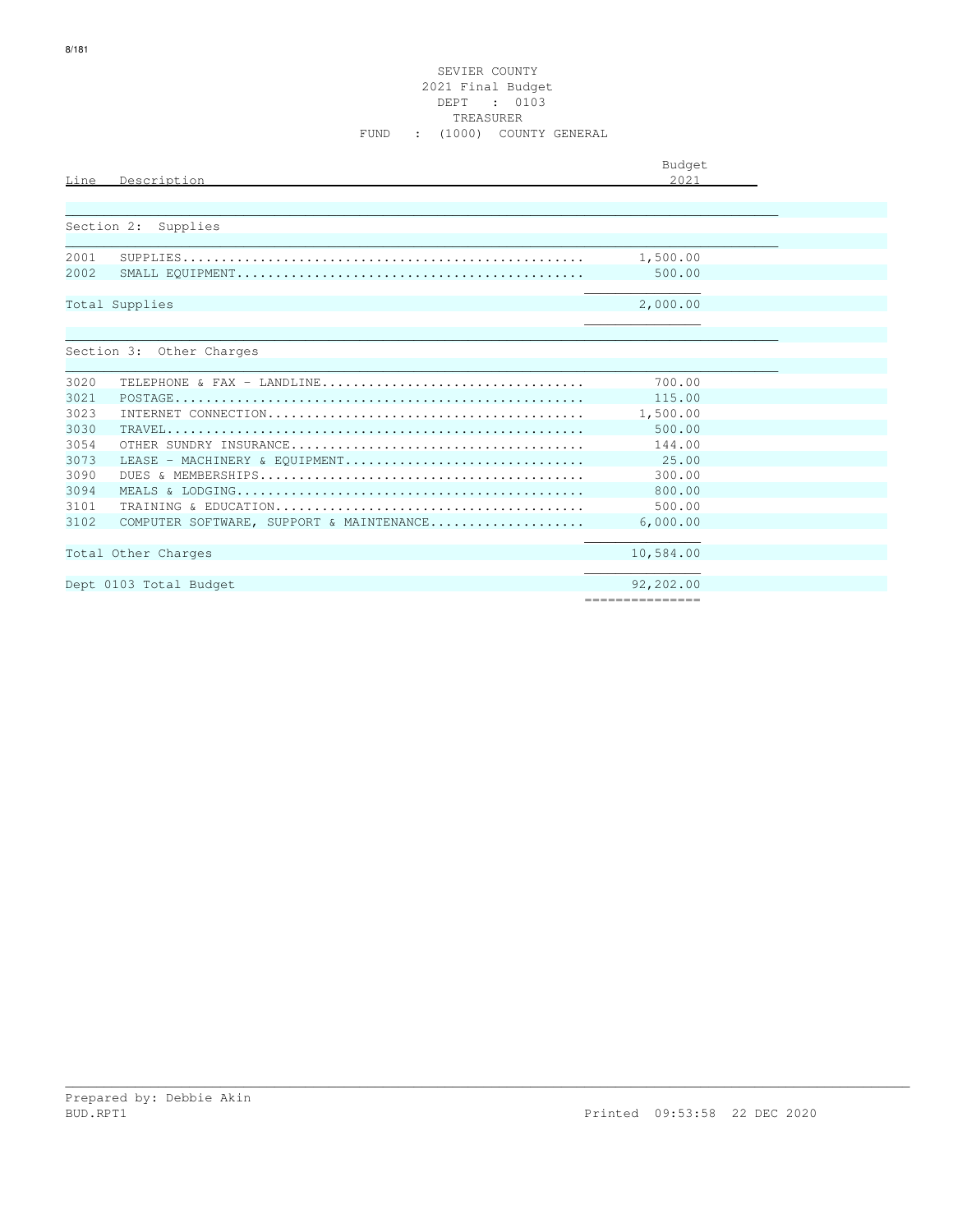# SEVIER COUNTY

## 2021 Final Budget

DEPT : 0103

TREASURER

FUND : (1000) COUNTY GENERAL

| Line | Description | Budget 2021 |
|---|---|---|
| **Section 2: Supplies** | | |
| 2001 | SUPPLIES | 1,500.00 |
| 2002 | SMALL EQUIPMENT | 500.00 |
| Total Supplies | | 2,000.00 |
| **Section 3: Other Charges** | | |
| 3020 | TELEPHONE & FAX - LANDLINE | 700.00 |
| 3021 | POSTAGE | 115.00 |
| 3023 | INTERNET CONNECTION | 1,500.00 |
| 3030 | TRAVEL | 500.00 |
| 3054 | OTHER SUNDRY INSURANCE | 144.00 |
| 3073 | LEASE - MACHINERY & EQUIPMENT | 25.00 |
| 3090 | DUES & MEMBERSHIPS | 300.00 |
| 3094 | MEALS & LODGING | 800.00 |
| 3101 | TRAINING & EDUCATION | 500.00 |
| 3102 | COMPUTER SOFTWARE, SUPPORT & MAINTENANCE | 6,000.00 |
| Total Other Charges | | 10,584.00 |
| Dept 0103 Total Budget | | 92,202.00 |

Prepared by: Debbie Akin

BUD.RPT1 Printed 09:53:58 22 DEC 2020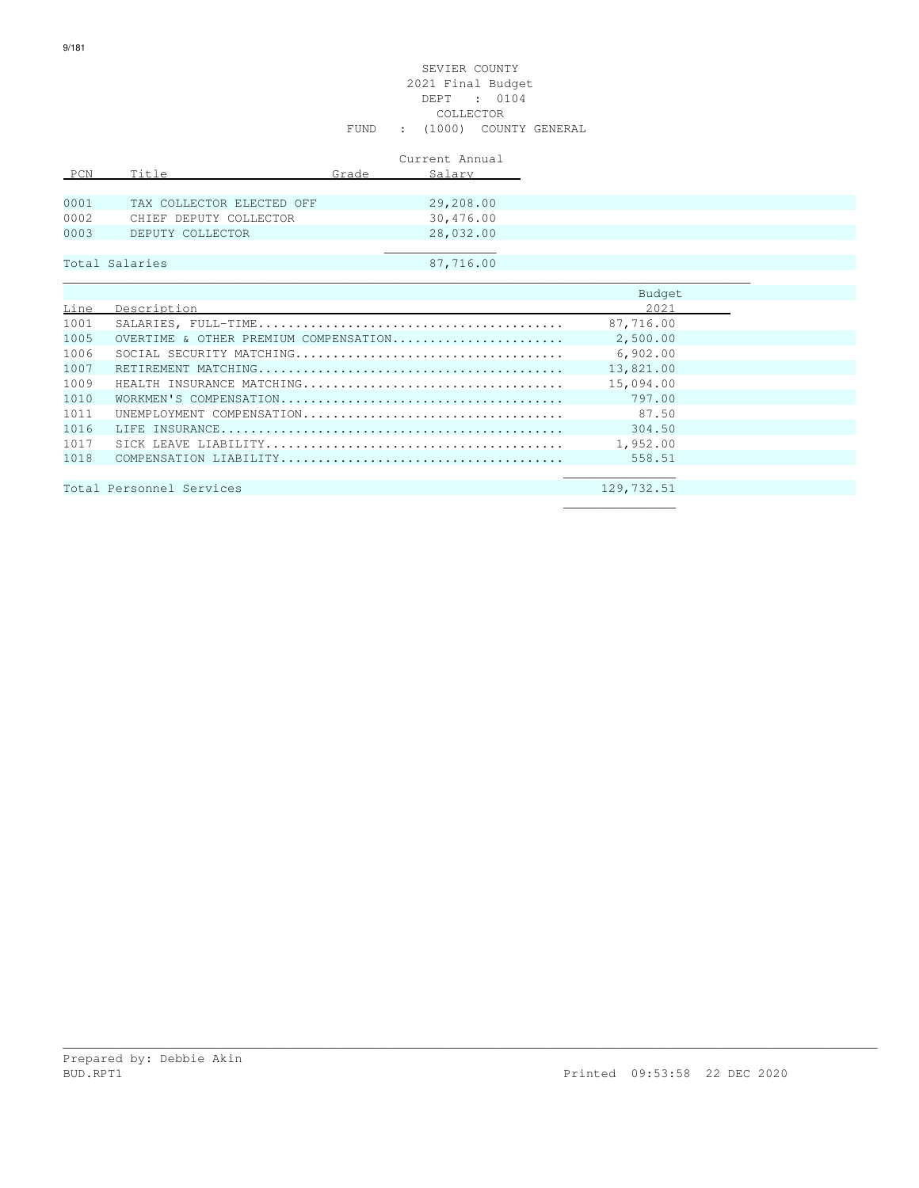SEVIER COUNTY
2021 Final Budget
DEPT : 0104
COLLECTOR
FUND : (1000) COUNTY GENERAL

| PCN | Title | Grade | Current Annual Salary |
|---|---|---|---|
| 0001 | TAX COLLECTOR ELECTED OFF | | 29,208.00 |
| 0002 | CHIEF DEPUTY COLLECTOR | | 30,476.00 |
| 0003 | DEPUTY COLLECTOR | | 28,032.00 |
| Total Salaries | | | 87,716.00 |

| Line | Description | Budget 2021 |
|---|---|---|
| 1001 | SALARIES, FULL-TIME........................................ | 87,716.00 |
| 1005 | OVERTIME & OTHER PREMIUM COMPENSATION....................... | 2,500.00 |
| 1006 | SOCIAL SECURITY MATCHING................................... | 6,902.00 |
| 1007 | RETIREMENT MATCHING........................................ | 13,821.00 |
| 1009 | HEALTH INSURANCE MATCHING.................................. | 15,094.00 |
| 1010 | WORKMEN'S COMPENSATION..................................... | 797.00 |
| 1011 | UNEMPLOYMENT COMPENSATION.................................. | 87.50 |
| 1016 | LIFE INSURANCE............................................. | 304.50 |
| 1017 | SICK LEAVE LIABILITY....................................... | 1,952.00 |
| 1018 | COMPENSATION LIABILITY..................................... | 558.51 |
| Total Personnel Services | | 129,732.51 |

Prepared by: Debbie Akin
BUD.RPT1 Printed 09:53:58 22 DEC 2020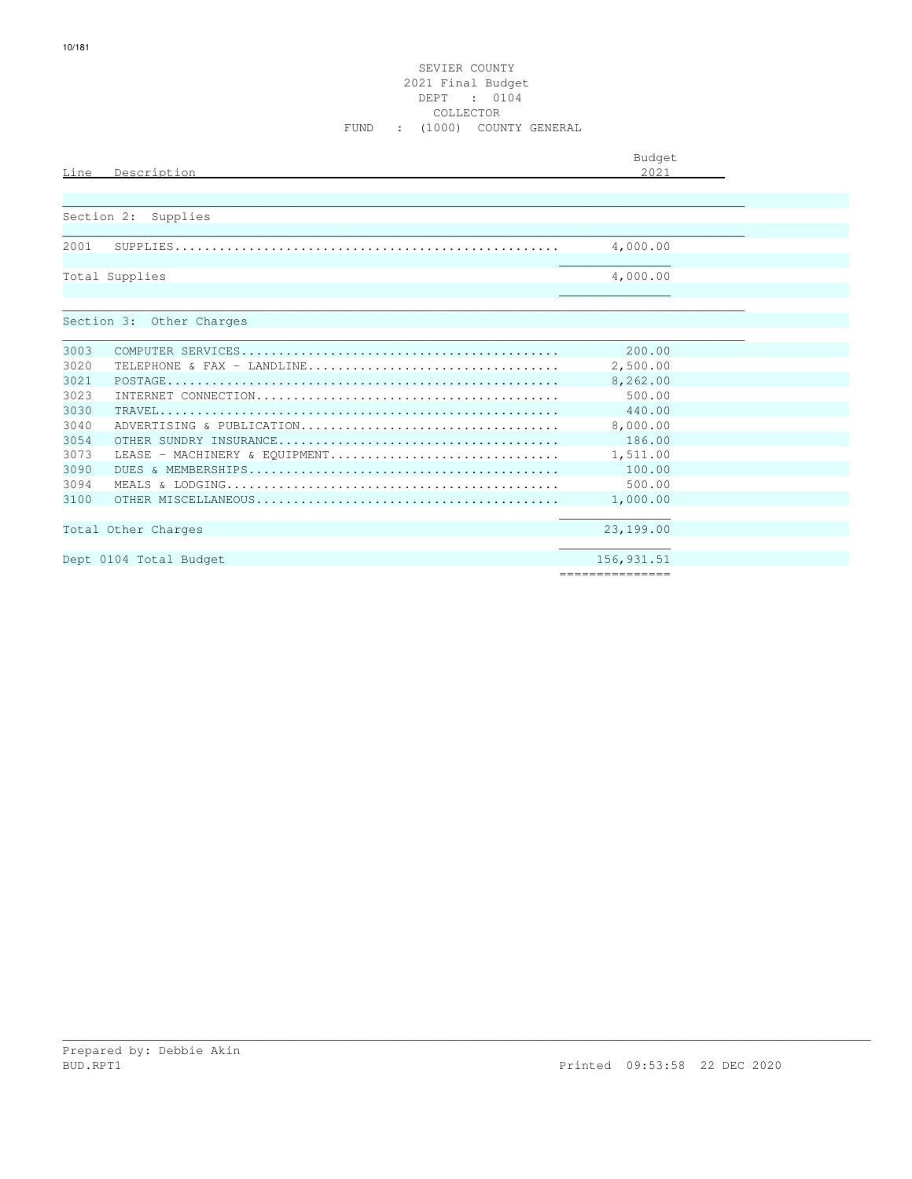SEVIER COUNTY
2021 Final Budget
DEPT : 0104
COLLECTOR
FUND : (1000) COUNTY GENERAL

| Line | Description | Budget 2021 |
|---|---|---|
| **Section 2: Supplies** | | |
| 2001 | SUPPLIES | 4,000.00 |
| | Total Supplies | 4,000.00 |
| **Section 3: Other Charges** | | |
| 3003 | COMPUTER SERVICES | 200.00 |
| 3020 | TELEPHONE & FAX - LANDLINE | 2,500.00 |
| 3021 | POSTAGE | 8,262.00 |
| 3023 | INTERNET CONNECTION | 500.00 |
| 3030 | TRAVEL | 440.00 |
| 3040 | ADVERTISING & PUBLICATION | 8,000.00 |
| 3054 | OTHER SUNDRY INSURANCE | 186.00 |
| 3073 | LEASE - MACHINERY & EQUIPMENT | 1,511.00 |
| 3090 | DUES & MEMBERSHIPS | 100.00 |
| 3094 | MEALS & LODGING | 500.00 |
| 3100 | OTHER MISCELLANEOUS | 1,000.00 |
| | Total Other Charges | 23,199.00 |
| | Dept 0104 Total Budget | 156,931.51 |

Prepared by: Debbie Akin
BUD.RPT1 Printed 09:53:58 22 DEC 2020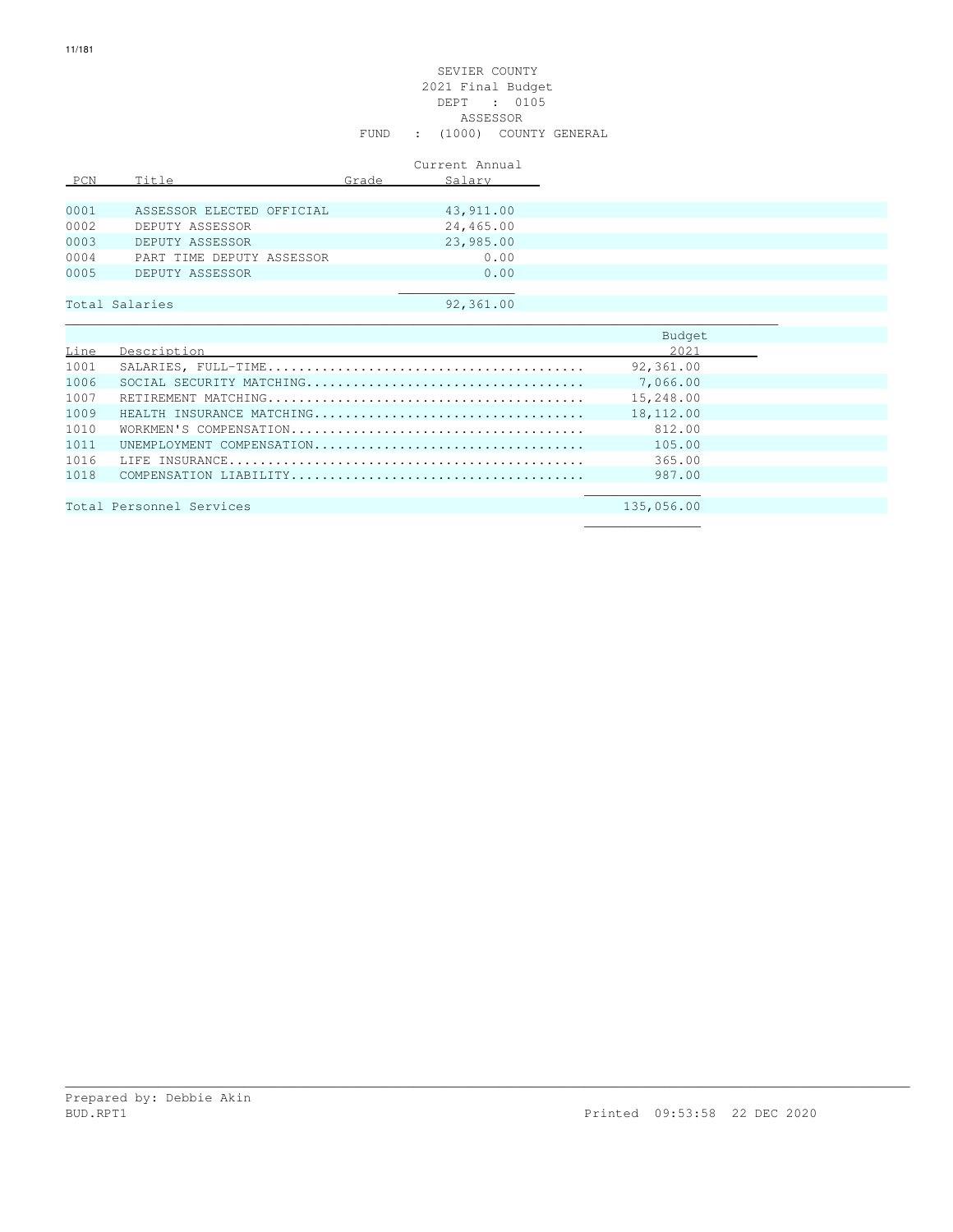SEVIER COUNTY
2021 Final Budget
DEPT : 0105
ASSESSOR
FUND : (1000) COUNTY GENERAL

| PCN | Title | Grade | Current Annual Salary |
|---|---|---|---|
| 0001 | ASSESSOR ELECTED OFFICIAL | | 43,911.00 |
| 0002 | DEPUTY ASSESSOR | | 24,465.00 |
| 0003 | DEPUTY ASSESSOR | | 23,985.00 |
| 0004 | PART TIME DEPUTY ASSESSOR | | 0.00 |
| 0005 | DEPUTY ASSESSOR | | 0.00 |
| Total Salaries | | | 92,361.00 |

| Line | Description | Budget 2021 |
|---|---|---|
| 1001 | SALARIES, FULL-TIME | 92,361.00 |
| 1006 | SOCIAL SECURITY MATCHING | 7,066.00 |
| 1007 | RETIREMENT MATCHING | 15,248.00 |
| 1009 | HEALTH INSURANCE MATCHING | 18,112.00 |
| 1010 | WORKMEN'S COMPENSATION | 812.00 |
| 1011 | UNEMPLOYMENT COMPENSATION | 105.00 |
| 1016 | LIFE INSURANCE | 365.00 |
| 1018 | COMPENSATION LIABILITY | 987.00 |
| Total Personnel Services | | 135,056.00 |

Prepared by: Debbie Akin
BUD.RPT1

Printed 09:53:58 22 DEC 2020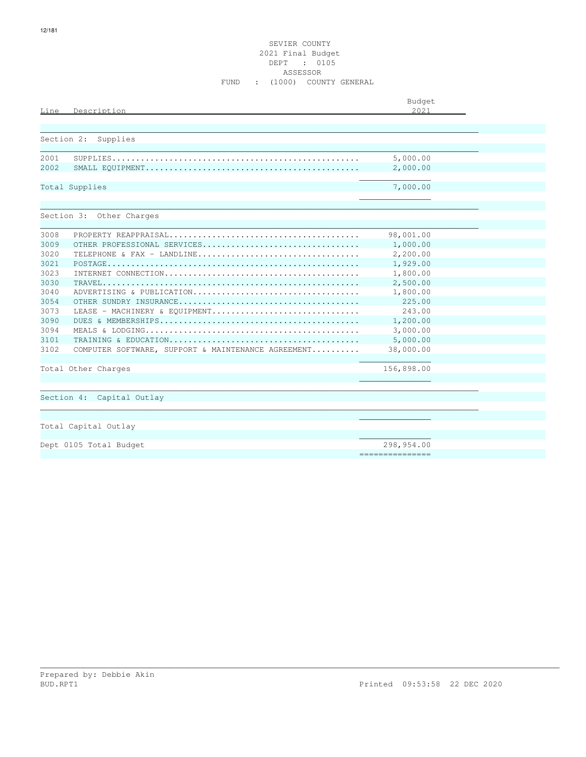SEVIER COUNTY
2021 Final Budget
DEPT : 0105
ASSESSOR
FUND : (1000) COUNTY GENERAL

| Line | Description | Budget 2021 |
|---|---|---|
| **Section 2: Supplies** | | |
| 2001 | SUPPLIES | 5,000.00 |
| 2002 | SMALL EQUIPMENT | 2,000.00 |
| Total Supplies | | 7,000.00 |
| **Section 3: Other Charges** | | |
| 3008 | PROPERTY REAPPRAISAL | 98,001.00 |
| 3009 | OTHER PROFESSIONAL SERVICES | 1,000.00 |
| 3020 | TELEPHONE & FAX - LANDLINE | 2,200.00 |
| 3021 | POSTAGE | 1,929.00 |
| 3023 | INTERNET CONNECTION | 1,800.00 |
| 3030 | TRAVEL | 2,500.00 |
| 3040 | ADVERTISING & PUBLICATION | 1,800.00 |
| 3054 | OTHER SUNDRY INSURANCE | 225.00 |
| 3073 | LEASE - MACHINERY & EQUIPMENT | 243.00 |
| 3090 | DUES & MEMBERSHIPS | 1,200.00 |
| 3094 | MEALS & LODGING | 3,000.00 |
| 3101 | TRAINING & EDUCATION | 5,000.00 |
| 3102 | COMPUTER SOFTWARE, SUPPORT & MAINTENANCE AGREEMENT | 38,000.00 |
| Total Other Charges | | 156,898.00 |
| **Section 4: Capital Outlay** | | |
| Total Capital Outlay | | |
| Dept 0105 Total Budget | | 298,954.00 |

Prepared by: Debbie Akin
BUD.RPT1 Printed 09:53:58 22 DEC 2020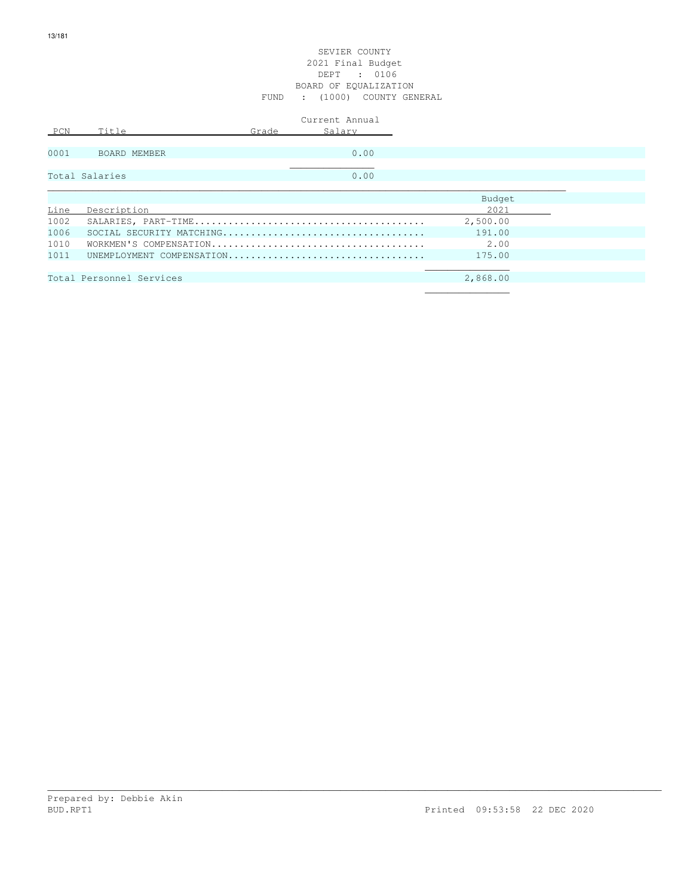SEVIER COUNTY
2021 Final Budget
DEPT : 0106
BOARD OF EQUALIZATION
FUND : (1000) COUNTY GENERAL

| PCN | Title | Grade | Current Annual Salary |
|---|---|---|---|
| 0001 | BOARD MEMBER | | 0.00 |
| Total Salaries | | | 0.00 |

| Line | Description | Budget 2021 |
|---|---|---|
| 1002 | SALARIES, PART-TIME........................................ | 2,500.00 |
| 1006 | SOCIAL SECURITY MATCHING................................... | 191.00 |
| 1010 | WORKMEN'S COMPENSATION..................................... | 2.00 |
| 1011 | UNEMPLOYMENT COMPENSATION.................................. | 175.00 |
| Total Personnel Services | | 2,868.00 |

Prepared by: Debbie Akin
BUD.RPT1 Printed 09:53:58 22 DEC 2020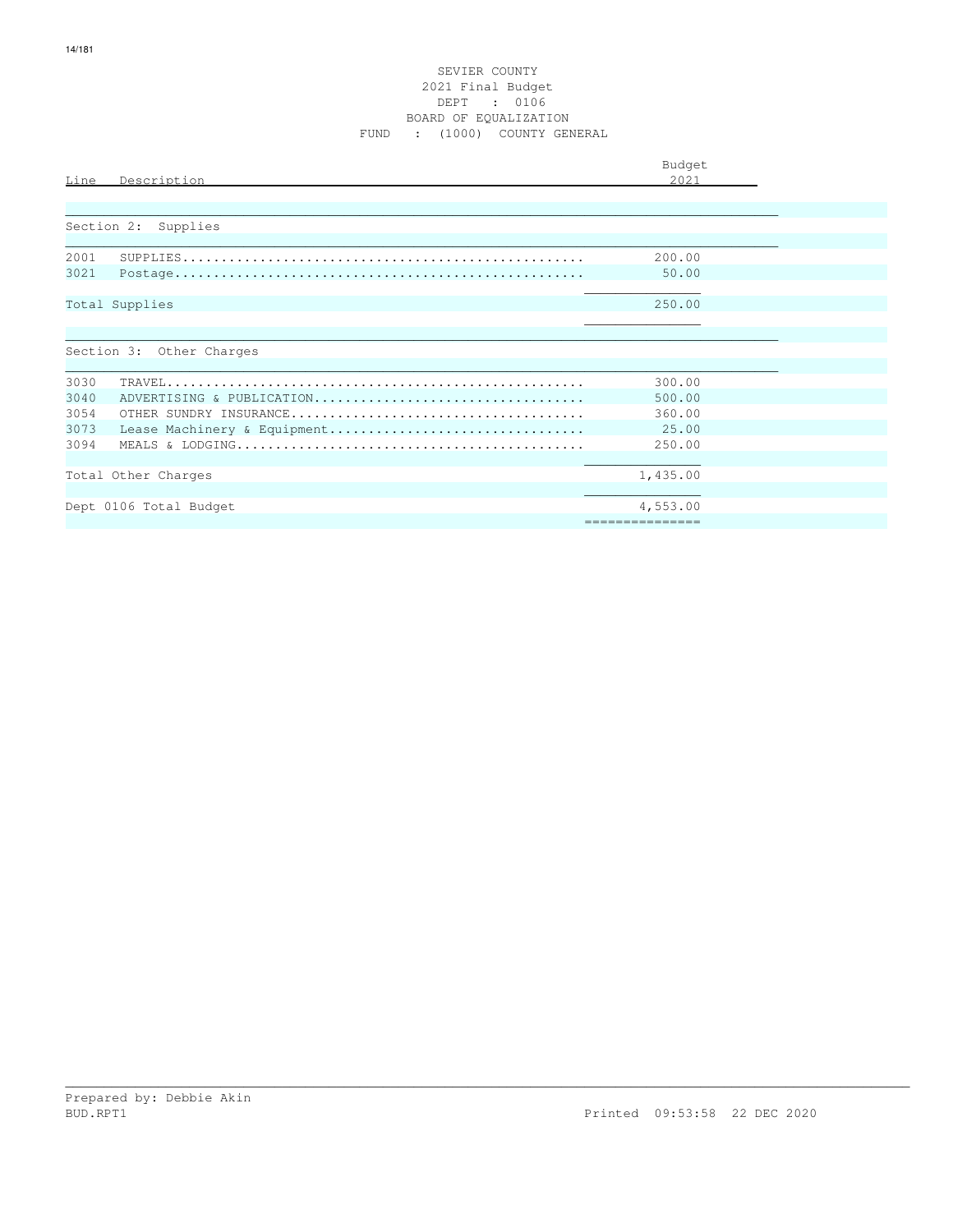SEVIER COUNTY
2021 Final Budget
DEPT : 0106
BOARD OF EQUALIZATION
FUND : (1000) COUNTY GENERAL

| Line | Description | Budget 2021 |
|---|---|---|
| | **Section 2: Supplies** | |
| 2001 | SUPPLIES | 200.00 |
| 3021 | Postage | 50.00 |
| | Total Supplies | 250.00 |
| | **Section 3: Other Charges** | |
| 3030 | TRAVEL | 300.00 |
| 3040 | ADVERTISING & PUBLICATION | 500.00 |
| 3054 | OTHER SUNDRY INSURANCE | 360.00 |
| 3073 | Lease Machinery & Equipment | 25.00 |
| 3094 | MEALS & LODGING | 250.00 |
| | Total Other Charges | 1,435.00 |
| | Dept 0106 Total Budget | 4,553.00 |

Prepared by: Debbie Akin
BUD.RPT1 Printed 09:53:58 22 DEC 2020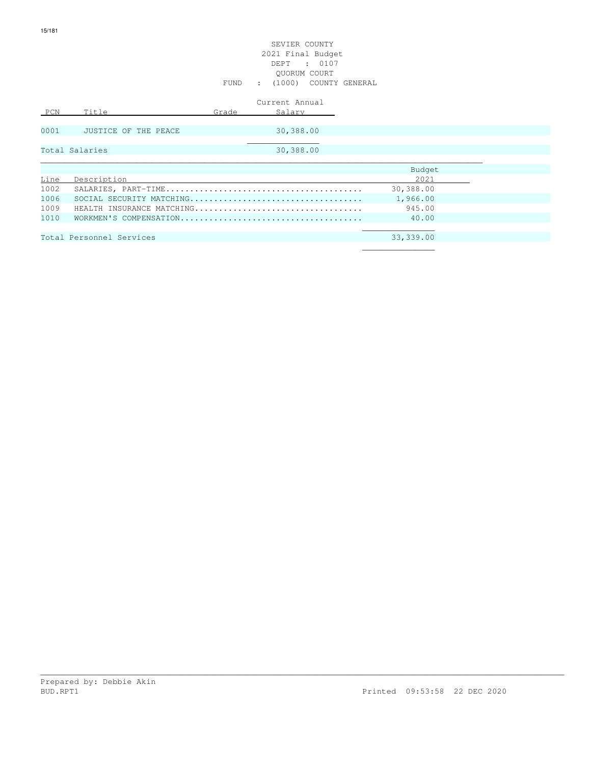SEVIER COUNTY
2021 Final Budget
DEPT : 0107
QUORUM COURT
FUND : (1000) COUNTY GENERAL

| PCN | Title | Grade | Current Annual Salary |
|---|---|---|---|
| 0001 | JUSTICE OF THE PEACE | | 30,388.00 |
| Total Salaries | | | 30,388.00 |

| Line | Description | Budget 2021 |
|---|---|---|
| 1002 | SALARIES, PART-TIME........................................ | 30,388.00 |
| 1006 | SOCIAL SECURITY MATCHING................................... | 1,966.00 |
| 1009 | HEALTH INSURANCE MATCHING.................................. | 945.00 |
| 1010 | WORKMEN'S COMPENSATION..................................... | 40.00 |
| Total Personnel Services | | 33,339.00 |

Prepared by: Debbie Akin
BUD.RPT1 Printed 09:53:58 22 DEC 2020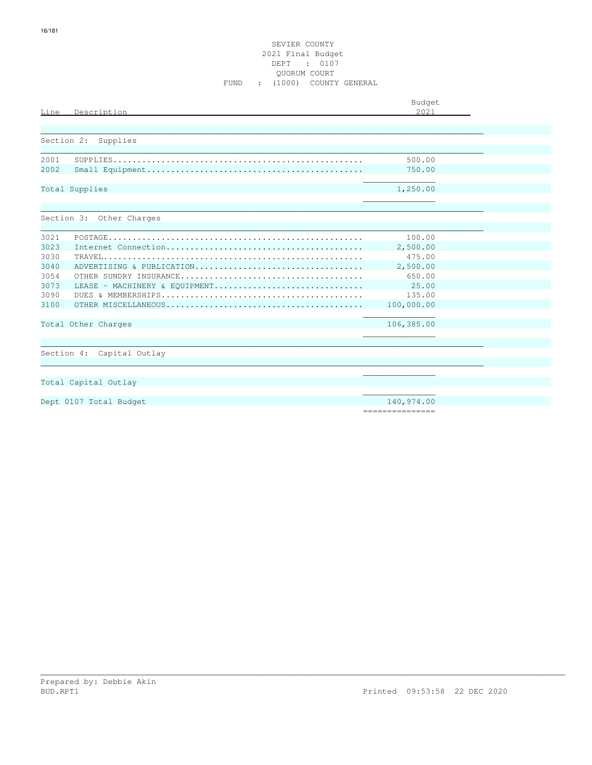SEVIER COUNTY
2021 Final Budget
DEPT : 0107
QUORUM COURT
FUND : (1000) COUNTY GENERAL

| Line | Description | Budget 2021 |
|---|---|---|
| **Section 2: Supplies** | | |
| 2001 | SUPPLIES | 500.00 |
| 2002 | Small Equipment | 750.00 |
| Total Supplies | | 1,250.00 |
| **Section 3: Other Charges** | | |
| 3021 | POSTAGE | 100.00 |
| 3023 | Internet Connection | 2,500.00 |
| 3030 | TRAVEL | 475.00 |
| 3040 | ADVERTISING & PUBLICATION | 2,500.00 |
| 3054 | OTHER SUNDRY INSURANCE | 650.00 |
| 3073 | LEASE - MACHINERY & EQUIPMENT | 25.00 |
| 3090 | DUES & MEMBERSHIPS | 135.00 |
| 3100 | OTHER MISCELLANEOUS | 100,000.00 |
| Total Other Charges | | 106,385.00 |
| **Section 4: Capital Outlay** | | |
| Total Capital Outlay | | |
| Dept 0107 Total Budget | | 140,974.00 |

Prepared by: Debbie Akin
BUD.RPT1

Printed 09:53:58 22 DEC 2020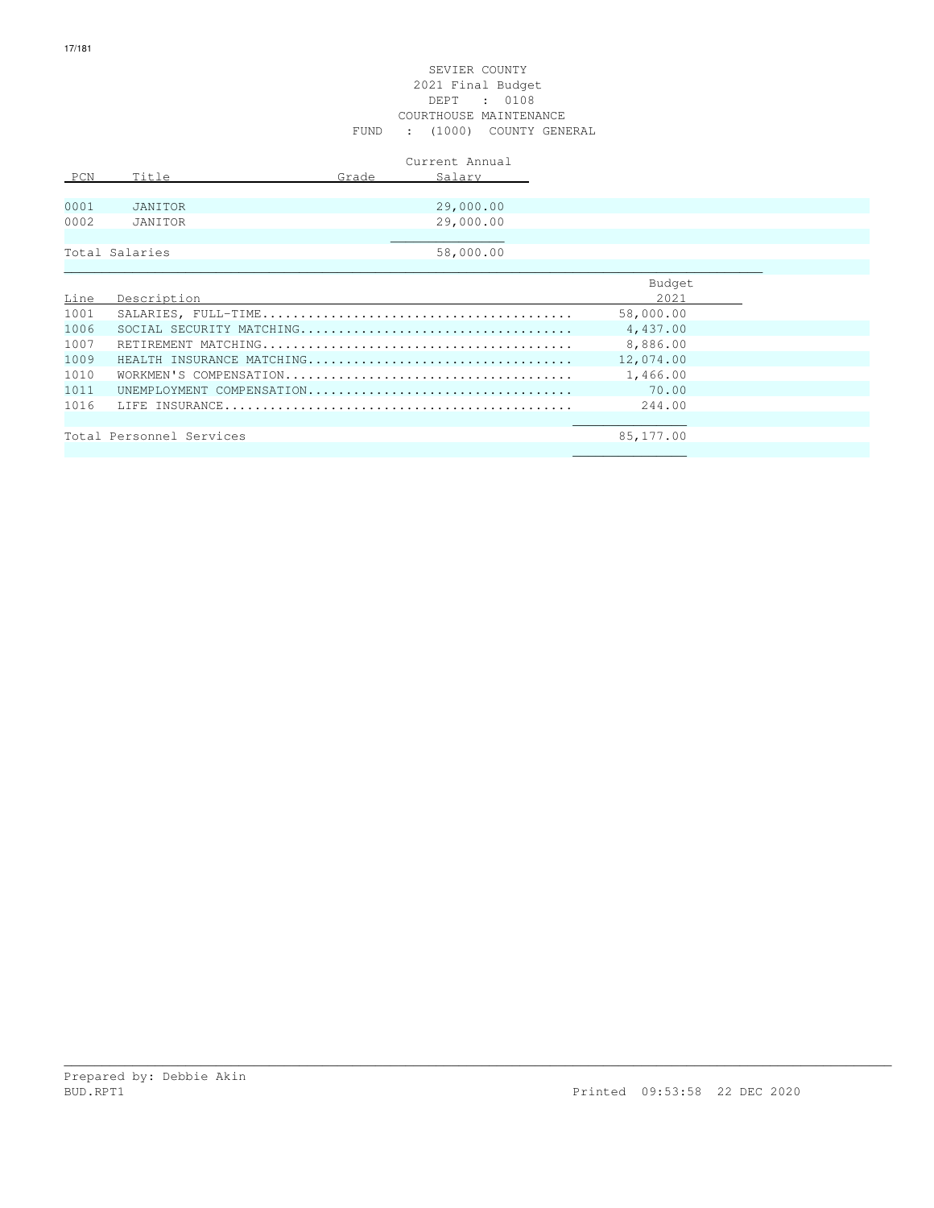SEVIER COUNTY
2021 Final Budget
DEPT : 0108
COURTHOUSE MAINTENANCE
FUND : (1000) COUNTY GENERAL

| PCN | Title | Grade | Current Annual Salary |
|---|---|---|---|
| 0001 | JANITOR | | 29,000.00 |
| 0002 | JANITOR | | 29,000.00 |
| Total Salaries | | | 58,000.00 |

| Line | Description | Budget 2021 |
|---|---|---|
| 1001 | SALARIES, FULL-TIME........................................ | 58,000.00 |
| 1006 | SOCIAL SECURITY MATCHING................................... | 4,437.00 |
| 1007 | RETIREMENT MATCHING........................................ | 8,886.00 |
| 1009 | HEALTH INSURANCE MATCHING.................................. | 12,074.00 |
| 1010 | WORKMEN'S COMPENSATION..................................... | 1,466.00 |
| 1011 | UNEMPLOYMENT COMPENSATION.................................. | 70.00 |
| 1016 | LIFE INSURANCE............................................. | 244.00 |
| Total Personnel Services | | 85,177.00 |

Prepared by: Debbie Akin
BUD.RPT1 Printed 09:53:58 22 DEC 2020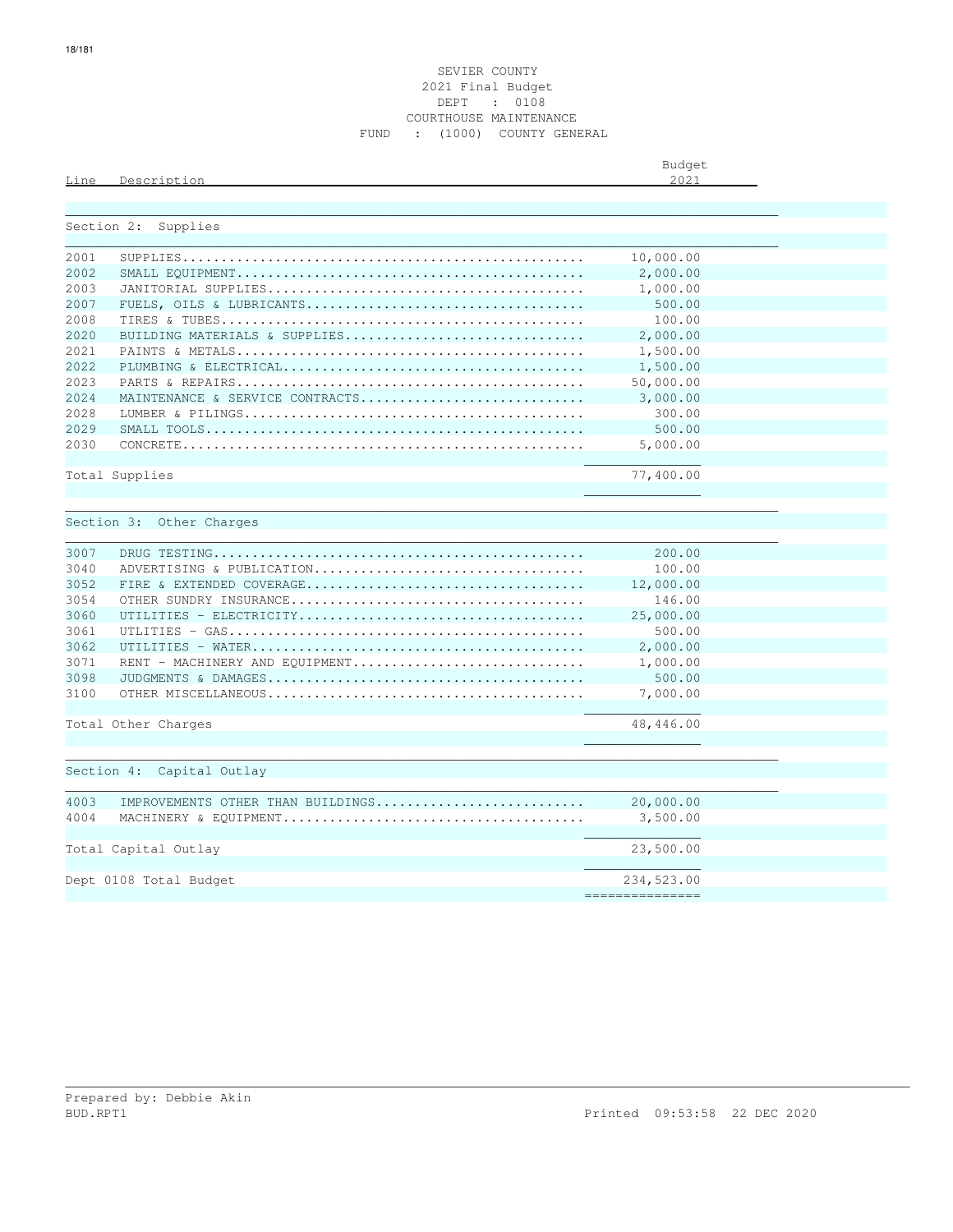SEVIER COUNTY
2021 Final Budget
DEPT : 0108
COURTHOUSE MAINTENANCE
FUND : (1000) COUNTY GENERAL

| Line | Description | Budget 2021 |
|---|---|---|
| **Section 2: Supplies** | | |
| 2001 | SUPPLIES | 10,000.00 |
| 2002 | SMALL EQUIPMENT | 2,000.00 |
| 2003 | JANITORIAL SUPPLIES | 1,000.00 |
| 2007 | FUELS, OILS & LUBRICANTS | 500.00 |
| 2008 | TIRES & TUBES | 100.00 |
| 2020 | BUILDING MATERIALS & SUPPLIES | 2,000.00 |
| 2021 | PAINTS & METALS | 1,500.00 |
| 2022 | PLUMBING & ELECTRICAL | 1,500.00 |
| 2023 | PARTS & REPAIRS | 50,000.00 |
| 2024 | MAINTENANCE & SERVICE CONTRACTS | 3,000.00 |
| 2028 | LUMBER & PILINGS | 300.00 |
| 2029 | SMALL TOOLS | 500.00 |
| 2030 | CONCRETE | 5,000.00 |
| Total Supplies | | 77,400.00 |
| **Section 3: Other Charges** | | |
| 3007 | DRUG TESTING | 200.00 |
| 3040 | ADVERTISING & PUBLICATION | 100.00 |
| 3052 | FIRE & EXTENDED COVERAGE | 12,000.00 |
| 3054 | OTHER SUNDRY INSURANCE | 146.00 |
| 3060 | UTILITIES - ELECTRICITY | 25,000.00 |
| 3061 | UTLITIES - GAS | 500.00 |
| 3062 | UTILITIES - WATER | 2,000.00 |
| 3071 | RENT - MACHINERY AND EQUIPMENT | 1,000.00 |
| 3098 | JUDGMENTS & DAMAGES | 500.00 |
| 3100 | OTHER MISCELLANEOUS | 7,000.00 |
| Total Other Charges | | 48,446.00 |
| **Section 4: Capital Outlay** | | |
| 4003 | IMPROVEMENTS OTHER THAN BUILDINGS | 20,000.00 |
| 4004 | MACHINERY & EQUIPMENT | 3,500.00 |
| Total Capital Outlay | | 23,500.00 |
| Dept 0108 Total Budget | | 234,523.00 |

Prepared by: Debbie Akin
BUD.RPT1 Printed 09:53:58 22 DEC 2020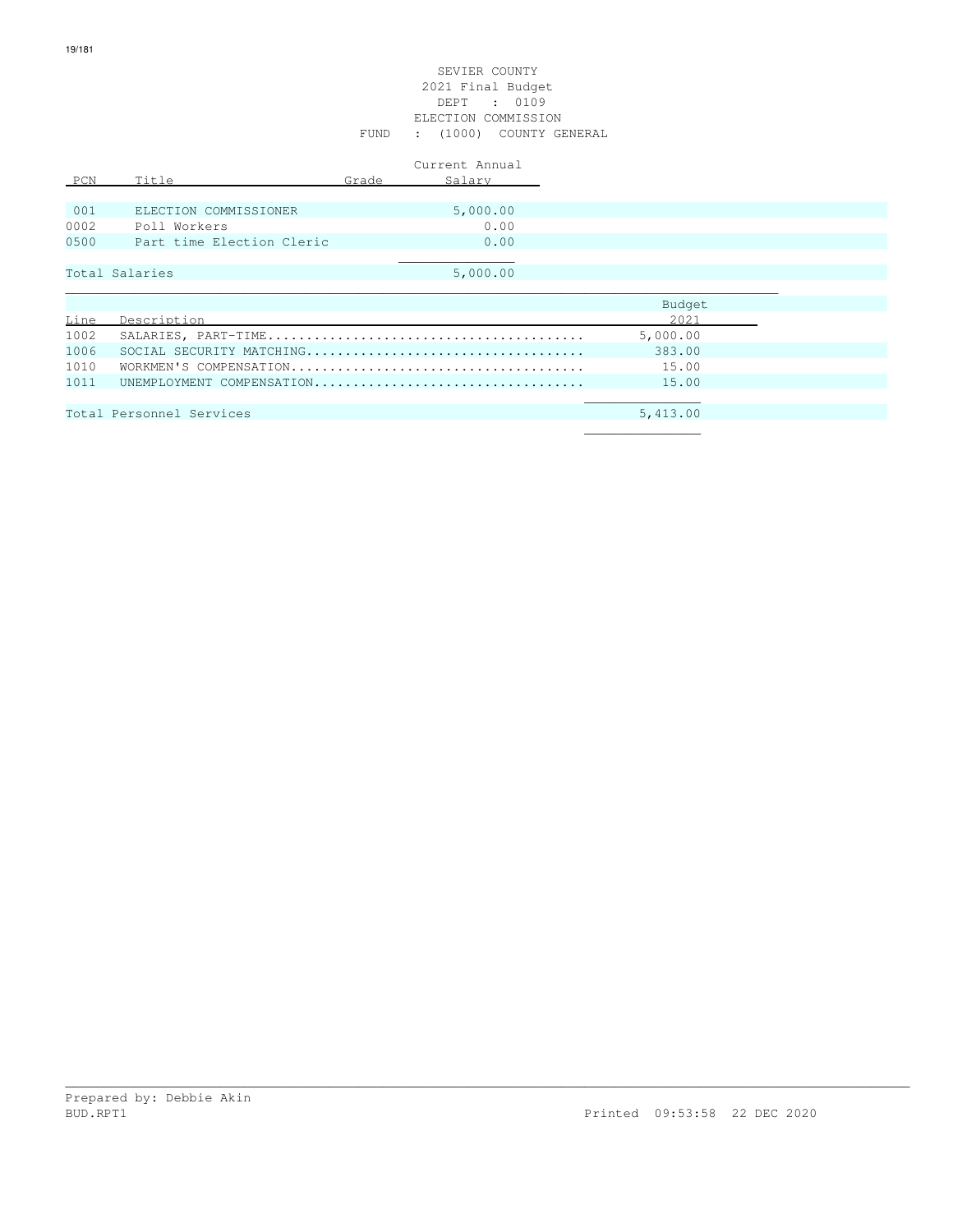SEVIER COUNTY
2021 Final Budget
DEPT : 0109
ELECTION COMMISSION
FUND : (1000) COUNTY GENERAL

| PCN | Title | Grade | Current Annual Salary |
|---|---|---|---|
| 001 | ELECTION COMMISSIONER | | 5,000.00 |
| 0002 | Poll Workers | | 0.00 |
| 0500 | Part time Election Cleric | | 0.00 |
| Total Salaries | | | 5,000.00 |

| Line | Description | Budget 2021 |
|---|---|---|
| 1002 | SALARIES, PART-TIME........................................ | 5,000.00 |
| 1006 | SOCIAL SECURITY MATCHING.................................... | 383.00 |
| 1010 | WORKMEN'S COMPENSATION...................................... | 15.00 |
| 1011 | UNEMPLOYMENT COMPENSATION................................... | 15.00 |
| Total Personnel Services | | 5,413.00 |

Prepared by: Debbie Akin
BUD.RPT1 Printed 09:53:58 22 DEC 2020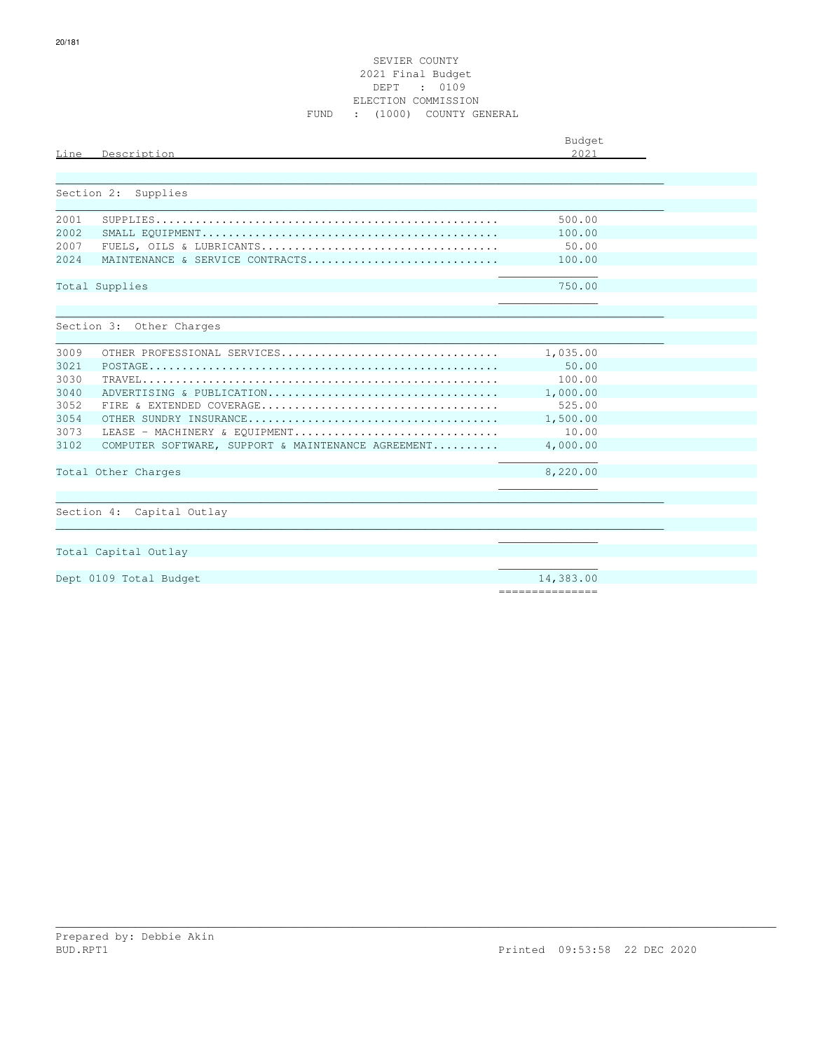SEVIER COUNTY
2021 Final Budget
DEPT : 0109
ELECTION COMMISSION
FUND : (1000) COUNTY GENERAL

| Line | Description | Budget 2021 |
|---|---|---|
| | **Section 2: Supplies** | |
| 2001 | SUPPLIES | 500.00 |
| 2002 | SMALL EQUIPMENT | 100.00 |
| 2007 | FUELS, OILS & LUBRICANTS | 50.00 |
| 2024 | MAINTENANCE & SERVICE CONTRACTS | 100.00 |
| | Total Supplies | 750.00 |
| | **Section 3: Other Charges** | |
| 3009 | OTHER PROFESSIONAL SERVICES | 1,035.00 |
| 3021 | POSTAGE | 50.00 |
| 3030 | TRAVEL | 100.00 |
| 3040 | ADVERTISING & PUBLICATION | 1,000.00 |
| 3052 | FIRE & EXTENDED COVERAGE | 525.00 |
| 3054 | OTHER SUNDRY INSURANCE | 1,500.00 |
| 3073 | LEASE - MACHINERY & EQUIPMENT | 10.00 |
| 3102 | COMPUTER SOFTWARE, SUPPORT & MAINTENANCE AGREEMENT | 4,000.00 |
| | Total Other Charges | 8,220.00 |
| | **Section 4: Capital Outlay** | |
| | Total Capital Outlay | |
| | Dept 0109 Total Budget | 14,383.00 |

Prepared by: Debbie Akin
BUD.RPT1 Printed 09:53:58 22 DEC 2020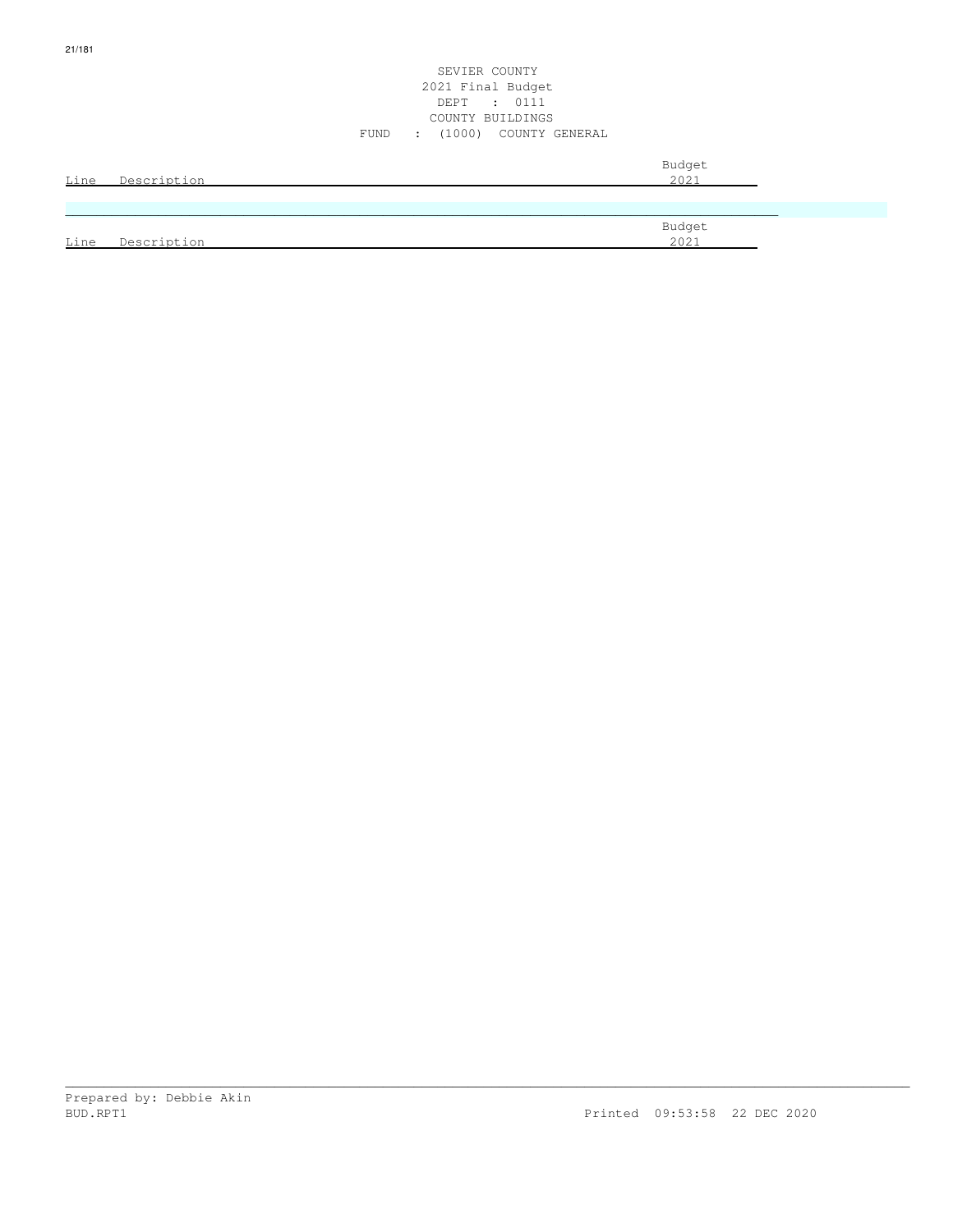SEVIER COUNTY
2021 Final Budget
DEPT : 0111
COUNTY BUILDINGS
FUND : (1000) COUNTY GENERAL

| Line | Description | Budget 2021 |
|---|---|---|

| Line | Description | Budget 2021 |
|---|---|---|

Prepared by: Debbie Akin
BUD.RPT1 Printed 09:53:58 22 DEC 2020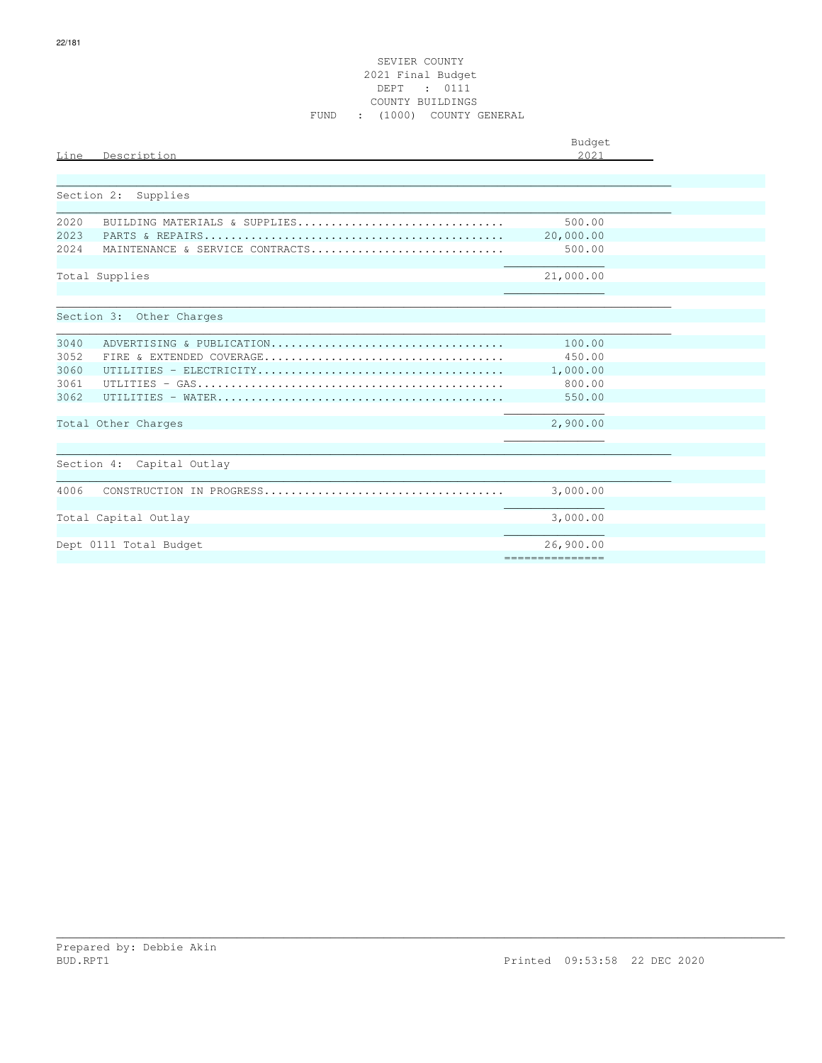SEVIER COUNTY
2021 Final Budget
DEPT : 0111
COUNTY BUILDINGS
FUND : (1000) COUNTY GENERAL

| Line | Description | Budget 2021 |
|---|---|---|
| | **Section 2: Supplies** | |
| 2020 | BUILDING MATERIALS & SUPPLIES | 500.00 |
| 2023 | PARTS & REPAIRS | 20,000.00 |
| 2024 | MAINTENANCE & SERVICE CONTRACTS | 500.00 |
| | Total Supplies | 21,000.00 |
| | **Section 3: Other Charges** | |
| 3040 | ADVERTISING & PUBLICATION | 100.00 |
| 3052 | FIRE & EXTENDED COVERAGE | 450.00 |
| 3060 | UTILITIES - ELECTRICITY | 1,000.00 |
| 3061 | UTLITIES - GAS | 800.00 |
| 3062 | UTILITIES - WATER | 550.00 |
| | Total Other Charges | 2,900.00 |
| | **Section 4: Capital Outlay** | |
| 4006 | CONSTRUCTION IN PROGRESS | 3,000.00 |
| | Total Capital Outlay | 3,000.00 |
| | Dept 0111 Total Budget | 26,900.00 |

Prepared by: Debbie Akin
BUD.RPT1 Printed 09:53:58 22 DEC 2020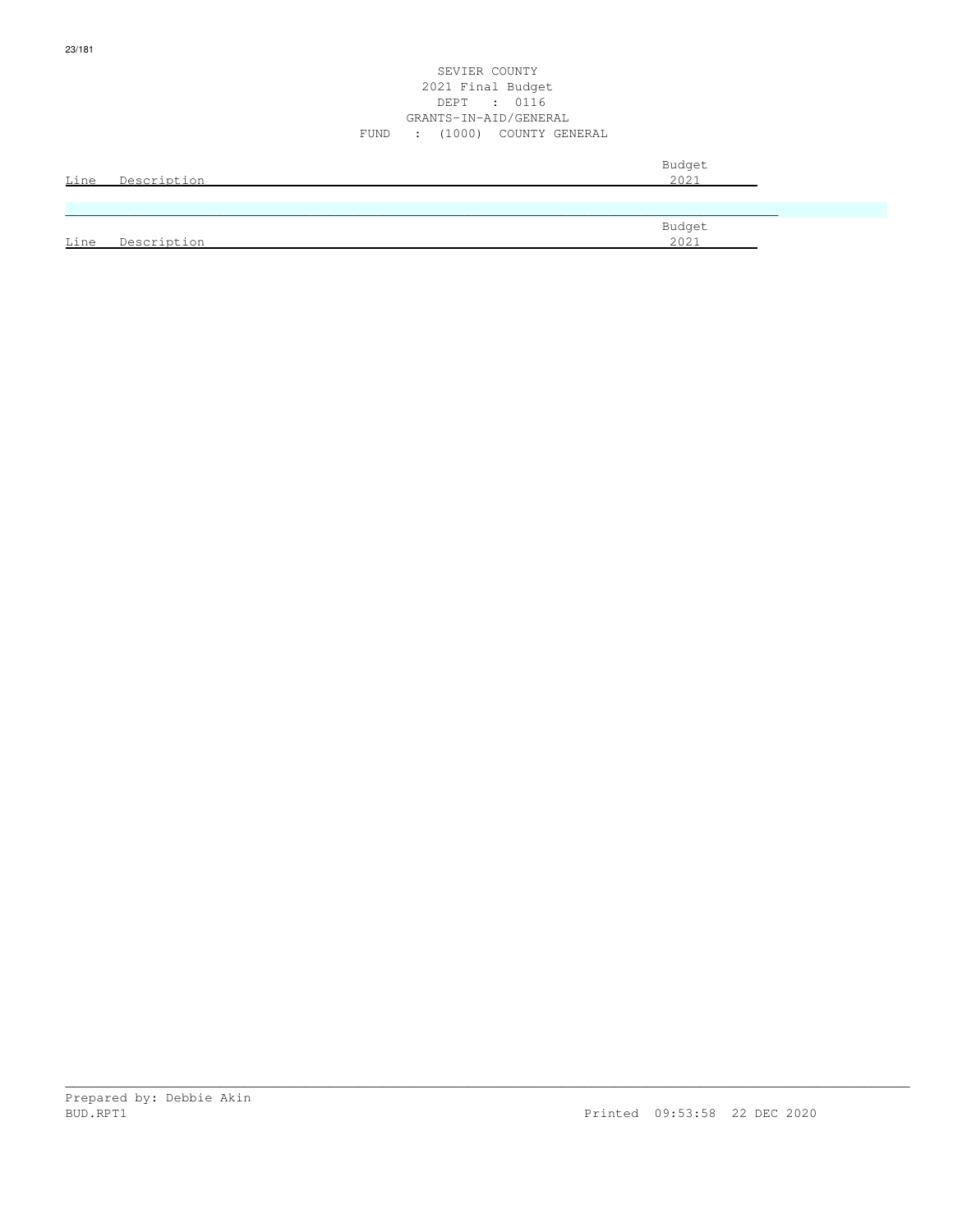SEVIER COUNTY
2021 Final Budget
DEPT : 0116
GRANTS-IN-AID/GENERAL
FUND : (1000) COUNTY GENERAL

| Line | Description | Budget 2021 |
|---|---|---|

| Line | Description | Budget 2021 |
|---|---|---|

Prepared by: Debbie Akin
BUD.RPT1 Printed 09:53:58 22 DEC 2020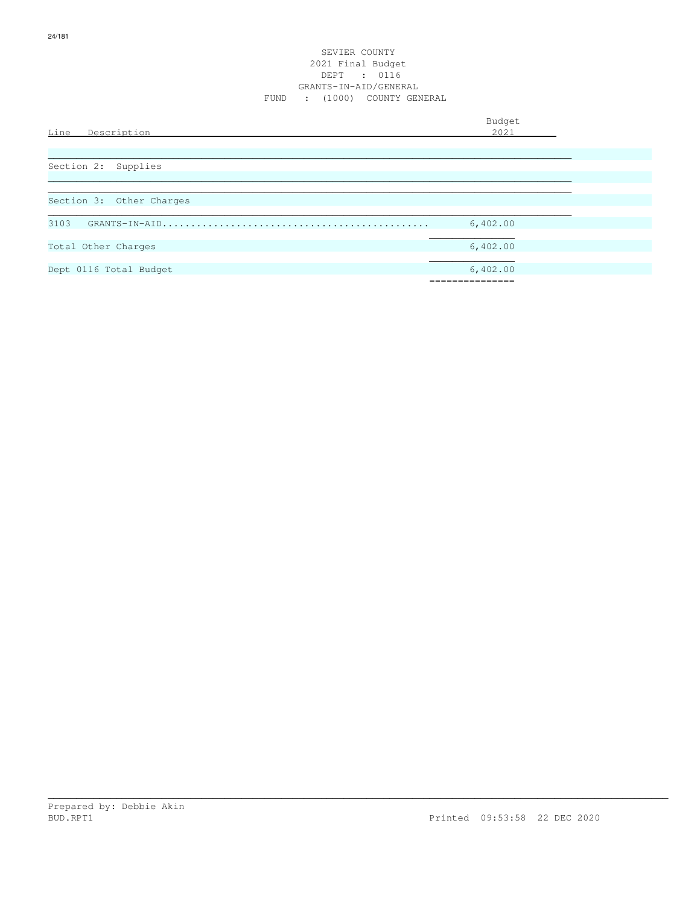SEVIER COUNTY
2021 Final Budget
DEPT : 0116
GRANTS-IN-AID/GENERAL
FUND : (1000) COUNTY GENERAL

| Line Description | Budget 2021 |
|---|---|
| Section 2: Supplies | |
| Section 3: Other Charges | |
| 3103 GRANTS-IN-AID | 6,402.00 |
| Total Other Charges | 6,402.00 |
| Dept 0116 Total Budget | 6,402.00 |

Prepared by: Debbie Akin
BUD.RPT1 Printed 09:53:58 22 DEC 2020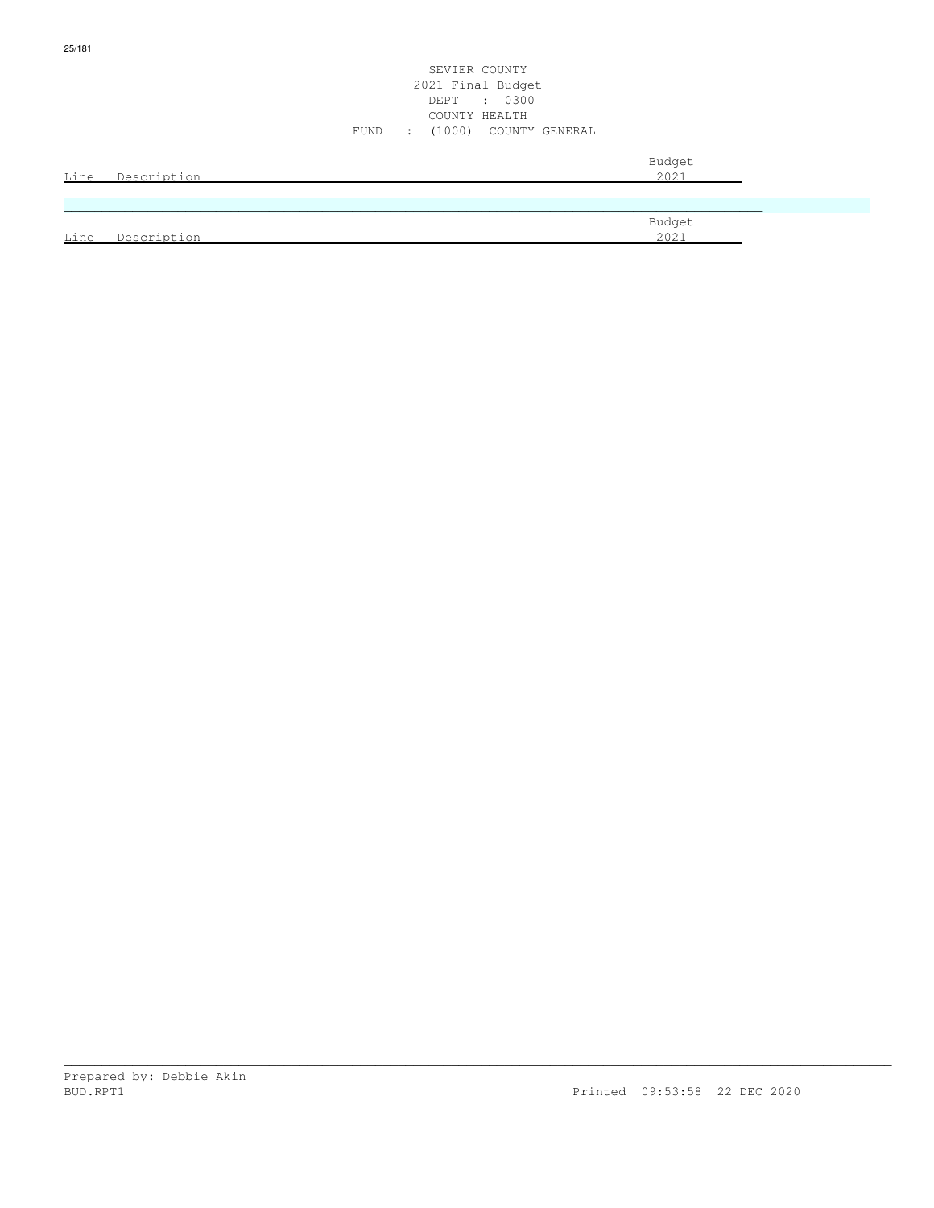SEVIER COUNTY
2021 Final Budget
DEPT : 0300
COUNTY HEALTH
FUND : (1000) COUNTY GENERAL

| Line | Description | Budget 2021 |
|---|---|---|

| Line | Description | Budget 2021 |
|---|---|---|

Prepared by: Debbie Akin
BUD.RPT1 Printed 09:53:58 22 DEC 2020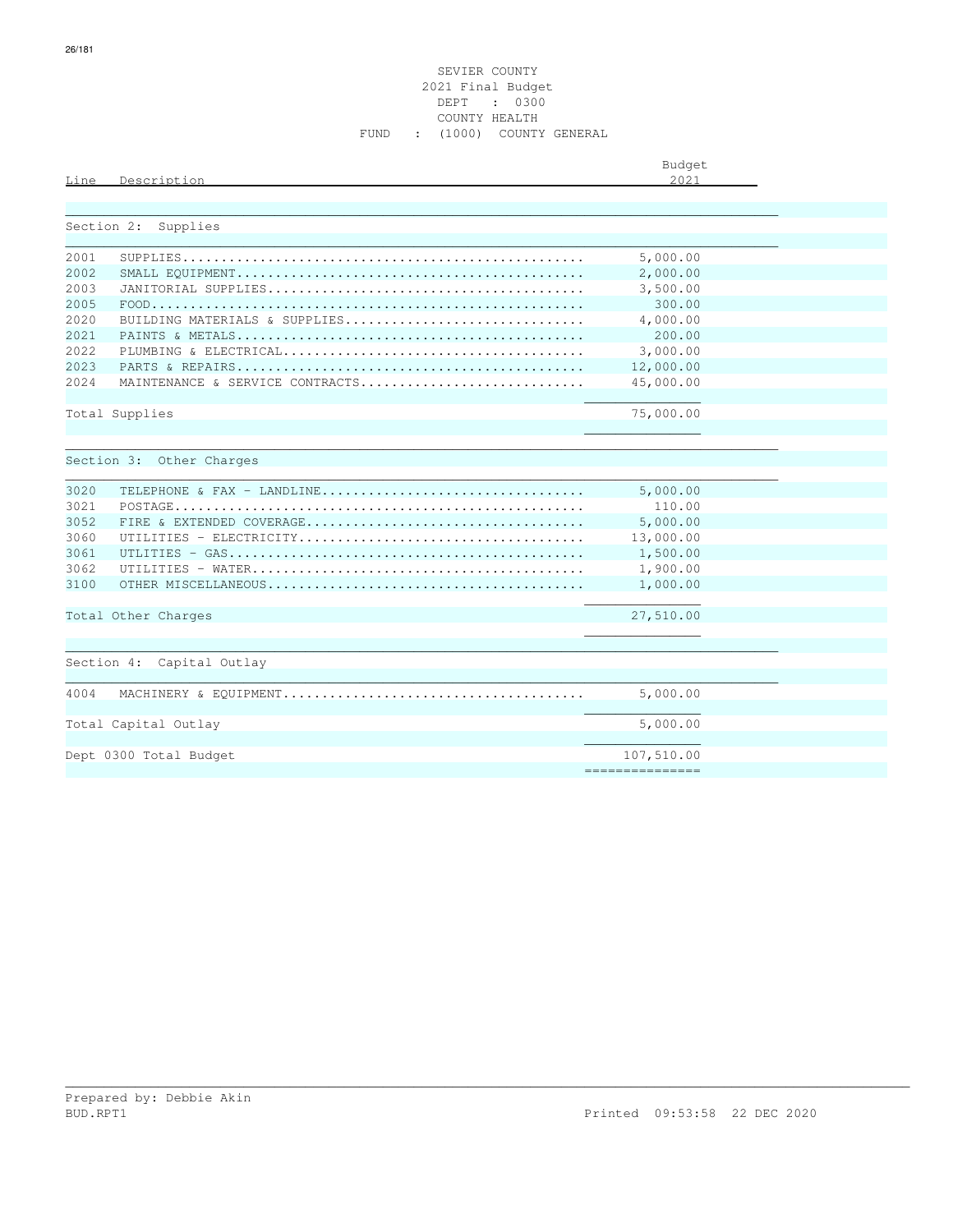SEVIER COUNTY
2021 Final Budget
DEPT : 0300
COUNTY HEALTH
FUND : (1000) COUNTY GENERAL

| Line | Description | Budget 2021 |
|---|---|---|
| | **Section 2: Supplies** | |
| 2001 | SUPPLIES | 5,000.00 |
| 2002 | SMALL EQUIPMENT | 2,000.00 |
| 2003 | JANITORIAL SUPPLIES | 3,500.00 |
| 2005 | FOOD | 300.00 |
| 2020 | BUILDING MATERIALS & SUPPLIES | 4,000.00 |
| 2021 | PAINTS & METALS | 200.00 |
| 2022 | PLUMBING & ELECTRICAL | 3,000.00 |
| 2023 | PARTS & REPAIRS | 12,000.00 |
| 2024 | MAINTENANCE & SERVICE CONTRACTS | 45,000.00 |
| | Total Supplies | 75,000.00 |
| | **Section 3: Other Charges** | |
| 3020 | TELEPHONE & FAX - LANDLINE | 5,000.00 |
| 3021 | POSTAGE | 110.00 |
| 3052 | FIRE & EXTENDED COVERAGE | 5,000.00 |
| 3060 | UTILITIES - ELECTRICITY | 13,000.00 |
| 3061 | UTLITIES - GAS | 1,500.00 |
| 3062 | UTILITIES - WATER | 1,900.00 |
| 3100 | OTHER MISCELLANEOUS | 1,000.00 |
| | Total Other Charges | 27,510.00 |
| | **Section 4: Capital Outlay** | |
| 4004 | MACHINERY & EQUIPMENT | 5,000.00 |
| | Total Capital Outlay | 5,000.00 |
| | Dept 0300 Total Budget | 107,510.00 |

Prepared by: Debbie Akin
BUD.RPT1 Printed 09:53:58 22 DEC 2020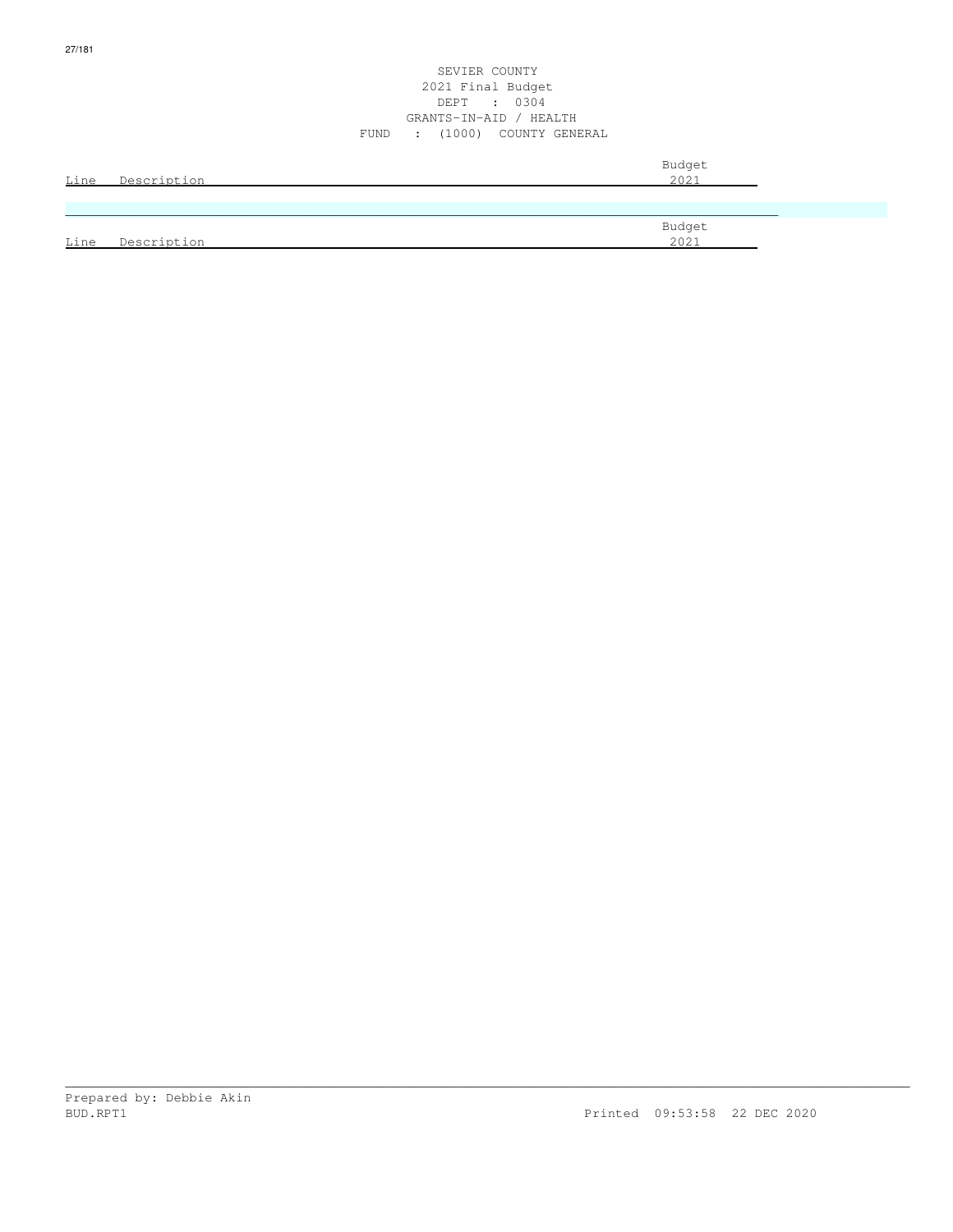SEVIER COUNTY
2021 Final Budget
DEPT : 0304
GRANTS-IN-AID / HEALTH
FUND : (1000) COUNTY GENERAL

| Line | Description | Budget 2021 |
|---|---|---|

| Line | Description | Budget 2021 |
|---|---|---|

Prepared by: Debbie Akin
BUD.RPT1 Printed 09:53:58 22 DEC 2020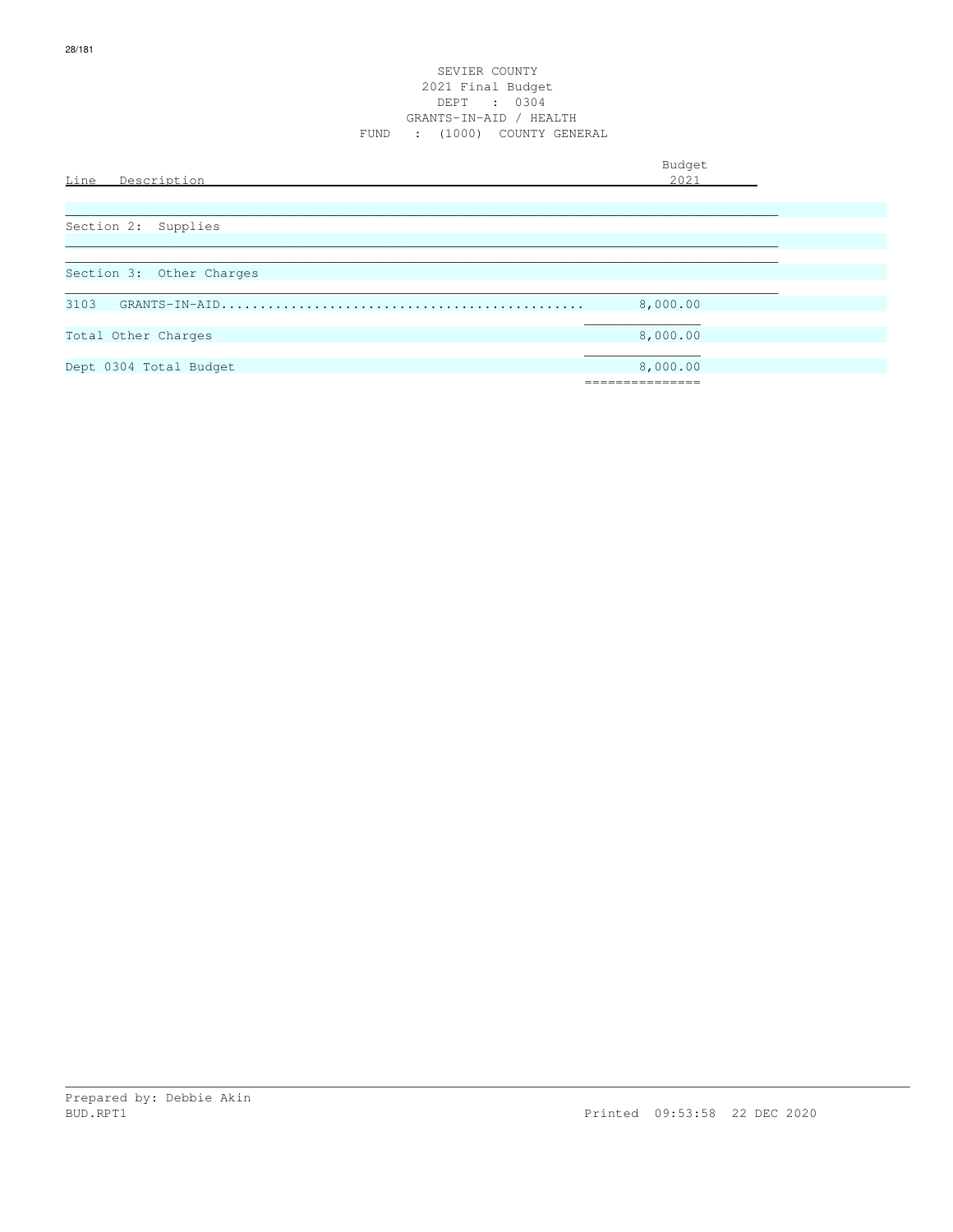SEVIER COUNTY
2021 Final Budget
DEPT : 0304
GRANTS-IN-AID / HEALTH
FUND : (1000) COUNTY GENERAL

| Line Description | Budget 2021 |
|---|---|
| Section 2: Supplies | |
| Section 3: Other Charges | |
| 3103 GRANTS-IN-AID............................................. | 8,000.00 |
| Total Other Charges | 8,000.00 |
| Dept 0304 Total Budget | 8,000.00 |

Prepared by: Debbie Akin
BUD.RPT1 Printed 09:53:58 22 DEC 2020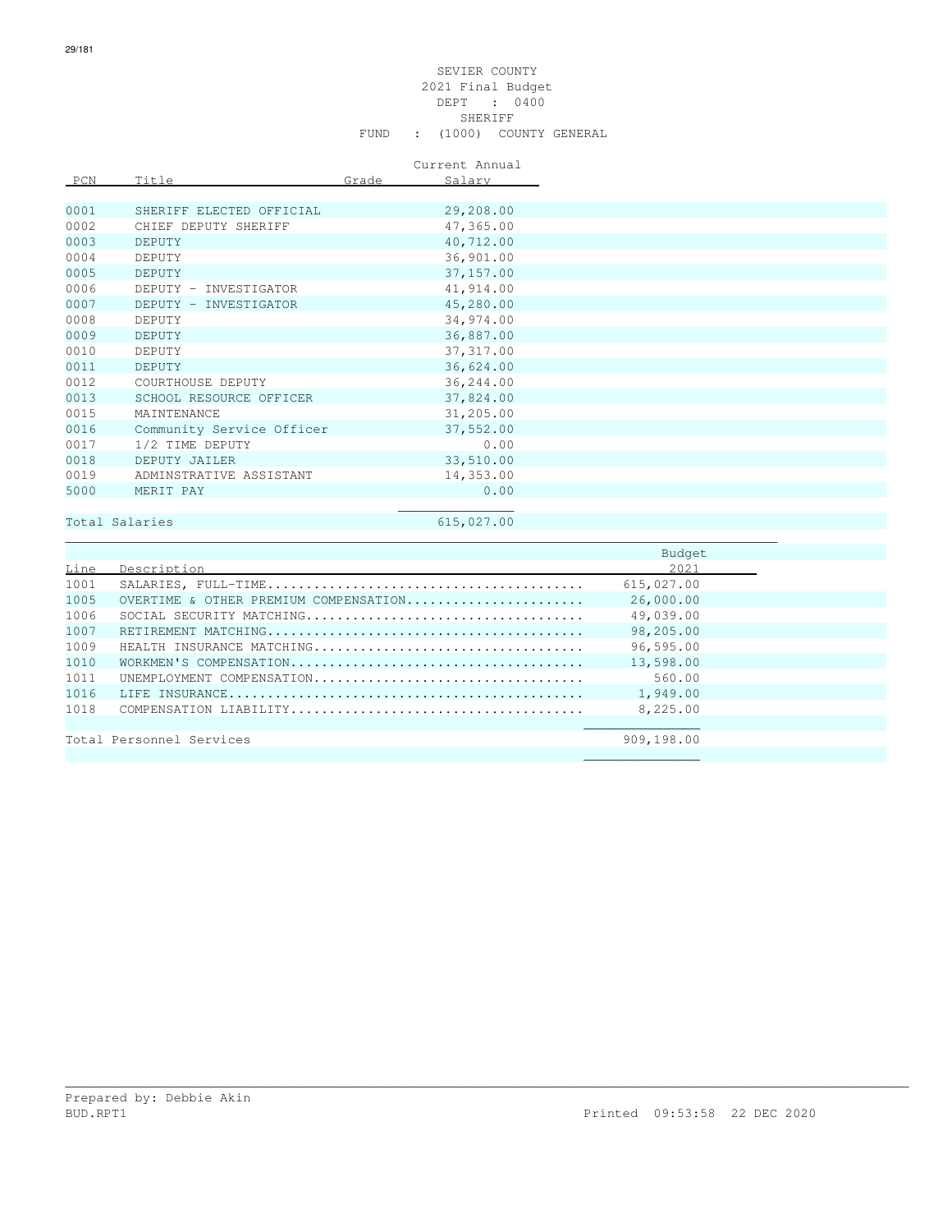SEVIER COUNTY
2021 Final Budget
DEPT : 0400
SHERIFF
FUND : (1000) COUNTY GENERAL

| PCN | Title | Grade | Current Annual Salary |
|---|---|---|---|
| 0001 | SHERIFF ELECTED OFFICIAL | | 29,208.00 |
| 0002 | CHIEF DEPUTY SHERIFF | | 47,365.00 |
| 0003 | DEPUTY | | 40,712.00 |
| 0004 | DEPUTY | | 36,901.00 |
| 0005 | DEPUTY | | 37,157.00 |
| 0006 | DEPUTY - INVESTIGATOR | | 41,914.00 |
| 0007 | DEPUTY - INVESTIGATOR | | 45,280.00 |
| 0008 | DEPUTY | | 34,974.00 |
| 0009 | DEPUTY | | 36,887.00 |
| 0010 | DEPUTY | | 37,317.00 |
| 0011 | DEPUTY | | 36,624.00 |
| 0012 | COURTHOUSE DEPUTY | | 36,244.00 |
| 0013 | SCHOOL RESOURCE OFFICER | | 37,824.00 |
| 0015 | MAINTENANCE | | 31,205.00 |
| 0016 | Community Service Officer | | 37,552.00 |
| 0017 | 1/2 TIME DEPUTY | | 0.00 |
| 0018 | DEPUTY JAILER | | 33,510.00 |
| 0019 | ADMINSTRATIVE ASSISTANT | | 14,353.00 |
| 5000 | MERIT PAY | | 0.00 |
| Total Salaries | | | 615,027.00 |

| Line | Description | Budget 2021 |
|---|---|---|
| 1001 | SALARIES, FULL-TIME........................................ | 615,027.00 |
| 1005 | OVERTIME & OTHER PREMIUM COMPENSATION...................... | 26,000.00 |
| 1006 | SOCIAL SECURITY MATCHING................................... | 49,039.00 |
| 1007 | RETIREMENT MATCHING........................................ | 98,205.00 |
| 1009 | HEALTH INSURANCE MATCHING.................................. | 96,595.00 |
| 1010 | WORKMEN'S COMPENSATION..................................... | 13,598.00 |
| 1011 | UNEMPLOYMENT COMPENSATION.................................. | 560.00 |
| 1016 | LIFE INSURANCE............................................. | 1,949.00 |
| 1018 | COMPENSATION LIABILITY..................................... | 8,225.00 |
| Total Personnel Services | | 909,198.00 |

Prepared by: Debbie Akin
BUD.RPT1 Printed 09:53:58 22 DEC 2020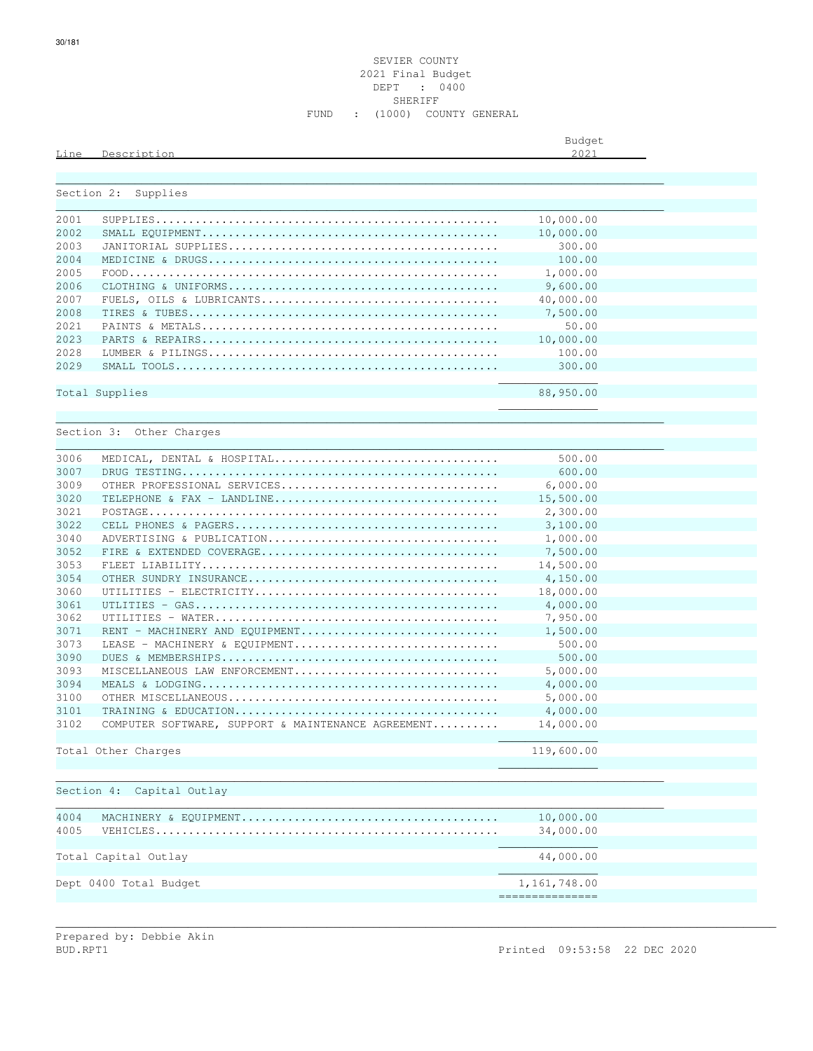SEVIER COUNTY
2021 Final Budget
DEPT : 0400
SHERIFF
FUND : (1000) COUNTY GENERAL

| Line | Description | Budget 2021 |
|---|---|---|
| **Section 2: Supplies** | | |
| 2001 | SUPPLIES | 10,000.00 |
| 2002 | SMALL EQUIPMENT | 10,000.00 |
| 2003 | JANITORIAL SUPPLIES | 300.00 |
| 2004 | MEDICINE & DRUGS | 100.00 |
| 2005 | FOOD | 1,000.00 |
| 2006 | CLOTHING & UNIFORMS | 9,600.00 |
| 2007 | FUELS, OILS & LUBRICANTS | 40,000.00 |
| 2008 | TIRES & TUBES | 7,500.00 |
| 2021 | PAINTS & METALS | 50.00 |
| 2023 | PARTS & REPAIRS | 10,000.00 |
| 2028 | LUMBER & PILINGS | 100.00 |
| 2029 | SMALL TOOLS | 300.00 |
| Total Supplies | | 88,950.00 |
| **Section 3: Other Charges** | | |
| 3006 | MEDICAL, DENTAL & HOSPITAL | 500.00 |
| 3007 | DRUG TESTING | 600.00 |
| 3009 | OTHER PROFESSIONAL SERVICES | 6,000.00 |
| 3020 | TELEPHONE & FAX - LANDLINE | 15,500.00 |
| 3021 | POSTAGE | 2,300.00 |
| 3022 | CELL PHONES & PAGERS | 3,100.00 |
| 3040 | ADVERTISING & PUBLICATION | 1,000.00 |
| 3052 | FIRE & EXTENDED COVERAGE | 7,500.00 |
| 3053 | FLEET LIABILITY | 14,500.00 |
| 3054 | OTHER SUNDRY INSURANCE | 4,150.00 |
| 3060 | UTILITIES - ELECTRICITY | 18,000.00 |
| 3061 | UTILITIES - GAS | 4,000.00 |
| 3062 | UTILITIES - WATER | 7,950.00 |
| 3071 | RENT - MACHINERY AND EQUIPMENT | 1,500.00 |
| 3073 | LEASE - MACHINERY & EQUIPMENT | 500.00 |
| 3090 | DUES & MEMBERSHIPS | 500.00 |
| 3093 | MISCELLANEOUS LAW ENFORCEMENT | 5,000.00 |
| 3094 | MEALS & LODGING | 4,000.00 |
| 3100 | OTHER MISCELLANEOUS | 5,000.00 |
| 3101 | TRAINING & EDUCATION | 4,000.00 |
| 3102 | COMPUTER SOFTWARE, SUPPORT & MAINTENANCE AGREEMENT | 14,000.00 |
| Total Other Charges | | 119,600.00 |
| **Section 4: Capital Outlay** | | |
| 4004 | MACHINERY & EQUIPMENT | 10,000.00 |
| 4005 | VEHICLES | 34,000.00 |
| Total Capital Outlay | | 44,000.00 |
| Dept 0400 Total Budget | | 1,161,748.00 |

Prepared by: Debbie Akin
BUD.RPT1 Printed 09:53:58 22 DEC 2020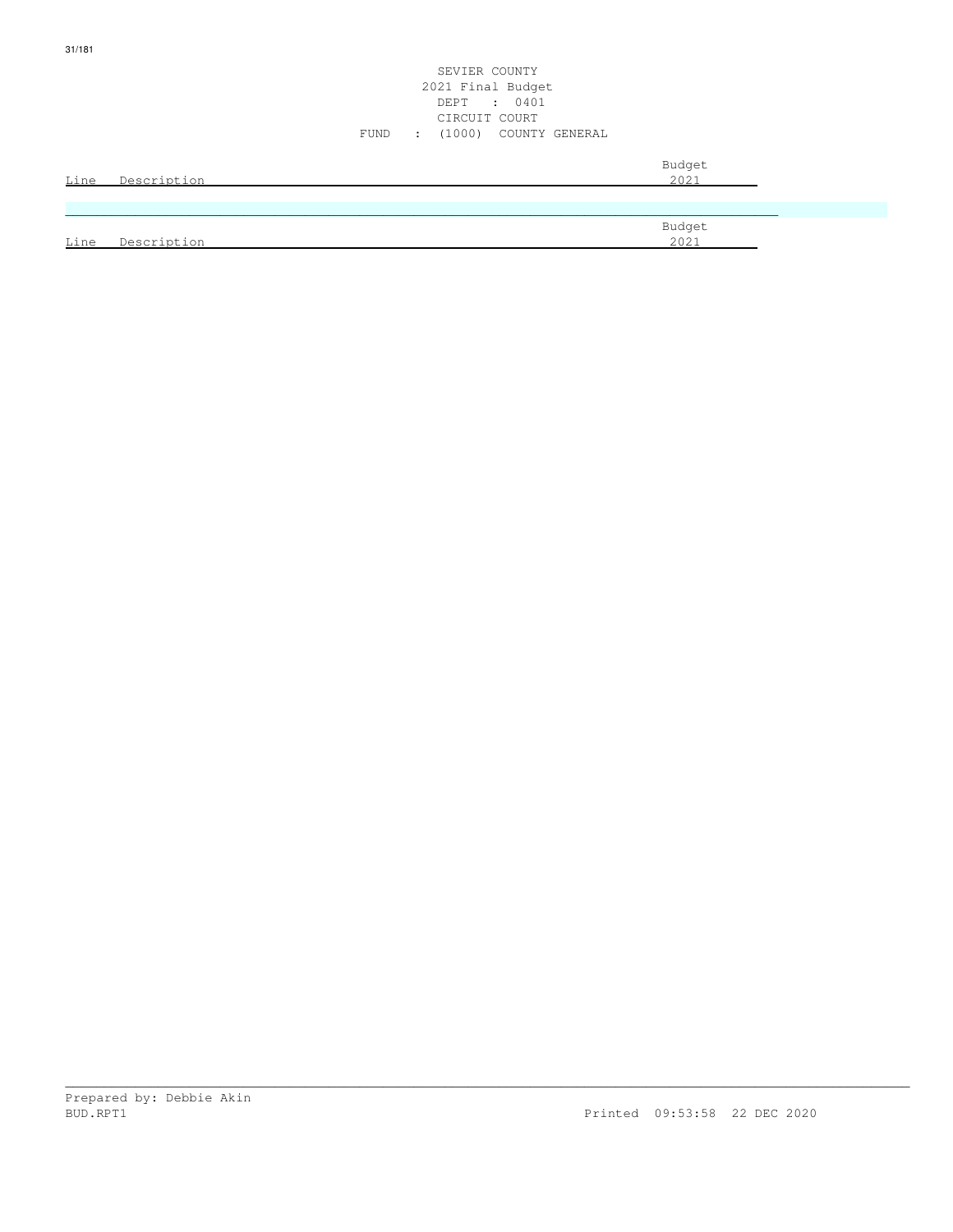SEVIER COUNTY
2021 Final Budget
DEPT : 0401
CIRCUIT COURT
FUND : (1000) COUNTY GENERAL

| Line | Description | Budget 2021 |
|---|---|---|

| Line | Description | Budget 2021 |
|---|---|---|

Prepared by: Debbie Akin
BUD.RPT1 Printed 09:53:58 22 DEC 2020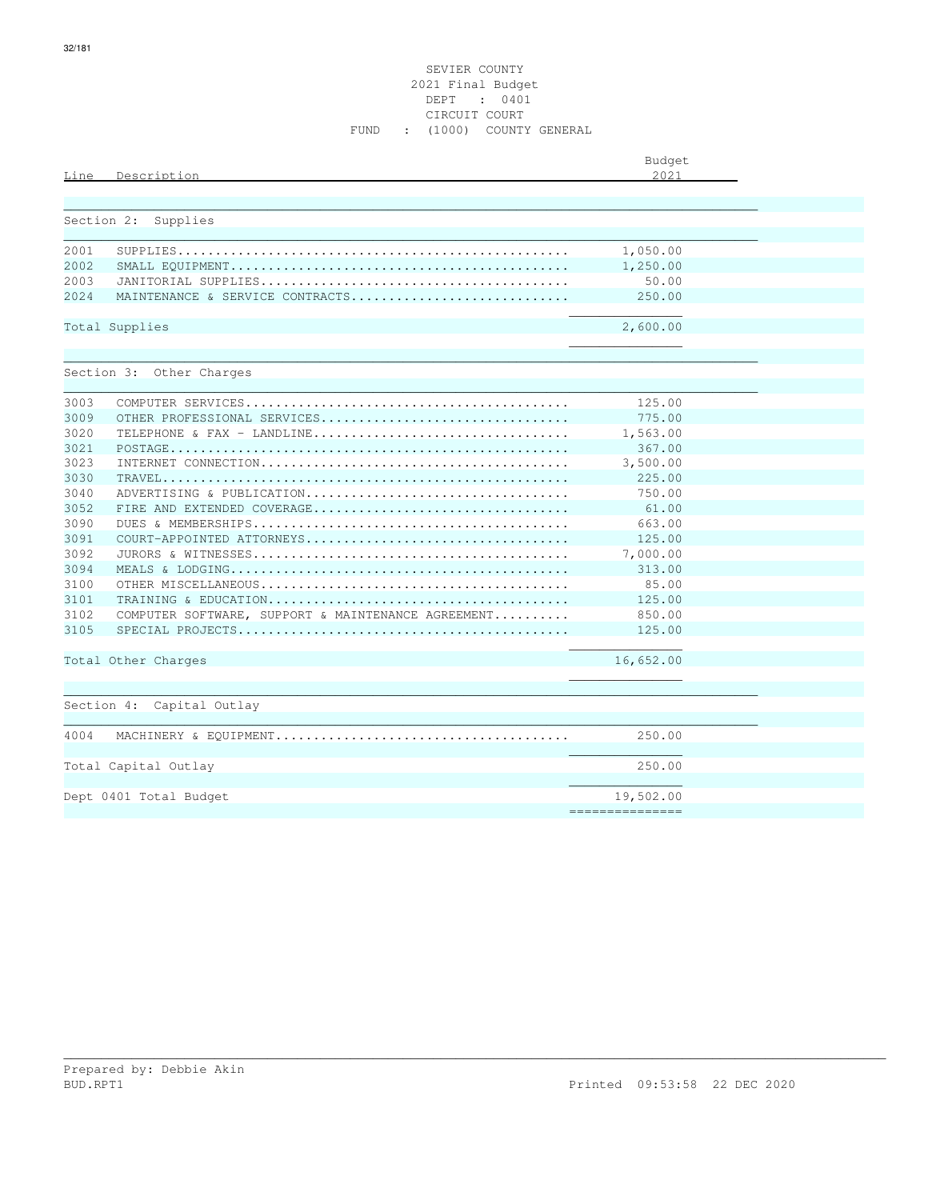SEVIER COUNTY
2021 Final Budget
DEPT : 0401
CIRCUIT COURT
FUND : (1000) COUNTY GENERAL

| Line | Description | Budget 2021 |
|---|---|---|
| | **Section 2: Supplies** | |
| 2001 | SUPPLIES | 1,050.00 |
| 2002 | SMALL EQUIPMENT | 1,250.00 |
| 2003 | JANITORIAL SUPPLIES | 50.00 |
| 2024 | MAINTENANCE & SERVICE CONTRACTS | 250.00 |
| | Total Supplies | 2,600.00 |
| | **Section 3: Other Charges** | |
| 3003 | COMPUTER SERVICES | 125.00 |
| 3009 | OTHER PROFESSIONAL SERVICES | 775.00 |
| 3020 | TELEPHONE & FAX - LANDLINE | 1,563.00 |
| 3021 | POSTAGE | 367.00 |
| 3023 | INTERNET CONNECTION | 3,500.00 |
| 3030 | TRAVEL | 225.00 |
| 3040 | ADVERTISING & PUBLICATION | 750.00 |
| 3052 | FIRE AND EXTENDED COVERAGE | 61.00 |
| 3090 | DUES & MEMBERSHIPS | 663.00 |
| 3091 | COURT-APPOINTED ATTORNEYS | 125.00 |
| 3092 | JURORS & WITNESSES | 7,000.00 |
| 3094 | MEALS & LODGING | 313.00 |
| 3100 | OTHER MISCELLANEOUS | 85.00 |
| 3101 | TRAINING & EDUCATION | 125.00 |
| 3102 | COMPUTER SOFTWARE, SUPPORT & MAINTENANCE AGREEMENT | 850.00 |
| 3105 | SPECIAL PROJECTS | 125.00 |
| | Total Other Charges | 16,652.00 |
| | **Section 4: Capital Outlay** | |
| 4004 | MACHINERY & EQUIPMENT | 250.00 |
| | Total Capital Outlay | 250.00 |
| | Dept 0401 Total Budget | 19,502.00 |

Prepared by: Debbie Akin
BUD.RPT1 Printed 09:53:58 22 DEC 2020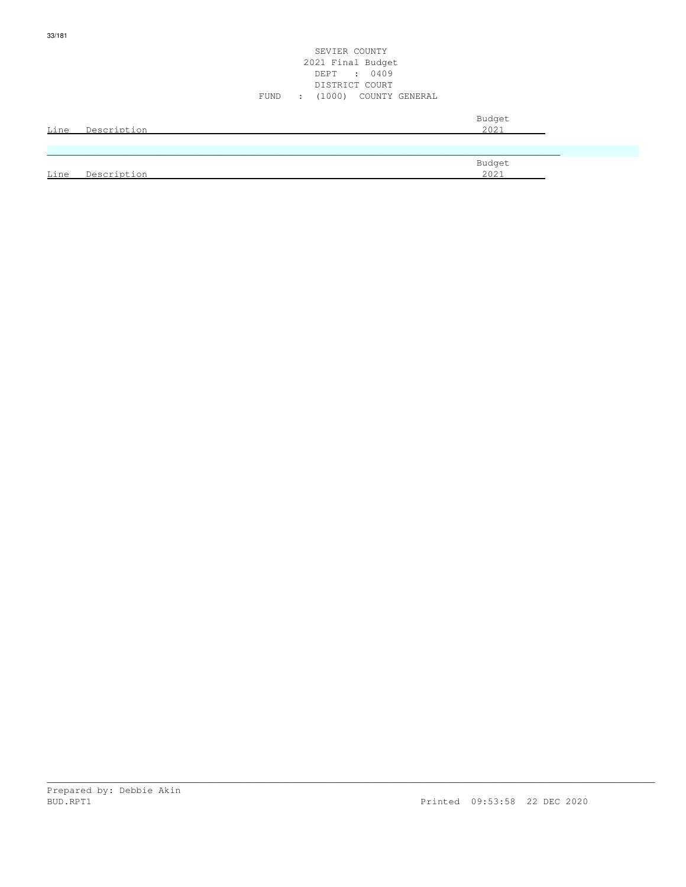SEVIER COUNTY
2021 Final Budget
DEPT : 0409
DISTRICT COURT
FUND : (1000) COUNTY GENERAL

| Line | Description | Budget 2021 |
|---|---|---|

| Line | Description | Budget 2021 |
|---|---|---|

Prepared by: Debbie Akin
BUD.RPT1 Printed 09:53:58 22 DEC 2020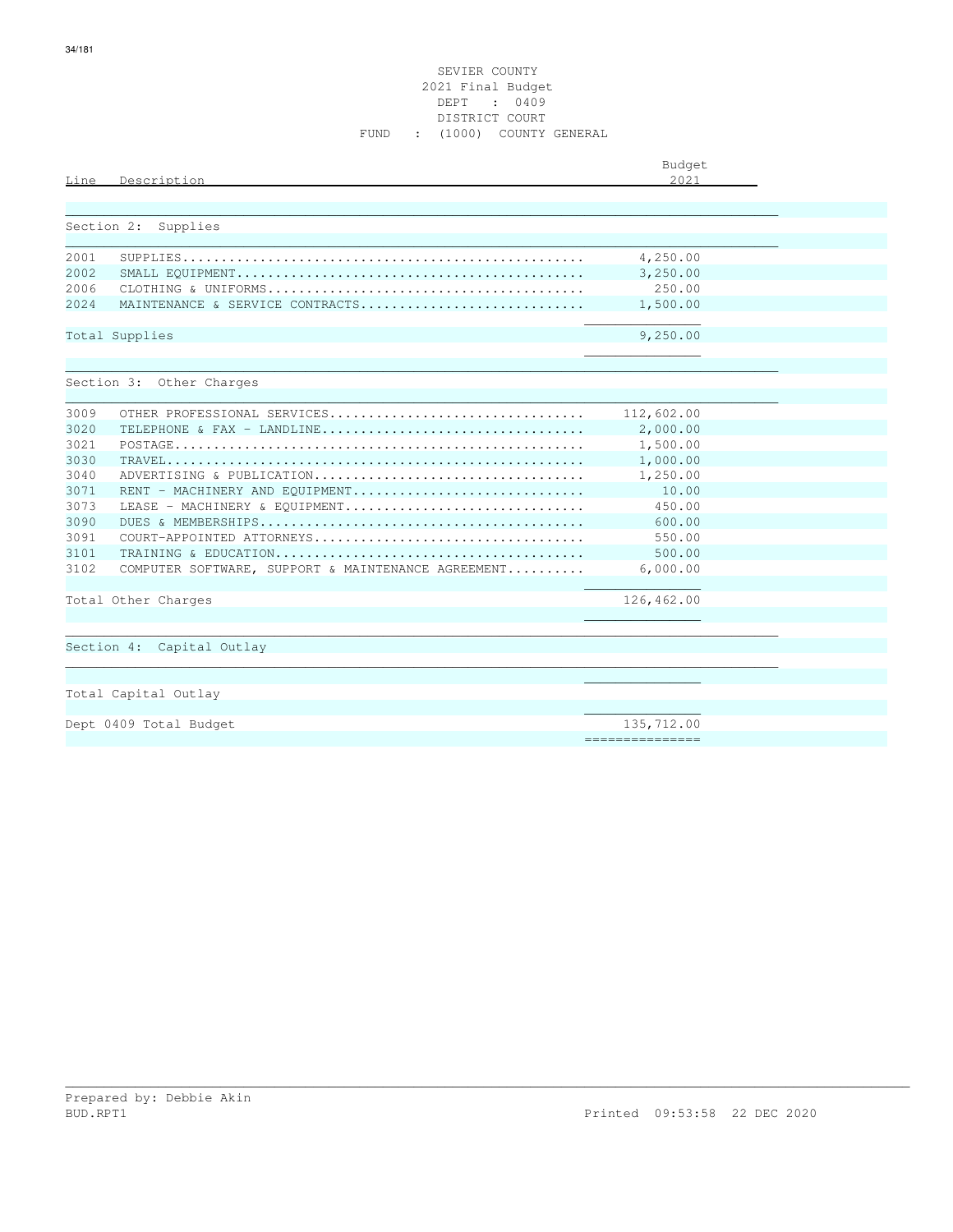SEVIER COUNTY
2021 Final Budget
DEPT : 0409
DISTRICT COURT
FUND : (1000) COUNTY GENERAL

| Line | Description | Budget 2021 |
|---|---|---|
| | **Section 2: Supplies** | |
| 2001 | SUPPLIES | 4,250.00 |
| 2002 | SMALL EQUIPMENT | 3,250.00 |
| 2006 | CLOTHING & UNIFORMS | 250.00 |
| 2024 | MAINTENANCE & SERVICE CONTRACTS | 1,500.00 |
| | Total Supplies | 9,250.00 |
| | **Section 3: Other Charges** | |
| 3009 | OTHER PROFESSIONAL SERVICES | 112,602.00 |
| 3020 | TELEPHONE & FAX - LANDLINE | 2,000.00 |
| 3021 | POSTAGE | 1,500.00 |
| 3030 | TRAVEL | 1,000.00 |
| 3040 | ADVERTISING & PUBLICATION | 1,250.00 |
| 3071 | RENT - MACHINERY AND EQUIPMENT | 10.00 |
| 3073 | LEASE - MACHINERY & EQUIPMENT | 450.00 |
| 3090 | DUES & MEMBERSHIPS | 600.00 |
| 3091 | COURT-APPOINTED ATTORNEYS | 550.00 |
| 3101 | TRAINING & EDUCATION | 500.00 |
| 3102 | COMPUTER SOFTWARE, SUPPORT & MAINTENANCE AGREEMENT | 6,000.00 |
| | Total Other Charges | 126,462.00 |
| | **Section 4: Capital Outlay** | |
| | Total Capital Outlay | |
| | Dept 0409 Total Budget | 135,712.00 |

Prepared by: Debbie Akin
BUD.RPT1 Printed 09:53:58 22 DEC 2020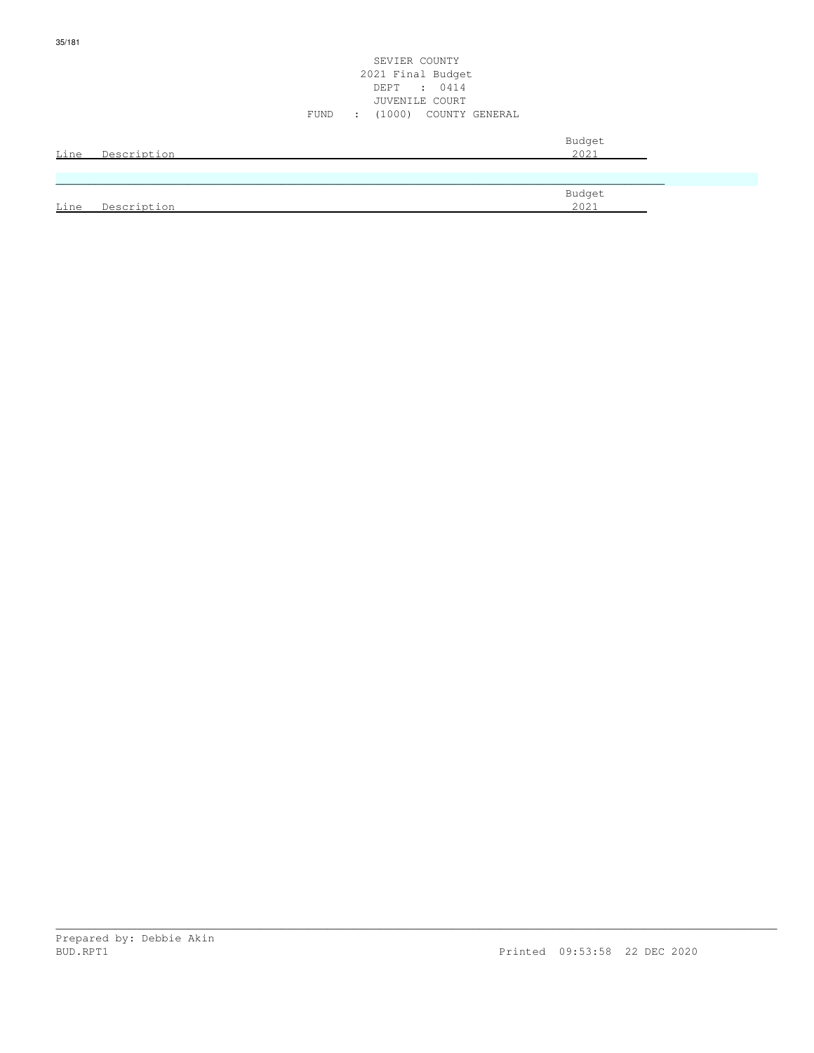SEVIER COUNTY
2021 Final Budget
DEPT : 0414
JUVENILE COURT
FUND : (1000) COUNTY GENERAL

| Line | Description | Budget 2021 |
|---|---|---|

| Line | Description | Budget 2021 |
|---|---|---|

Prepared by: Debbie Akin
BUD.RPT1 Printed 09:53:58 22 DEC 2020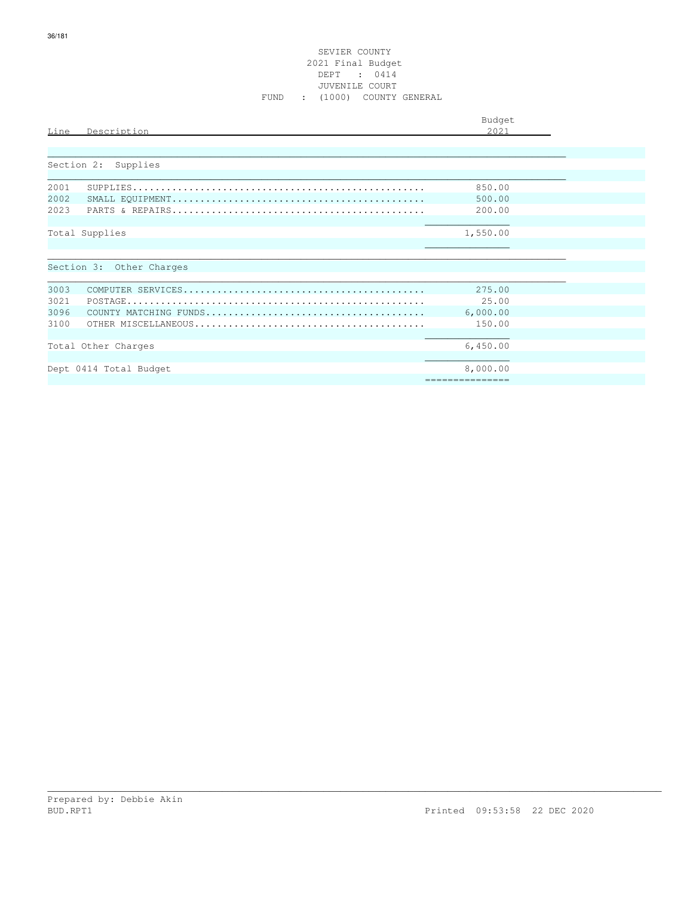SEVIER COUNTY
2021 Final Budget
DEPT : 0414
JUVENILE COURT
FUND : (1000) COUNTY GENERAL

| Line | Description | Budget 2021 |
|---|---|---|
| | **Section 2: Supplies** | |
| 2001 | SUPPLIES | 850.00 |
| 2002 | SMALL EQUIPMENT | 500.00 |
| 2023 | PARTS & REPAIRS | 200.00 |
| | Total Supplies | 1,550.00 |
| | **Section 3: Other Charges** | |
| 3003 | COMPUTER SERVICES | 275.00 |
| 3021 | POSTAGE | 25.00 |
| 3096 | COUNTY MATCHING FUNDS | 6,000.00 |
| 3100 | OTHER MISCELLANEOUS | 150.00 |
| | Total Other Charges | 6,450.00 |
| | Dept 0414 Total Budget | 8,000.00 |

Prepared by: Debbie Akin
BUD.RPT1 Printed 09:53:58 22 DEC 2020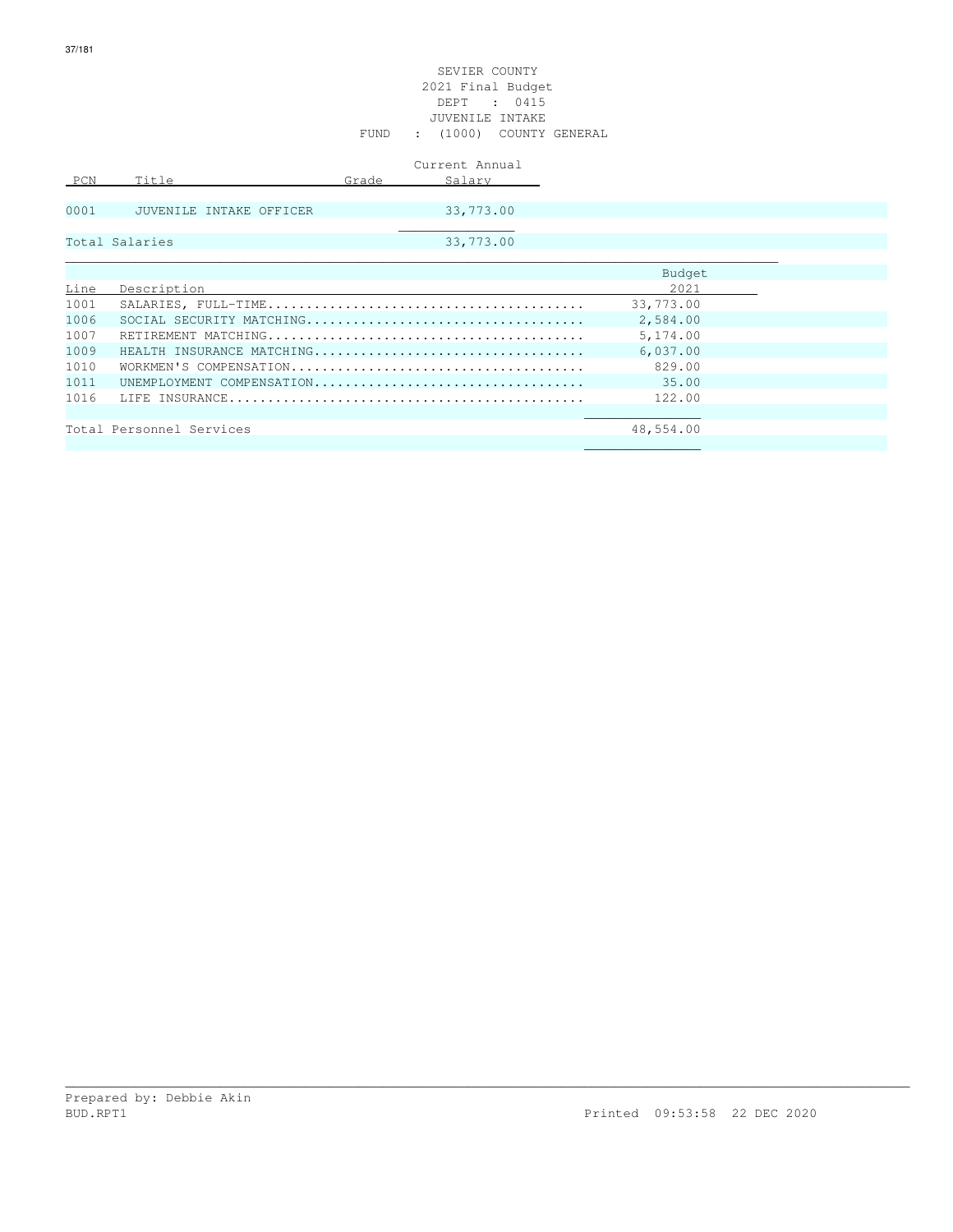SEVIER COUNTY
2021 Final Budget
DEPT : 0415
JUVENILE INTAKE
FUND : (1000) COUNTY GENERAL

| PCN | Title | Grade | Current Annual Salary |
|---|---|---|---|
| 0001 | JUVENILE INTAKE OFFICER | | 33,773.00 |
| Total Salaries | | | 33,773.00 |

| Line | Description | Budget 2021 |
|---|---|---|
| 1001 | SALARIES, FULL-TIME........................................ | 33,773.00 |
| 1006 | SOCIAL SECURITY MATCHING................................... | 2,584.00 |
| 1007 | RETIREMENT MATCHING........................................ | 5,174.00 |
| 1009 | HEALTH INSURANCE MATCHING.................................. | 6,037.00 |
| 1010 | WORKMEN'S COMPENSATION..................................... | 829.00 |
| 1011 | UNEMPLOYMENT COMPENSATION.................................. | 35.00 |
| 1016 | LIFE INSURANCE............................................. | 122.00 |
| Total Personnel Services | | 48,554.00 |

Prepared by: Debbie Akin
BUD.RPT1 Printed 09:53:58 22 DEC 2020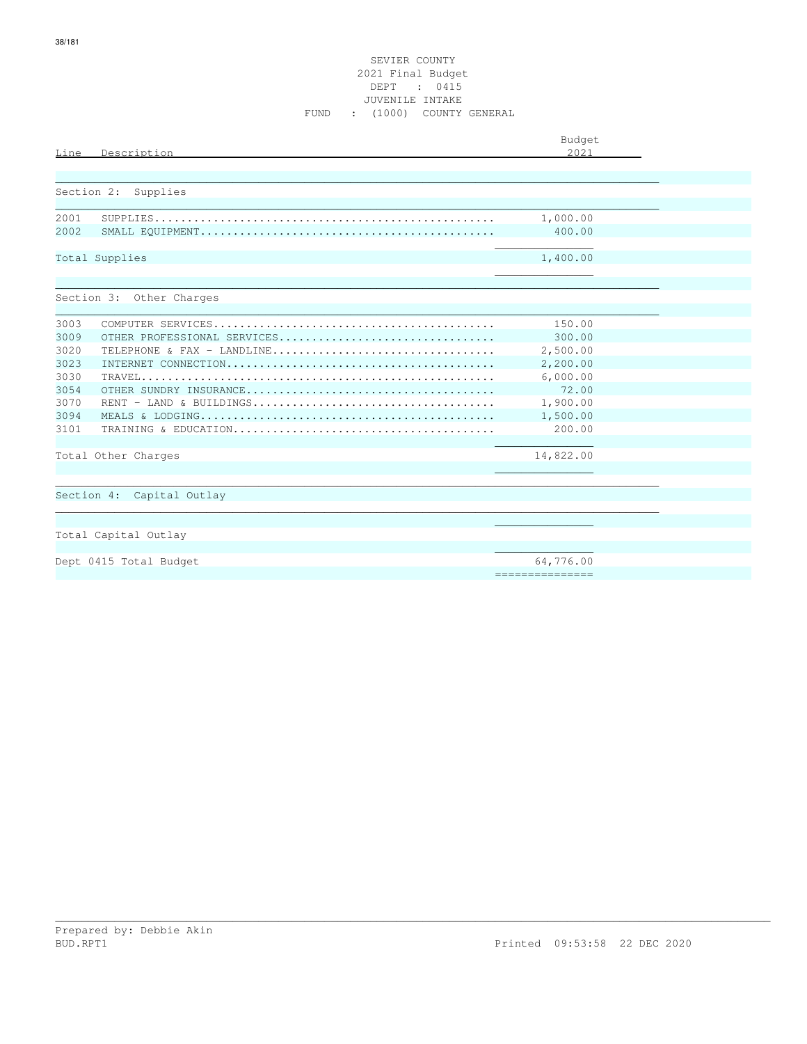# SEVIER COUNTY
## 2021 Final Budget
### DEPT : 0415
### JUVENILE INTAKE
### FUND : (1000) COUNTY GENERAL

| Line | Description | Budget 2021 |
|---|---|---|
| | **Section 2: Supplies** | |
| 2001 | SUPPLIES.................................................... | 1,000.00 |
| 2002 | SMALL EQUIPMENT............................................ | 400.00 |
| | **Total Supplies** | 1,400.00 |
| | **Section 3: Other Charges** | |
| 3003 | COMPUTER SERVICES.......................................... | 150.00 |
| 3009 | OTHER PROFESSIONAL SERVICES................................ | 300.00 |
| 3020 | TELEPHONE & FAX - LANDLINE................................. | 2,500.00 |
| 3023 | INTERNET CONNECTION........................................ | 2,200.00 |
| 3030 | TRAVEL..................................................... | 6,000.00 |
| 3054 | OTHER SUNDRY INSURANCE..................................... | 72.00 |
| 3070 | RENT - LAND & BUILDINGS.................................... | 1,900.00 |
| 3094 | MEALS & LODGING............................................ | 1,500.00 |
| 3101 | TRAINING & EDUCATION....................................... | 200.00 |
| | **Total Other Charges** | 14,822.00 |
| | **Section 4: Capital Outlay** | |
| | **Total Capital Outlay** | |
| | **Dept 0415 Total Budget** | 64,776.00 |

Prepared by: Debbie Akin
BUD.RPT1 Printed 09:53:58 22 DEC 2020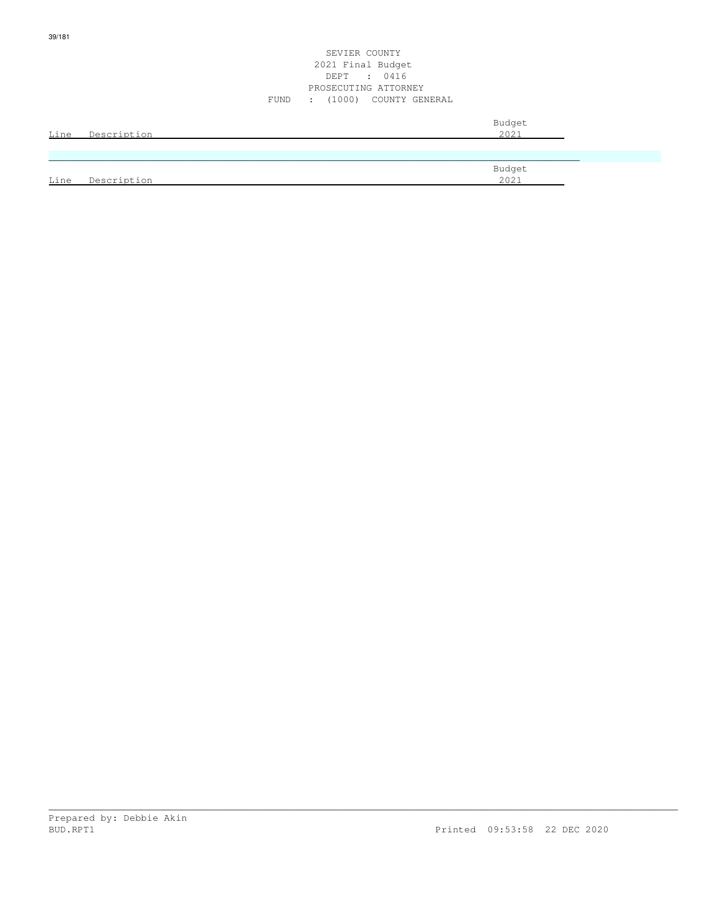SEVIER COUNTY
2021 Final Budget
DEPT : 0416
PROSECUTING ATTORNEY
FUND : (1000) COUNTY GENERAL

| Line | Description | Budget 2021 |
|---|---|---|

| Line | Description | Budget 2021 |
|---|---|---|

Prepared by: Debbie Akin
BUD.RPT1 Printed 09:53:58 22 DEC 2020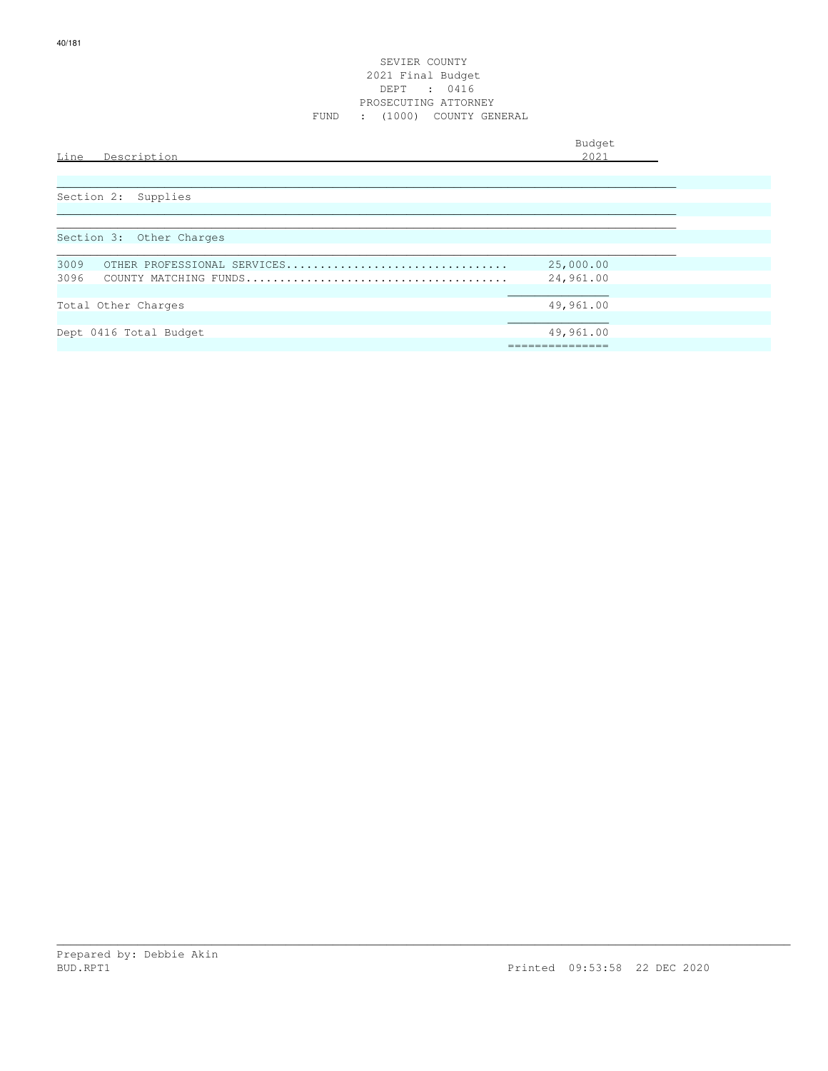SEVIER COUNTY
2021 Final Budget
DEPT : 0416
PROSECUTING ATTORNEY
FUND : (1000) COUNTY GENERAL

| Line | Description | Budget 2021 |
|---|---|---|
| | **Section 2: Supplies** | |
| | **Section 3: Other Charges** | |
| 3009 | OTHER PROFESSIONAL SERVICES | 25,000.00 |
| 3096 | COUNTY MATCHING FUNDS | 24,961.00 |
| | Total Other Charges | 49,961.00 |
| | Dept 0416 Total Budget | 49,961.00 |

Prepared by: Debbie Akin
BUD.RPT1 Printed 09:53:58 22 DEC 2020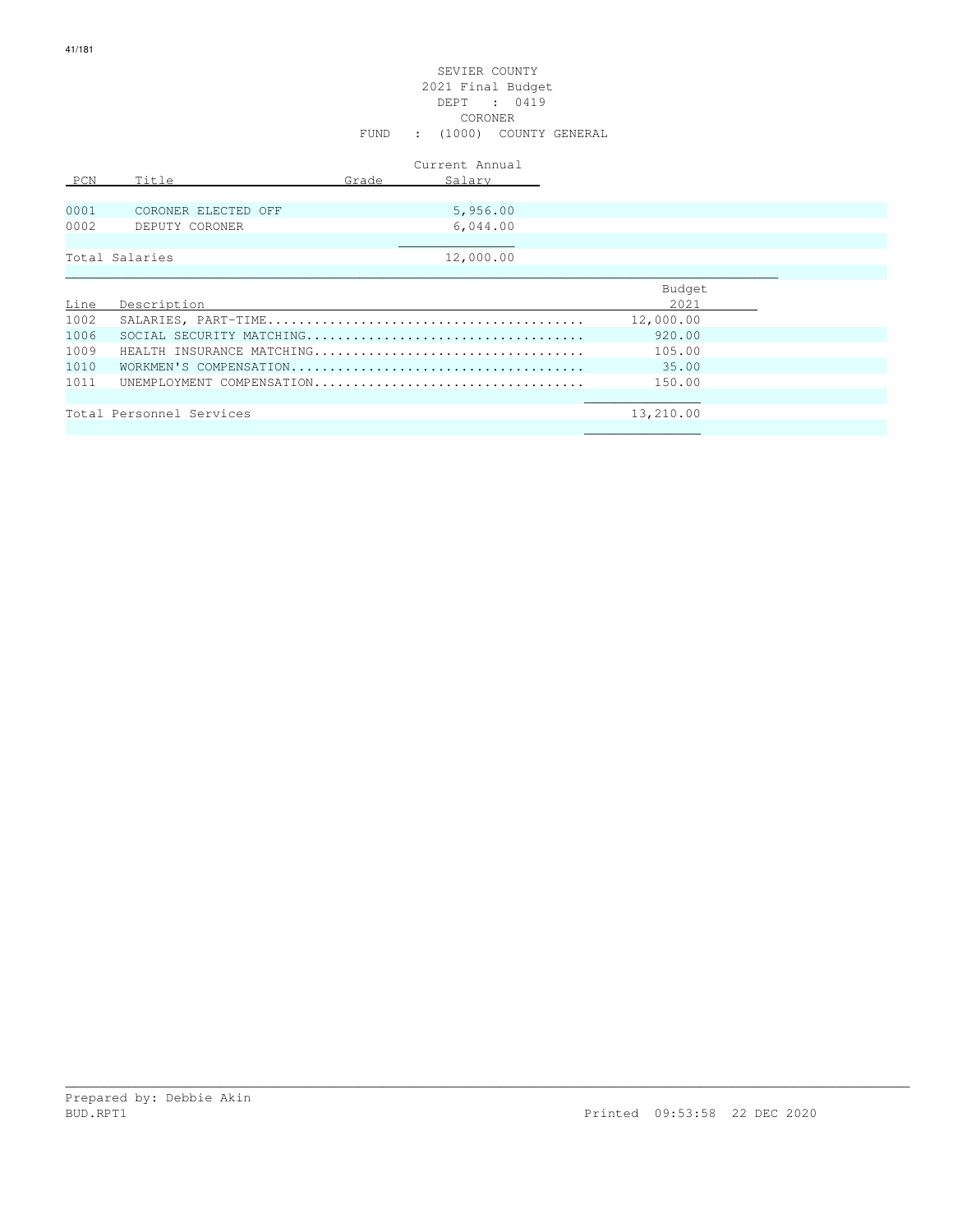SEVIER COUNTY
2021 Final Budget
DEPT : 0419
CORONER
FUND : (1000) COUNTY GENERAL

| PCN | Title | Grade | Current Annual Salary |
|---|---|---|---|
| 0001 | CORONER ELECTED OFF | | 5,956.00 |
| 0002 | DEPUTY CORONER | | 6,044.00 |
| Total Salaries | | | 12,000.00 |

| Line | Description | Budget 2021 |
|---|---|---|
| 1002 | SALARIES, PART-TIME........................................ | 12,000.00 |
| 1006 | SOCIAL SECURITY MATCHING................................... | 920.00 |
| 1009 | HEALTH INSURANCE MATCHING.................................. | 105.00 |
| 1010 | WORKMEN'S COMPENSATION..................................... | 35.00 |
| 1011 | UNEMPLOYMENT COMPENSATION.................................. | 150.00 |
| Total Personnel Services | | 13,210.00 |

Prepared by: Debbie Akin
BUD.RPT1 Printed 09:53:58 22 DEC 2020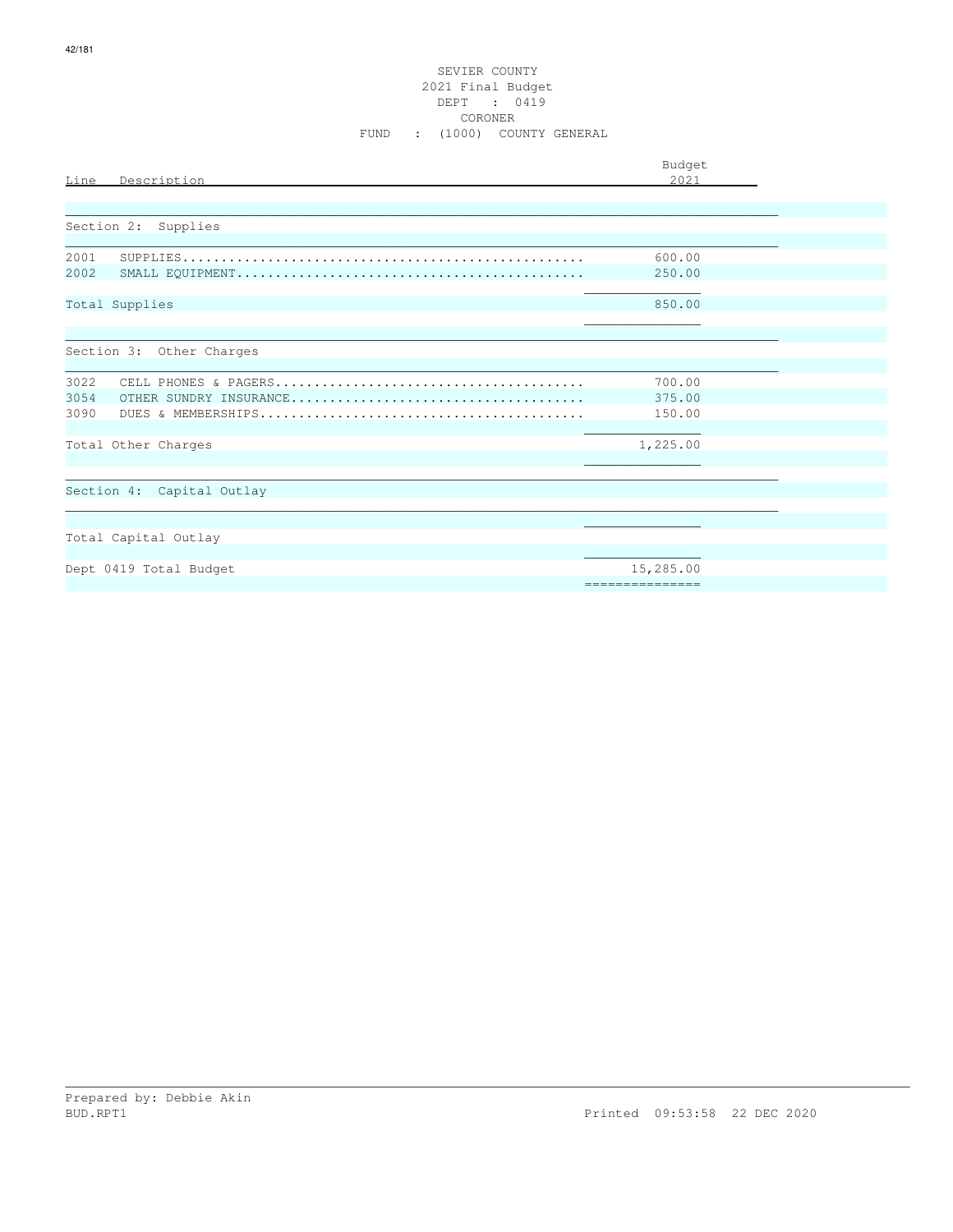SEVIER COUNTY
2021 Final Budget
DEPT : 0419
CORONER
FUND : (1000) COUNTY GENERAL

| Line | Description | Budget 2021 |
|---|---|---|
| | **Section 2: Supplies** | |
| 2001 | SUPPLIES | 600.00 |
| 2002 | SMALL EQUIPMENT | 250.00 |
| | Total Supplies | 850.00 |
| | **Section 3: Other Charges** | |
| 3022 | CELL PHONES & PAGERS | 700.00 |
| 3054 | OTHER SUNDRY INSURANCE | 375.00 |
| 3090 | DUES & MEMBERSHIPS | 150.00 |
| | Total Other Charges | 1,225.00 |
| | **Section 4: Capital Outlay** | |
| | Total Capital Outlay | |
| | Dept 0419 Total Budget | 15,285.00 |

Prepared by: Debbie Akin
BUD.RPT1 Printed 09:53:58 22 DEC 2020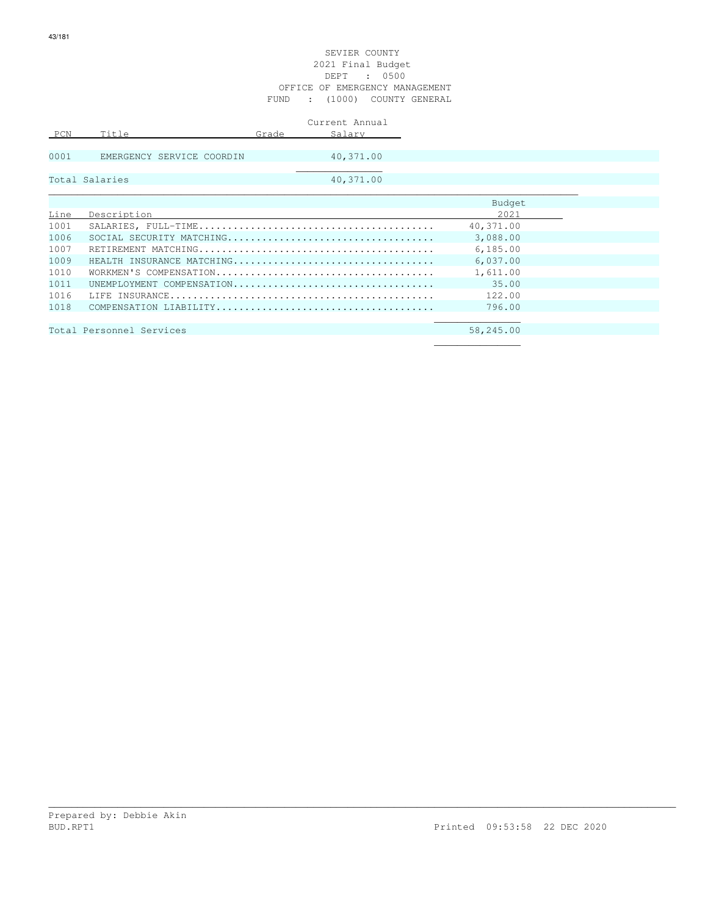SEVIER COUNTY
2021 Final Budget
DEPT : 0500
OFFICE OF EMERGENCY MANAGEMENT
FUND : (1000) COUNTY GENERAL

| PCN | Title | Grade | Current Annual Salary |
|---|---|---|---|
| 0001 | EMERGENCY SERVICE COORDIN | | 40,371.00 |
| Total Salaries | | | 40,371.00 |

| Line | Description | Budget 2021 |
|---|---|---|
| 1001 | SALARIES, FULL-TIME........................................ | 40,371.00 |
| 1006 | SOCIAL SECURITY MATCHING................................... | 3,088.00 |
| 1007 | RETIREMENT MATCHING........................................ | 6,185.00 |
| 1009 | HEALTH INSURANCE MATCHING.................................. | 6,037.00 |
| 1010 | WORKMEN'S COMPENSATION..................................... | 1,611.00 |
| 1011 | UNEMPLOYMENT COMPENSATION.................................. | 35.00 |
| 1016 | LIFE INSURANCE............................................. | 122.00 |
| 1018 | COMPENSATION LIABILITY..................................... | 796.00 |
| Total Personnel Services | | 58,245.00 |

Prepared by: Debbie Akin
BUD.RPT1 Printed 09:53:58 22 DEC 2020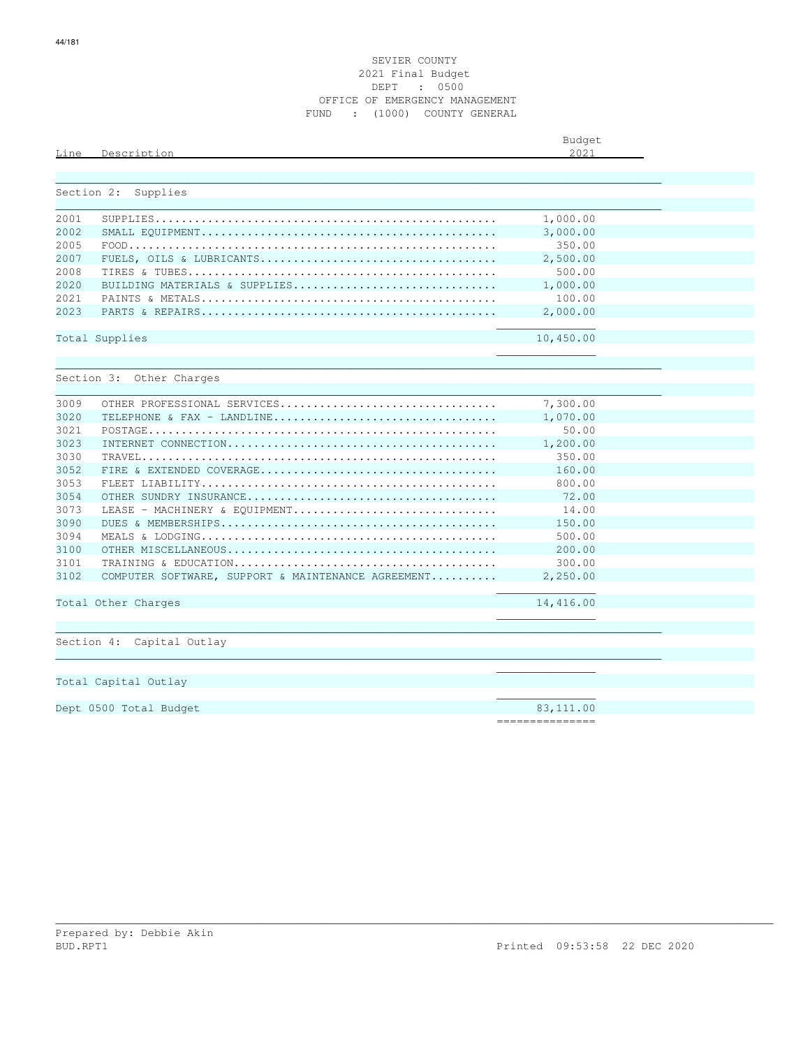SEVIER COUNTY
2021 Final Budget
DEPT : 0500
OFFICE OF EMERGENCY MANAGEMENT
FUND : (1000) COUNTY GENERAL

| Line | Description | Budget 2021 |
|---|---|---|
| | **Section 2: Supplies** | |
| 2001 | SUPPLIES | 1,000.00 |
| 2002 | SMALL EQUIPMENT | 3,000.00 |
| 2005 | FOOD | 350.00 |
| 2007 | FUELS, OILS & LUBRICANTS | 2,500.00 |
| 2008 | TIRES & TUBES | 500.00 |
| 2020 | BUILDING MATERIALS & SUPPLIES | 1,000.00 |
| 2021 | PAINTS & METALS | 100.00 |
| 2023 | PARTS & REPAIRS | 2,000.00 |
| | Total Supplies | 10,450.00 |
| | **Section 3: Other Charges** | |
| 3009 | OTHER PROFESSIONAL SERVICES | 7,300.00 |
| 3020 | TELEPHONE & FAX - LANDLINE | 1,070.00 |
| 3021 | POSTAGE | 50.00 |
| 3023 | INTERNET CONNECTION | 1,200.00 |
| 3030 | TRAVEL | 350.00 |
| 3052 | FIRE & EXTENDED COVERAGE | 160.00 |
| 3053 | FLEET LIABILITY | 800.00 |
| 3054 | OTHER SUNDRY INSURANCE | 72.00 |
| 3073 | LEASE - MACHINERY & EQUIPMENT | 14.00 |
| 3090 | DUES & MEMBERSHIPS | 150.00 |
| 3094 | MEALS & LODGING | 500.00 |
| 3100 | OTHER MISCELLANEOUS | 200.00 |
| 3101 | TRAINING & EDUCATION | 300.00 |
| 3102 | COMPUTER SOFTWARE, SUPPORT & MAINTENANCE AGREEMENT | 2,250.00 |
| | Total Other Charges | 14,416.00 |
| | **Section 4: Capital Outlay** | |
| | Total Capital Outlay | |
| | Dept 0500 Total Budget | 83,111.00 |

Prepared by: Debbie Akin
BUD.RPT1 Printed 09:53:58 22 DEC 2020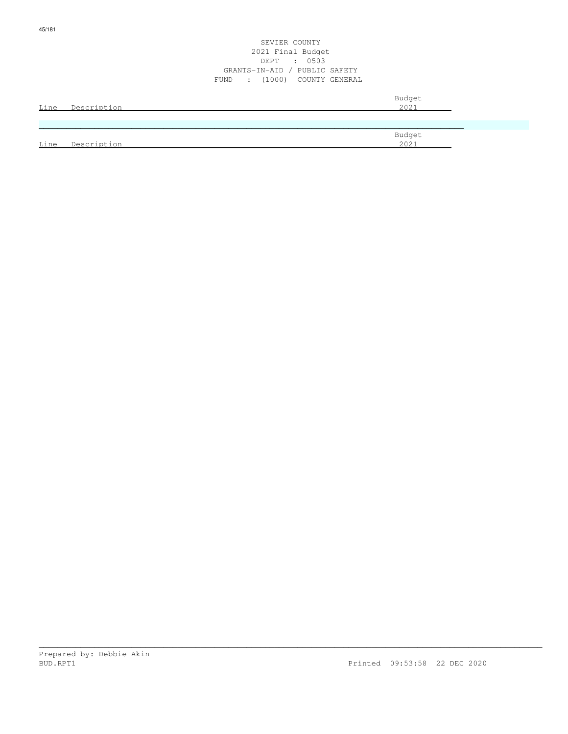SEVIER COUNTY
2021 Final Budget
DEPT : 0503
GRANTS-IN-AID / PUBLIC SAFETY
FUND : (1000) COUNTY GENERAL

| Line | Description | Budget 2021 |
|---|---|---|

| Line | Description | Budget 2021 |
|---|---|---|

Prepared by: Debbie Akin
BUD.RPT1

Printed 09:53:58 22 DEC 2020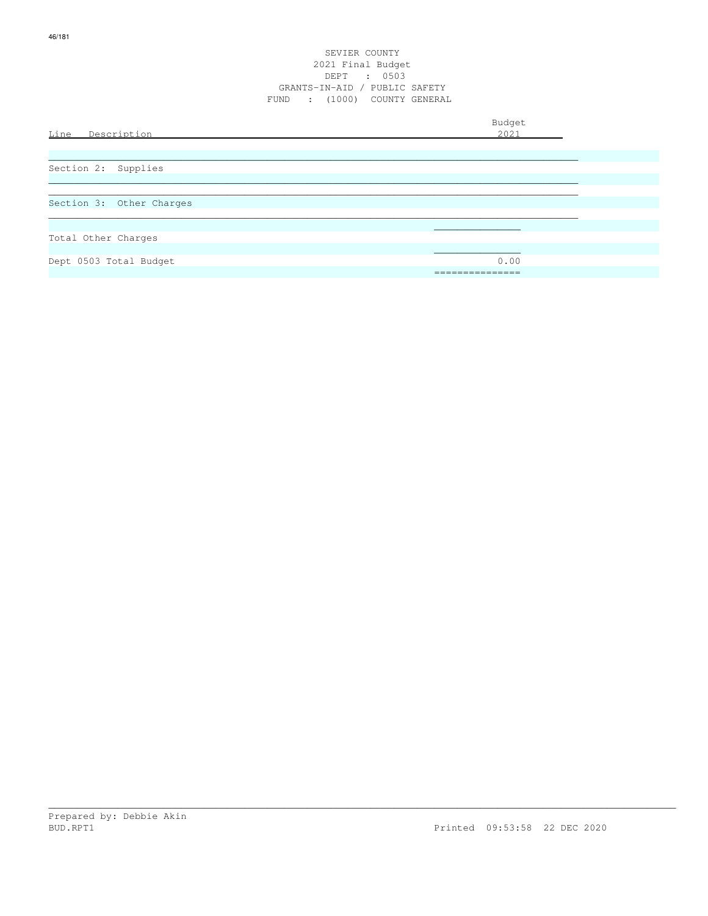# SEVIER COUNTY

## 2021 Final Budget

DEPT : 0503

GRANTS-IN-AID / PUBLIC SAFETY

FUND : (1000) COUNTY GENERAL

| Line Description | Budget 2021 |
|---|---|
| Section 2: Supplies | |
| Section 3: Other Charges | |
| Total Other Charges | |
| Dept 0503 Total Budget | 0.00 |

Prepared by: Debbie Akin

BUD.RPT1 Printed 09:53:58 22 DEC 2020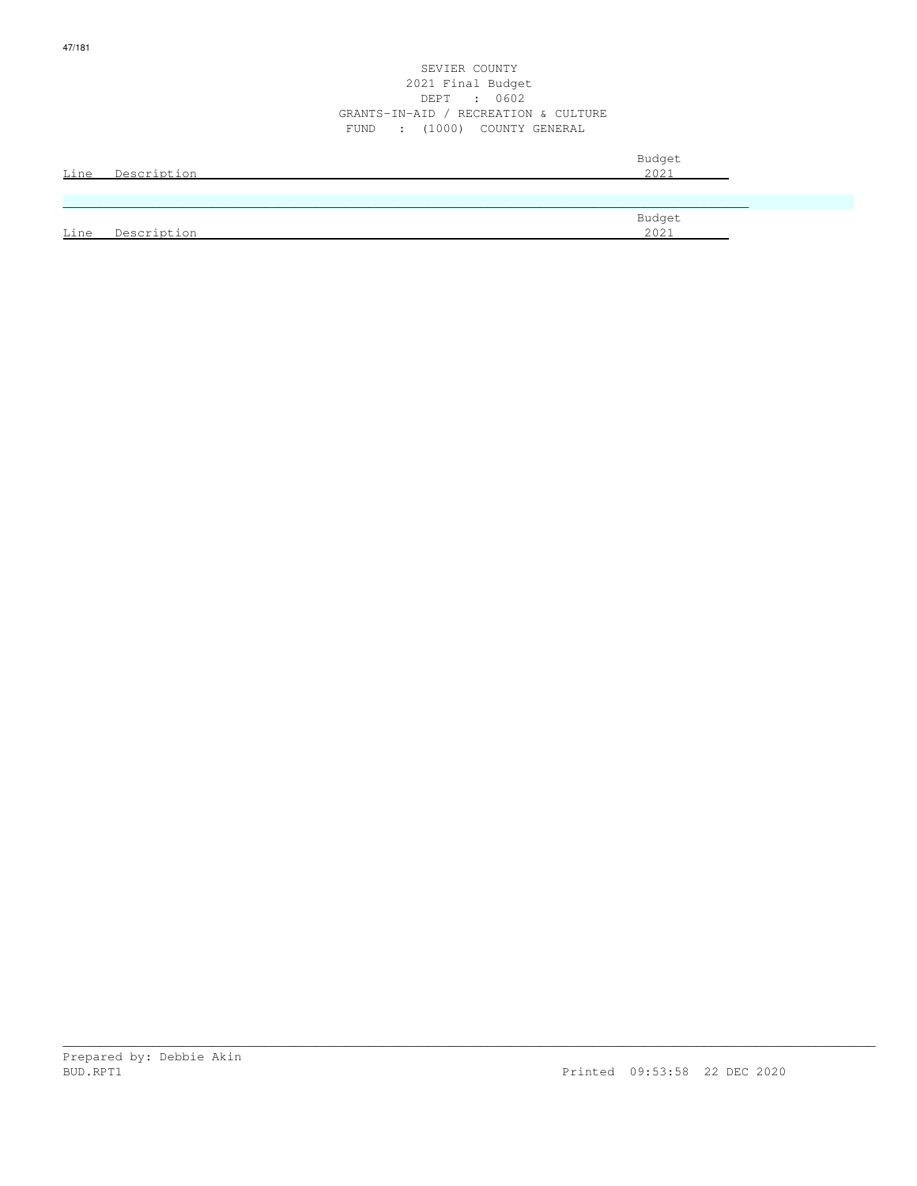SEVIER COUNTY
2021 Final Budget
DEPT : 0602
GRANTS-IN-AID / RECREATION & CULTURE
FUND : (1000) COUNTY GENERAL

| Line | Description | Budget 2021 |
|---|---|---|

| Line | Description | Budget 2021 |
|---|---|---|

Prepared by: Debbie Akin
BUD.RPT1 Printed 09:53:58 22 DEC 2020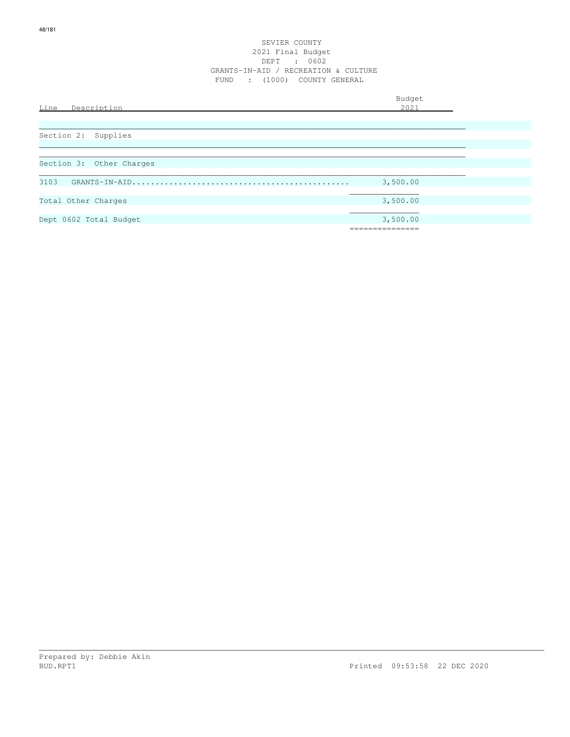# SEVIER COUNTY
## 2021 Final Budget
### DEPT : 0602
### GRANTS-IN-AID / RECREATION & CULTURE
### FUND : (1000) COUNTY GENERAL

| Line Description | Budget 2021 |
|---|---|
| Section 2: Supplies | |
| Section 3: Other Charges | |
| 3103 GRANTS-IN-AID | 3,500.00 |
| Total Other Charges | 3,500.00 |
| Dept 0602 Total Budget | 3,500.00 |

Prepared by: Debbie Akin
BUD.RPT1 Printed 09:53:58 22 DEC 2020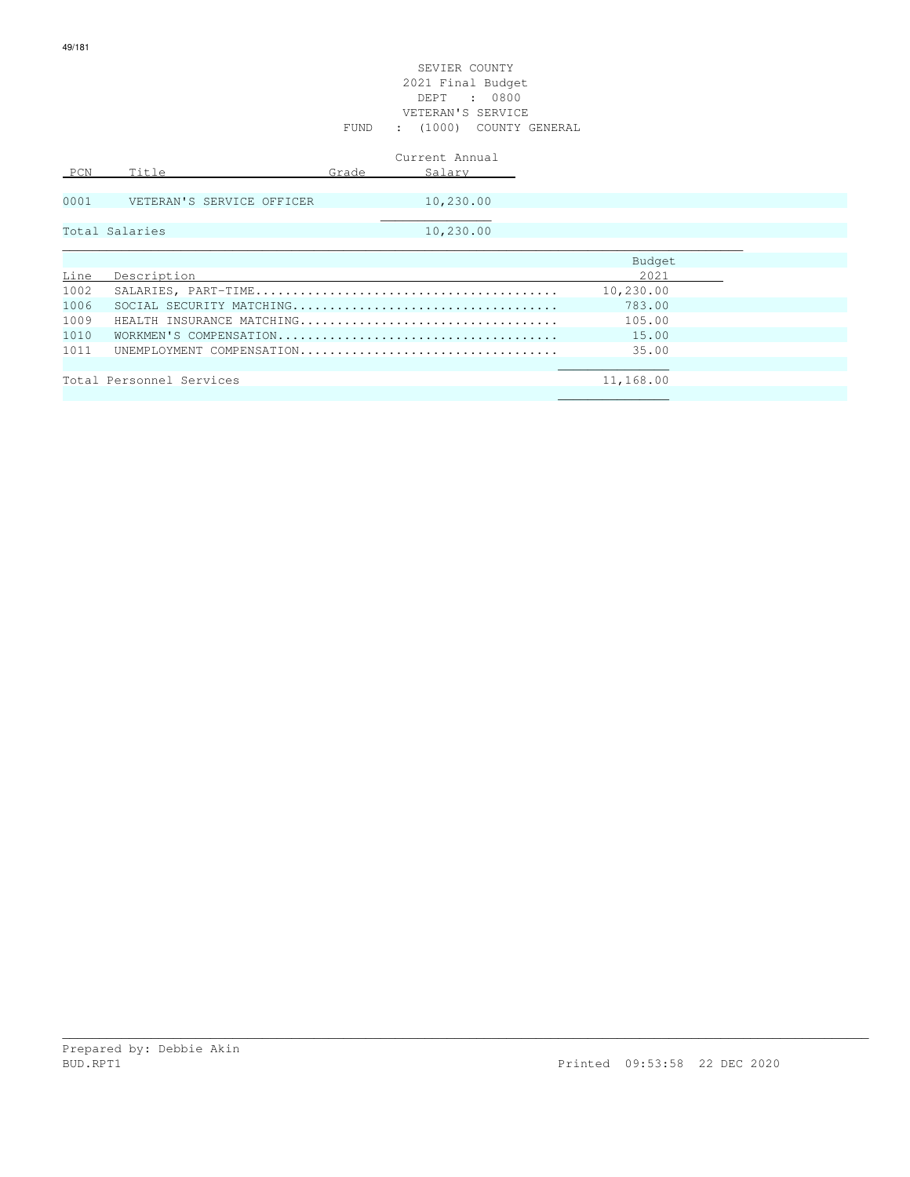SEVIER COUNTY
2021 Final Budget
DEPT : 0800
VETERAN'S SERVICE
FUND : (1000) COUNTY GENERAL

| PCN | Title | Grade | Current Annual Salary |
|---|---|---|---|
| 0001 | VETERAN'S SERVICE OFFICER | | 10,230.00 |
| Total Salaries | | | 10,230.00 |

| Line | Description | Budget 2021 |
|---|---|---|
| 1002 | SALARIES, PART-TIME........................................ | 10,230.00 |
| 1006 | SOCIAL SECURITY MATCHING.................................. | 783.00 |
| 1009 | HEALTH INSURANCE MATCHING.................................. | 105.00 |
| 1010 | WORKMEN'S COMPENSATION..................................... | 15.00 |
| 1011 | UNEMPLOYMENT COMPENSATION.................................. | 35.00 |
| Total Personnel Services | | 11,168.00 |

Prepared by: Debbie Akin
BUD.RPT1 Printed 09:53:58 22 DEC 2020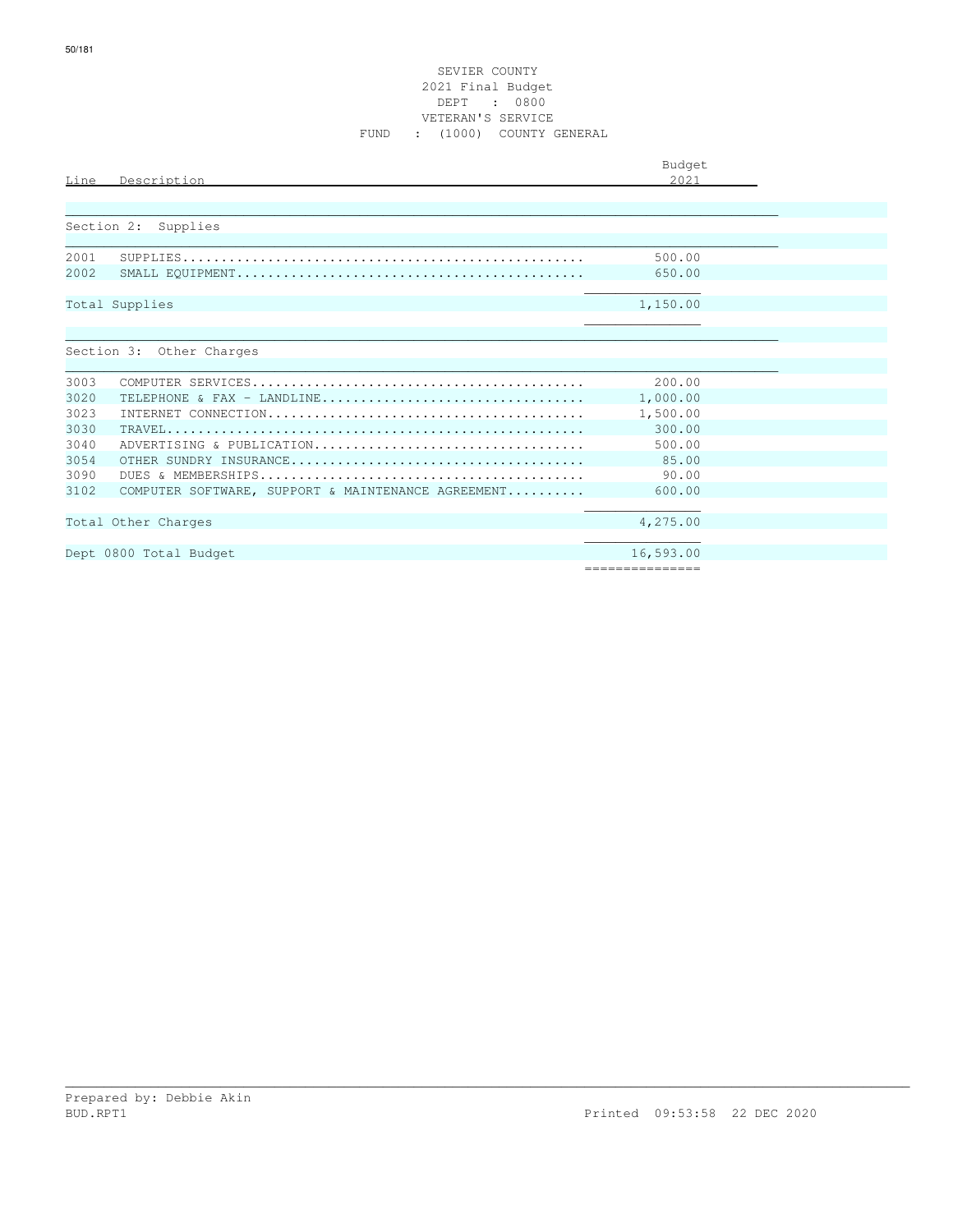# SEVIER COUNTY
## 2021 Final Budget
### DEPT : 0800
### VETERAN'S SERVICE
### FUND : (1000) COUNTY GENERAL

| Line | Description | Budget 2021 |
|---|---|---|
| | **Section 2: Supplies** | |
| 2001 | SUPPLIES | 500.00 |
| 2002 | SMALL EQUIPMENT | 650.00 |
| | **Total Supplies** | 1,150.00 |
| | **Section 3: Other Charges** | |
| 3003 | COMPUTER SERVICES | 200.00 |
| 3020 | TELEPHONE & FAX - LANDLINE | 1,000.00 |
| 3023 | INTERNET CONNECTION | 1,500.00 |
| 3030 | TRAVEL | 300.00 |
| 3040 | ADVERTISING & PUBLICATION | 500.00 |
| 3054 | OTHER SUNDRY INSURANCE | 85.00 |
| 3090 | DUES & MEMBERSHIPS | 90.00 |
| 3102 | COMPUTER SOFTWARE, SUPPORT & MAINTENANCE AGREEMENT | 600.00 |
| | **Total Other Charges** | 4,275.00 |
| | **Dept 0800 Total Budget** | 16,593.00 |

Prepared by: Debbie Akin
BUD.RPT1 Printed 09:53:58 22 DEC 2020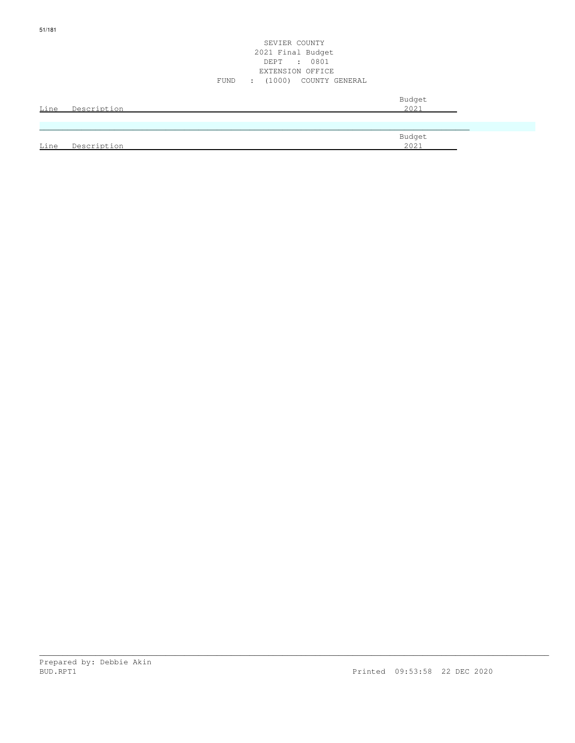SEVIER COUNTY
2021 Final Budget
DEPT : 0801
EXTENSION OFFICE
FUND : (1000) COUNTY GENERAL

| Line | Description | Budget 2021 |
|---|---|---|

| Line | Description | Budget 2021 |
|---|---|---|

Prepared by: Debbie Akin
BUD.RPT1 Printed 09:53:58 22 DEC 2020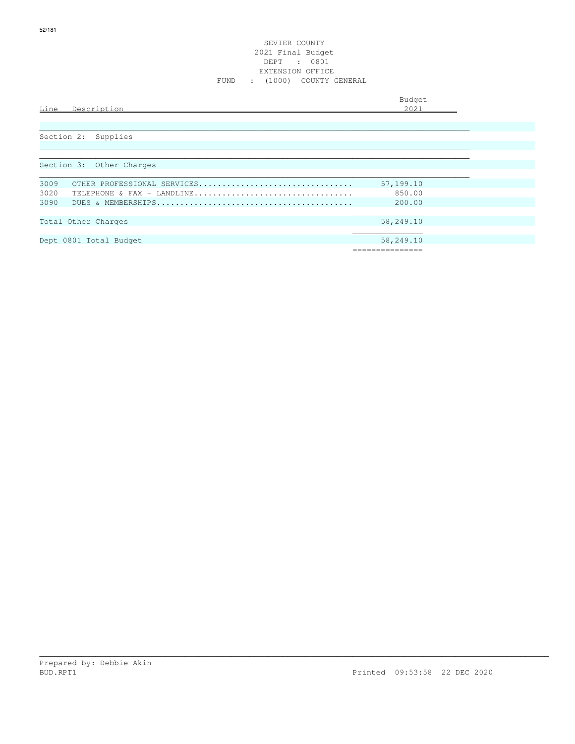SEVIER COUNTY
2021 Final Budget
DEPT : 0801
EXTENSION OFFICE
FUND : (1000) COUNTY GENERAL

| Line | Description | Budget 2021 |
|---|---|---|
| | Section 2: Supplies | |
| | Section 3: Other Charges | |
| 3009 | OTHER PROFESSIONAL SERVICES................................. | 57,199.10 |
| 3020 | TELEPHONE & FAX - LANDLINE.................................. | 850.00 |
| 3090 | DUES & MEMBERSHIPS.......................................... | 200.00 |
| | Total Other Charges | 58,249.10 |
| | Dept 0801 Total Budget | 58,249.10 |

Prepared by: Debbie Akin
BUD.RPT1

Printed 09:53:58 22 DEC 2020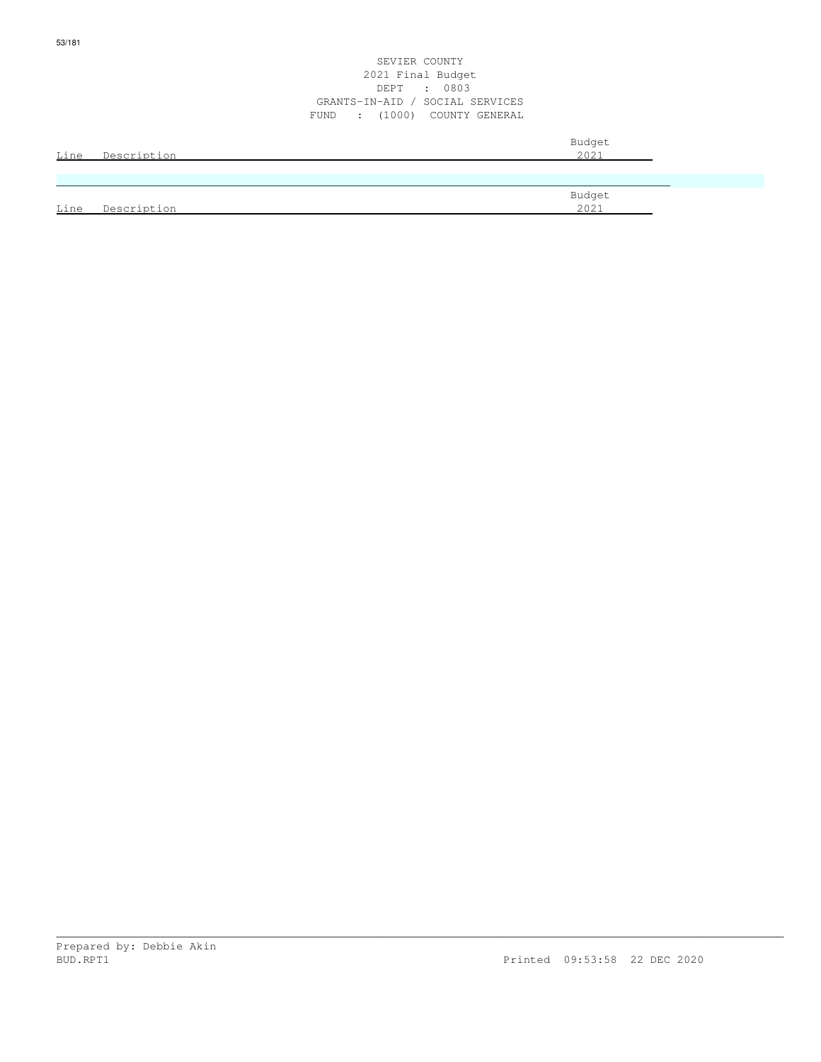SEVIER COUNTY
2021 Final Budget
DEPT : 0803
GRANTS-IN-AID / SOCIAL SERVICES
FUND : (1000) COUNTY GENERAL

| Line | Description | Budget 2021 |
|---|---|---|

| Line | Description | Budget 2021 |
|---|---|---|

Prepared by: Debbie Akin
BUD.RPT1 Printed 09:53:58 22 DEC 2020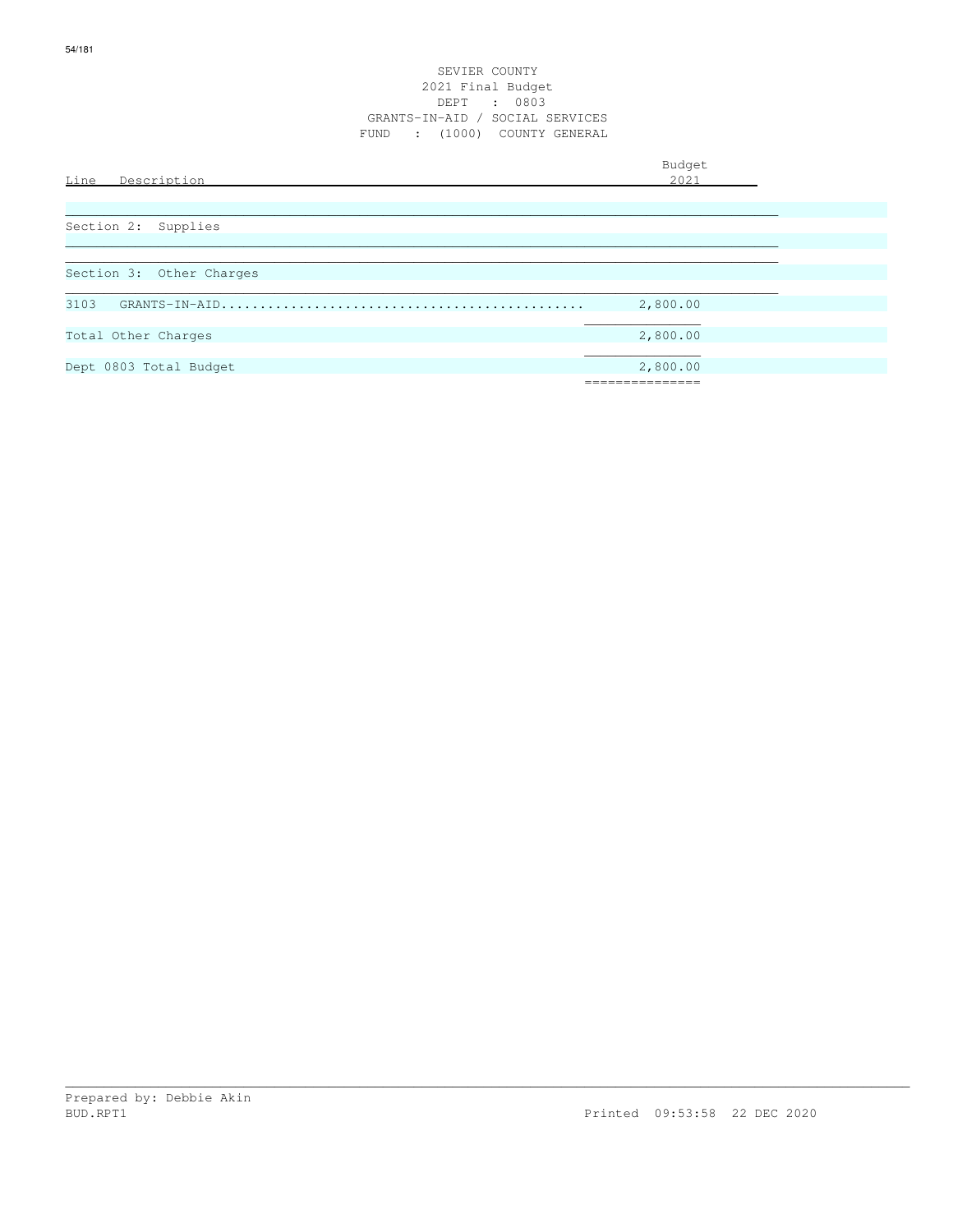SEVIER COUNTY
2021 Final Budget
DEPT : 0803
GRANTS-IN-AID / SOCIAL SERVICES
FUND : (1000) COUNTY GENERAL

| Line Description | Budget 2021 |
|---|---|
| Section 2: Supplies | |
| Section 3: Other Charges | |
| 3103 GRANTS-IN-AID | 2,800.00 |
| Total Other Charges | 2,800.00 |
| Dept 0803 Total Budget | 2,800.00 |

Prepared by: Debbie Akin
BUD.RPT1 Printed 09:53:58 22 DEC 2020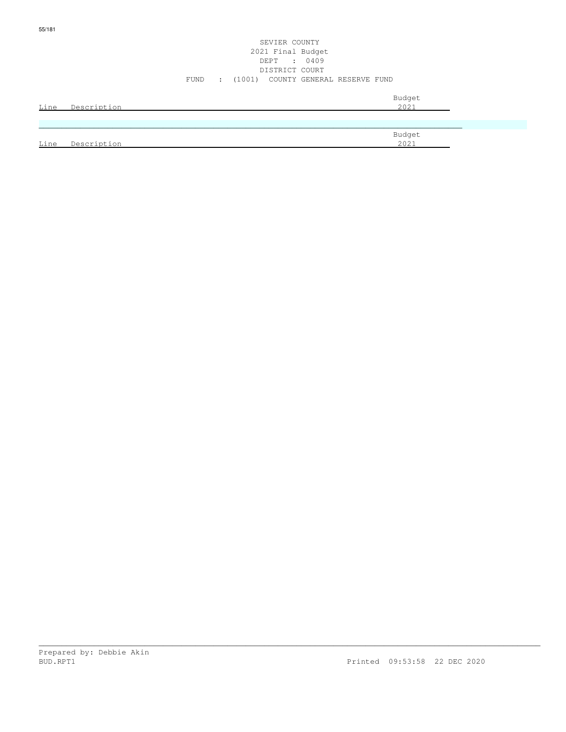SEVIER COUNTY
2021 Final Budget
DEPT : 0409
DISTRICT COURT
FUND : (1001) COUNTY GENERAL RESERVE FUND

| Line | Description | Budget 2021 |
| --- | --- | --- |

| Line | Description | Budget 2021 |
| --- | --- | --- |

Prepared by: Debbie Akin
BUD.RPT1 Printed 09:53:58 22 DEC 2020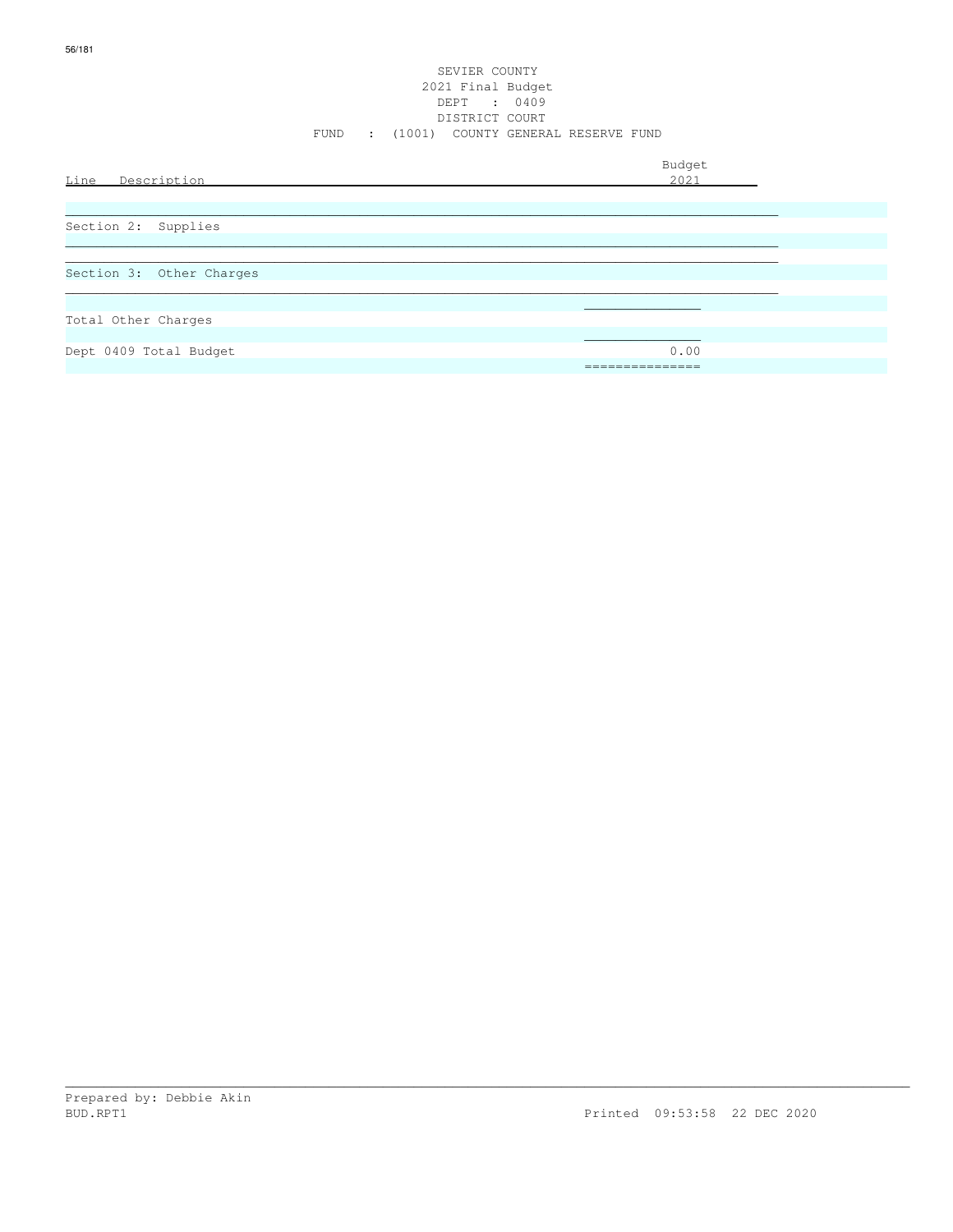SEVIER COUNTY
2021 Final Budget
DEPT : 0409
DISTRICT COURT
FUND : (1001) COUNTY GENERAL RESERVE FUND

| Line Description | Budget 2021 |
|---|---|
| Section 2: Supplies | |
| Section 3: Other Charges | |
| Total Other Charges | |
| Dept 0409 Total Budget | 0.00 |

Prepared by: Debbie Akin
BUD.RPT1 Printed 09:53:58 22 DEC 2020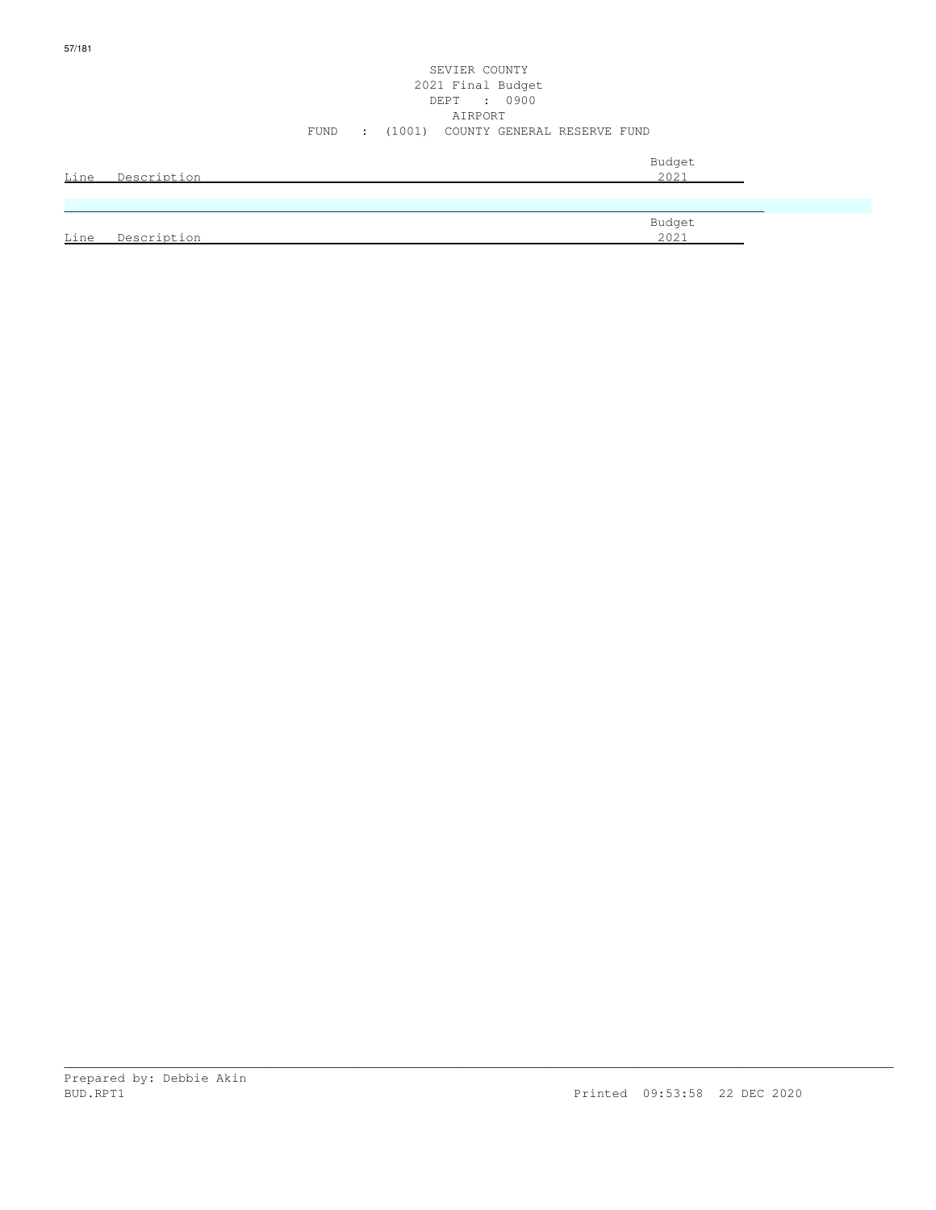SEVIER COUNTY
2021 Final Budget
DEPT : 0900
AIRPORT
FUND : (1001) COUNTY GENERAL RESERVE FUND

| Line | Description | Budget 2021 |
|---|---|---|

| Line | Description | Budget 2021 |
|---|---|---|

Prepared by: Debbie Akin
BUD.RPT1 Printed 09:53:58 22 DEC 2020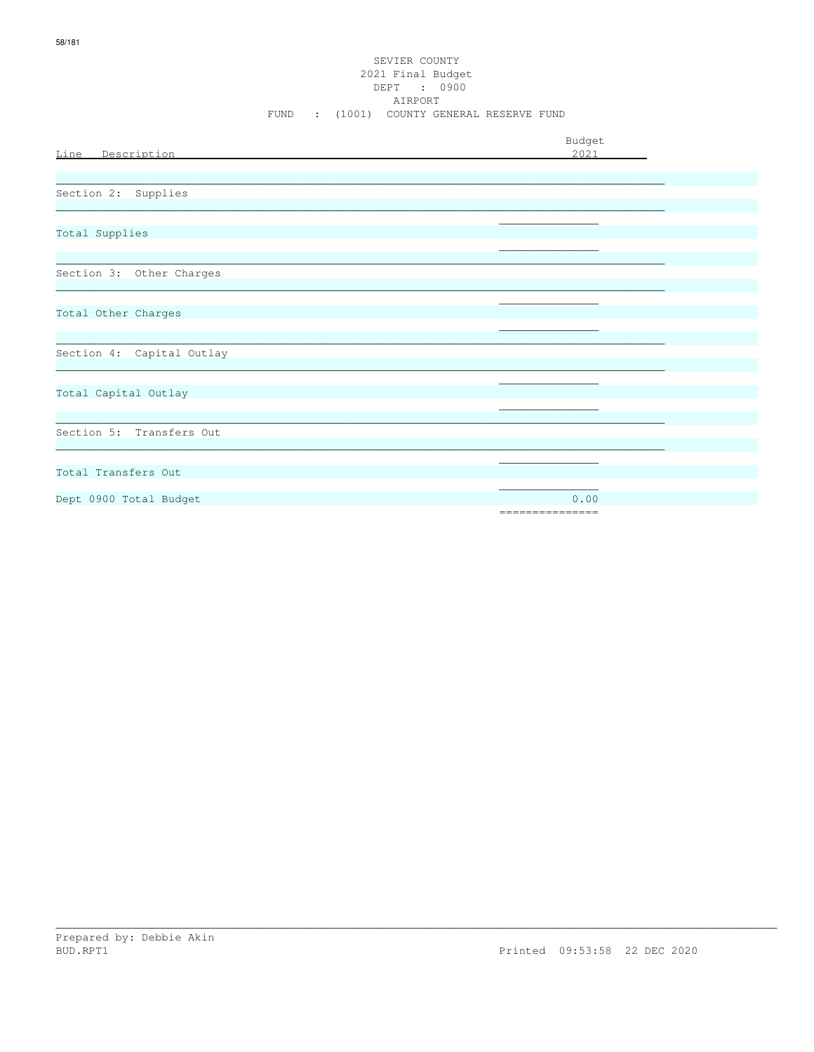SEVIER COUNTY
2021 Final Budget
DEPT : 0900
AIRPORT
FUND : (1001) COUNTY GENERAL RESERVE FUND

| Line Description | Budget 2021 |
|---|---|
| Section 2: Supplies | |
| Total Supplies | |
| Section 3: Other Charges | |
| Total Other Charges | |
| Section 4: Capital Outlay | |
| Total Capital Outlay | |
| Section 5: Transfers Out | |
| Total Transfers Out | |
| Dept 0900 Total Budget | 0.00 |

Prepared by: Debbie Akin
BUD.RPT1 Printed 09:53:58 22 DEC 2020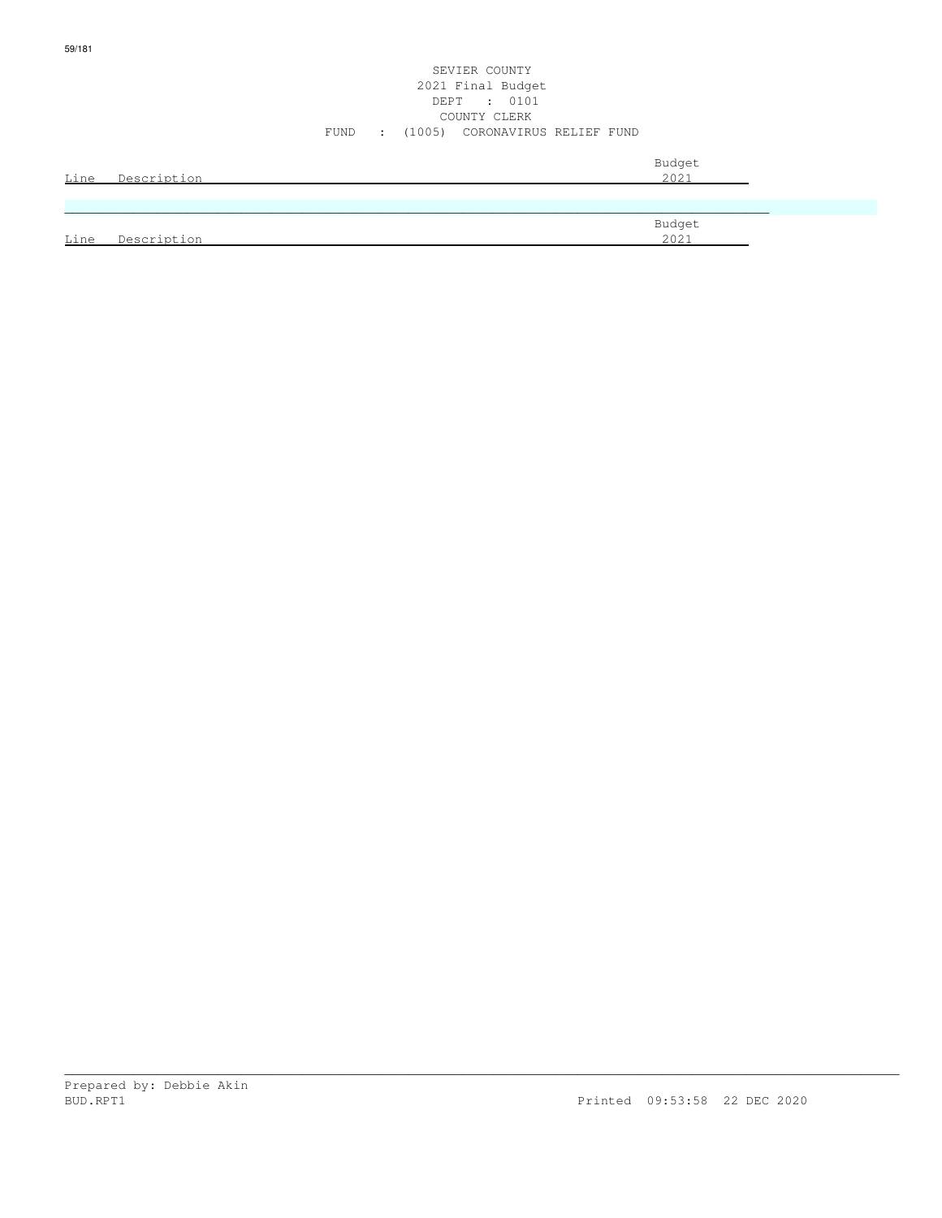SEVIER COUNTY
2021 Final Budget
DEPT : 0101
COUNTY CLERK
FUND : (1005) CORONAVIRUS RELIEF FUND

| Line | Description | Budget 2021 |
|---|---|---|

| Line | Description | Budget 2021 |
|---|---|---|

Prepared by: Debbie Akin
BUD.RPT1 Printed 09:53:58 22 DEC 2020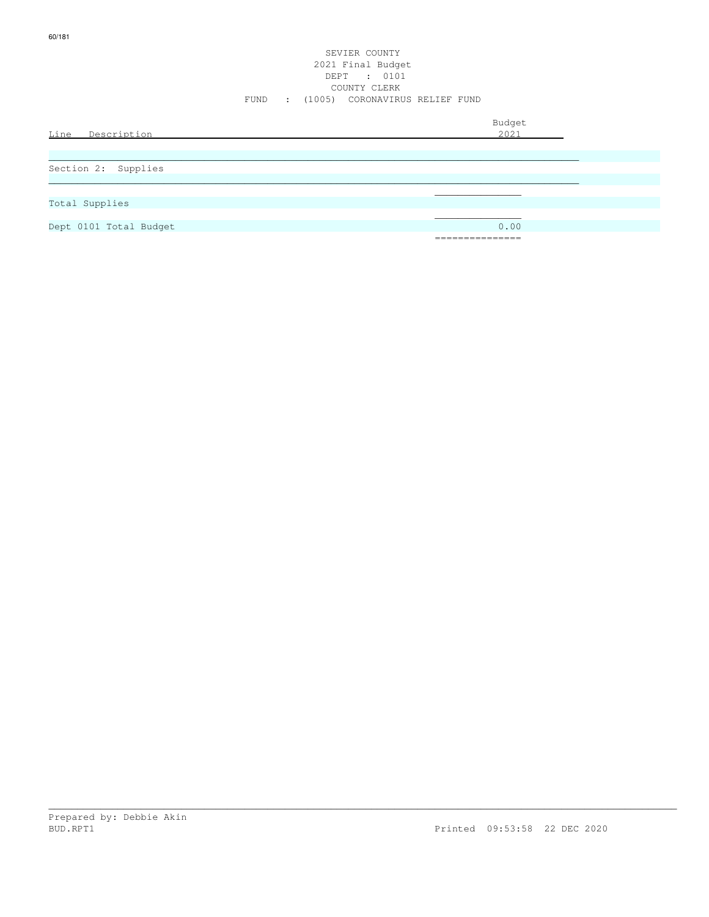SEVIER COUNTY
2021 Final Budget
DEPT : 0101
COUNTY CLERK
FUND : (1005) CORONAVIRUS RELIEF FUND

| Line Description | Budget 2021 |
|---|---|
| Section 2: Supplies | |
| Total Supplies | |
| Dept 0101 Total Budget | 0.00 |

Prepared by: Debbie Akin
BUD.RPT1 Printed 09:53:58 22 DEC 2020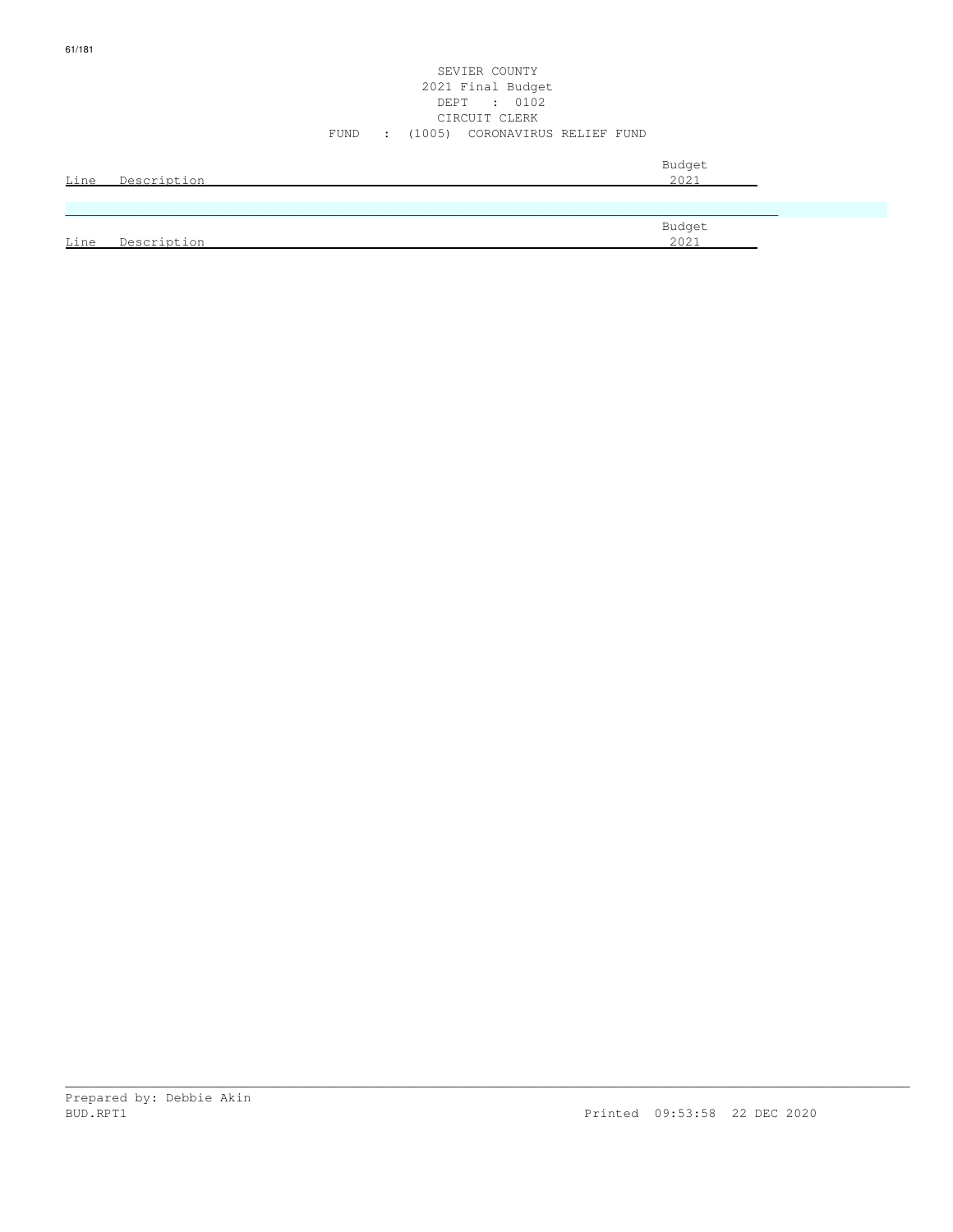SEVIER COUNTY
2021 Final Budget
DEPT : 0102
CIRCUIT CLERK
FUND : (1005) CORONAVIRUS RELIEF FUND

| Line | Description | Budget 2021 |
| --- | --- | --- |

| Line | Description | Budget 2021 |
| --- | --- | --- |

Prepared by: Debbie Akin
BUD.RPT1 Printed 09:53:58 22 DEC 2020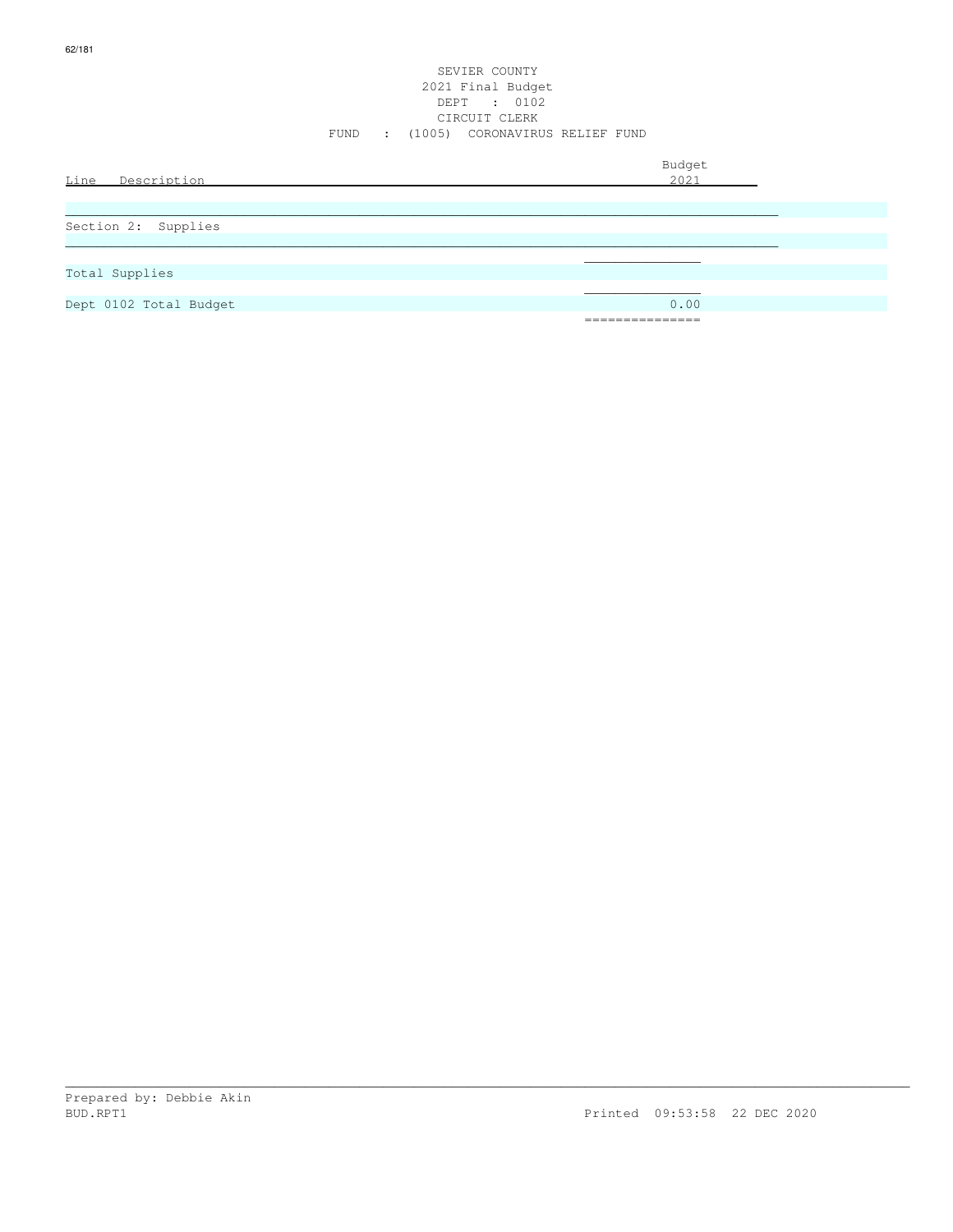SEVIER COUNTY
2021 Final Budget
DEPT : 0102
CIRCUIT CLERK
FUND : (1005) CORONAVIRUS RELIEF FUND

| Line Description | Budget 2021 |
|---|---|
| Section 2: Supplies | |
| Total Supplies | |
| Dept 0102 Total Budget | 0.00 |

Prepared by: Debbie Akin
BUD.RPT1 Printed 09:53:58 22 DEC 2020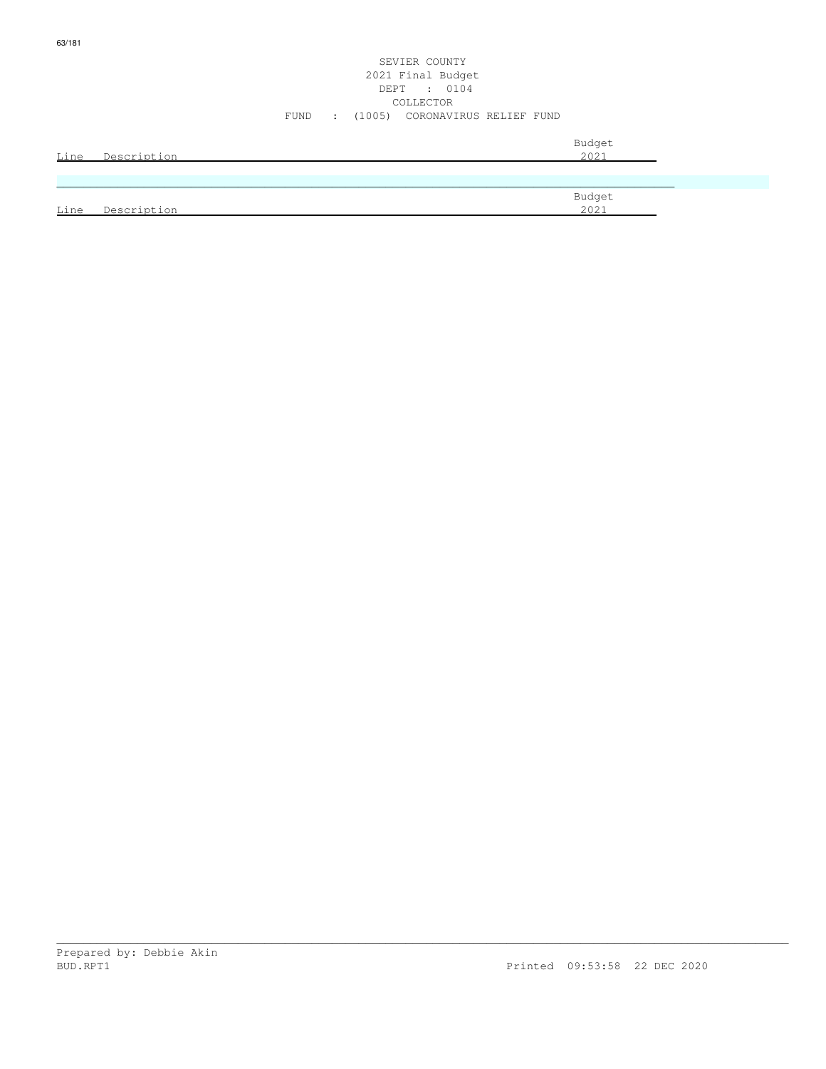SEVIER COUNTY
2021 Final Budget
DEPT : 0104
COLLECTOR
FUND : (1005) CORONAVIRUS RELIEF FUND

| Line | Description | Budget 2021 |
| --- | --- | --- |

| Line | Description | Budget 2021 |
| --- | --- | --- |

Prepared by: Debbie Akin
BUD.RPT1
Printed 09:53:58 22 DEC 2020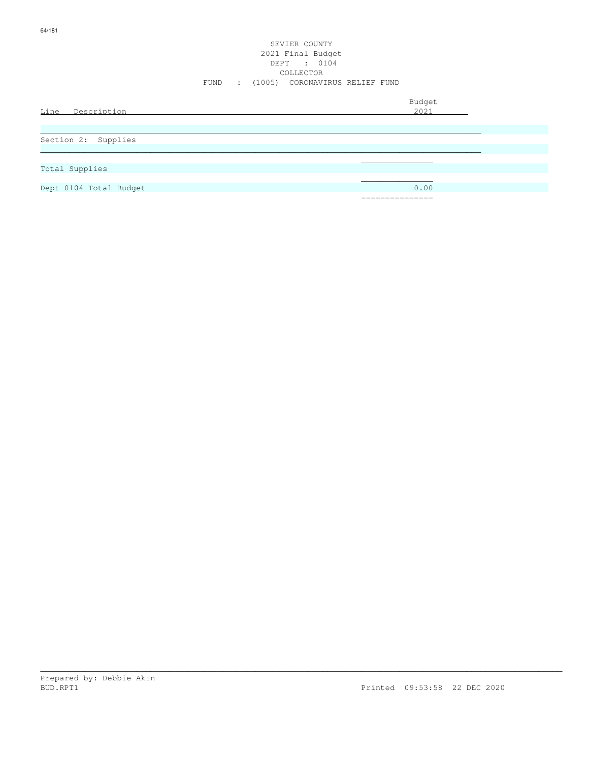SEVIER COUNTY
2021 Final Budget
DEPT : 0104
COLLECTOR
FUND : (1005) CORONAVIRUS RELIEF FUND

| Line Description | Budget 2021 |
|---|---|
| Section 2: Supplies | |
| Total Supplies | |
| Dept 0104 Total Budget | 0.00 |

Prepared by: Debbie Akin
BUD.RPT1 Printed 09:53:58 22 DEC 2020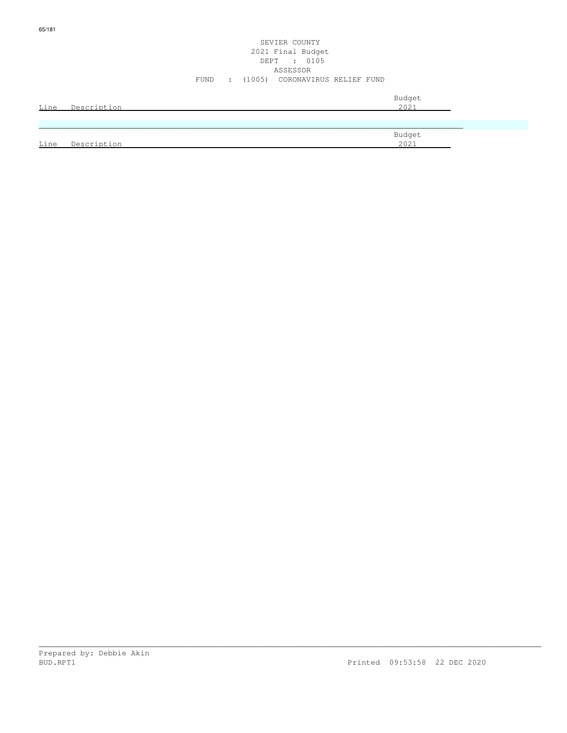SEVIER COUNTY
2021 Final Budget
DEPT : 0105
ASSESSOR
FUND : (1005) CORONAVIRUS RELIEF FUND

| Line | Description | Budget 2021 |
|---|---|---|

| Line | Description | Budget 2021 |
|---|---|---|

Prepared by: Debbie Akin
BUD.RPT1 Printed 09:53:58 22 DEC 2020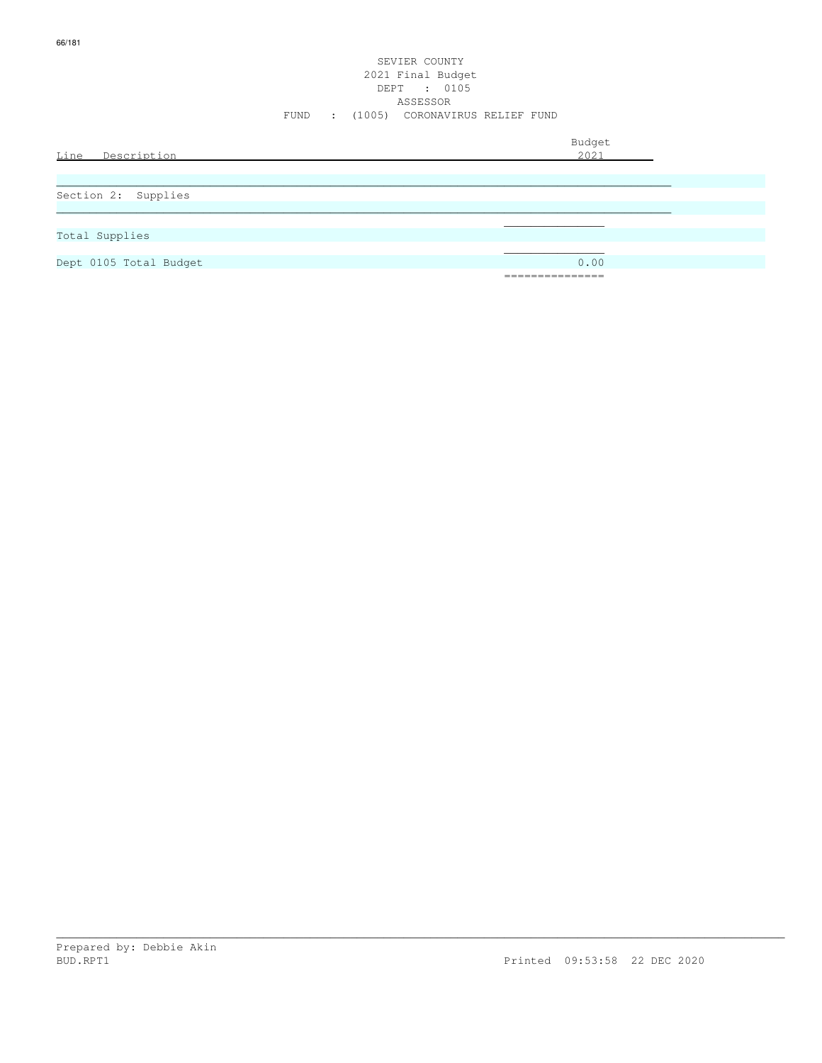SEVIER COUNTY
2021 Final Budget
DEPT : 0105
ASSESSOR
FUND : (1005) CORONAVIRUS RELIEF FUND

| Line Description | Budget 2021 |
|---|---|
| Section 2: Supplies | |
| Total Supplies | |
| Dept 0105 Total Budget | 0.00 |

Prepared by: Debbie Akin
BUD.RPT1 Printed 09:53:58 22 DEC 2020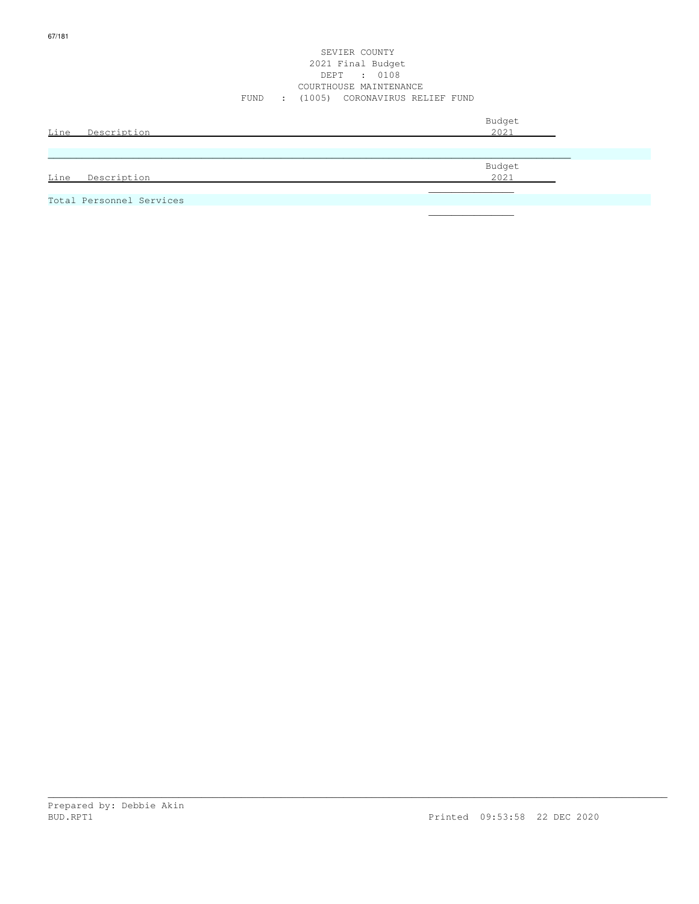SEVIER COUNTY
2021 Final Budget
DEPT : 0108
COURTHOUSE MAINTENANCE
FUND : (1005) CORONAVIRUS RELIEF FUND

| Line | Description | Budget 2021 |
|---|---|---|

| Line | Description | Budget 2021 |
|---|---|---|
| Total Personnel Services | | |

Prepared by: Debbie Akin
BUD.RPT1 Printed 09:53:58 22 DEC 2020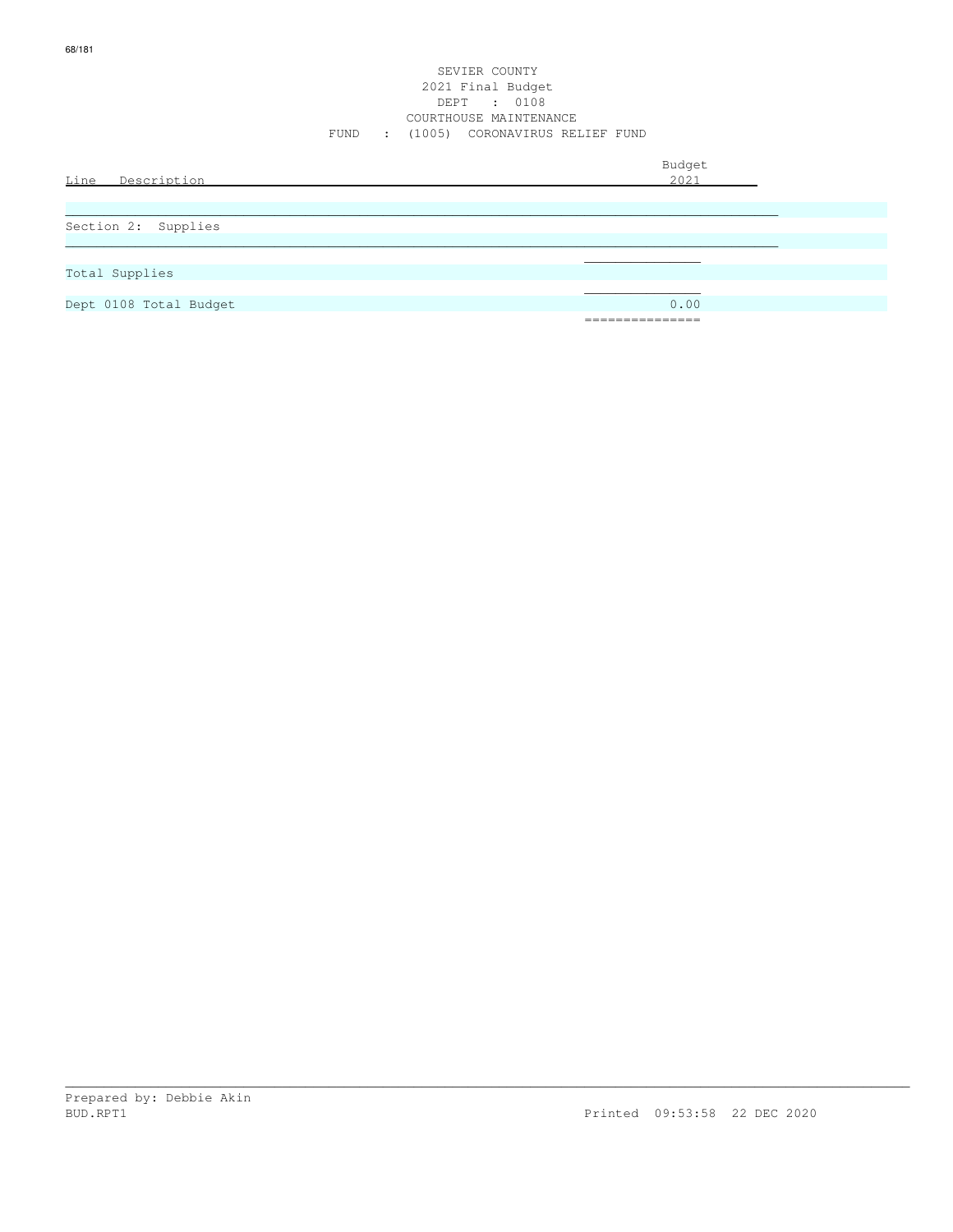SEVIER COUNTY
2021 Final Budget
DEPT : 0108
COURTHOUSE MAINTENANCE
FUND : (1005) CORONAVIRUS RELIEF FUND

| Line Description | Budget 2021 |
|---|---|
| Section 2: Supplies | |
| Total Supplies | |
| Dept 0108 Total Budget | 0.00 |

Prepared by: Debbie Akin
BUD.RPT1 Printed 09:53:58 22 DEC 2020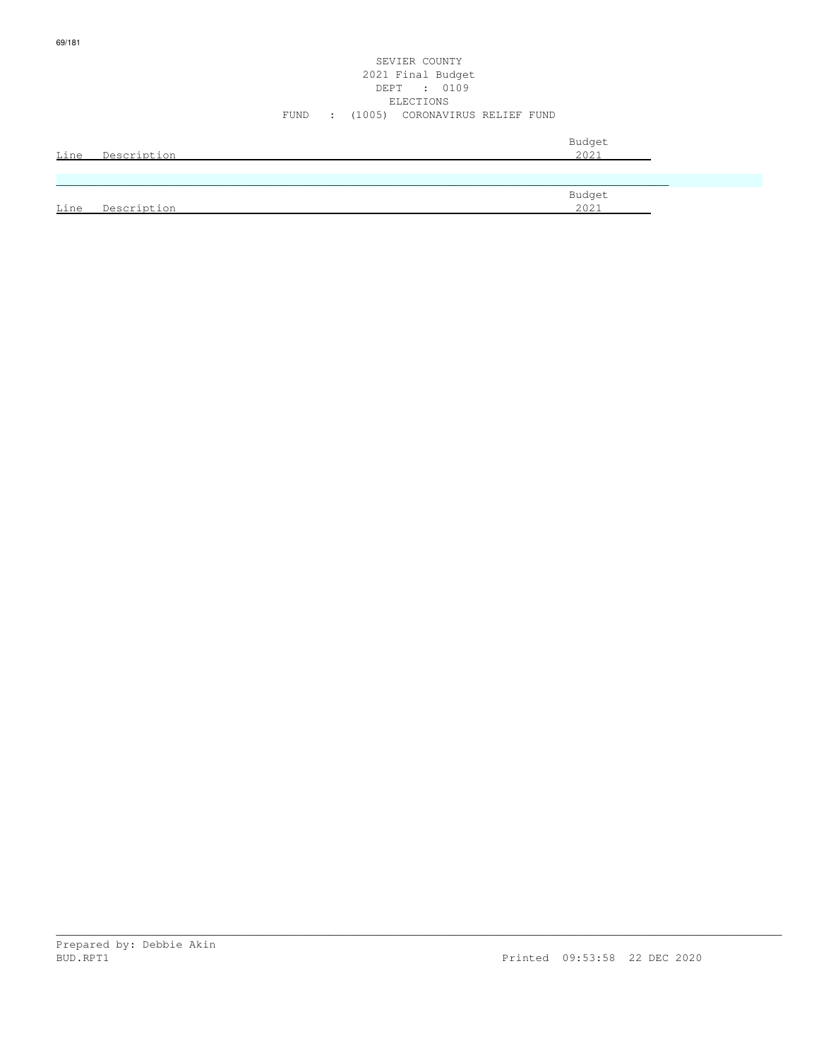SEVIER COUNTY
2021 Final Budget
DEPT : 0109
ELECTIONS
FUND : (1005) CORONAVIRUS RELIEF FUND

| Line | Description | Budget 2021 |
|---|---|---|

| Line | Description | Budget 2021 |
|---|---|---|

Prepared by: Debbie Akin
BUD.RPT1

Printed 09:53:58 22 DEC 2020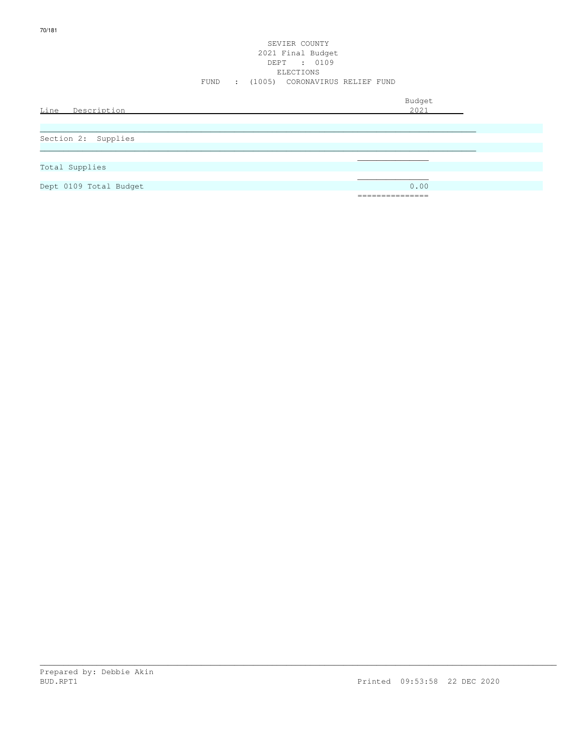SEVIER COUNTY
2021 Final Budget
DEPT : 0109
ELECTIONS
FUND : (1005) CORONAVIRUS RELIEF FUND

| Line Description | Budget 2021 |
|---|---|
| Section 2: Supplies | |
| Total Supplies | |
| Dept 0109 Total Budget | 0.00 |

Prepared by: Debbie Akin
BUD.RPT1 Printed 09:53:58 22 DEC 2020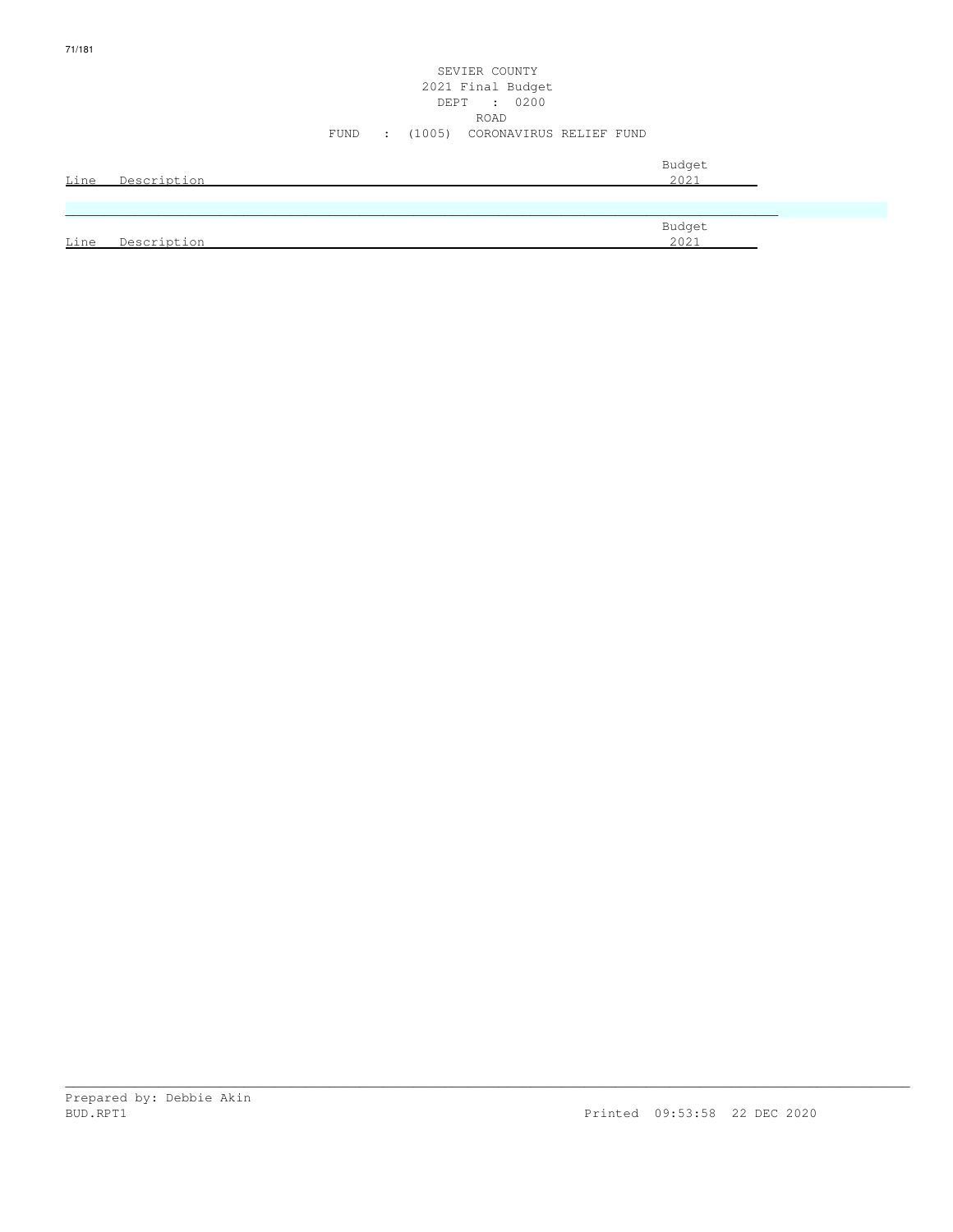SEVIER COUNTY
2021 Final Budget
DEPT : 0200
ROAD
FUND : (1005) CORONAVIRUS RELIEF FUND

| Line | Description | Budget 2021 |
| --- | --- | --- |

| Line | Description | Budget 2021 |
| --- | --- | --- |

Prepared by: Debbie Akin
BUD.RPT1 Printed 09:53:58 22 DEC 2020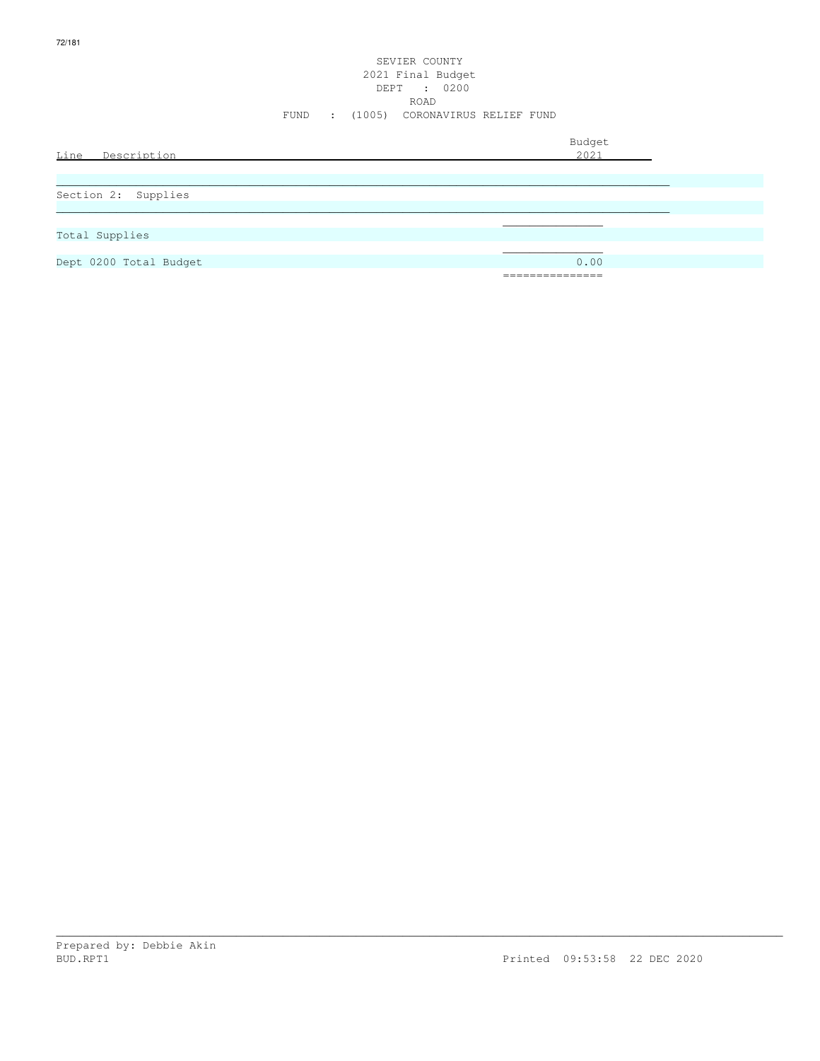SEVIER COUNTY
2021 Final Budget
DEPT : 0200
ROAD
FUND : (1005) CORONAVIRUS RELIEF FUND

| Line Description | Budget 2021 |
|---|---|
| Section 2: Supplies | |
| Total Supplies | |
| Dept 0200 Total Budget | 0.00 |

Prepared by: Debbie Akin
BUD.RPT1 Printed 09:53:58 22 DEC 2020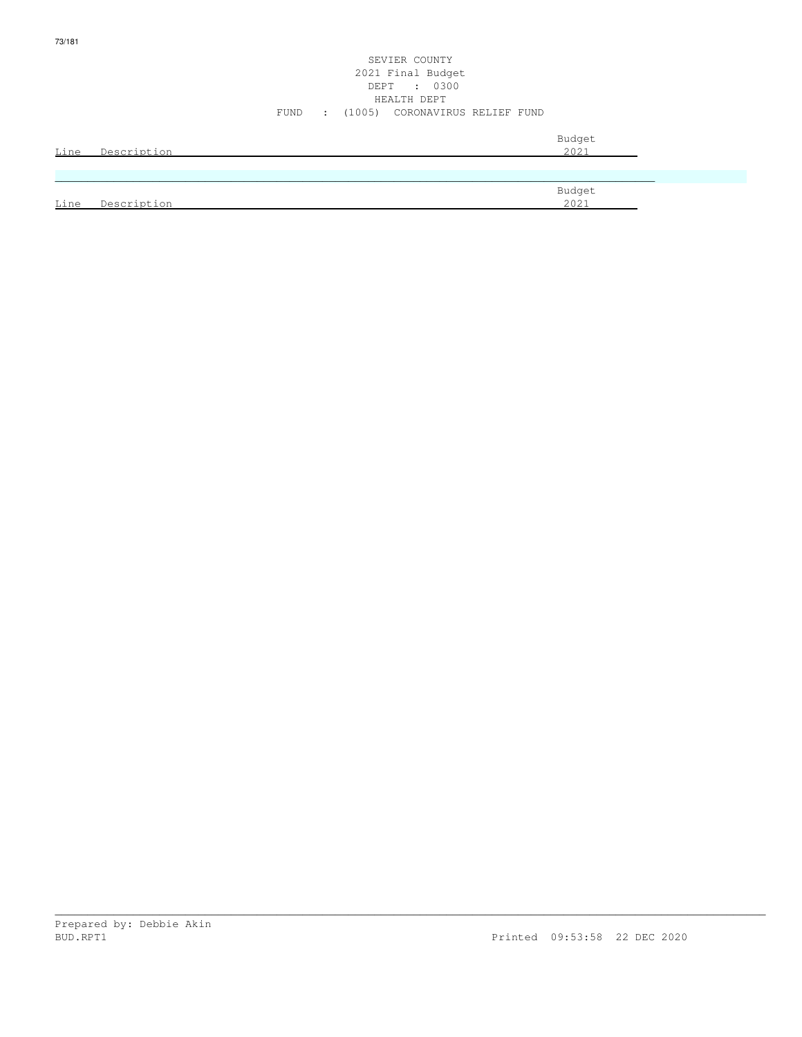SEVIER COUNTY
2021 Final Budget
DEPT : 0300
HEALTH DEPT
FUND : (1005) CORONAVIRUS RELIEF FUND

| Line | Description | Budget 2021 |
|---|---|---|

| Line | Description | Budget 2021 |
|---|---|---|

Prepared by: Debbie Akin
BUD.RPT1 Printed 09:53:58 22 DEC 2020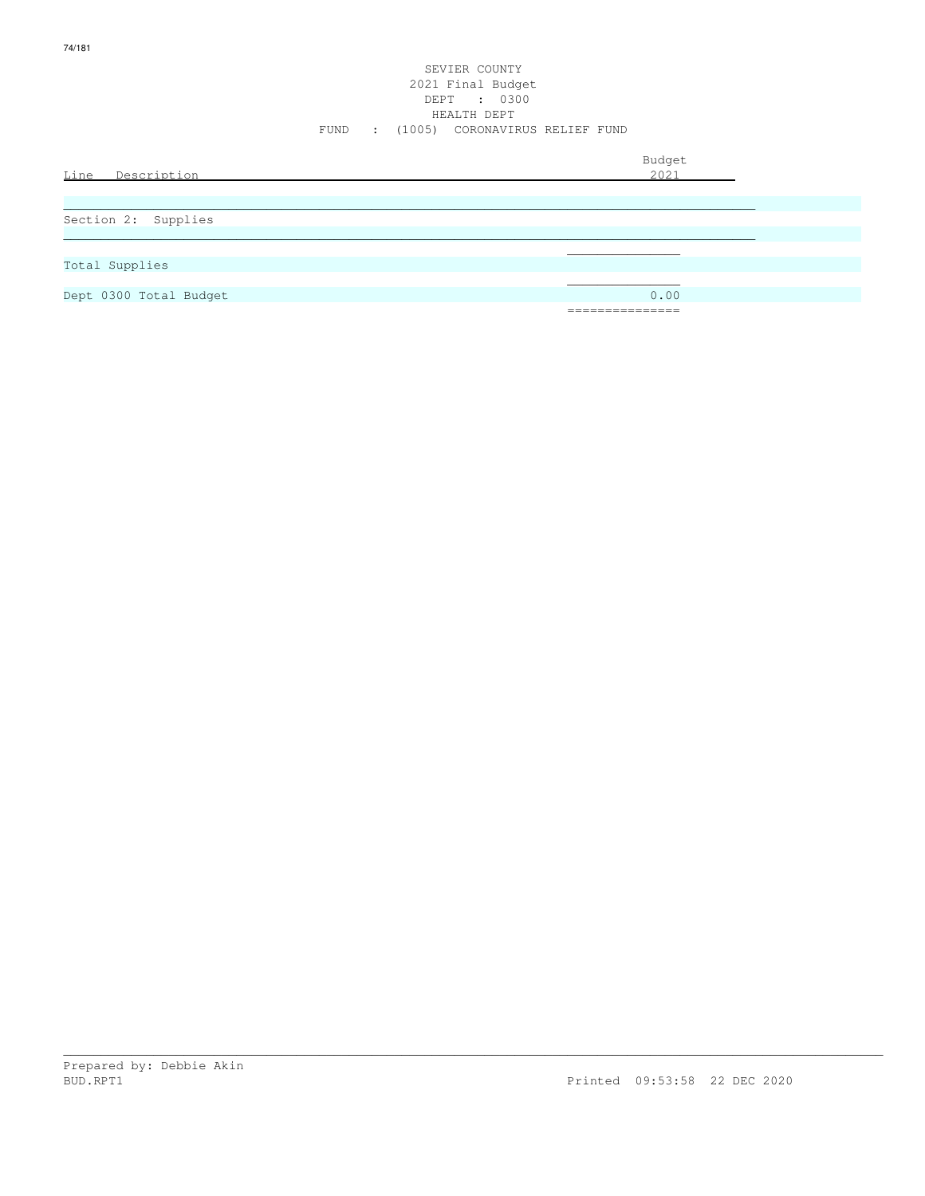SEVIER COUNTY
2021 Final Budget
DEPT : 0300
HEALTH DEPT
FUND : (1005) CORONAVIRUS RELIEF FUND

| Line Description | Budget 2021 |
|---|---|
| Section 2: Supplies | |
| Total Supplies | |
| Dept 0300 Total Budget | 0.00 |

Prepared by: Debbie Akin
BUD.RPT1 Printed 09:53:58 22 DEC 2020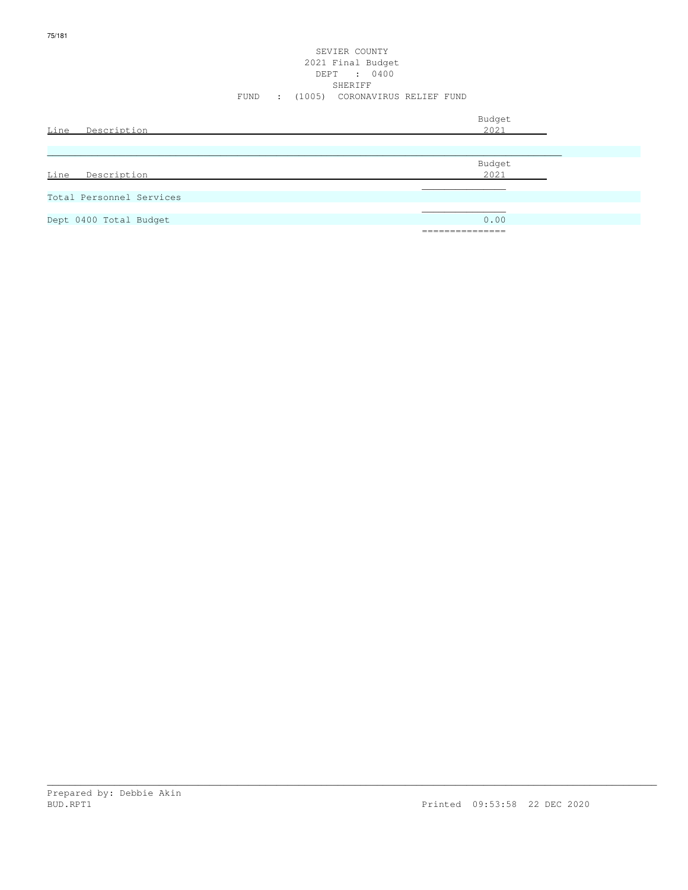SEVIER COUNTY
2021 Final Budget
DEPT : 0400
SHERIFF
FUND : (1005) CORONAVIRUS RELIEF FUND

| Line Description | Budget 2021 |
|---|---|

| Line Description | Budget 2021 |
|---|---|
| Total Personnel Services | |
| Dept 0400 Total Budget | 0.00 |

Prepared by: Debbie Akin
BUD.RPT1 Printed 09:53:58 22 DEC 2020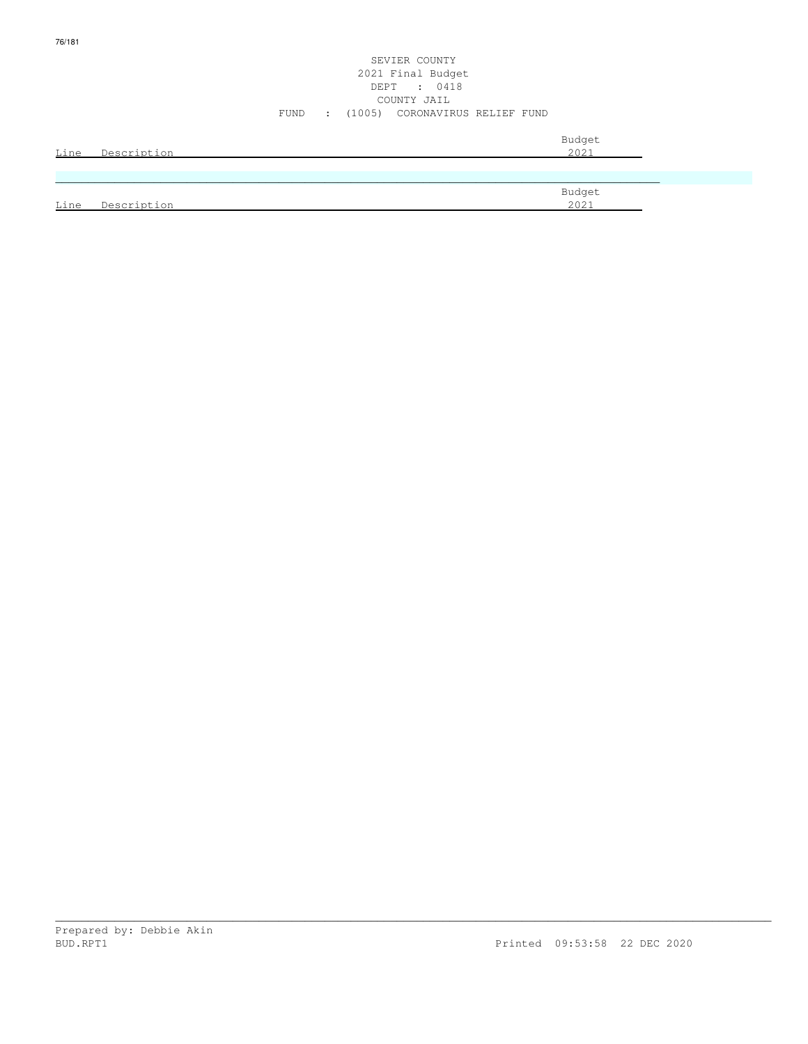SEVIER COUNTY
2021 Final Budget
DEPT : 0418
COUNTY JAIL
FUND : (1005) CORONAVIRUS RELIEF FUND

| Line | Description | Budget 2021 |
|---|---|---|

| Line | Description | Budget 2021 |
|---|---|---|

Prepared by: Debbie Akin
BUD.RPT1 Printed 09:53:58 22 DEC 2020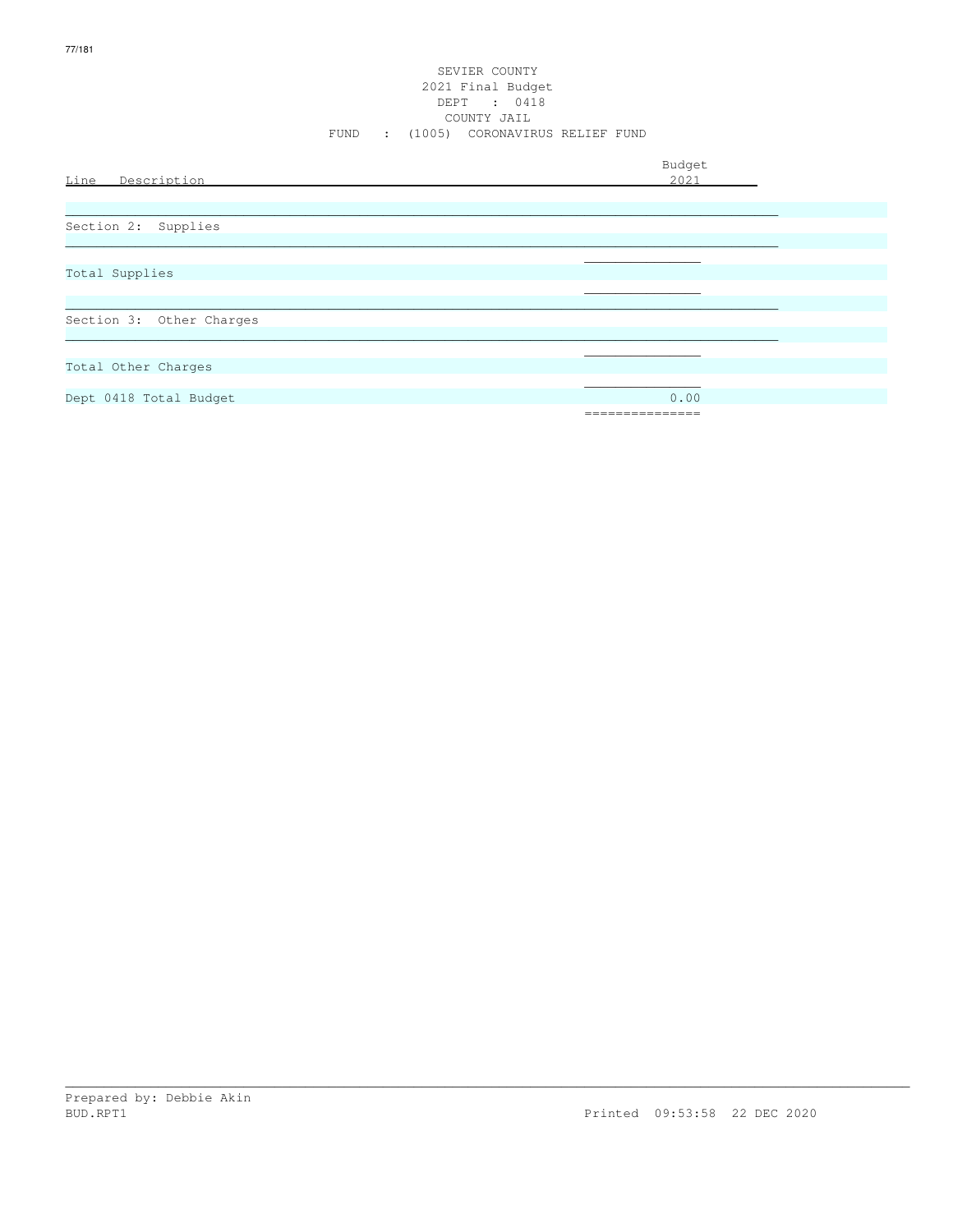SEVIER COUNTY
2021 Final Budget
DEPT : 0418
COUNTY JAIL
FUND : (1005) CORONAVIRUS RELIEF FUND

| Line Description | Budget 2021 |
|---|---|
| Section 2: Supplies | |
| Total Supplies | |
| Section 3: Other Charges | |
| Total Other Charges | |
| Dept 0418 Total Budget | 0.00 |

Prepared by: Debbie Akin
BUD.RPT1 Printed 09:53:58 22 DEC 2020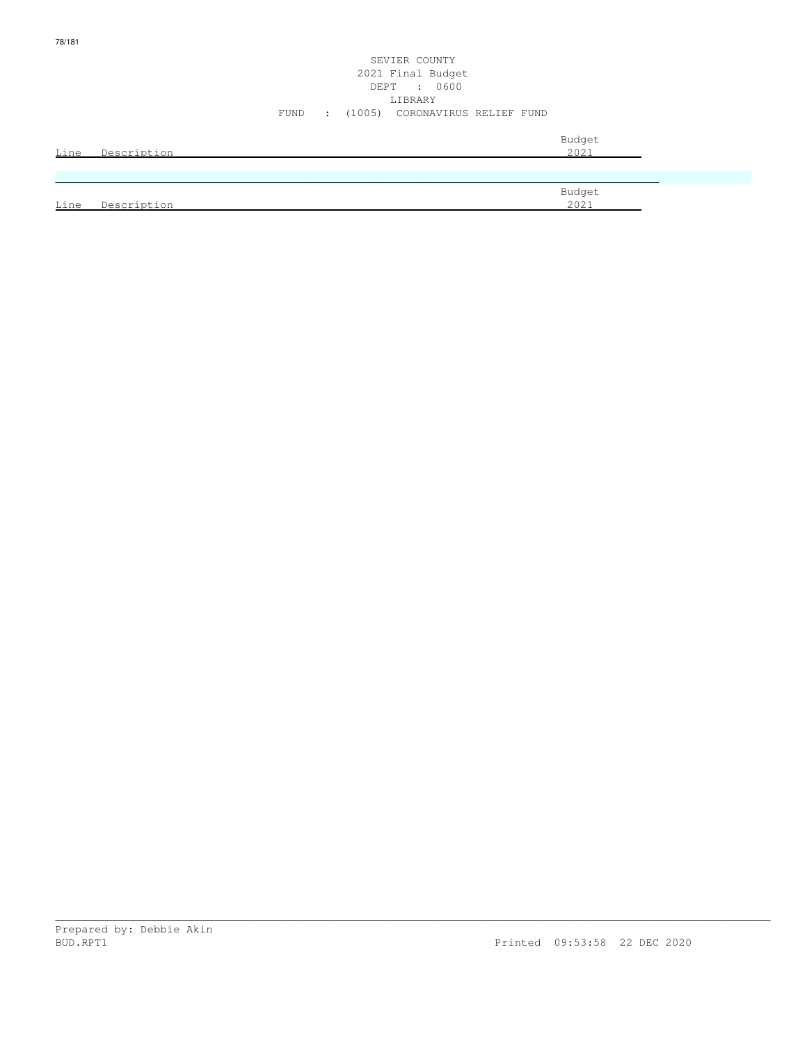SEVIER COUNTY
2021 Final Budget
DEPT : 0600
LIBRARY
FUND : (1005) CORONAVIRUS RELIEF FUND

| Line | Description | Budget 2021 |
|---|---|---|

| Line | Description | Budget 2021 |
|---|---|---|

Prepared by: Debbie Akin
BUD.RPT1 Printed 09:53:58 22 DEC 2020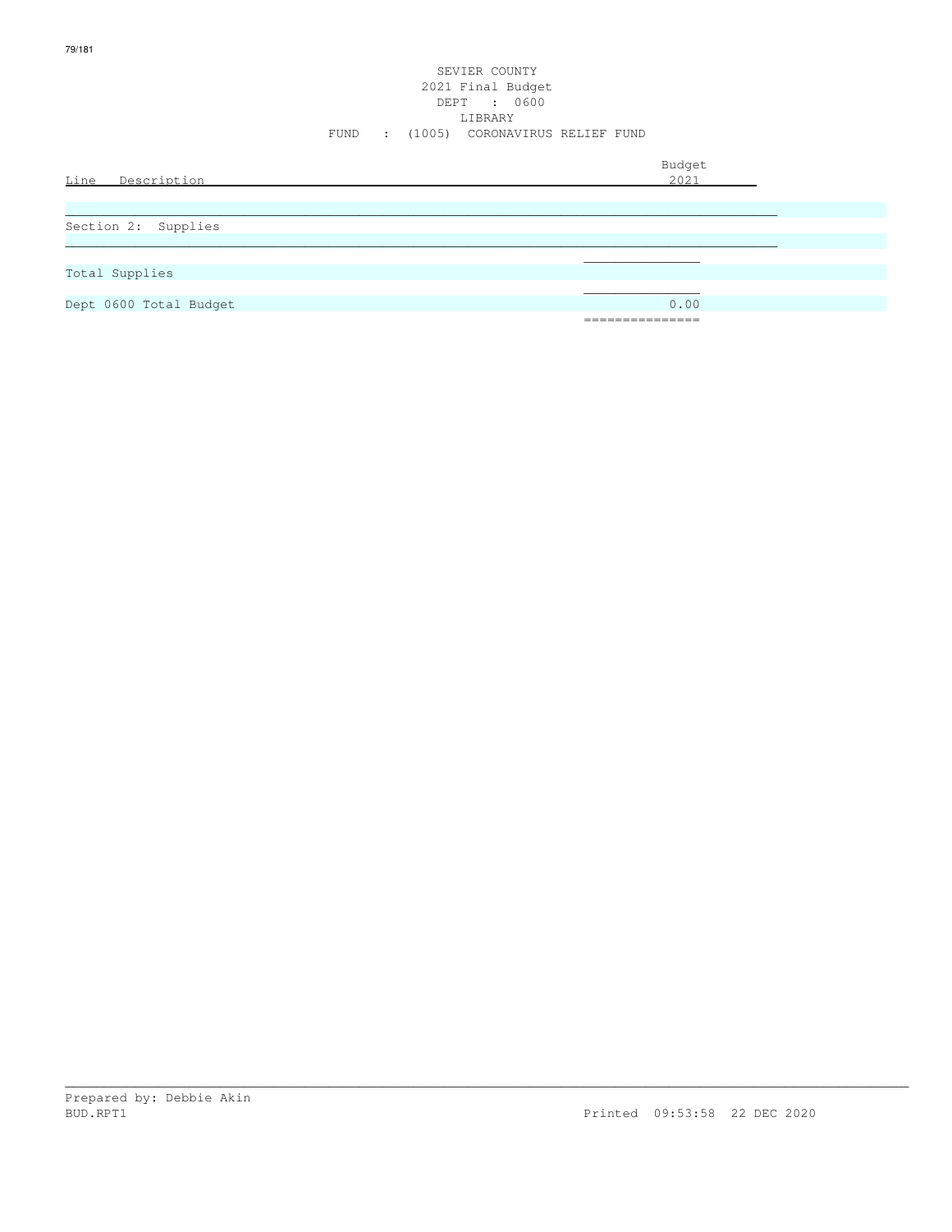SEVIER COUNTY
2021 Final Budget
DEPT : 0600
LIBRARY
FUND : (1005) CORONAVIRUS RELIEF FUND

| Line Description | Budget 2021 |
| --- | --- |
| Section 2: Supplies | |
| Total Supplies | |
| Dept 0600 Total Budget | 0.00 |

Prepared by: Debbie Akin
BUD.RPT1 Printed 09:53:58 22 DEC 2020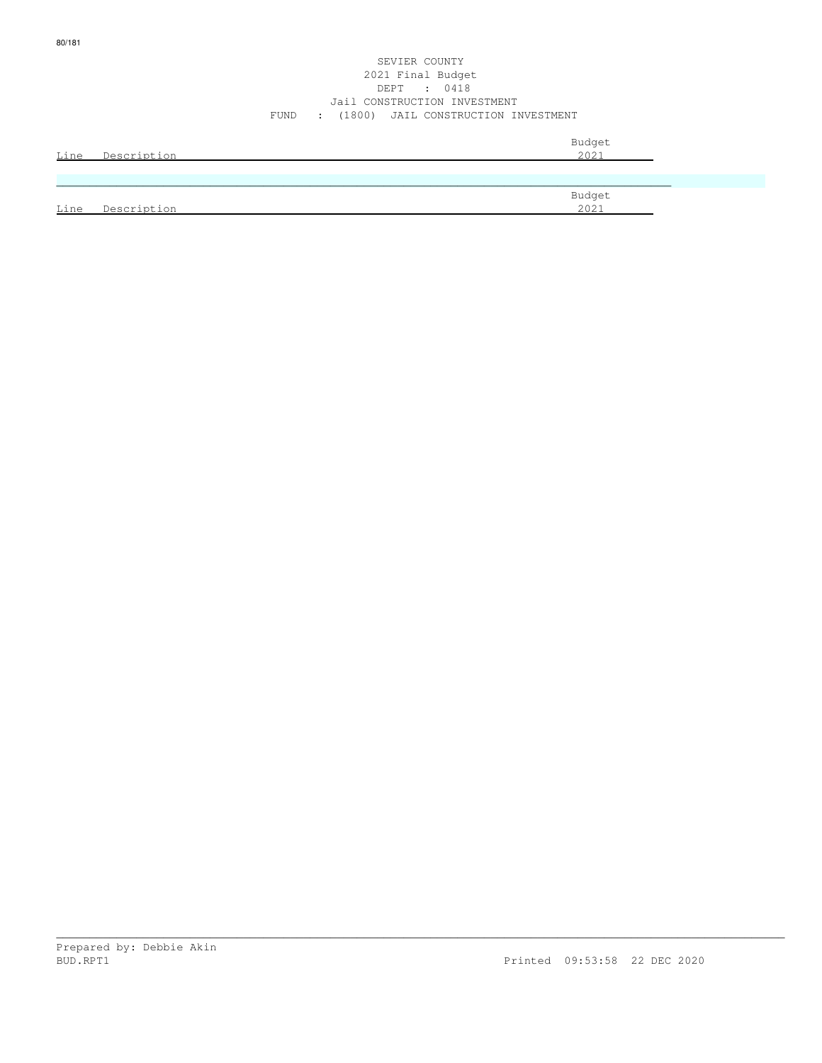SEVIER COUNTY
2021 Final Budget
DEPT : 0418
Jail CONSTRUCTION INVESTMENT
FUND : (1800) JAIL CONSTRUCTION INVESTMENT

| Line | Description | Budget 2021 |
|---|---|---|

| Line | Description | Budget 2021 |
|---|---|---|

Prepared by: Debbie Akin
BUD.RPT1 Printed 09:53:58 22 DEC 2020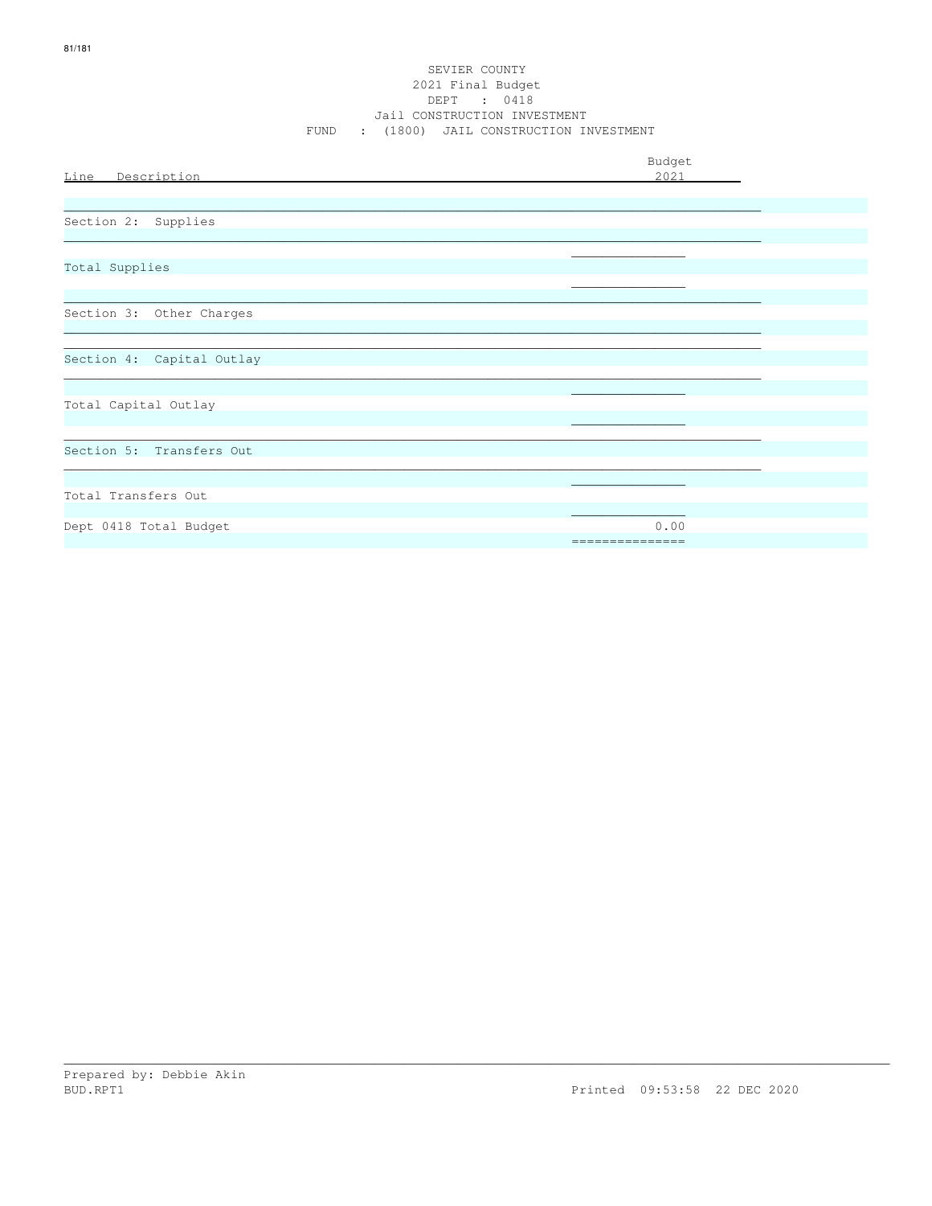SEVIER COUNTY
2021 Final Budget
DEPT : 0418
Jail CONSTRUCTION INVESTMENT
FUND : (1800) JAIL CONSTRUCTION INVESTMENT

| Line Description | Budget 2021 |
|---|---|
| Section 2: Supplies | |
| Total Supplies | |
| Section 3: Other Charges | |
| Section 4: Capital Outlay | |
| Total Capital Outlay | |
| Section 5: Transfers Out | |
| Total Transfers Out | |
| Dept 0418 Total Budget | 0.00 |

Prepared by: Debbie Akin
BUD.RPT1 Printed 09:53:58 22 DEC 2020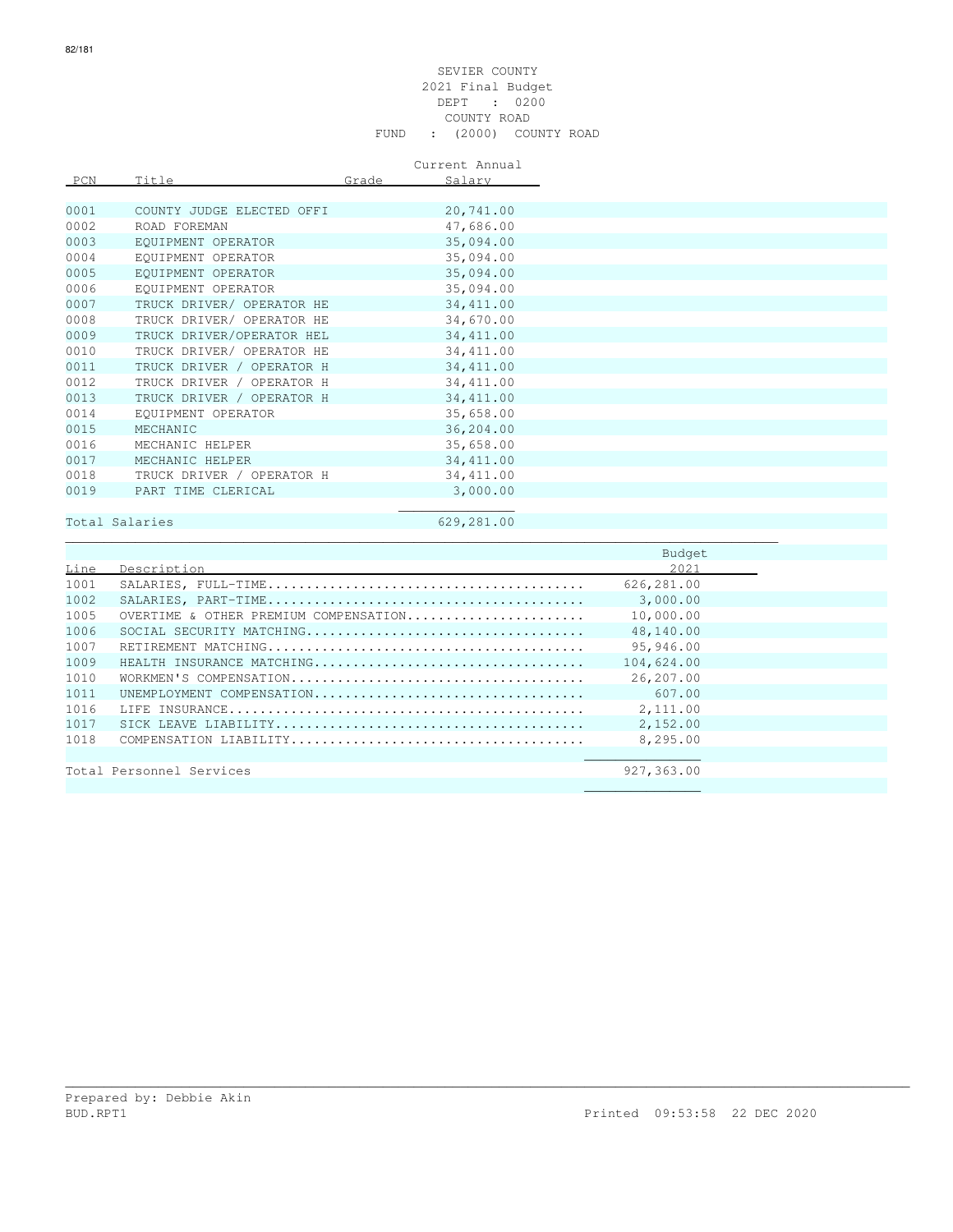SEVIER COUNTY
2021 Final Budget
DEPT : 0200
COUNTY ROAD
FUND : (2000) COUNTY ROAD

| PCN | Title | Grade | Current Annual Salary |
|---|---|---|---|
| 0001 | COUNTY JUDGE ELECTED OFFI | | 20,741.00 |
| 0002 | ROAD FOREMAN | | 47,686.00 |
| 0003 | EQUIPMENT OPERATOR | | 35,094.00 |
| 0004 | EQUIPMENT OPERATOR | | 35,094.00 |
| 0005 | EQUIPMENT OPERATOR | | 35,094.00 |
| 0006 | EQUIPMENT OPERATOR | | 35,094.00 |
| 0007 | TRUCK DRIVER/ OPERATOR HE | | 34,411.00 |
| 0008 | TRUCK DRIVER/ OPERATOR HE | | 34,670.00 |
| 0009 | TRUCK DRIVER/OPERATOR HEL | | 34,411.00 |
| 0010 | TRUCK DRIVER/ OPERATOR HE | | 34,411.00 |
| 0011 | TRUCK DRIVER / OPERATOR H | | 34,411.00 |
| 0012 | TRUCK DRIVER / OPERATOR H | | 34,411.00 |
| 0013 | TRUCK DRIVER / OPERATOR H | | 34,411.00 |
| 0014 | EQUIPMENT OPERATOR | | 35,658.00 |
| 0015 | MECHANIC | | 36,204.00 |
| 0016 | MECHANIC HELPER | | 35,658.00 |
| 0017 | MECHANIC HELPER | | 34,411.00 |
| 0018 | TRUCK DRIVER / OPERATOR H | | 34,411.00 |
| 0019 | PART TIME CLERICAL | | 3,000.00 |
| Total Salaries | | | 629,281.00 |

| Line | Description | Budget 2021 |
|---|---|---|
| 1001 | SALARIES, FULL-TIME........................................ | 626,281.00 |
| 1002 | SALARIES, PART-TIME........................................ | 3,000.00 |
| 1005 | OVERTIME & OTHER PREMIUM COMPENSATION...................... | 10,000.00 |
| 1006 | SOCIAL SECURITY MATCHING................................... | 48,140.00 |
| 1007 | RETIREMENT MATCHING........................................ | 95,946.00 |
| 1009 | HEALTH INSURANCE MATCHING.................................. | 104,624.00 |
| 1010 | WORKMEN'S COMPENSATION..................................... | 26,207.00 |
| 1011 | UNEMPLOYMENT COMPENSATION.................................. | 607.00 |
| 1016 | LIFE INSURANCE............................................. | 2,111.00 |
| 1017 | SICK LEAVE LIABILITY....................................... | 2,152.00 |
| 1018 | COMPENSATION LIABILITY..................................... | 8,295.00 |
| Total Personnel Services | | 927,363.00 |

Prepared by: Debbie Akin
BUD.RPT1 Printed 09:53:58 22 DEC 2020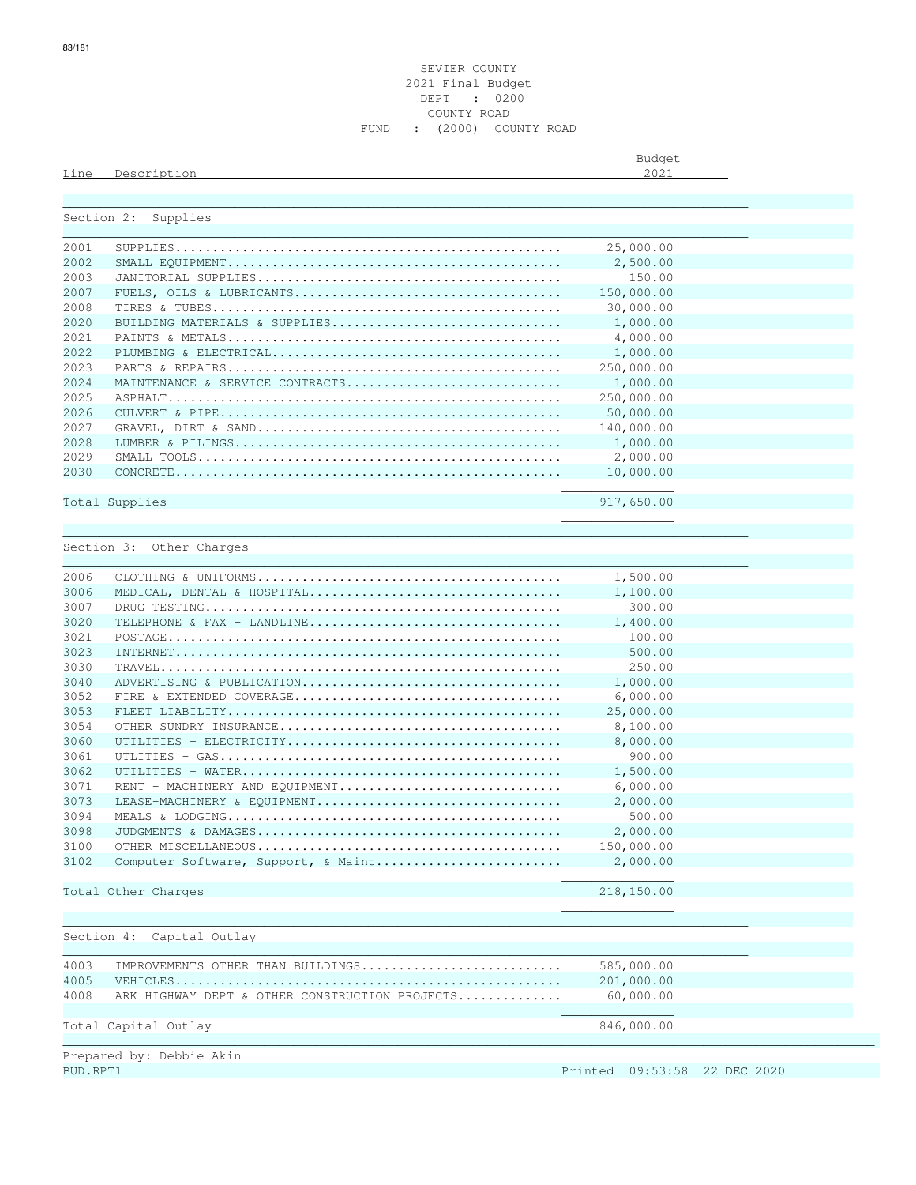SEVIER COUNTY
2021 Final Budget
DEPT : 0200
COUNTY ROAD
FUND : (2000) COUNTY ROAD

| Line | Description | Budget 2021 |
|---|---|---|
| **Section 2: Supplies** | | |
| 2001 | SUPPLIES | 25,000.00 |
| 2002 | SMALL EQUIPMENT | 2,500.00 |
| 2003 | JANITORIAL SUPPLIES | 150.00 |
| 2007 | FUELS, OILS & LUBRICANTS | 150,000.00 |
| 2008 | TIRES & TUBES | 30,000.00 |
| 2020 | BUILDING MATERIALS & SUPPLIES | 1,000.00 |
| 2021 | PAINTS & METALS | 4,000.00 |
| 2022 | PLUMBING & ELECTRICAL | 1,000.00 |
| 2023 | PARTS & REPAIRS | 250,000.00 |
| 2024 | MAINTENANCE & SERVICE CONTRACTS | 1,000.00 |
| 2025 | ASPHALT | 250,000.00 |
| 2026 | CULVERT & PIPE | 50,000.00 |
| 2027 | GRAVEL, DIRT & SAND | 140,000.00 |
| 2028 | LUMBER & PILINGS | 1,000.00 |
| 2029 | SMALL TOOLS | 2,000.00 |
| 2030 | CONCRETE | 10,000.00 |
| Total Supplies | | 917,650.00 |
| **Section 3: Other Charges** | | |
| 2006 | CLOTHING & UNIFORMS | 1,500.00 |
| 3006 | MEDICAL, DENTAL & HOSPITAL | 1,100.00 |
| 3007 | DRUG TESTING | 300.00 |
| 3020 | TELEPHONE & FAX - LANDLINE | 1,400.00 |
| 3021 | POSTAGE | 100.00 |
| 3023 | INTERNET | 500.00 |
| 3030 | TRAVEL | 250.00 |
| 3040 | ADVERTISING & PUBLICATION | 1,000.00 |
| 3052 | FIRE & EXTENDED COVERAGE | 6,000.00 |
| 3053 | FLEET LIABILITY | 25,000.00 |
| 3054 | OTHER SUNDRY INSURANCE | 8,100.00 |
| 3060 | UTILITIES - ELECTRICITY | 8,000.00 |
| 3061 | UTILITIES - GAS | 900.00 |
| 3062 | UTILITIES - WATER | 1,500.00 |
| 3071 | RENT - MACHINERY AND EQUIPMENT | 6,000.00 |
| 3073 | LEASE-MACHINERY & EQUIPMENT | 2,000.00 |
| 3094 | MEALS & LODGING | 500.00 |
| 3098 | JUDGMENTS & DAMAGES | 2,000.00 |
| 3100 | OTHER MISCELLANEOUS | 150,000.00 |
| 3102 | Computer Software, Support, & Maint | 2,000.00 |
| Total Other Charges | | 218,150.00 |
| **Section 4: Capital Outlay** | | |
| 4003 | IMPROVEMENTS OTHER THAN BUILDINGS | 585,000.00 |
| 4005 | VEHICLES | 201,000.00 |
| 4008 | ARK HIGHWAY DEPT & OTHER CONSTRUCTION PROJECTS | 60,000.00 |
| Total Capital Outlay | | 846,000.00 |

Prepared by: Debbie Akin
BUD.RPT1 Printed 09:53:58 22 DEC 2020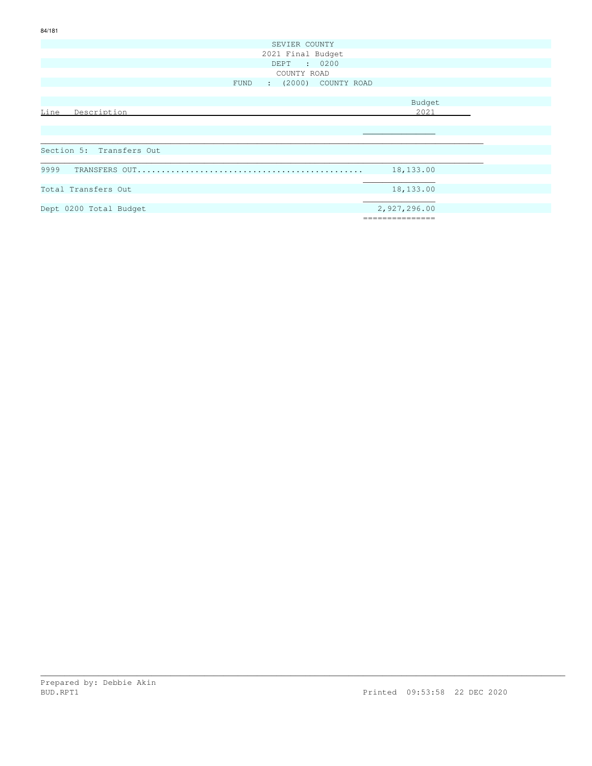SEVIER COUNTY
2021 Final Budget
DEPT : 0200
COUNTY ROAD
FUND : (2000) COUNTY ROAD

| Line Description | Budget 2021 |
|---|---|
| **Section 5: Transfers Out** | |
| 9999 TRANSFERS OUT | 18,133.00 |
| Total Transfers Out | 18,133.00 |
| Dept 0200 Total Budget | 2,927,296.00 |

Prepared by: Debbie Akin
BUD.RPT1 Printed 09:53:58 22 DEC 2020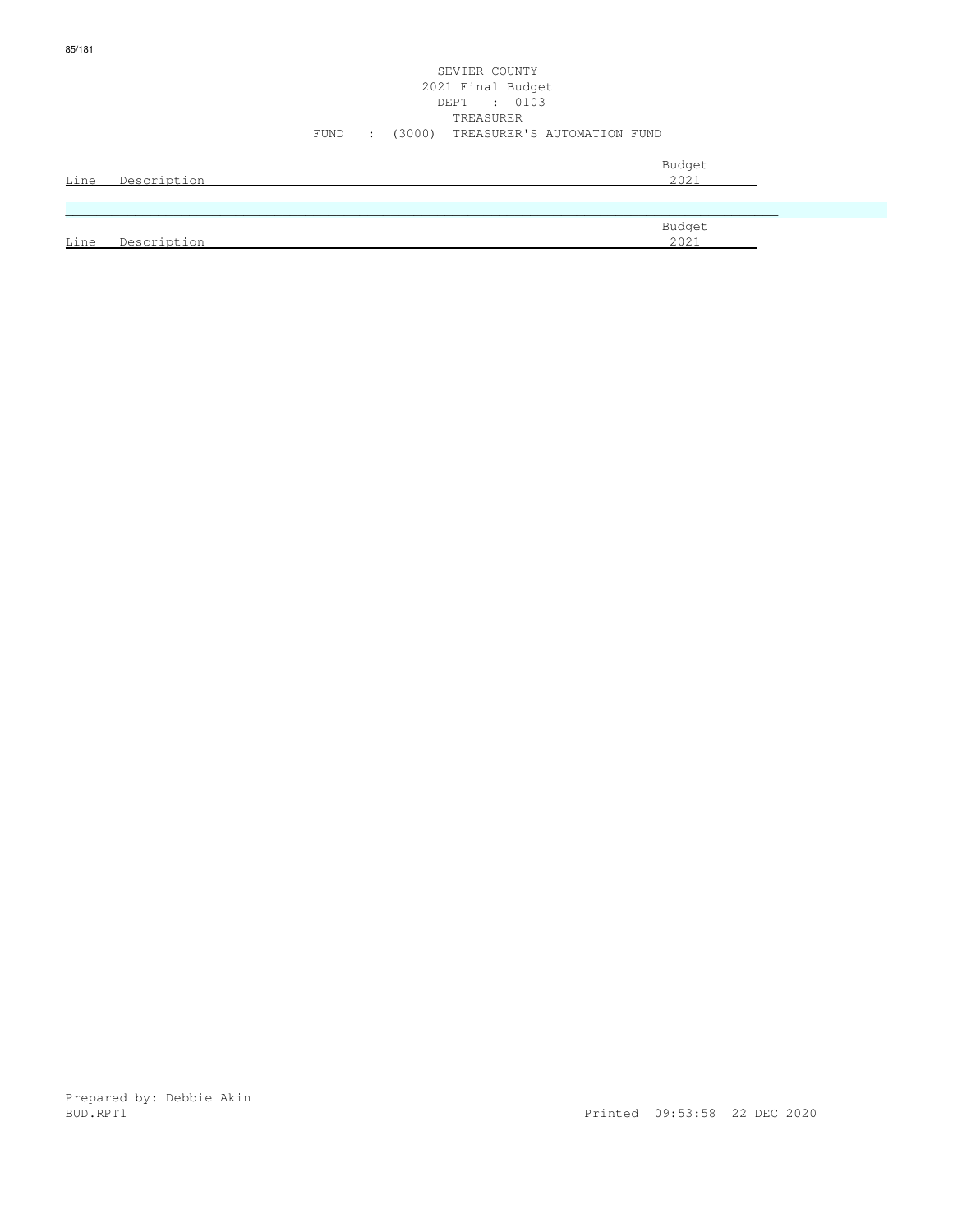SEVIER COUNTY
2021 Final Budget
DEPT : 0103
TREASURER
FUND : (3000) TREASURER'S AUTOMATION FUND

| Line | Description | Budget 2021 |
|---|---|---|

| Line | Description | Budget 2021 |
|---|---|---|

Prepared by: Debbie Akin
BUD.RPT1 Printed 09:53:58 22 DEC 2020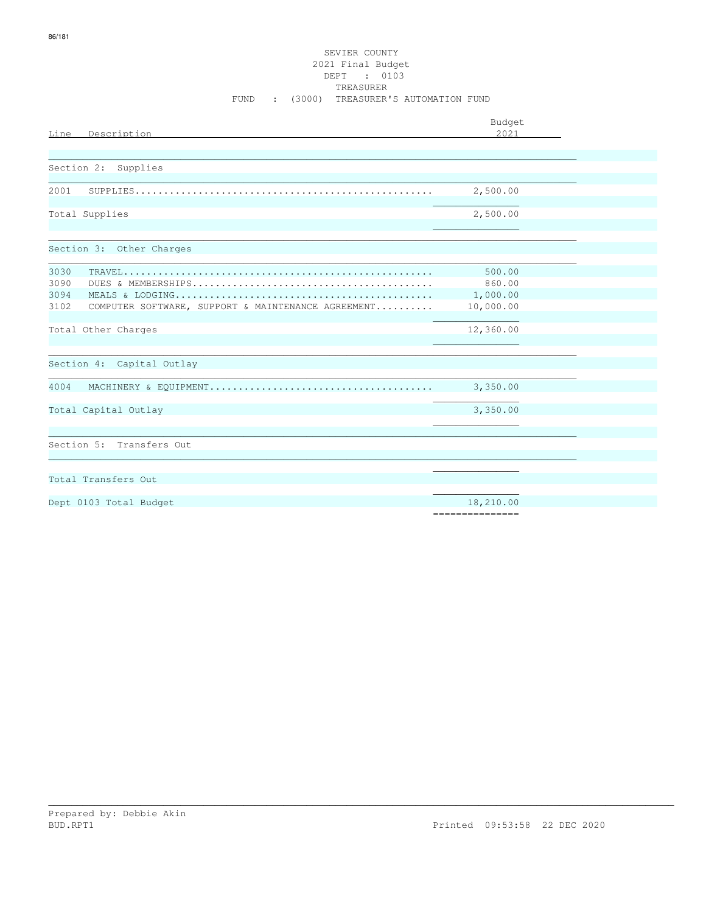SEVIER COUNTY
2021 Final Budget
DEPT : 0103
TREASURER
FUND : (3000) TREASURER'S AUTOMATION FUND

| Line | Description | Budget 2021 |
|---|---|---|
| **Section 2: Supplies** | | |
| 2001 | SUPPLIES | 2,500.00 |
| | Total Supplies | 2,500.00 |
| **Section 3: Other Charges** | | |
| 3030 | TRAVEL | 500.00 |
| 3090 | DUES & MEMBERSHIPS | 860.00 |
| 3094 | MEALS & LODGING | 1,000.00 |
| 3102 | COMPUTER SOFTWARE, SUPPORT & MAINTENANCE AGREEMENT | 10,000.00 |
| | Total Other Charges | 12,360.00 |
| **Section 4: Capital Outlay** | | |
| 4004 | MACHINERY & EQUIPMENT | 3,350.00 |
| | Total Capital Outlay | 3,350.00 |
| **Section 5: Transfers Out** | | |
| | Total Transfers Out | |
| | Dept 0103 Total Budget | 18,210.00 |

Prepared by: Debbie Akin
BUD.RPT1

Printed 09:53:58 22 DEC 2020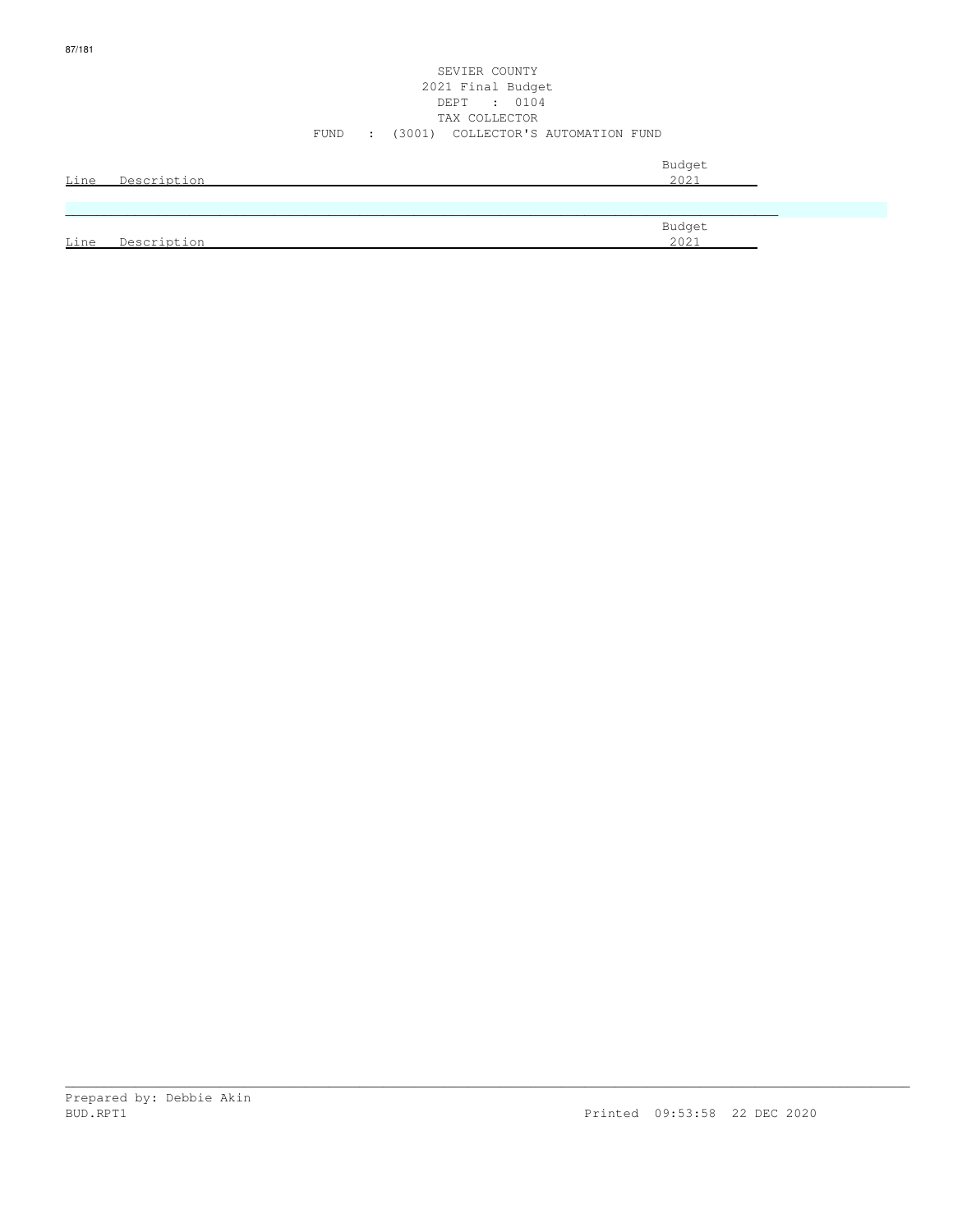SEVIER COUNTY
2021 Final Budget
DEPT : 0104
TAX COLLECTOR
FUND : (3001) COLLECTOR'S AUTOMATION FUND

| Line | Description | Budget 2021 |
|---|---|---|

| Line | Description | Budget 2021 |
|---|---|---|

Prepared by: Debbie Akin
BUD.RPT1 Printed 09:53:58 22 DEC 2020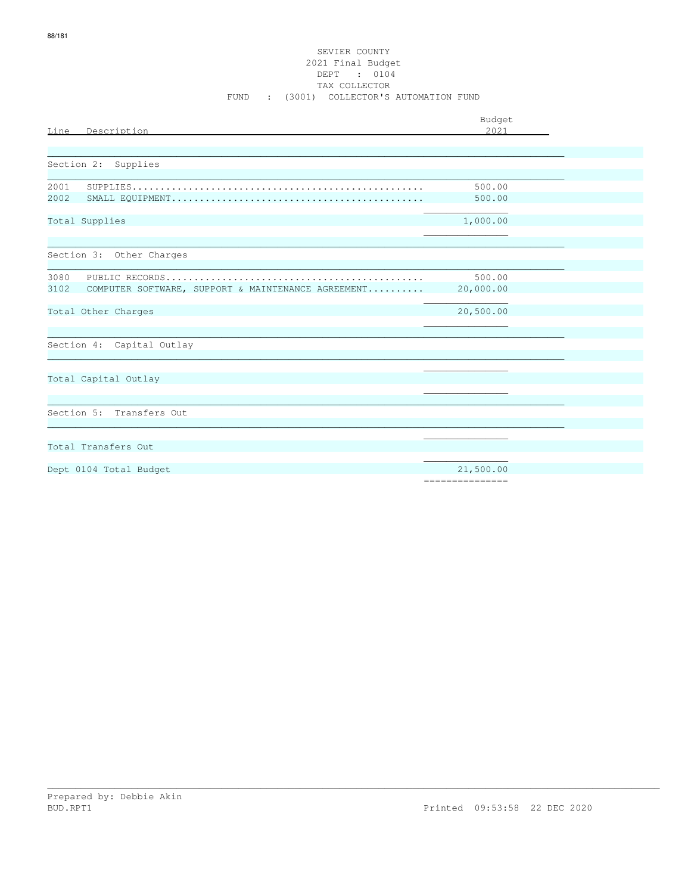SEVIER COUNTY
2021 Final Budget
DEPT : 0104
TAX COLLECTOR
FUND : (3001) COLLECTOR'S AUTOMATION FUND

| Line | Description | Budget 2021 |
|---|---|---|
| | **Section 2: Supplies** | |
| 2001 | SUPPLIES.................................................. | 500.00 |
| 2002 | SMALL EQUIPMENT........................................... | 500.00 |
| | Total Supplies | 1,000.00 |
| | **Section 3: Other Charges** | |
| 3080 | PUBLIC RECORDS............................................ | 500.00 |
| 3102 | COMPUTER SOFTWARE, SUPPORT & MAINTENANCE AGREEMENT.......... | 20,000.00 |
| | Total Other Charges | 20,500.00 |
| | **Section 4: Capital Outlay** | |
| | Total Capital Outlay | |
| | **Section 5: Transfers Out** | |
| | Total Transfers Out | |
| | Dept 0104 Total Budget | 21,500.00 |

Prepared by: Debbie Akin
BUD.RPT1 Printed 09:53:58 22 DEC 2020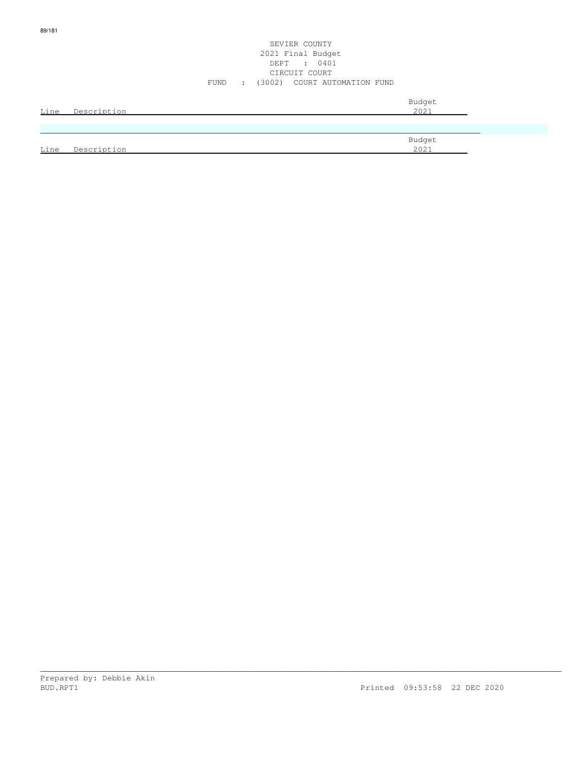SEVIER COUNTY
2021 Final Budget
DEPT : 0401
CIRCUIT COURT
FUND : (3002) COURT AUTOMATION FUND

| Line | Description | Budget 2021 |
|---|---|---|

| Line | Description | Budget 2021 |
|---|---|---|

Prepared by: Debbie Akin
BUD.RPT1 Printed 09:53:58 22 DEC 2020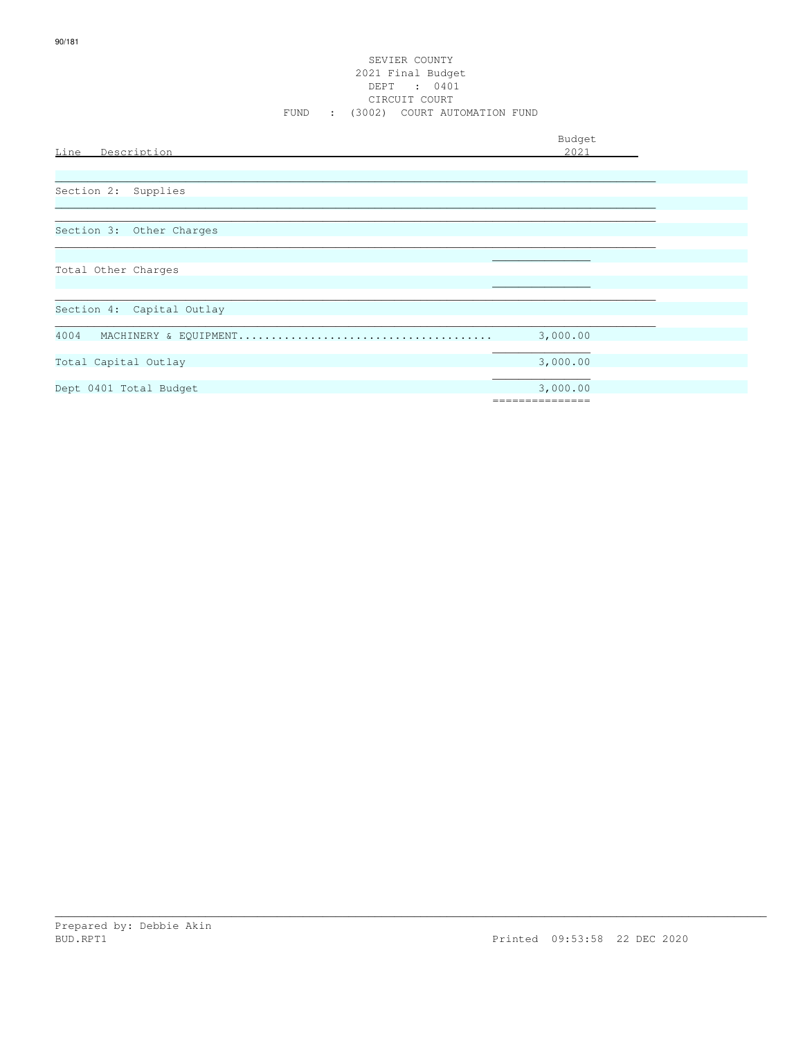SEVIER COUNTY
2021 Final Budget
DEPT : 0401
CIRCUIT COURT
FUND : (3002) COURT AUTOMATION FUND

| Line Description | Budget 2021 |
|---|---|
| Section 2: Supplies | |
| Section 3: Other Charges | |
| Total Other Charges | |
| Section 4: Capital Outlay | |
| 4004 MACHINERY & EQUIPMENT...................................... | 3,000.00 |
| Total Capital Outlay | 3,000.00 |
| Dept 0401 Total Budget | 3,000.00 |

Prepared by: Debbie Akin
BUD.RPT1 Printed 09:53:58 22 DEC 2020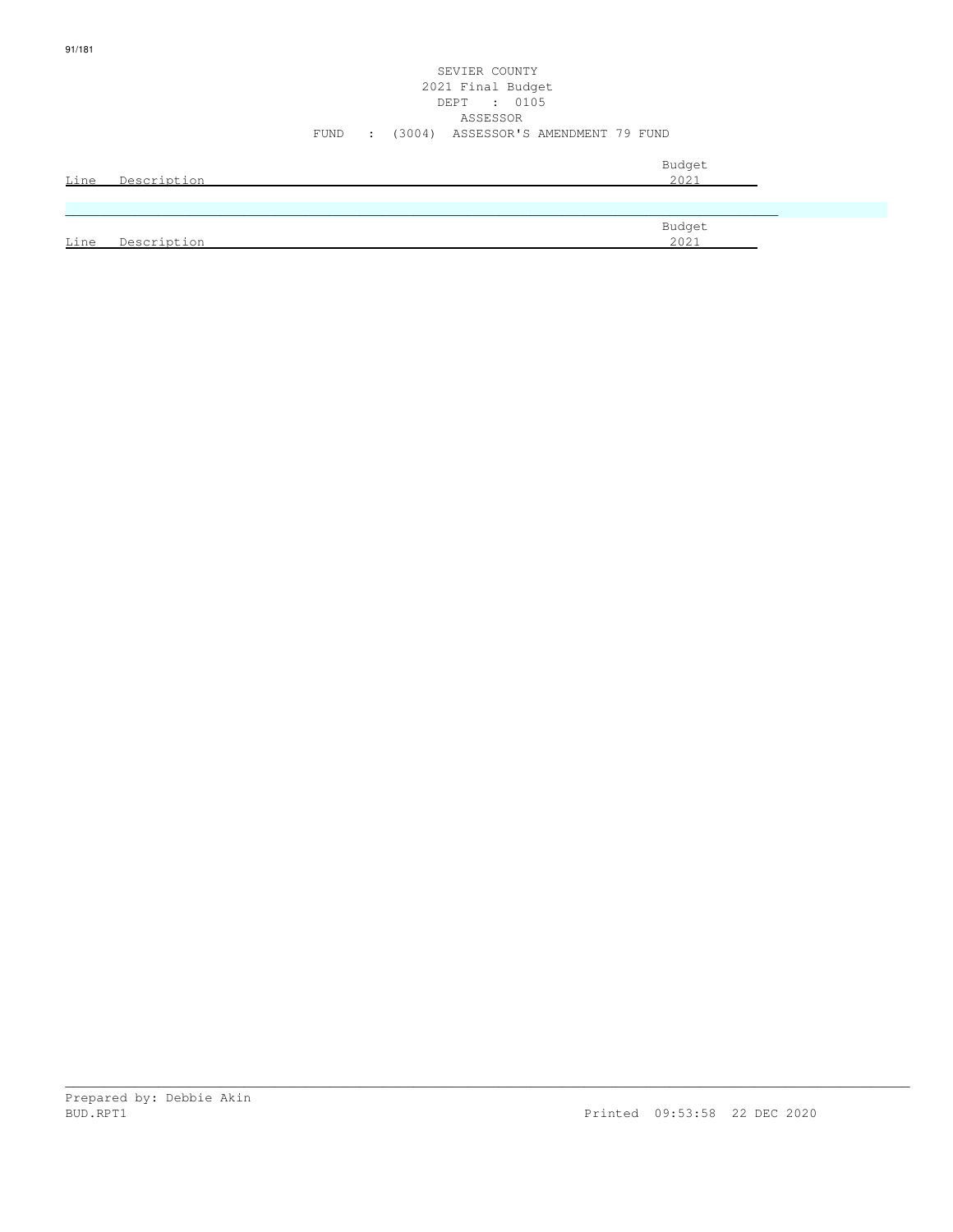SEVIER COUNTY
2021 Final Budget
DEPT : 0105
ASSESSOR
FUND : (3004) ASSESSOR'S AMENDMENT 79 FUND

| Line | Description | Budget 2021 |
|---|---|---|

| Line | Description | Budget 2021 |
|---|---|---|

Prepared by: Debbie Akin
BUD.RPT1 Printed 09:53:58 22 DEC 2020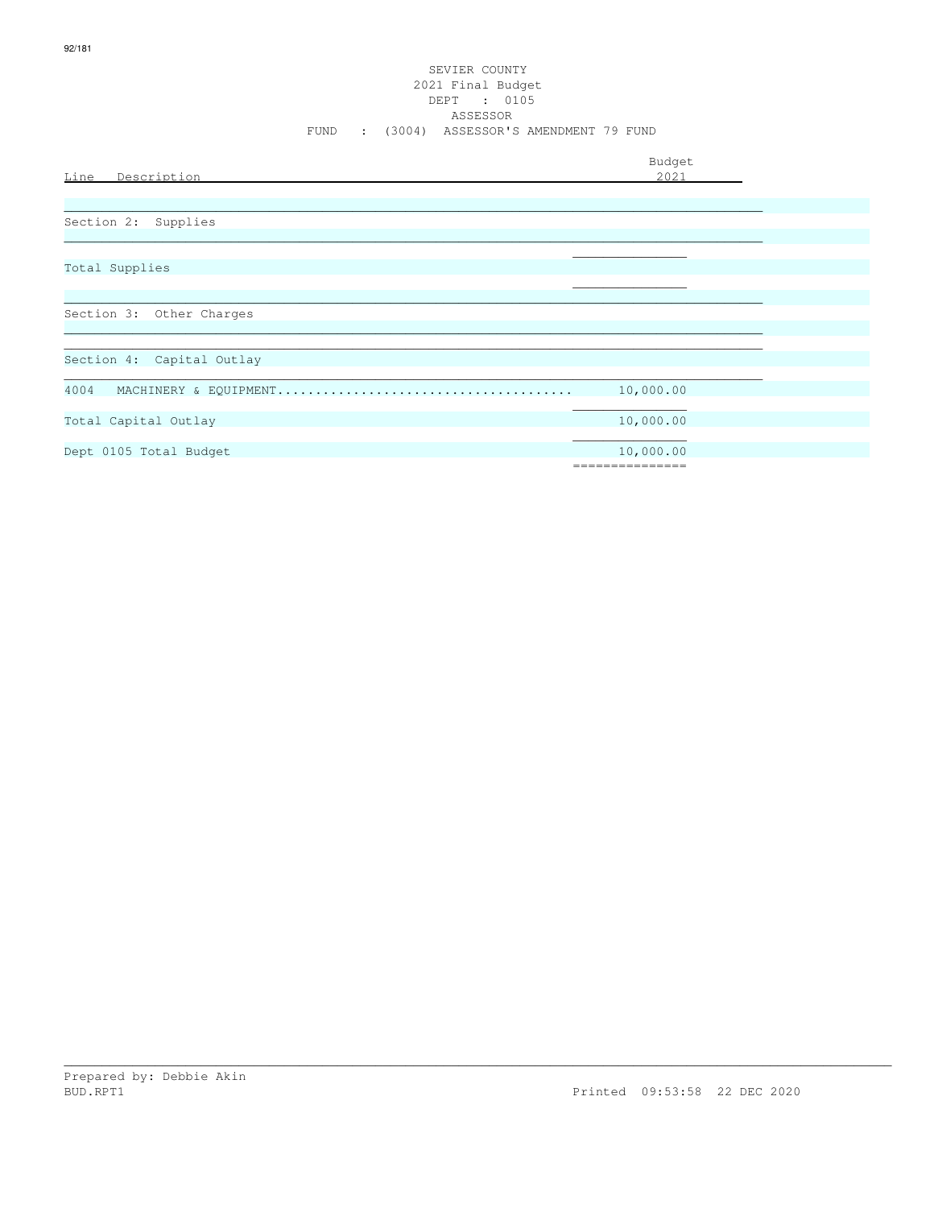SEVIER COUNTY
2021 Final Budget
DEPT : 0105
ASSESSOR
FUND : (3004) ASSESSOR'S AMENDMENT 79 FUND

| Line Description | Budget 2021 |
|---|---|
| Section 2: Supplies | |
| Total Supplies | |
| Section 3: Other Charges | |
| Section 4: Capital Outlay | |
| 4004 MACHINERY & EQUIPMENT...................................... | 10,000.00 |
| Total Capital Outlay | 10,000.00 |
| Dept 0105 Total Budget | 10,000.00 |

Prepared by: Debbie Akin
BUD.RPT1 Printed 09:53:58 22 DEC 2020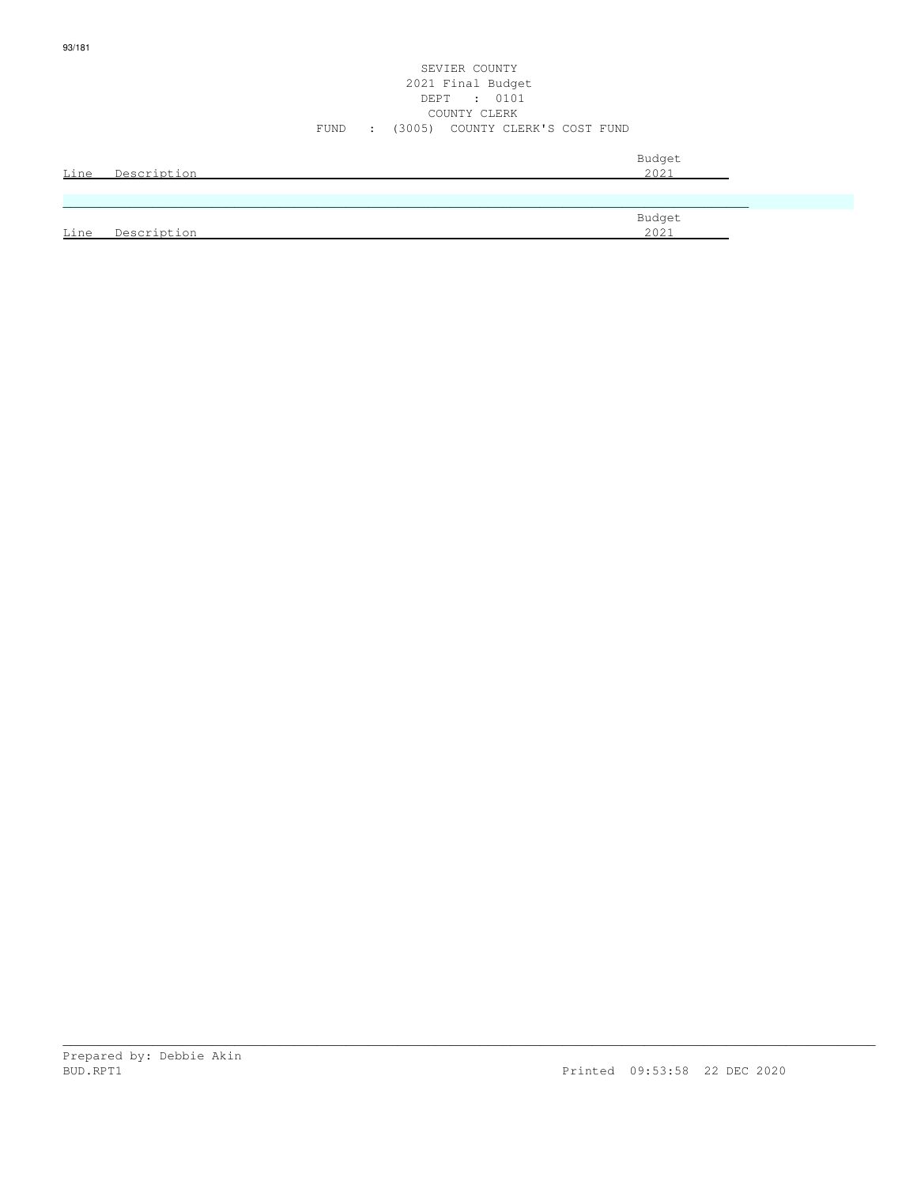SEVIER COUNTY
2021 Final Budget
DEPT : 0101
COUNTY CLERK
FUND : (3005) COUNTY CLERK'S COST FUND

| Line | Description | Budget 2021 |
|---|---|---|

| Line | Description | Budget 2021 |
|---|---|---|

Prepared by: Debbie Akin
BUD.RPT1 Printed 09:53:58 22 DEC 2020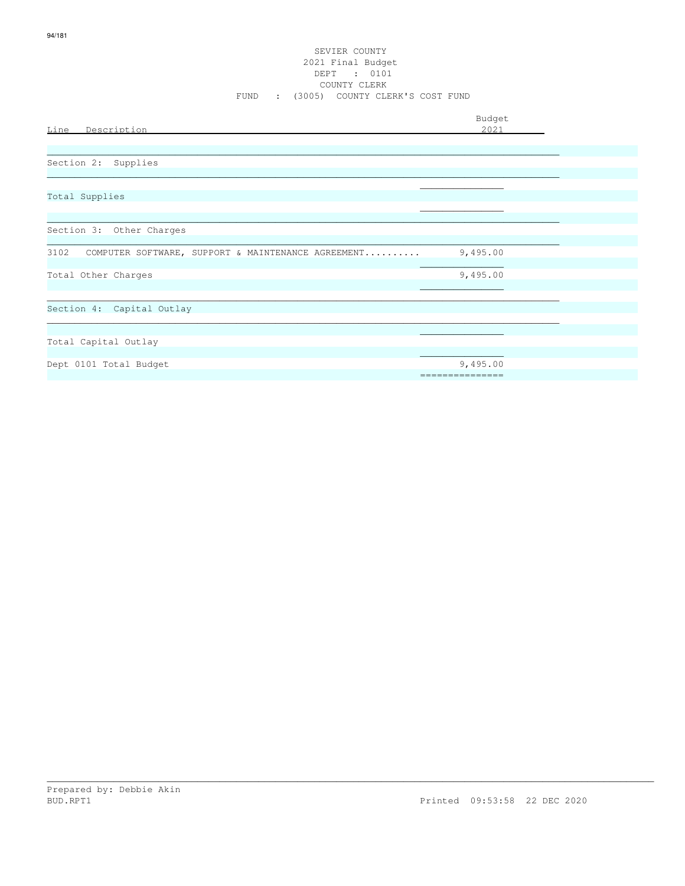SEVIER COUNTY
2021 Final Budget
DEPT : 0101
COUNTY CLERK
FUND : (3005) COUNTY CLERK'S COST FUND

| Line Description | Budget 2021 |
|---|---|
| **Section 2: Supplies** | |
| Total Supplies | |
| **Section 3: Other Charges** | |
| 3102 COMPUTER SOFTWARE, SUPPORT & MAINTENANCE AGREEMENT.......... | 9,495.00 |
| Total Other Charges | 9,495.00 |
| **Section 4: Capital Outlay** | |
| Total Capital Outlay | |
| Dept 0101 Total Budget | 9,495.00 |

Prepared by: Debbie Akin
BUD.RPT1 Printed 09:53:58 22 DEC 2020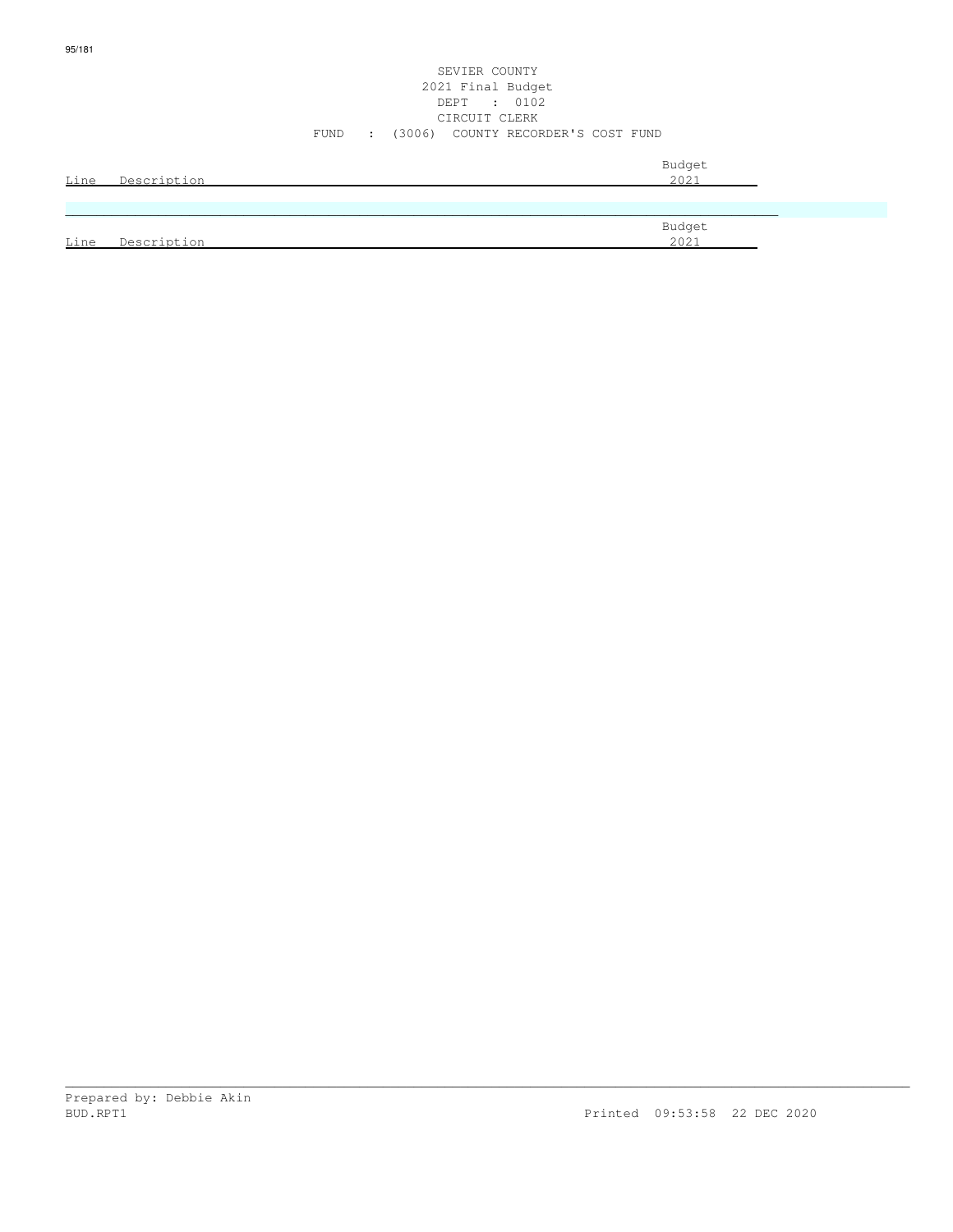SEVIER COUNTY
2021 Final Budget
DEPT : 0102
CIRCUIT CLERK
FUND : (3006) COUNTY RECORDER'S COST FUND

| Line | Description | Budget 2021 |
| --- | --- | --- |

| Line | Description | Budget 2021 |
| --- | --- | --- |

Prepared by: Debbie Akin
BUD.RPT1 Printed 09:53:58 22 DEC 2020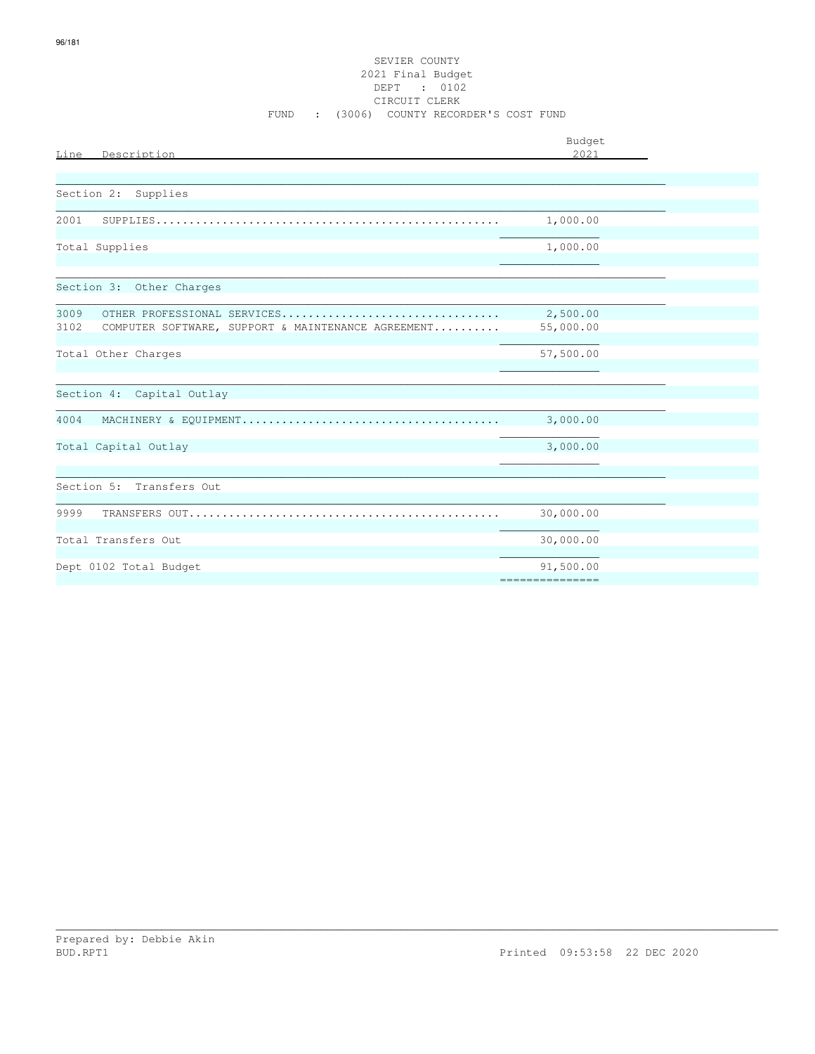SEVIER COUNTY
2021 Final Budget
DEPT : 0102
CIRCUIT CLERK
FUND : (3006) COUNTY RECORDER'S COST FUND

| Line | Description | Budget 2021 |
|---|---|---|
| **Section 2: Supplies** | | |
| 2001 | SUPPLIES | 1,000.00 |
| | Total Supplies | 1,000.00 |
| **Section 3: Other Charges** | | |
| 3009 | OTHER PROFESSIONAL SERVICES | 2,500.00 |
| 3102 | COMPUTER SOFTWARE, SUPPORT & MAINTENANCE AGREEMENT | 55,000.00 |
| | Total Other Charges | 57,500.00 |
| **Section 4: Capital Outlay** | | |
| 4004 | MACHINERY & EQUIPMENT | 3,000.00 |
| | Total Capital Outlay | 3,000.00 |
| **Section 5: Transfers Out** | | |
| 9999 | TRANSFERS OUT | 30,000.00 |
| | Total Transfers Out | 30,000.00 |
| | Dept 0102 Total Budget | 91,500.00 |

Prepared by: Debbie Akin
BUD.RPT1 Printed 09:53:58 22 DEC 2020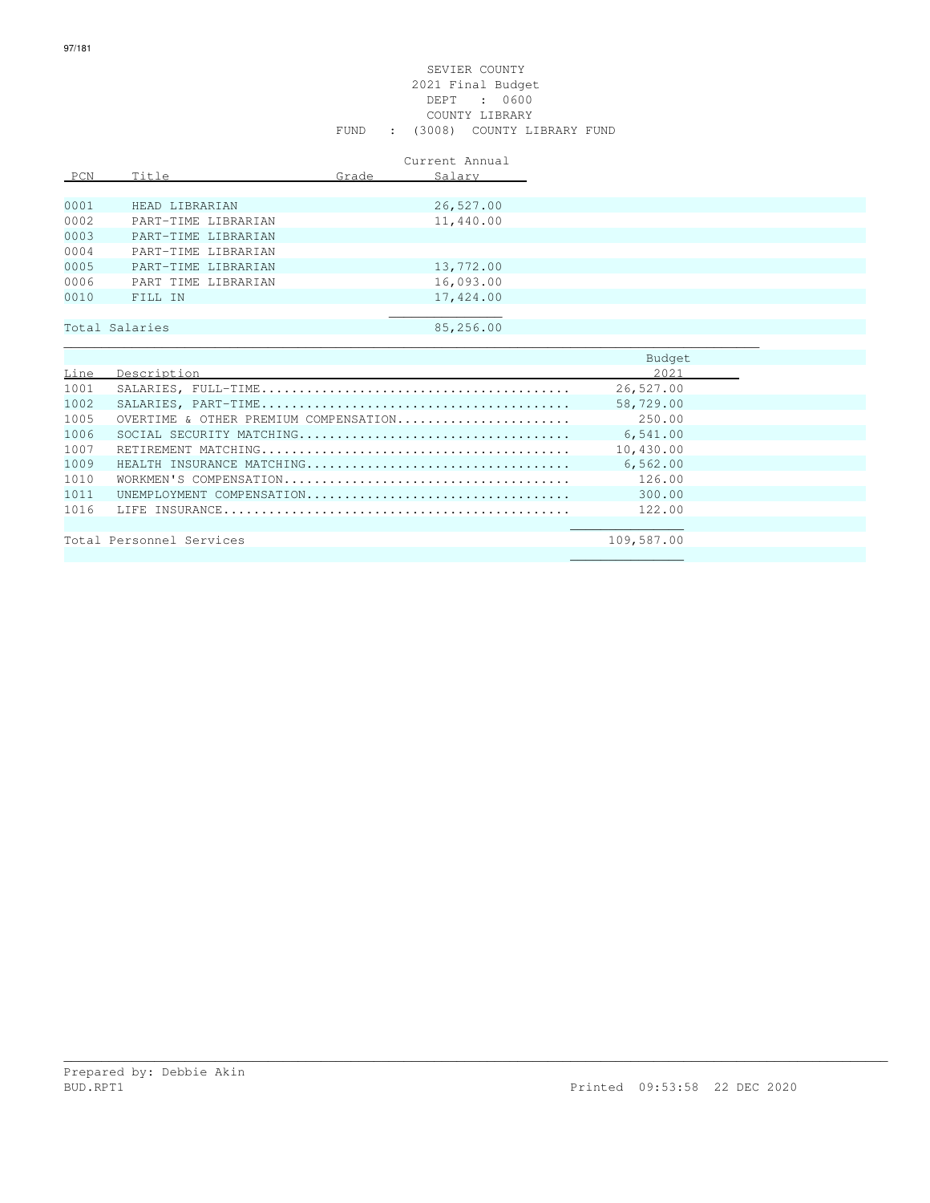SEVIER COUNTY
2021 Final Budget
DEPT : 0600
COUNTY LIBRARY
FUND : (3008) COUNTY LIBRARY FUND

| PCN | Title | Grade | Current Annual Salary |
|---|---|---|---|
| 0001 | HEAD LIBRARIAN | | 26,527.00 |
| 0002 | PART-TIME LIBRARIAN | | 11,440.00 |
| 0003 | PART-TIME LIBRARIAN | | |
| 0004 | PART-TIME LIBRARIAN | | |
| 0005 | PART-TIME LIBRARIAN | | 13,772.00 |
| 0006 | PART TIME LIBRARIAN | | 16,093.00 |
| 0010 | FILL IN | | 17,424.00 |
| Total Salaries | | | 85,256.00 |

| Line | Description | Budget 2021 |
|---|---|---|
| 1001 | SALARIES, FULL-TIME........................................ | 26,527.00 |
| 1002 | SALARIES, PART-TIME........................................ | 58,729.00 |
| 1005 | OVERTIME & OTHER PREMIUM COMPENSATION....................... | 250.00 |
| 1006 | SOCIAL SECURITY MATCHING.................................... | 6,541.00 |
| 1007 | RETIREMENT MATCHING......................................... | 10,430.00 |
| 1009 | HEALTH INSURANCE MATCHING................................... | 6,562.00 |
| 1010 | WORKMEN'S COMPENSATION...................................... | 126.00 |
| 1011 | UNEMPLOYMENT COMPENSATION................................... | 300.00 |
| 1016 | LIFE INSURANCE.............................................. | 122.00 |
| Total Personnel Services | | 109,587.00 |

Prepared by: Debbie Akin
BUD.RPT1 Printed 09:53:58 22 DEC 2020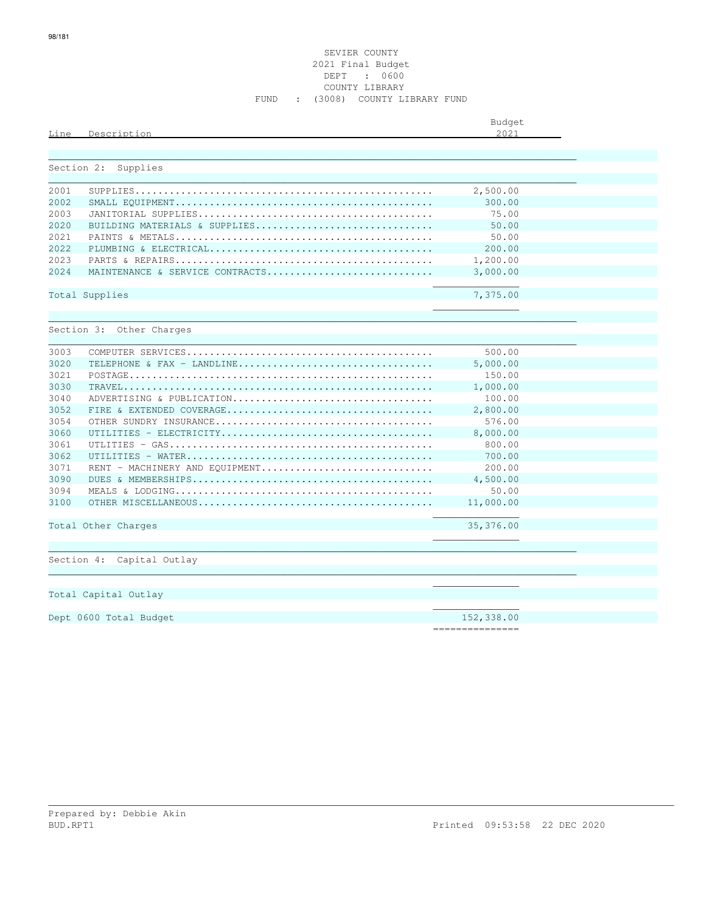SEVIER COUNTY
2021 Final Budget
DEPT : 0600
COUNTY LIBRARY
FUND : (3008) COUNTY LIBRARY FUND

| Line | Description | Budget 2021 |
|---|---|---|
| **Section 2: Supplies** | | |
| 2001 | SUPPLIES | 2,500.00 |
| 2002 | SMALL EQUIPMENT | 300.00 |
| 2003 | JANITORIAL SUPPLIES | 75.00 |
| 2020 | BUILDING MATERIALS & SUPPLIES | 50.00 |
| 2021 | PAINTS & METALS | 50.00 |
| 2022 | PLUMBING & ELECTRICAL | 200.00 |
| 2023 | PARTS & REPAIRS | 1,200.00 |
| 2024 | MAINTENANCE & SERVICE CONTRACTS | 3,000.00 |
| Total Supplies | | 7,375.00 |
| **Section 3: Other Charges** | | |
| 3003 | COMPUTER SERVICES | 500.00 |
| 3020 | TELEPHONE & FAX - LANDLINE | 5,000.00 |
| 3021 | POSTAGE | 150.00 |
| 3030 | TRAVEL | 1,000.00 |
| 3040 | ADVERTISING & PUBLICATION | 100.00 |
| 3052 | FIRE & EXTENDED COVERAGE | 2,800.00 |
| 3054 | OTHER SUNDRY INSURANCE | 576.00 |
| 3060 | UTILITIES - ELECTRICITY | 8,000.00 |
| 3061 | UTILTIES - GAS | 800.00 |
| 3062 | UTILITIES - WATER | 700.00 |
| 3071 | RENT - MACHINERY AND EQUIPMENT | 200.00 |
| 3090 | DUES & MEMBERSHIPS | 4,500.00 |
| 3094 | MEALS & LODGING | 50.00 |
| 3100 | OTHER MISCELLANEOUS | 11,000.00 |
| Total Other Charges | | 35,376.00 |
| **Section 4: Capital Outlay** | | |
| Total Capital Outlay | | |
| Dept 0600 Total Budget | | 152,338.00 |

Prepared by: Debbie Akin
BUD.RPT1 Printed 09:53:58 22 DEC 2020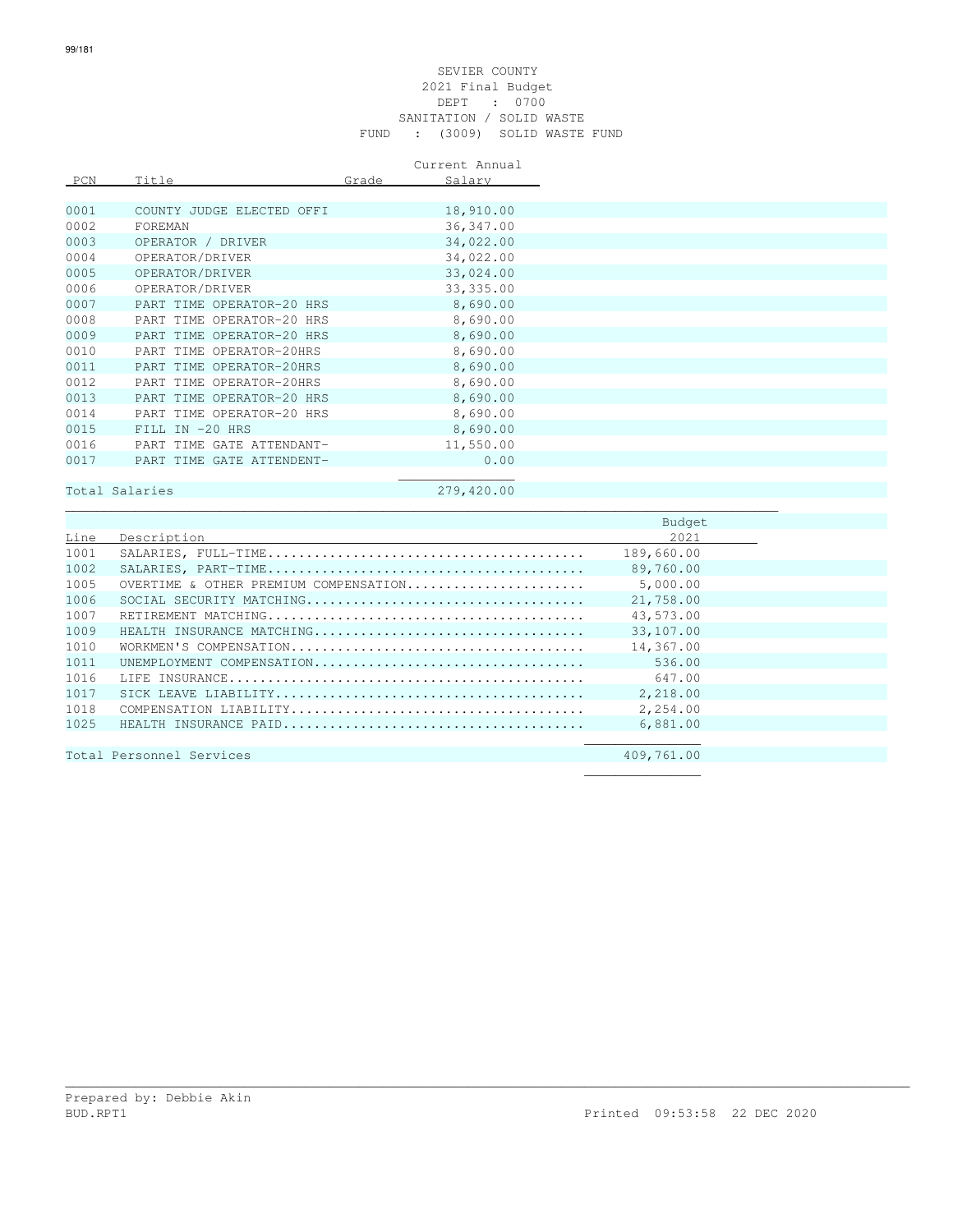# SEVIER COUNTY

## 2021 Final Budget

DEPT : 0700

SANITATION / SOLID WASTE

FUND : (3009) SOLID WASTE FUND

| PCN | Title | Grade | Current Annual Salary |
|---|---|---|---|
| 0001 | COUNTY JUDGE ELECTED OFFI | | 18,910.00 |
| 0002 | FOREMAN | | 36,347.00 |
| 0003 | OPERATOR / DRIVER | | 34,022.00 |
| 0004 | OPERATOR/DRIVER | | 34,022.00 |
| 0005 | OPERATOR/DRIVER | | 33,024.00 |
| 0006 | OPERATOR/DRIVER | | 33,335.00 |
| 0007 | PART TIME OPERATOR-20 HRS | | 8,690.00 |
| 0008 | PART TIME OPERATOR-20 HRS | | 8,690.00 |
| 0009 | PART TIME OPERATOR-20 HRS | | 8,690.00 |
| 0010 | PART TIME OPERATOR-20HRS | | 8,690.00 |
| 0011 | PART TIME OPERATOR-20HRS | | 8,690.00 |
| 0012 | PART TIME OPERATOR-20HRS | | 8,690.00 |
| 0013 | PART TIME OPERATOR-20 HRS | | 8,690.00 |
| 0014 | PART TIME OPERATOR-20 HRS | | 8,690.00 |
| 0015 | FILL IN -20 HRS | | 8,690.00 |
| 0016 | PART TIME GATE ATTENDANT- | | 11,550.00 |
| 0017 | PART TIME GATE ATTENDENT- | | 0.00 |
| Total Salaries | | | 279,420.00 |

| Line | Description | Budget 2021 |
|---|---|---|
| 1001 | SALARIES, FULL-TIME........................................ | 189,660.00 |
| 1002 | SALARIES, PART-TIME........................................ | 89,760.00 |
| 1005 | OVERTIME & OTHER PREMIUM COMPENSATION...................... | 5,000.00 |
| 1006 | SOCIAL SECURITY MATCHING................................... | 21,758.00 |
| 1007 | RETIREMENT MATCHING........................................ | 43,573.00 |
| 1009 | HEALTH INSURANCE MATCHING.................................. | 33,107.00 |
| 1010 | WORKMEN'S COMPENSATION..................................... | 14,367.00 |
| 1011 | UNEMPLOYMENT COMPENSATION.................................. | 536.00 |
| 1016 | LIFE INSURANCE............................................. | 647.00 |
| 1017 | SICK LEAVE LIABILITY....................................... | 2,218.00 |
| 1018 | COMPENSATION LIABILITY..................................... | 2,254.00 |
| 1025 | HEALTH INSURANCE PAID...................................... | 6,881.00 |
| Total Personnel Services | | 409,761.00 |

Prepared by: Debbie Akin

BUD.RPT1 Printed 09:53:58 22 DEC 2020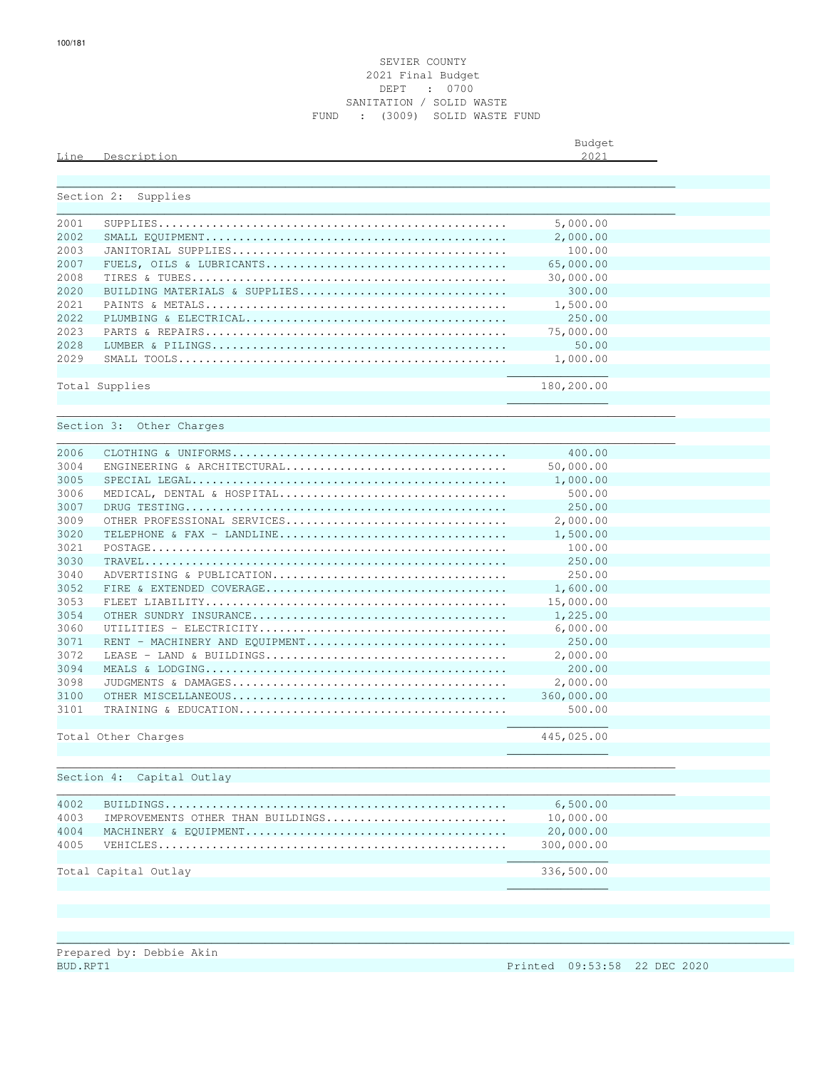SEVIER COUNTY
2021 Final Budget
DEPT : 0700
SANITATION / SOLID WASTE
FUND : (3009) SOLID WASTE FUND

| Line | Description | Budget 2021 |
|---|---|---|
| **Section 2: Supplies** | | |
| 2001 | SUPPLIES | 5,000.00 |
| 2002 | SMALL EQUIPMENT | 2,000.00 |
| 2003 | JANITORIAL SUPPLIES | 100.00 |
| 2007 | FUELS, OILS & LUBRICANTS | 65,000.00 |
| 2008 | TIRES & TUBES | 30,000.00 |
| 2020 | BUILDING MATERIALS & SUPPLIES | 300.00 |
| 2021 | PAINTS & METALS | 1,500.00 |
| 2022 | PLUMBING & ELECTRICAL | 250.00 |
| 2023 | PARTS & REPAIRS | 75,000.00 |
| 2028 | LUMBER & PILINGS | 50.00 |
| 2029 | SMALL TOOLS | 1,000.00 |
| Total Supplies | | 180,200.00 |
| **Section 3: Other Charges** | | |
| 2006 | CLOTHING & UNIFORMS | 400.00 |
| 3004 | ENGINEERING & ARCHITECTURAL | 50,000.00 |
| 3005 | SPECIAL LEGAL | 1,000.00 |
| 3006 | MEDICAL, DENTAL & HOSPITAL | 500.00 |
| 3007 | DRUG TESTING | 250.00 |
| 3009 | OTHER PROFESSIONAL SERVICES | 2,000.00 |
| 3020 | TELEPHONE & FAX - LANDLINE | 1,500.00 |
| 3021 | POSTAGE | 100.00 |
| 3030 | TRAVEL | 250.00 |
| 3040 | ADVERTISING & PUBLICATION | 250.00 |
| 3052 | FIRE & EXTENDED COVERAGE | 1,600.00 |
| 3053 | FLEET LIABILITY | 15,000.00 |
| 3054 | OTHER SUNDRY INSURANCE | 1,225.00 |
| 3060 | UTILITIES - ELECTRICITY | 6,000.00 |
| 3071 | RENT - MACHINERY AND EQUIPMENT | 250.00 |
| 3072 | LEASE - LAND & BUILDINGS | 2,000.00 |
| 3094 | MEALS & LODGING | 200.00 |
| 3098 | JUDGMENTS & DAMAGES | 2,000.00 |
| 3100 | OTHER MISCELLANEOUS | 360,000.00 |
| 3101 | TRAINING & EDUCATION | 500.00 |
| Total Other Charges | | 445,025.00 |
| **Section 4: Capital Outlay** | | |
| 4002 | BUILDINGS | 6,500.00 |
| 4003 | IMPROVEMENTS OTHER THAN BUILDINGS | 10,000.00 |
| 4004 | MACHINERY & EQUIPMENT | 20,000.00 |
| 4005 | VEHICLES | 300,000.00 |
| Total Capital Outlay | | 336,500.00 |

Prepared by: Debbie Akin
BUD.RPT1 Printed 09:53:58 22 DEC 2020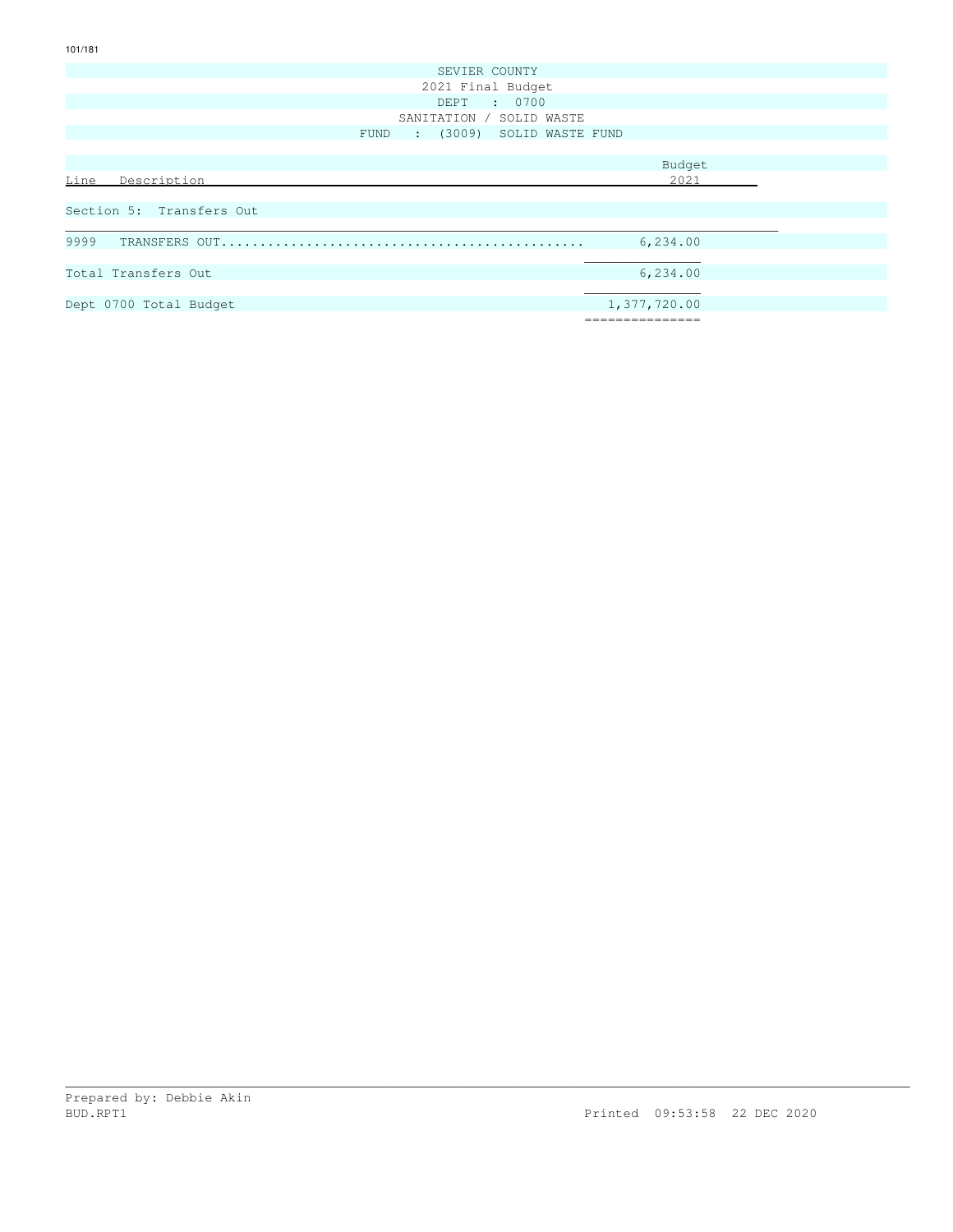SEVIER COUNTY
2021 Final Budget
DEPT : 0700
SANITATION / SOLID WASTE
FUND : (3009) SOLID WASTE FUND

| Line Description | Budget 2021 |
|---|---|
| **Section 5: Transfers Out** | |
| 9999 TRANSFERS OUT............................................. | 6,234.00 |
| Total Transfers Out | 6,234.00 |
| Dept 0700 Total Budget | 1,377,720.00 |

Prepared by: Debbie Akin
BUD.RPT1 Printed 09:53:58 22 DEC 2020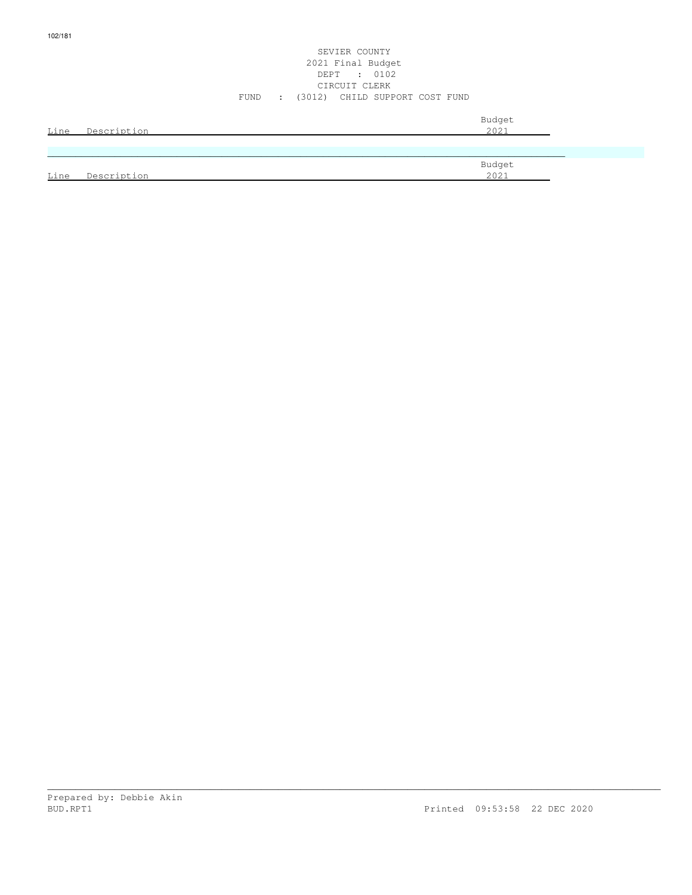SEVIER COUNTY
2021 Final Budget
DEPT : 0102
CIRCUIT CLERK
FUND : (3012) CHILD SUPPORT COST FUND

| Line | Description | Budget 2021 |
|---|---|---|

| Line | Description | Budget 2021 |
|---|---|---|

Prepared by: Debbie Akin
BUD.RPT1

Printed 09:53:58 22 DEC 2020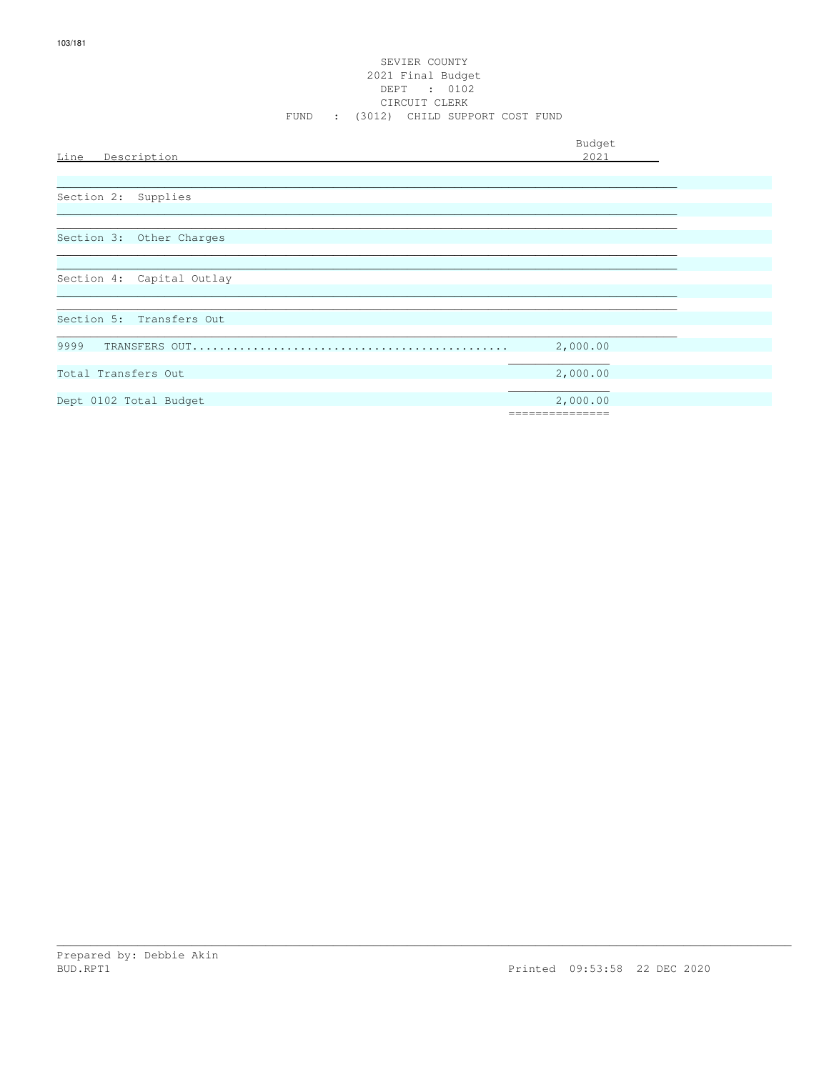SEVIER COUNTY
2021 Final Budget
DEPT : 0102
CIRCUIT CLERK
FUND : (3012) CHILD SUPPORT COST FUND

| Line Description | Budget 2021 |
|---|---|
| Section 2: Supplies | |
| Section 3: Other Charges | |
| Section 4: Capital Outlay | |
| Section 5: Transfers Out | |
| 9999 TRANSFERS OUT............................................... | 2,000.00 |
| Total Transfers Out | 2,000.00 |
| Dept 0102 Total Budget | 2,000.00 |

Prepared by: Debbie Akin
BUD.RPT1 Printed 09:53:58 22 DEC 2020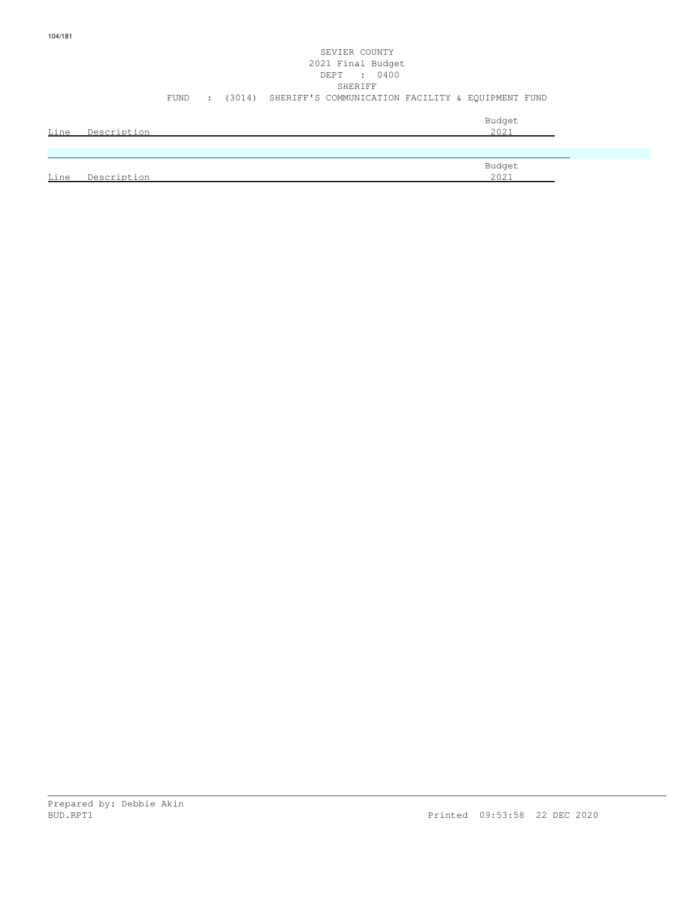SEVIER COUNTY
2021 Final Budget
DEPT : 0400
SHERIFF
FUND : (3014) SHERIFF'S COMMUNICATION FACILITY & EQUIPMENT FUND

| Line | Description | Budget 2021 |
|---|---|---|

| Line | Description | Budget 2021 |
|---|---|---|

Prepared by: Debbie Akin
BUD.RPT1 Printed 09:53:58 22 DEC 2020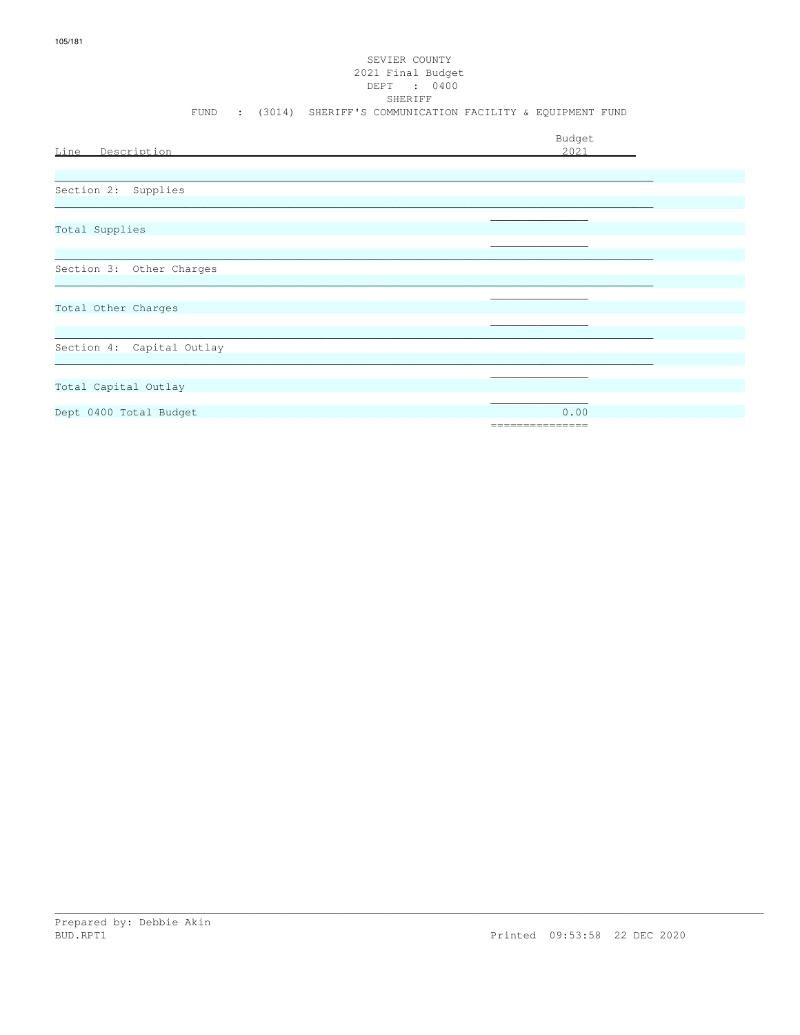SEVIER COUNTY
2021 Final Budget
DEPT : 0400
SHERIFF
FUND : (3014) SHERIFF'S COMMUNICATION FACILITY & EQUIPMENT FUND

| Line Description | Budget 2021 |
|---|---|
| Section 2: Supplies | |
| Total Supplies | |
| Section 3: Other Charges | |
| Total Other Charges | |
| Section 4: Capital Outlay | |
| Total Capital Outlay | |
| Dept 0400 Total Budget | 0.00 |

Prepared by: Debbie Akin
BUD.RPT1 Printed 09:53:58 22 DEC 2020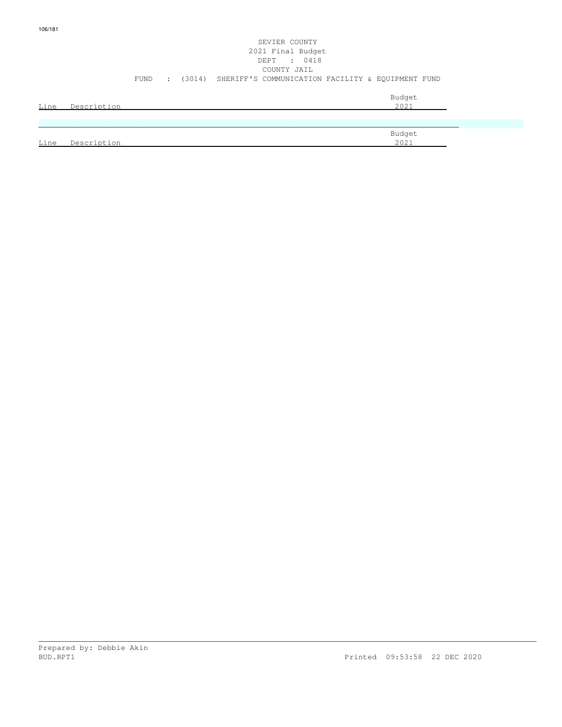SEVIER COUNTY
2021 Final Budget
DEPT : 0418
COUNTY JAIL
FUND : (3014) SHERIFF'S COMMUNICATION FACILITY & EQUIPMENT FUND

| Line | Description | Budget 2021 |
| --- | --- | --- |

| Line | Description | Budget 2021 |
| --- | --- | --- |

Prepared by: Debbie Akin
BUD.RPT1 Printed 09:53:58 22 DEC 2020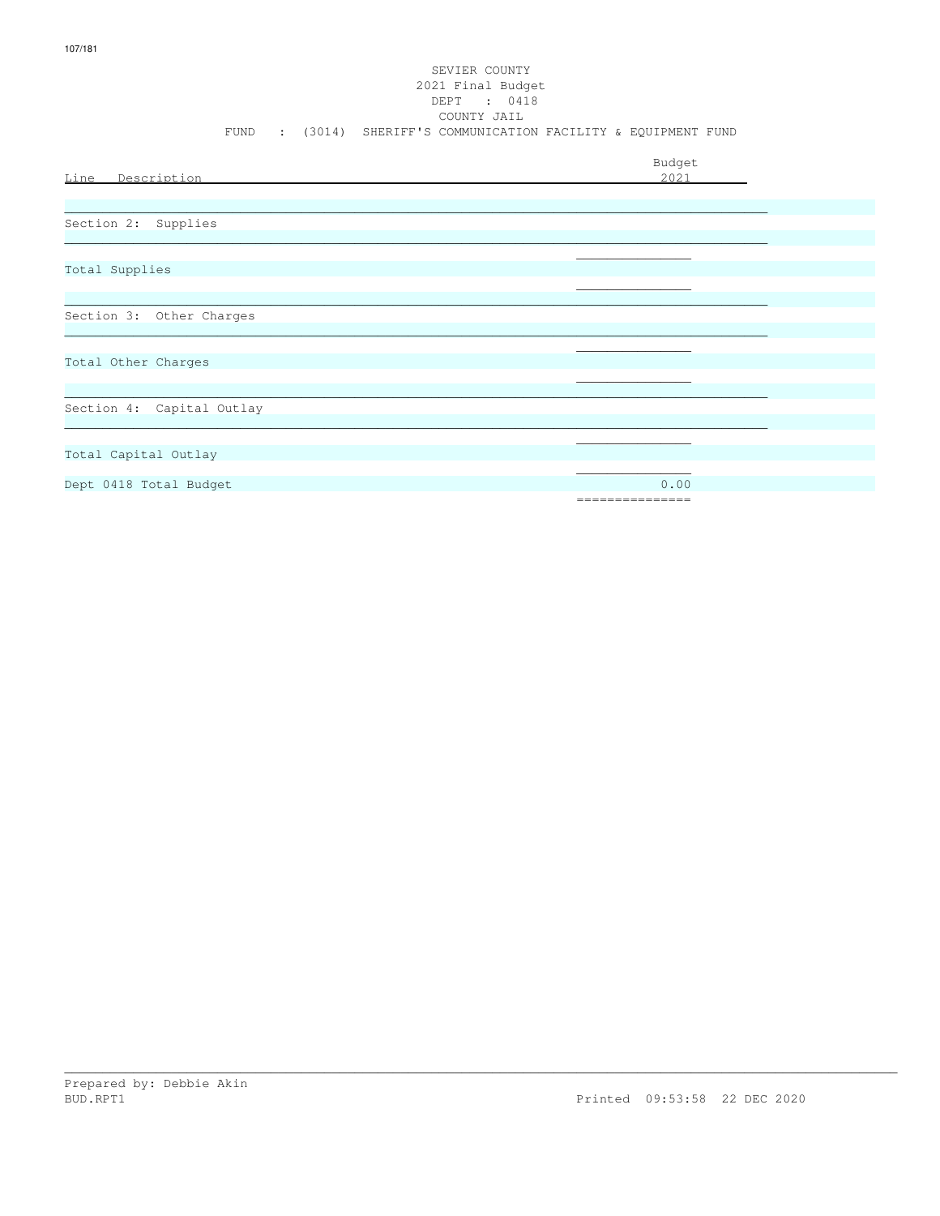SEVIER COUNTY
2021 Final Budget
DEPT : 0418
COUNTY JAIL
FUND : (3014) SHERIFF'S COMMUNICATION FACILITY & EQUIPMENT FUND

| Line Description | Budget 2021 |
|---|---|
| Section 2: Supplies | |
| Total Supplies | |
| Section 3: Other Charges | |
| Total Other Charges | |
| Section 4: Capital Outlay | |
| Total Capital Outlay | |
| Dept 0418 Total Budget | 0.00 |

Prepared by: Debbie Akin
BUD.RPT1 Printed 09:53:58 22 DEC 2020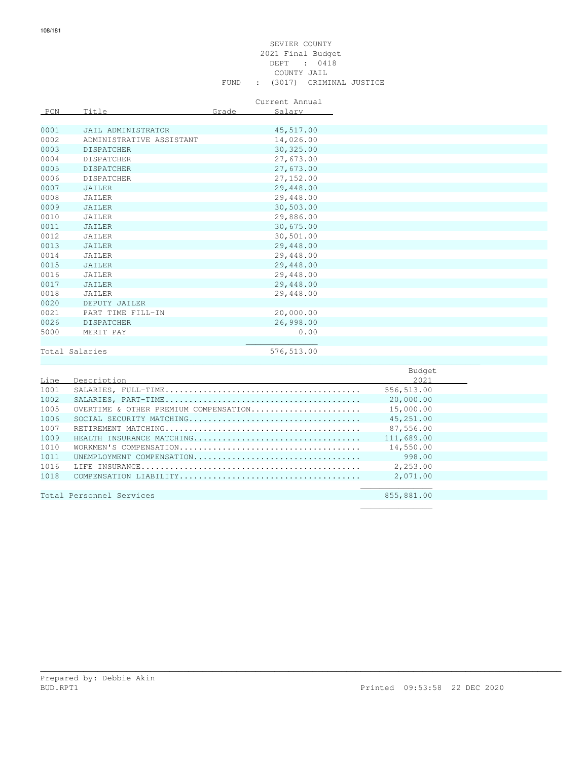SEVIER COUNTY
2021 Final Budget
DEPT : 0418
COUNTY JAIL
FUND : (3017) CRIMINAL JUSTICE

| PCN | Title | Grade | Current Annual Salary |
|---|---|---|---|
| 0001 | JAIL ADMINISTRATOR | | 45,517.00 |
| 0002 | ADMINISTRATIVE ASSISTANT | | 14,026.00 |
| 0003 | DISPATCHER | | 30,325.00 |
| 0004 | DISPATCHER | | 27,673.00 |
| 0005 | DISPATCHER | | 27,673.00 |
| 0006 | DISPATCHER | | 27,152.00 |
| 0007 | JAILER | | 29,448.00 |
| 0008 | JAILER | | 29,448.00 |
| 0009 | JAILER | | 30,503.00 |
| 0010 | JAILER | | 29,886.00 |
| 0011 | JAILER | | 30,675.00 |
| 0012 | JAILER | | 30,501.00 |
| 0013 | JAILER | | 29,448.00 |
| 0014 | JAILER | | 29,448.00 |
| 0015 | JAILER | | 29,448.00 |
| 0016 | JAILER | | 29,448.00 |
| 0017 | JAILER | | 29,448.00 |
| 0018 | JAILER | | 29,448.00 |
| 0020 | DEPUTY JAILER | | |
| 0021 | PART TIME FILL-IN | | 20,000.00 |
| 0026 | DISPATCHER | | 26,998.00 |
| 5000 | MERIT PAY | | 0.00 |
| Total Salaries | | | 576,513.00 |

| Line | Description | Budget 2021 |
|---|---|---|
| 1001 | SALARIES, FULL-TIME........................................ | 556,513.00 |
| 1002 | SALARIES, PART-TIME........................................ | 20,000.00 |
| 1005 | OVERTIME & OTHER PREMIUM COMPENSATION...................... | 15,000.00 |
| 1006 | SOCIAL SECURITY MATCHING................................... | 45,251.00 |
| 1007 | RETIREMENT MATCHING........................................ | 87,556.00 |
| 1009 | HEALTH INSURANCE MATCHING.................................. | 111,689.00 |
| 1010 | WORKMEN'S COMPENSATION..................................... | 14,550.00 |
| 1011 | UNEMPLOYMENT COMPENSATION.................................. | 998.00 |
| 1016 | LIFE INSURANCE............................................. | 2,253.00 |
| 1018 | COMPENSATION LIABILITY..................................... | 2,071.00 |
| Total Personnel Services | | 855,881.00 |

Prepared by: Debbie Akin
BUD.RPT1 Printed 09:53:58 22 DEC 2020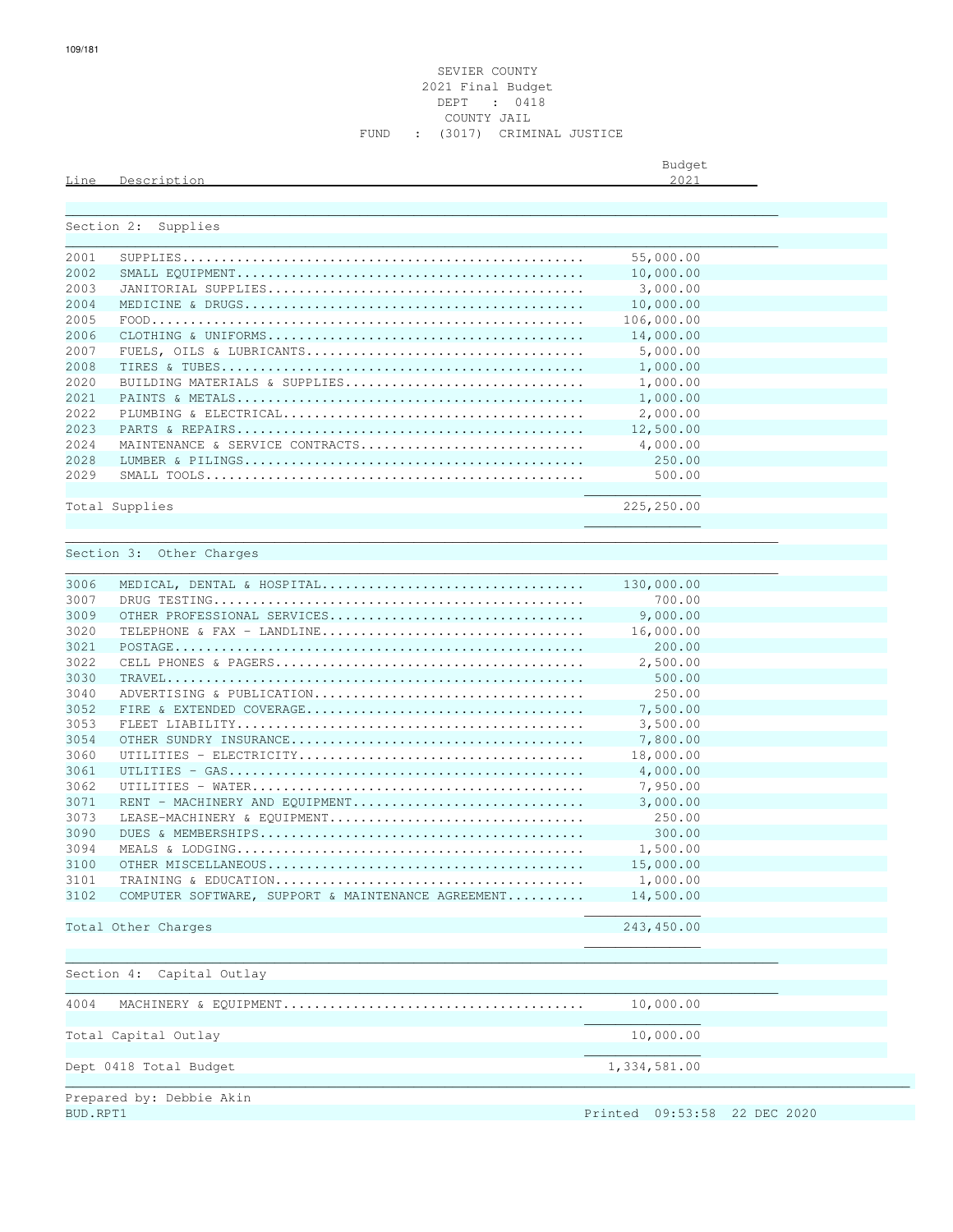SEVIER COUNTY
2021 Final Budget
DEPT : 0418
COUNTY JAIL
FUND : (3017) CRIMINAL JUSTICE

| Line | Description | Budget 2021 |
|---|---|---|
| **Section 2: Supplies** | | |
| 2001 | SUPPLIES | 55,000.00 |
| 2002 | SMALL EQUIPMENT | 10,000.00 |
| 2003 | JANITORIAL SUPPLIES | 3,000.00 |
| 2004 | MEDICINE & DRUGS | 10,000.00 |
| 2005 | FOOD | 106,000.00 |
| 2006 | CLOTHING & UNIFORMS | 14,000.00 |
| 2007 | FUELS, OILS & LUBRICANTS | 5,000.00 |
| 2008 | TIRES & TUBES | 1,000.00 |
| 2020 | BUILDING MATERIALS & SUPPLIES | 1,000.00 |
| 2021 | PAINTS & METALS | 1,000.00 |
| 2022 | PLUMBING & ELECTRICAL | 2,000.00 |
| 2023 | PARTS & REPAIRS | 12,500.00 |
| 2024 | MAINTENANCE & SERVICE CONTRACTS | 4,000.00 |
| 2028 | LUMBER & PILINGS | 250.00 |
| 2029 | SMALL TOOLS | 500.00 |
| Total Supplies | | 225,250.00 |
| **Section 3: Other Charges** | | |
| 3006 | MEDICAL, DENTAL & HOSPITAL | 130,000.00 |
| 3007 | DRUG TESTING | 700.00 |
| 3009 | OTHER PROFESSIONAL SERVICES | 9,000.00 |
| 3020 | TELEPHONE & FAX - LANDLINE | 16,000.00 |
| 3021 | POSTAGE | 200.00 |
| 3022 | CELL PHONES & PAGERS | 2,500.00 |
| 3030 | TRAVEL | 500.00 |
| 3040 | ADVERTISING & PUBLICATION | 250.00 |
| 3052 | FIRE & EXTENDED COVERAGE | 7,500.00 |
| 3053 | FLEET LIABILITY | 3,500.00 |
| 3054 | OTHER SUNDRY INSURANCE | 7,800.00 |
| 3060 | UTILITIES - ELECTRICITY | 18,000.00 |
| 3061 | UTILITIES - GAS | 4,000.00 |
| 3062 | UTILITIES - WATER | 7,950.00 |
| 3071 | RENT - MACHINERY AND EQUIPMENT | 3,000.00 |
| 3073 | LEASE-MACHINERY & EQUIPMENT | 250.00 |
| 3090 | DUES & MEMBERSHIPS | 300.00 |
| 3094 | MEALS & LODGING | 1,500.00 |
| 3100 | OTHER MISCELLANEOUS | 15,000.00 |
| 3101 | TRAINING & EDUCATION | 1,000.00 |
| 3102 | COMPUTER SOFTWARE, SUPPORT & MAINTENANCE AGREEMENT | 14,500.00 |
| Total Other Charges | | 243,450.00 |
| **Section 4: Capital Outlay** | | |
| 4004 | MACHINERY & EQUIPMENT | 10,000.00 |
| Total Capital Outlay | | 10,000.00 |
| Dept 0418 Total Budget | | 1,334,581.00 |

Prepared by: Debbie Akin

BUD.RPT1 Printed 09:53:58 22 DEC 2020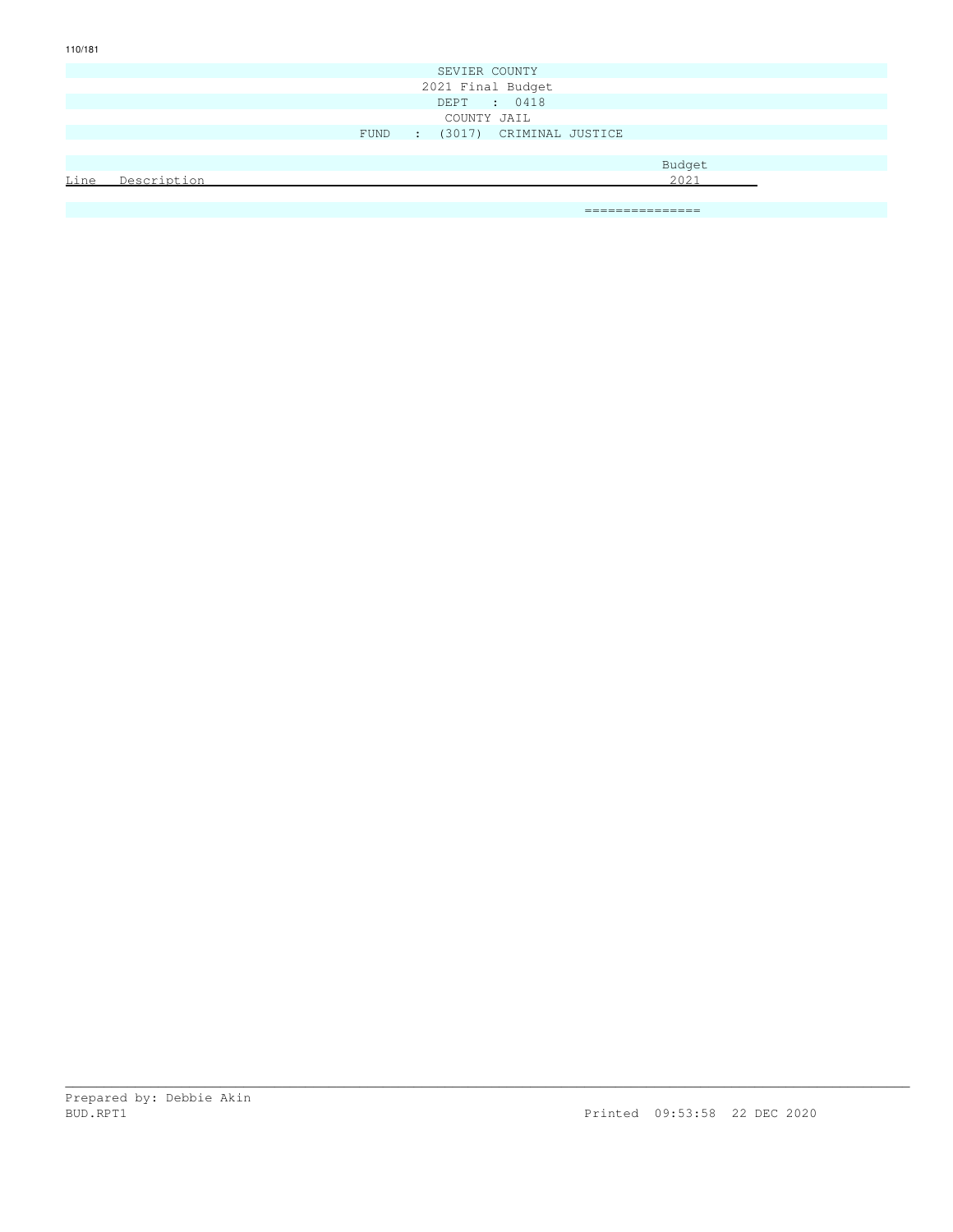SEVIER COUNTY
2021 Final Budget
DEPT : 0418
COUNTY JAIL
FUND : (3017) CRIMINAL JUSTICE

| Line | Description | Budget 2021 |
|---|---|---|
| | | =============== |

Prepared by: Debbie Akin
BUD.RPT1 Printed 09:53:58 22 DEC 2020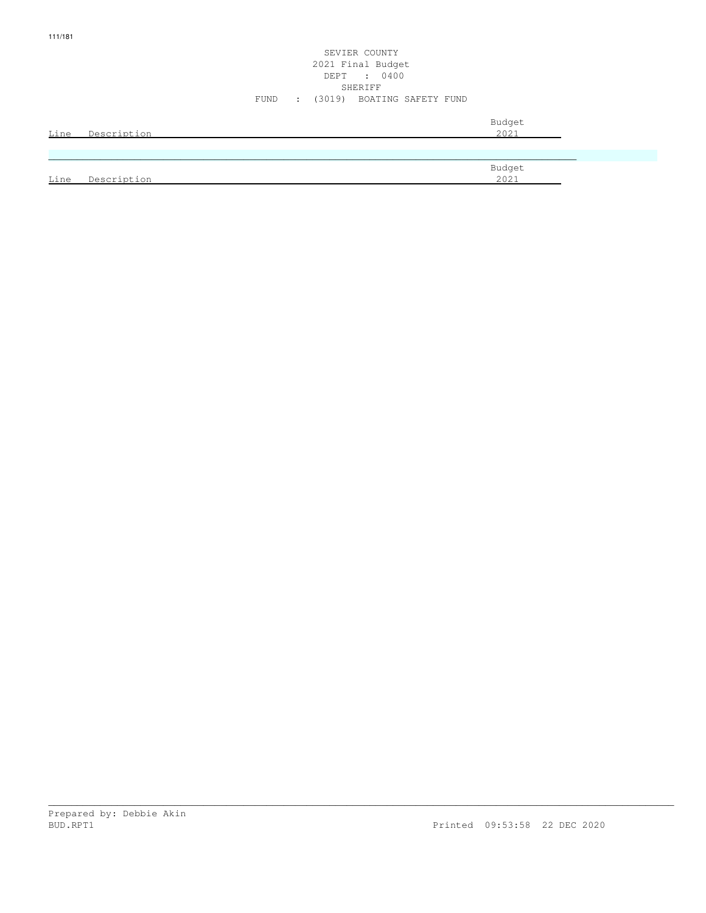SEVIER COUNTY
2021 Final Budget
DEPT : 0400
SHERIFF
FUND : (3019) BOATING SAFETY FUND

| Line | Description | Budget 2021 |
|---|---|---|

| Line | Description | Budget 2021 |
|---|---|---|

Prepared by: Debbie Akin
BUD.RPT1 Printed 09:53:58 22 DEC 2020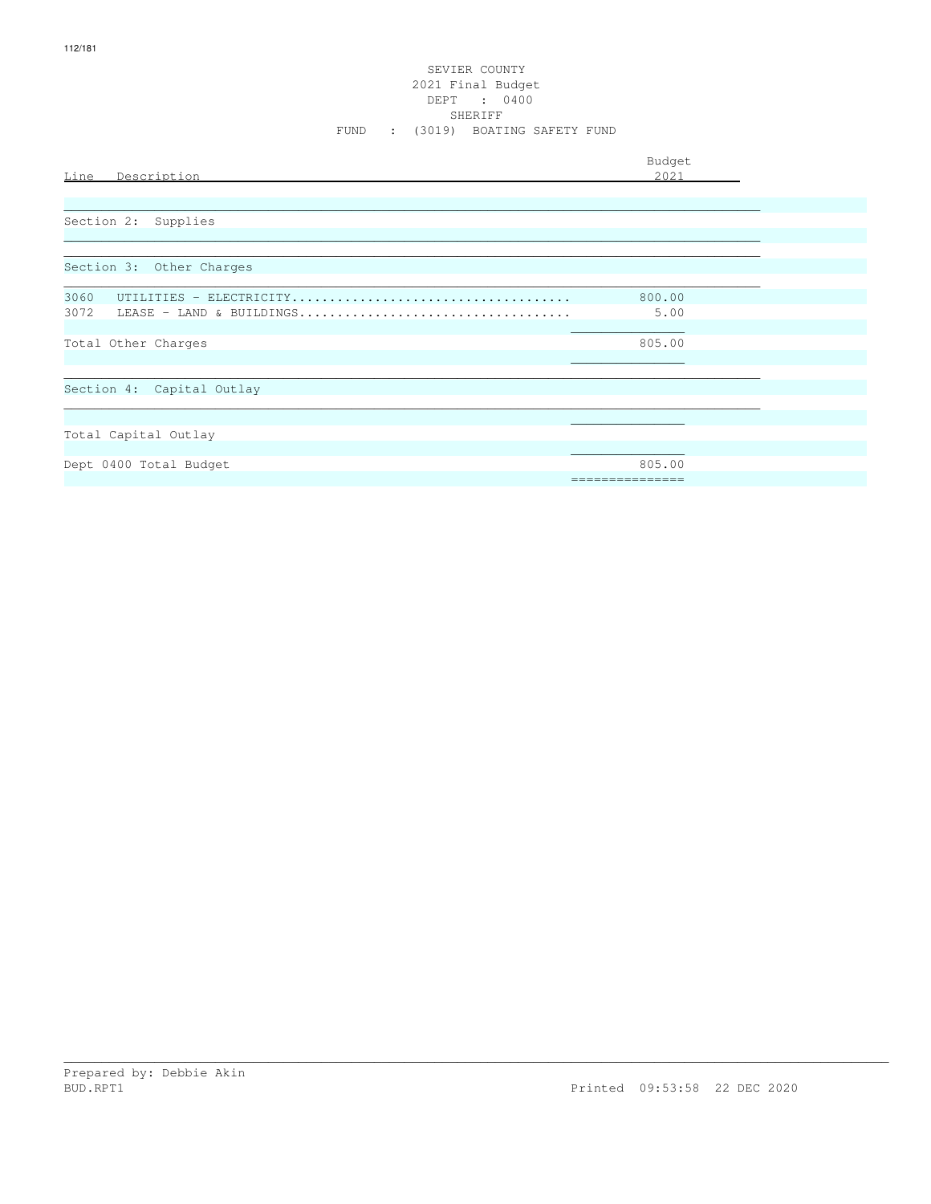SEVIER COUNTY
2021 Final Budget
DEPT : 0400
SHERIFF
FUND : (3019) BOATING SAFETY FUND

| Line | Description | Budget 2021 |
|---|---|---|
| | **Section 2: Supplies** | |
| | **Section 3: Other Charges** | |
| 3060 | UTILITIES - ELECTRICITY.................................... | 800.00 |
| 3072 | LEASE - LAND & BUILDINGS................................... | 5.00 |
| | Total Other Charges | 805.00 |
| | **Section 4: Capital Outlay** | |
| | Total Capital Outlay | |
| | Dept 0400 Total Budget | 805.00 |

Prepared by: Debbie Akin
BUD.RPT1
Printed 09:53:58 22 DEC 2020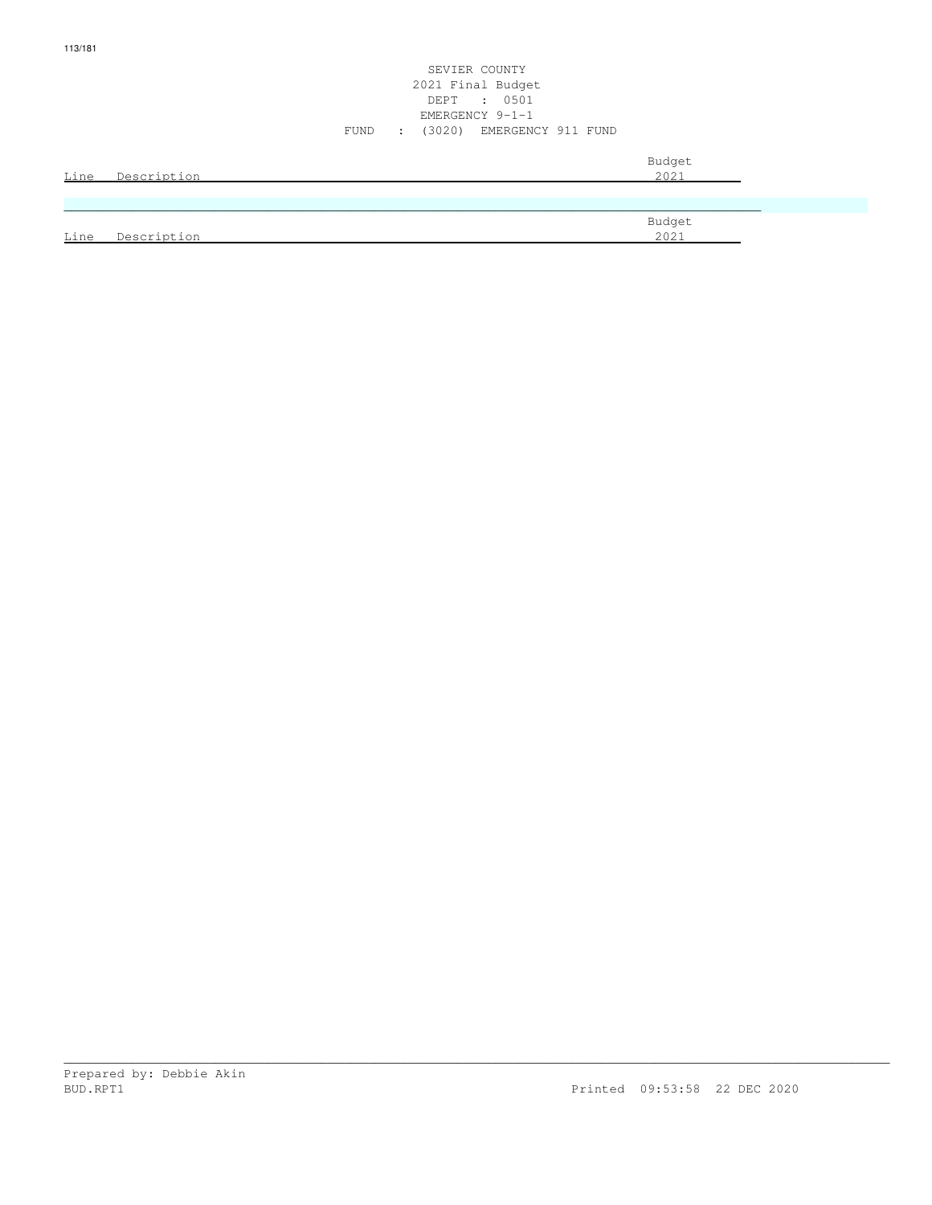SEVIER COUNTY
2021 Final Budget
DEPT : 0501
EMERGENCY 9-1-1
FUND : (3020) EMERGENCY 911 FUND

| Line | Description | Budget 2021 |
|---|---|---|

| Line | Description | Budget 2021 |
|---|---|---|

Prepared by: Debbie Akin
BUD.RPT1 Printed 09:53:58 22 DEC 2020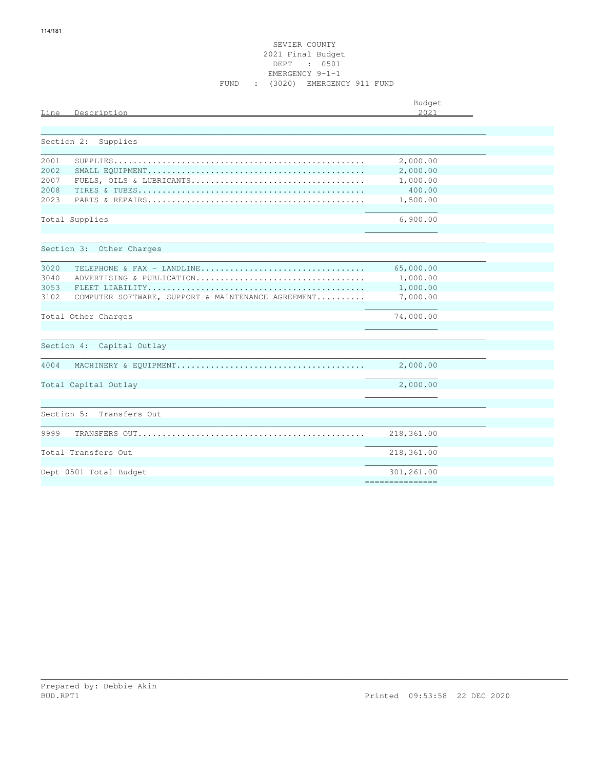SEVIER COUNTY
2021 Final Budget
DEPT : 0501
EMERGENCY 9-1-1
FUND : (3020) EMERGENCY 911 FUND

| Line | Description | Budget 2021 |
|---|---|---|
| | **Section 2: Supplies** | |
| 2001 | SUPPLIES | 2,000.00 |
| 2002 | SMALL EQUIPMENT | 2,000.00 |
| 2007 | FUELS, OILS & LUBRICANTS | 1,000.00 |
| 2008 | TIRES & TUBES | 400.00 |
| 2023 | PARTS & REPAIRS | 1,500.00 |
| | Total Supplies | 6,900.00 |
| | **Section 3: Other Charges** | |
| 3020 | TELEPHONE & FAX - LANDLINE | 65,000.00 |
| 3040 | ADVERTISING & PUBLICATION | 1,000.00 |
| 3053 | FLEET LIABILITY | 1,000.00 |
| 3102 | COMPUTER SOFTWARE, SUPPORT & MAINTENANCE AGREEMENT | 7,000.00 |
| | Total Other Charges | 74,000.00 |
| | **Section 4: Capital Outlay** | |
| 4004 | MACHINERY & EQUIPMENT | 2,000.00 |
| | Total Capital Outlay | 2,000.00 |
| | **Section 5: Transfers Out** | |
| 9999 | TRANSFERS OUT | 218,361.00 |
| | Total Transfers Out | 218,361.00 |
| | Dept 0501 Total Budget | 301,261.00 |

Prepared by: Debbie Akin
BUD.RPT1 Printed 09:53:58 22 DEC 2020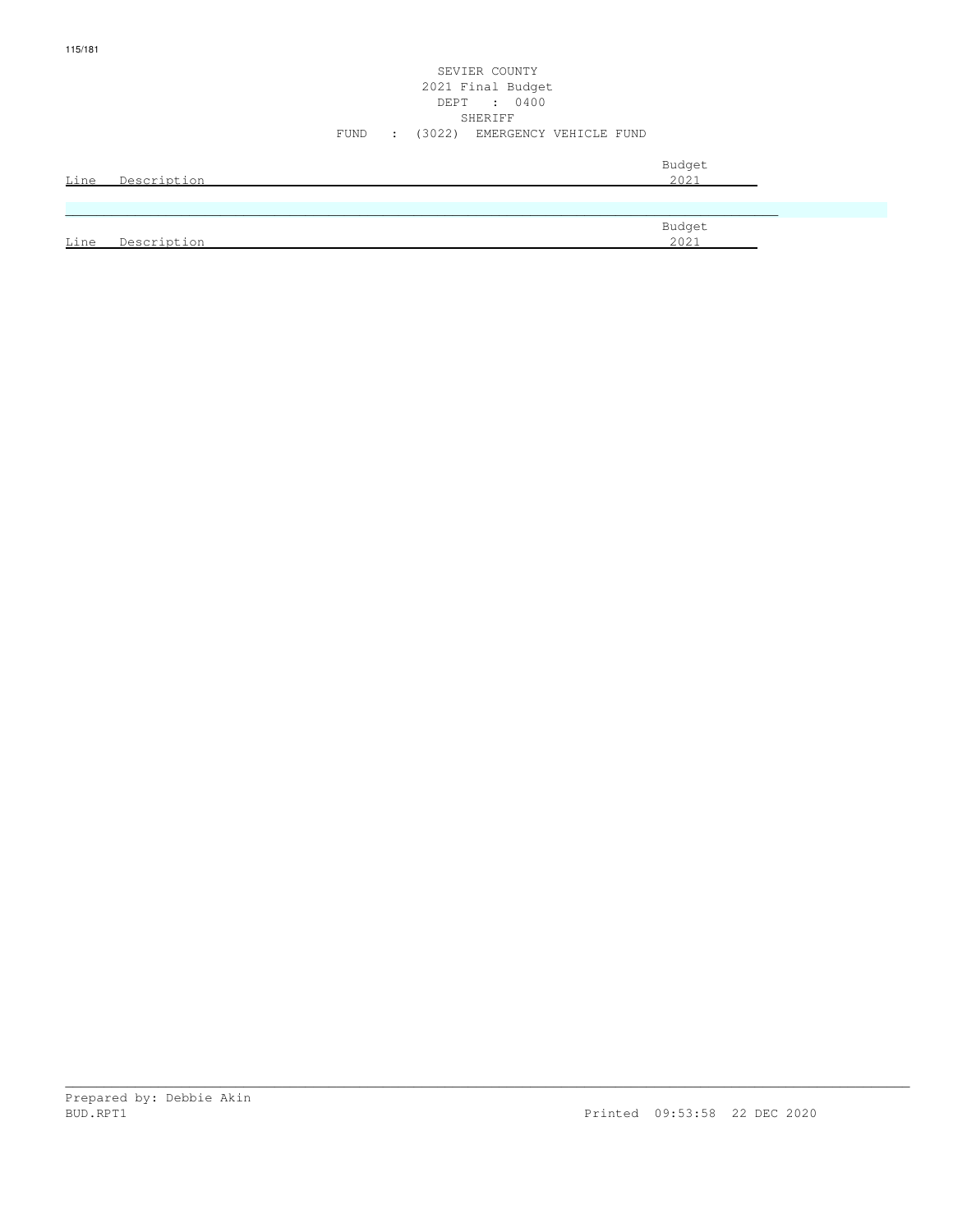SEVIER COUNTY
2021 Final Budget
DEPT : 0400
SHERIFF
FUND : (3022) EMERGENCY VEHICLE FUND

| Line | Description | Budget 2021 |
|---|---|---|

| Line | Description | Budget 2021 |
|---|---|---|

Prepared by: Debbie Akin
BUD.RPT1 Printed 09:53:58 22 DEC 2020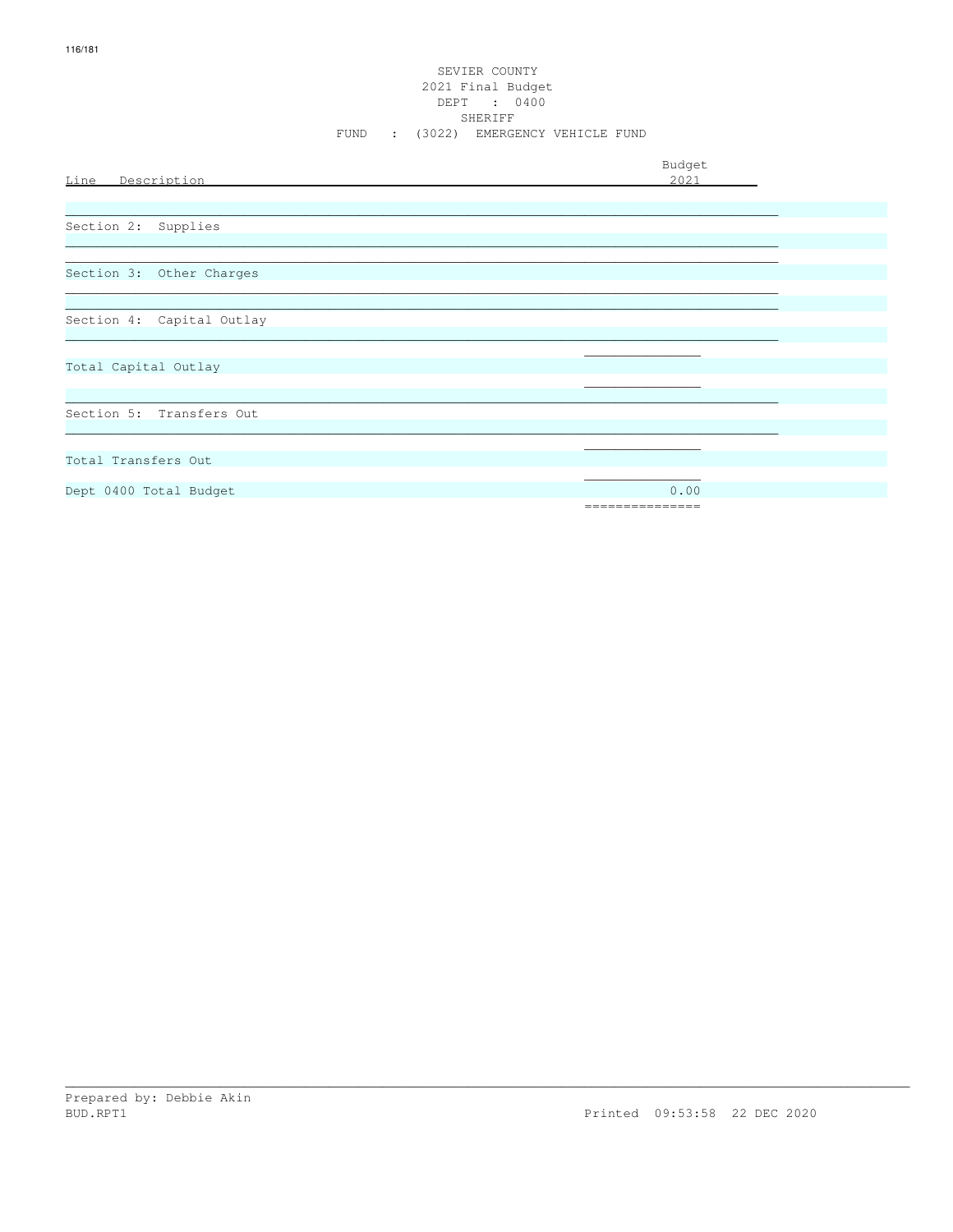SEVIER COUNTY
2021 Final Budget
DEPT : 0400
SHERIFF
FUND : (3022) EMERGENCY VEHICLE FUND

| Line Description | Budget 2021 |
|---|---|
| Section 2: Supplies | |
| Section 3: Other Charges | |
| Section 4: Capital Outlay | |
| Total Capital Outlay | |
| Section 5: Transfers Out | |
| Total Transfers Out | |
| Dept 0400 Total Budget | 0.00 |

Prepared by: Debbie Akin
BUD.RPT1 Printed 09:53:58 22 DEC 2020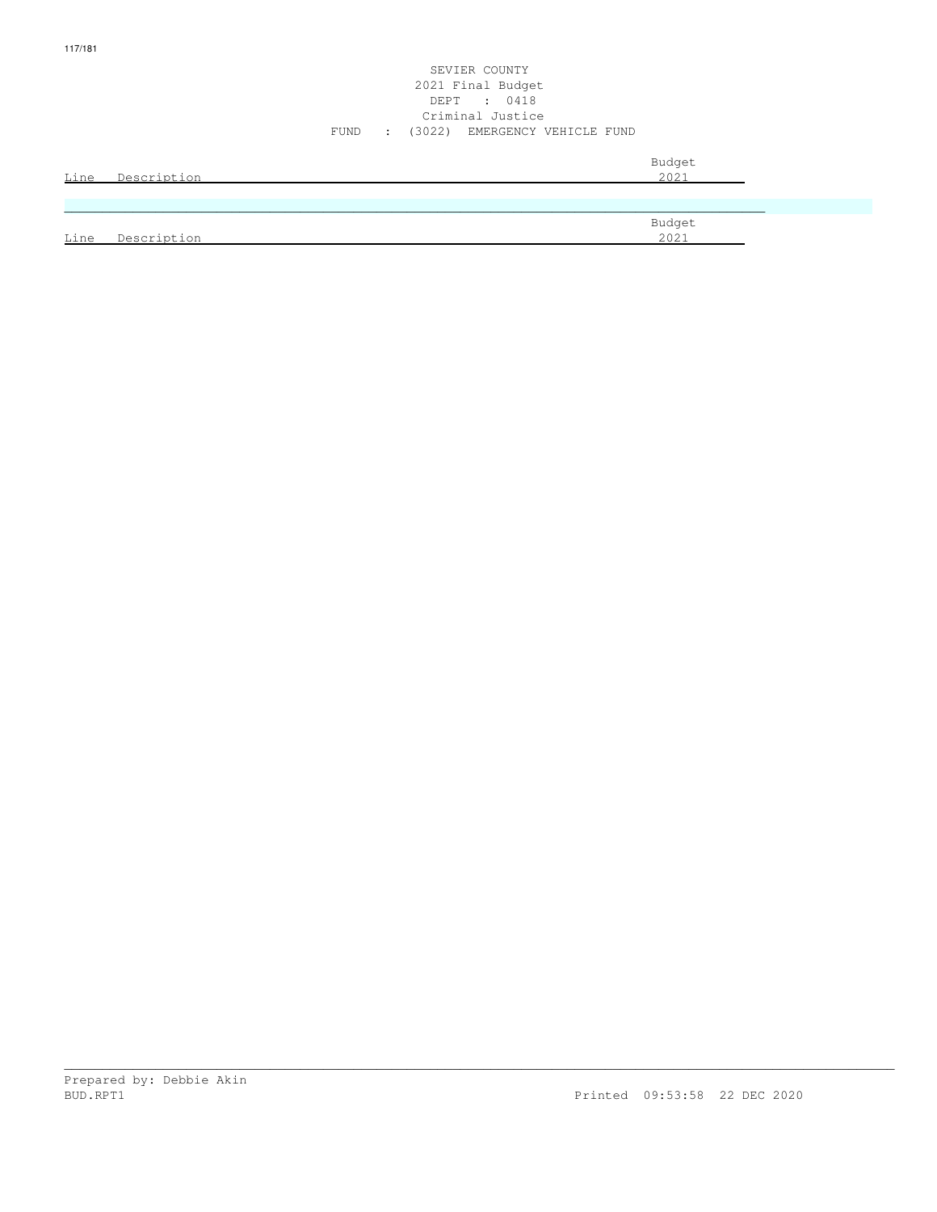SEVIER COUNTY
2021 Final Budget
DEPT : 0418
Criminal Justice
FUND : (3022) EMERGENCY VEHICLE FUND

| Line | Description | Budget 2021 |
|---|---|---|

| Line | Description | Budget 2021 |
|---|---|---|

Prepared by: Debbie Akin
BUD.RPT1 Printed 09:53:58 22 DEC 2020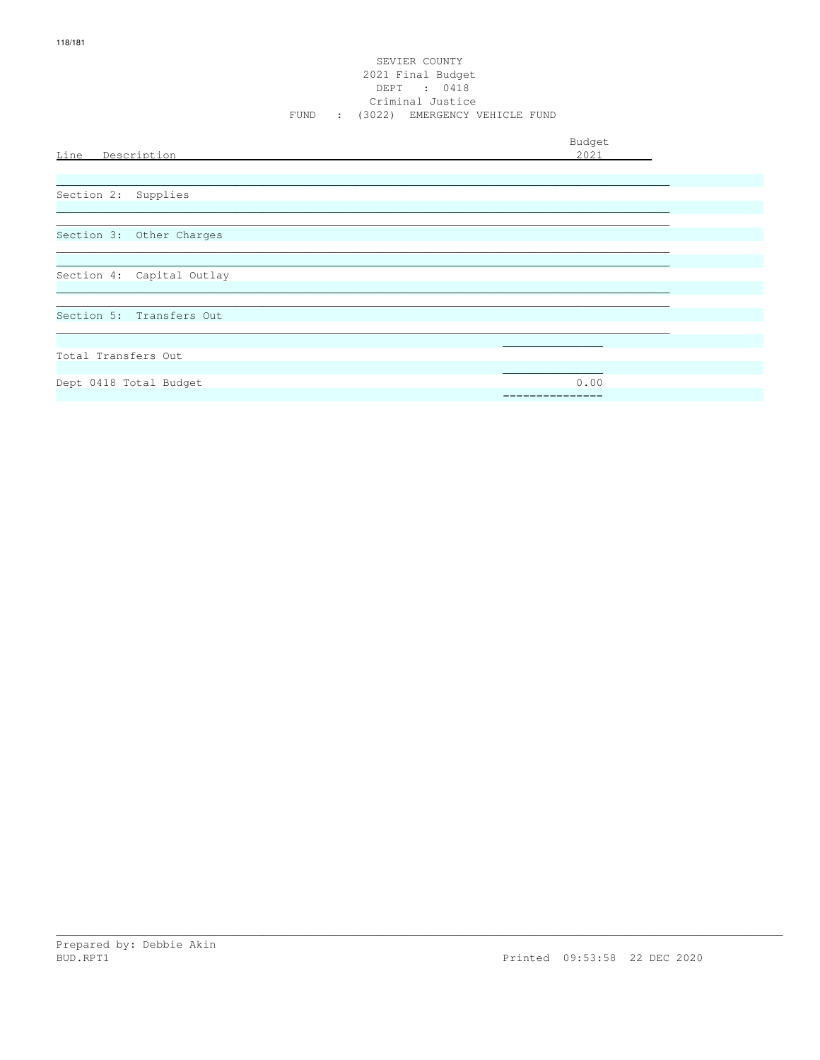SEVIER COUNTY
2021 Final Budget
DEPT : 0418
Criminal Justice
FUND : (3022) EMERGENCY VEHICLE FUND

| Line Description | Budget 2021 |
|---|---|
| Section 2: Supplies | |
| Section 3: Other Charges | |
| Section 4: Capital Outlay | |
| Section 5: Transfers Out | |
| Total Transfers Out | |
| Dept 0418 Total Budget | 0.00 |

Prepared by: Debbie Akin
BUD.RPT1 Printed 09:53:58 22 DEC 2020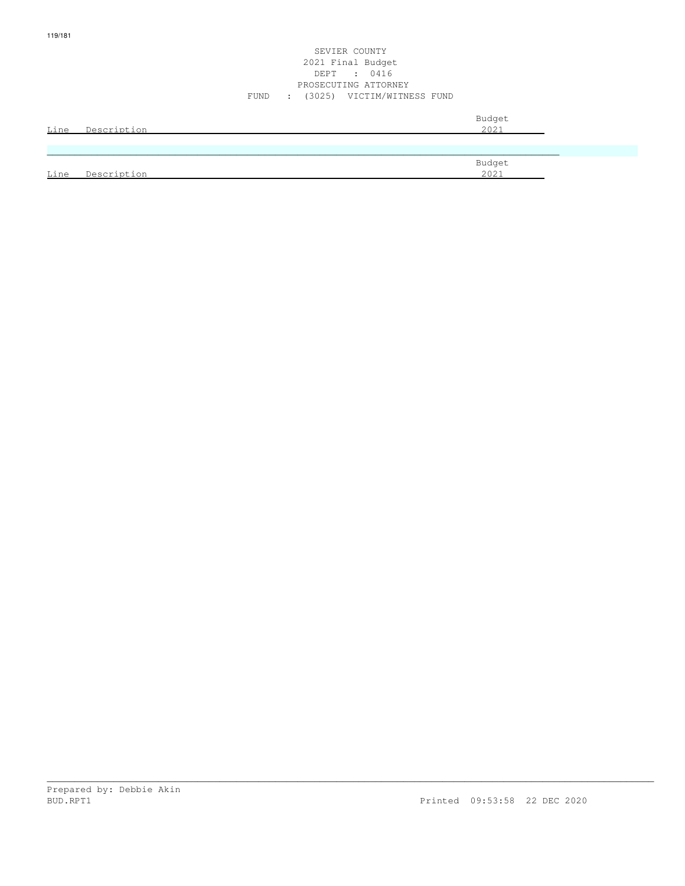SEVIER COUNTY
2021 Final Budget
DEPT : 0416
PROSECUTING ATTORNEY
FUND : (3025) VICTIM/WITNESS FUND

| Line | Description | Budget 2021 |
|---|---|---|

| Line | Description | Budget 2021 |
|---|---|---|

Prepared by: Debbie Akin
BUD.RPT1

Printed 09:53:58 22 DEC 2020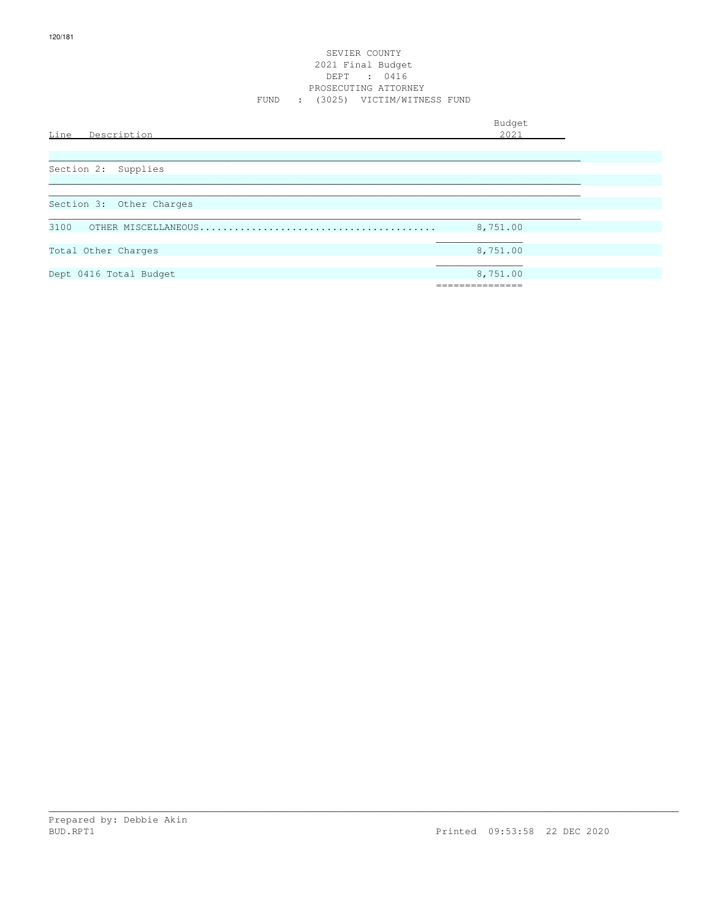SEVIER COUNTY
2021 Final Budget
DEPT : 0416
PROSECUTING ATTORNEY
FUND : (3025) VICTIM/WITNESS FUND

| Line | Description | Budget 2021 |
|---|---|---|
| | **Section 2: Supplies** | |
| | **Section 3: Other Charges** | |
| 3100 | OTHER MISCELLANEOUS | 8,751.00 |
| | Total Other Charges | 8,751.00 |
| | Dept 0416 Total Budget | 8,751.00 |

Prepared by: Debbie Akin
BUD.RPT1

Printed 09:53:58 22 DEC 2020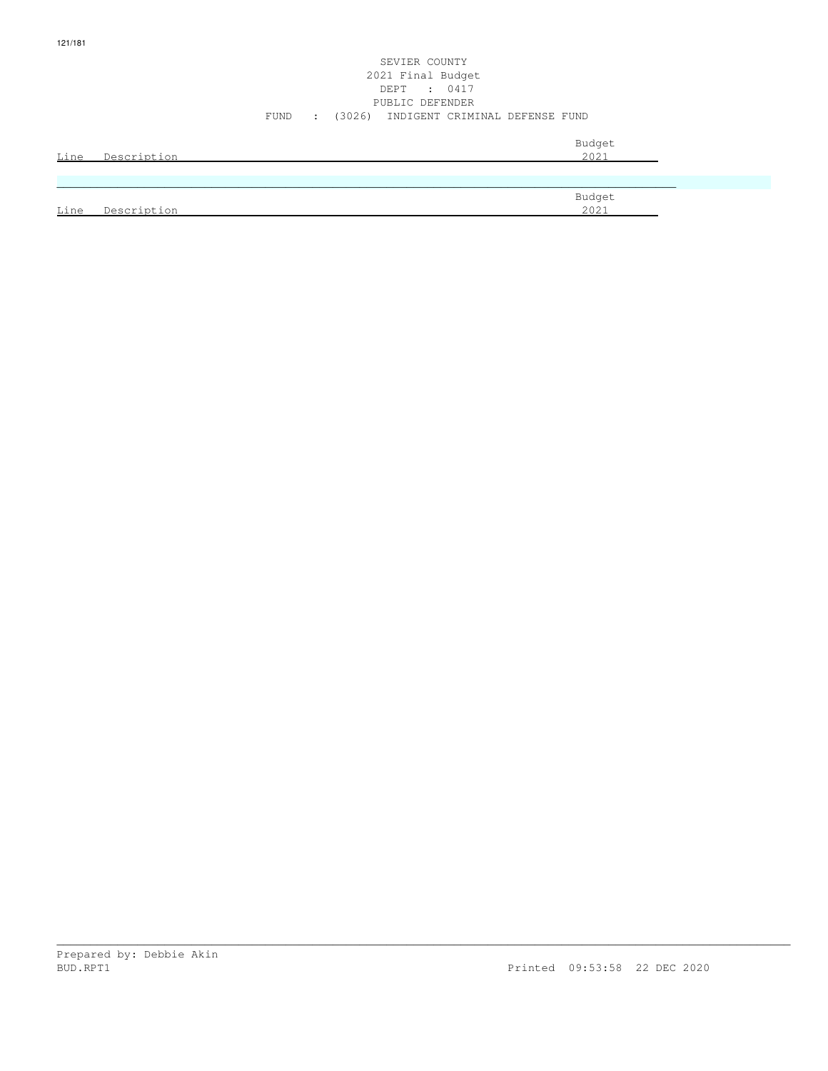SEVIER COUNTY
2021 Final Budget
DEPT : 0417
PUBLIC DEFENDER
FUND : (3026) INDIGENT CRIMINAL DEFENSE FUND

| Line | Description | Budget 2021 |
|---|---|---|

| Line | Description | Budget 2021 |
|---|---|---|

Prepared by: Debbie Akin
BUD.RPT1

Printed 09:53:58 22 DEC 2020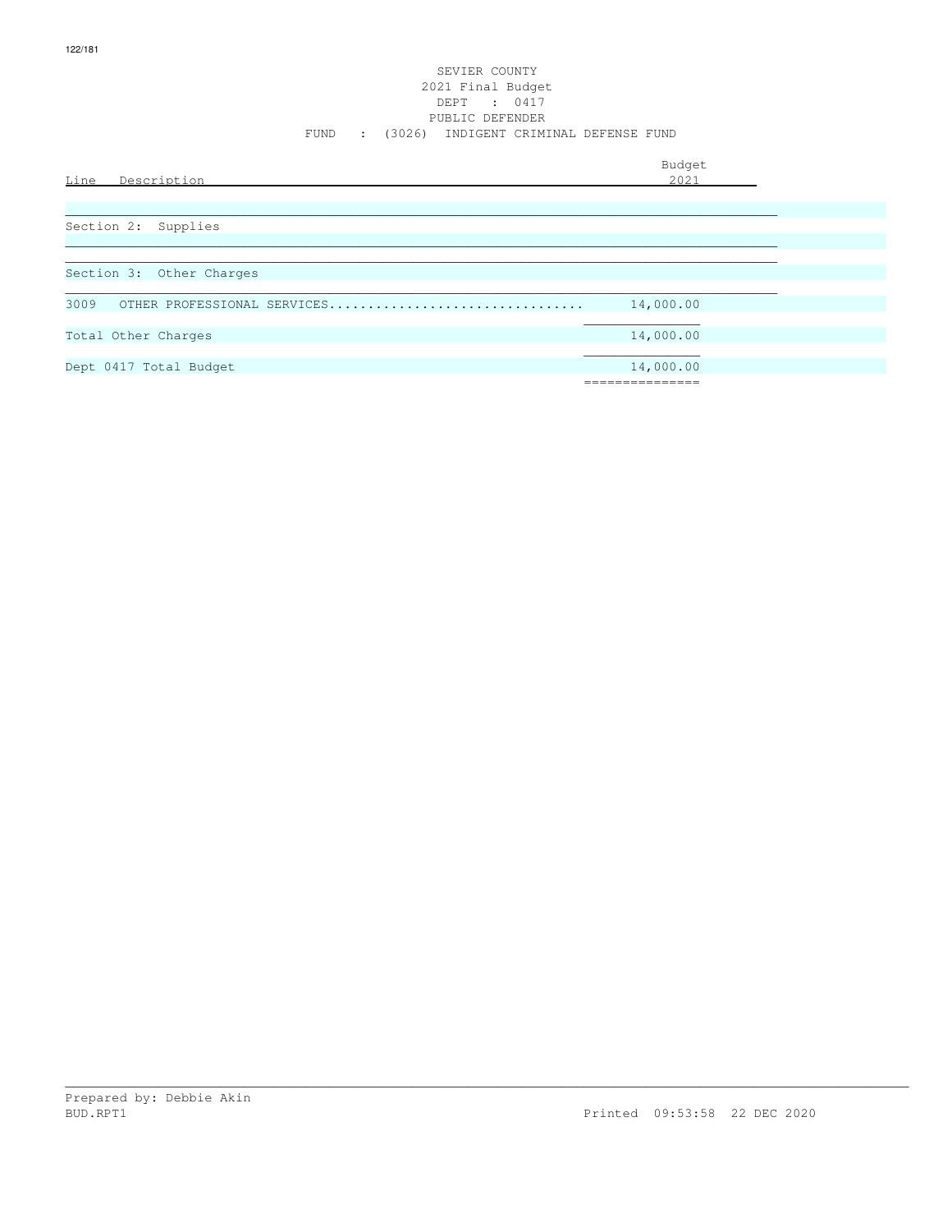SEVIER COUNTY
2021 Final Budget
DEPT : 0417
PUBLIC DEFENDER
FUND : (3026) INDIGENT CRIMINAL DEFENSE FUND

| Line | Description | Budget 2021 |
|---|---|---|
| | Section 2: Supplies | |
| | Section 3: Other Charges | |
| 3009 | OTHER PROFESSIONAL SERVICES................................ | 14,000.00 |
| | Total Other Charges | 14,000.00 |
| | Dept 0417 Total Budget | 14,000.00 |

Prepared by: Debbie Akin
BUD.RPT1 Printed 09:53:58 22 DEC 2020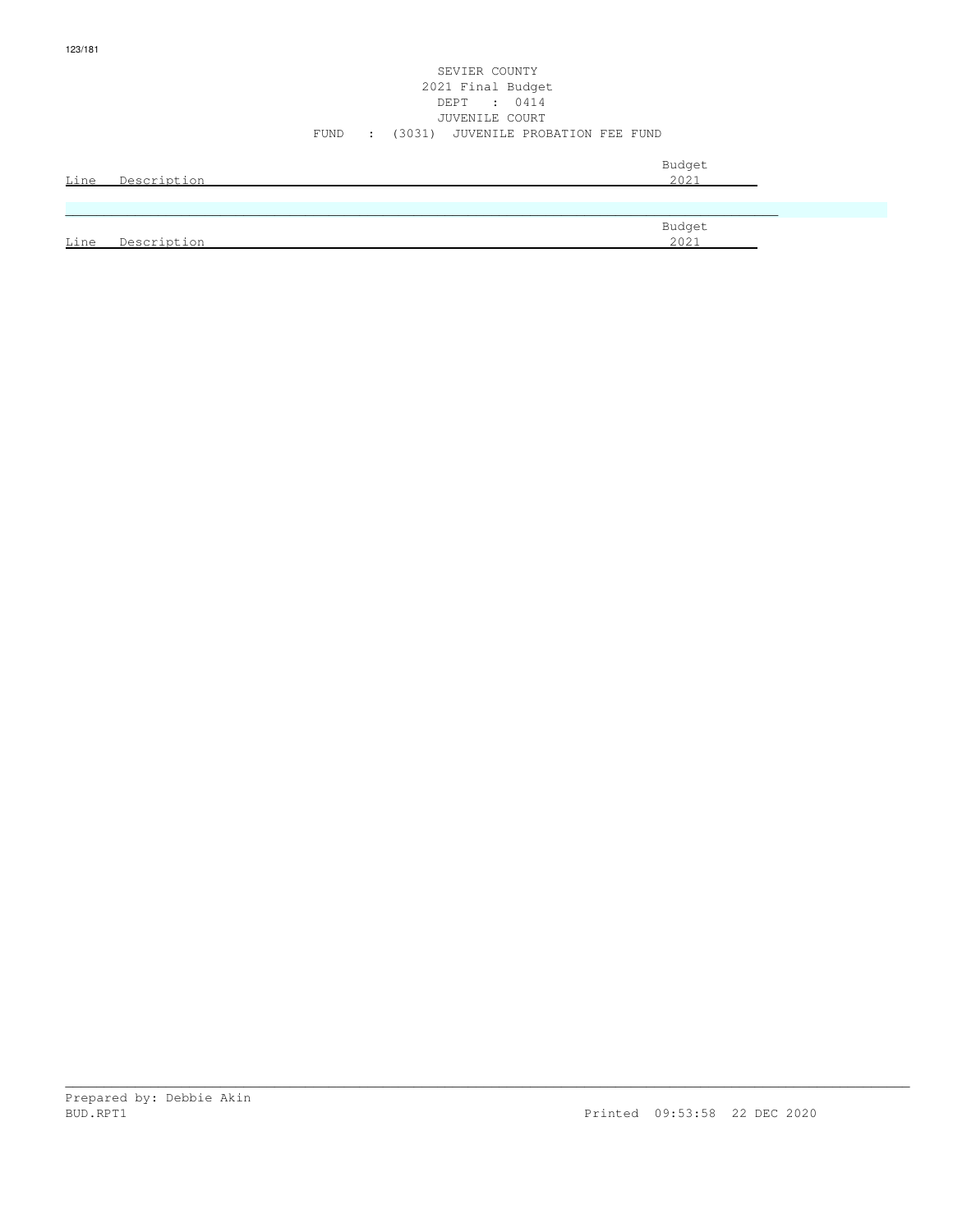SEVIER COUNTY
2021 Final Budget
DEPT : 0414
JUVENILE COURT
FUND : (3031) JUVENILE PROBATION FEE FUND

| Line | Description | Budget 2021 |
|---|---|---|

| Line | Description | Budget 2021 |
|---|---|---|

Prepared by: Debbie Akin
BUD.RPT1 Printed 09:53:58 22 DEC 2020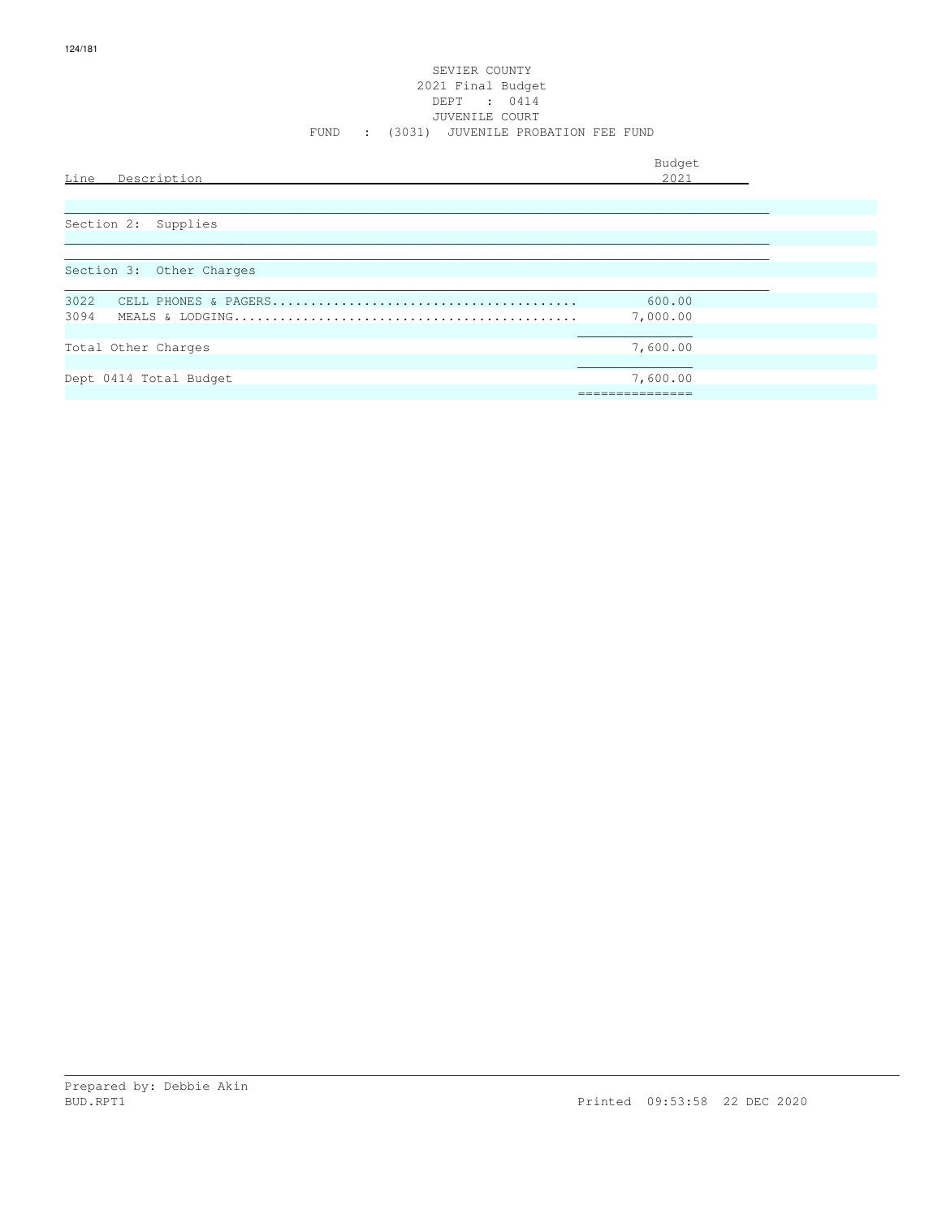SEVIER COUNTY
2021 Final Budget
DEPT : 0414
JUVENILE COURT
FUND : (3031) JUVENILE PROBATION FEE FUND

| Line | Description | Budget 2021 |
|---|---|---|
| | **Section 2: Supplies** | |
| | **Section 3: Other Charges** | |
| 3022 | CELL PHONES & PAGERS........................................ | 600.00 |
| 3094 | MEALS & LODGING............................................. | 7,000.00 |
| | Total Other Charges | 7,600.00 |
| | Dept 0414 Total Budget | 7,600.00 |

Prepared by: Debbie Akin
BUD.RPT1 Printed 09:53:58 22 DEC 2020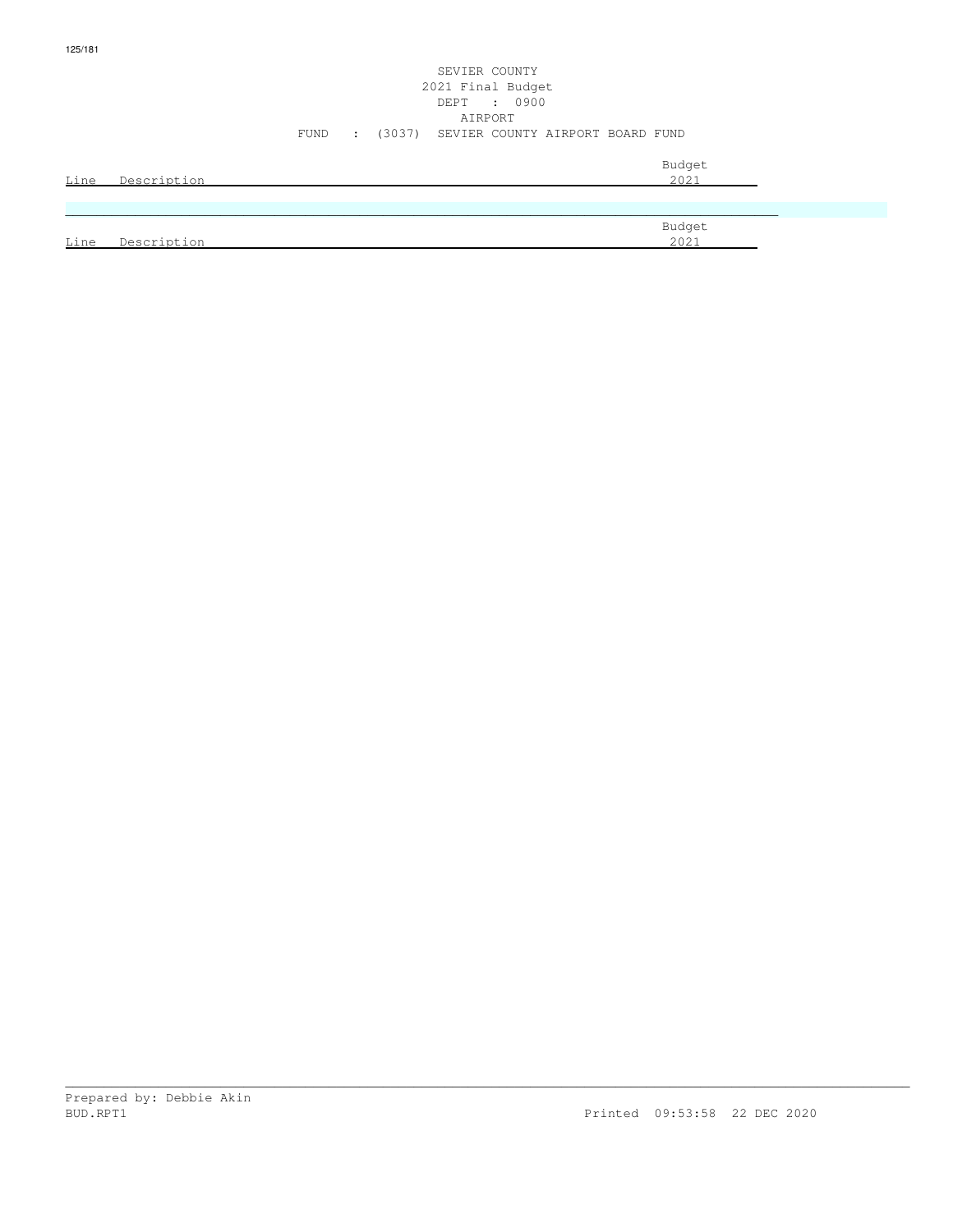SEVIER COUNTY
2021 Final Budget
DEPT : 0900
AIRPORT
FUND : (3037) SEVIER COUNTY AIRPORT BOARD FUND

| Line | Description | Budget 2021 |
|---|---|---|

| Line | Description | Budget 2021 |
|---|---|---|

Prepared by: Debbie Akin
BUD.RPT1 Printed 09:53:58 22 DEC 2020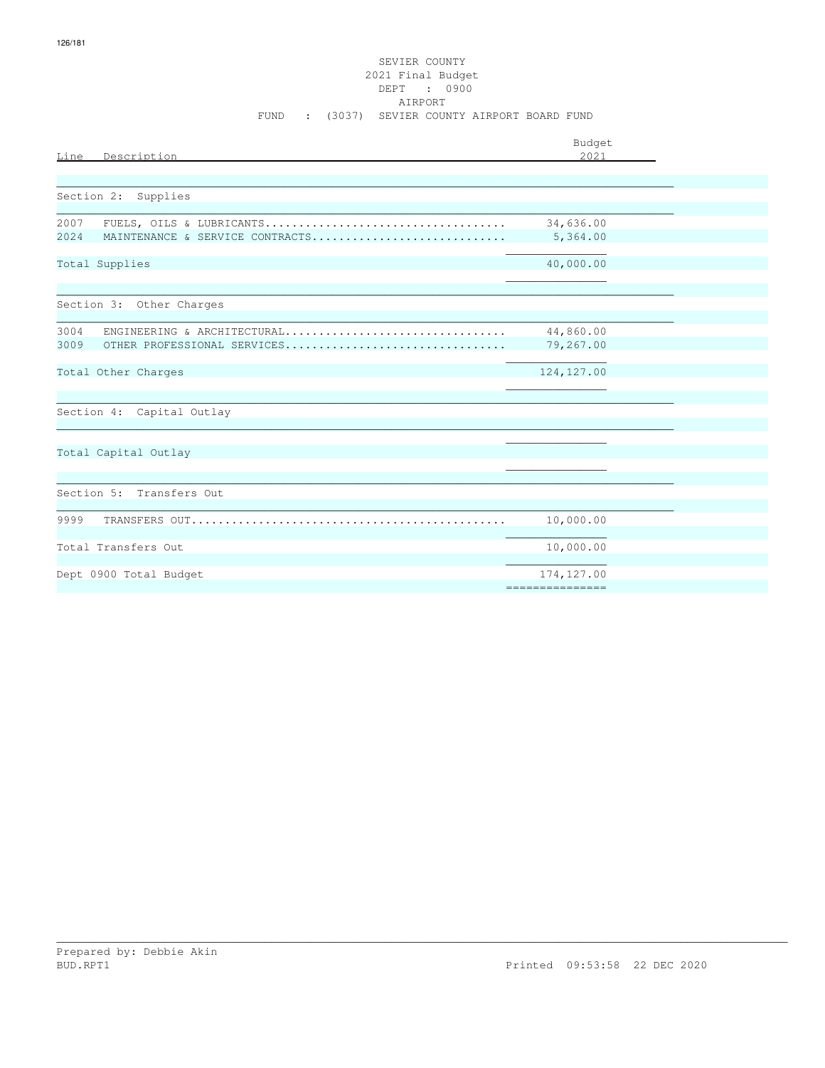SEVIER COUNTY
2021 Final Budget
DEPT : 0900
AIRPORT
FUND : (3037) SEVIER COUNTY AIRPORT BOARD FUND

| Line | Description | Budget 2021 |
|---|---|---|
| | **Section 2: Supplies** | |
| 2007 | FUELS, OILS & LUBRICANTS | 34,636.00 |
| 2024 | MAINTENANCE & SERVICE CONTRACTS | 5,364.00 |
| | Total Supplies | 40,000.00 |
| | **Section 3: Other Charges** | |
| 3004 | ENGINEERING & ARCHITECTURAL | 44,860.00 |
| 3009 | OTHER PROFESSIONAL SERVICES | 79,267.00 |
| | Total Other Charges | 124,127.00 |
| | **Section 4: Capital Outlay** | |
| | Total Capital Outlay | |
| | **Section 5: Transfers Out** | |
| 9999 | TRANSFERS OUT | 10,000.00 |
| | Total Transfers Out | 10,000.00 |
| | Dept 0900 Total Budget | 174,127.00 |

Prepared by: Debbie Akin
BUD.RPT1
Printed 09:53:58 22 DEC 2020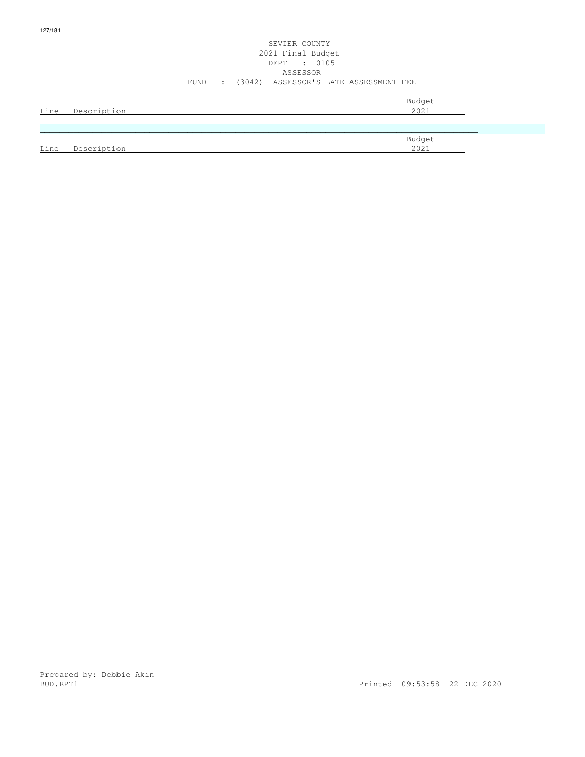SEVIER COUNTY
2021 Final Budget
DEPT : 0105
ASSESSOR
FUND : (3042) ASSESSOR'S LATE ASSESSMENT FEE

| Line | Description | Budget 2021 |
|---|---|---|

| Line | Description | Budget 2021 |
|---|---|---|

Prepared by: Debbie Akin
BUD.RPT1 Printed 09:53:58 22 DEC 2020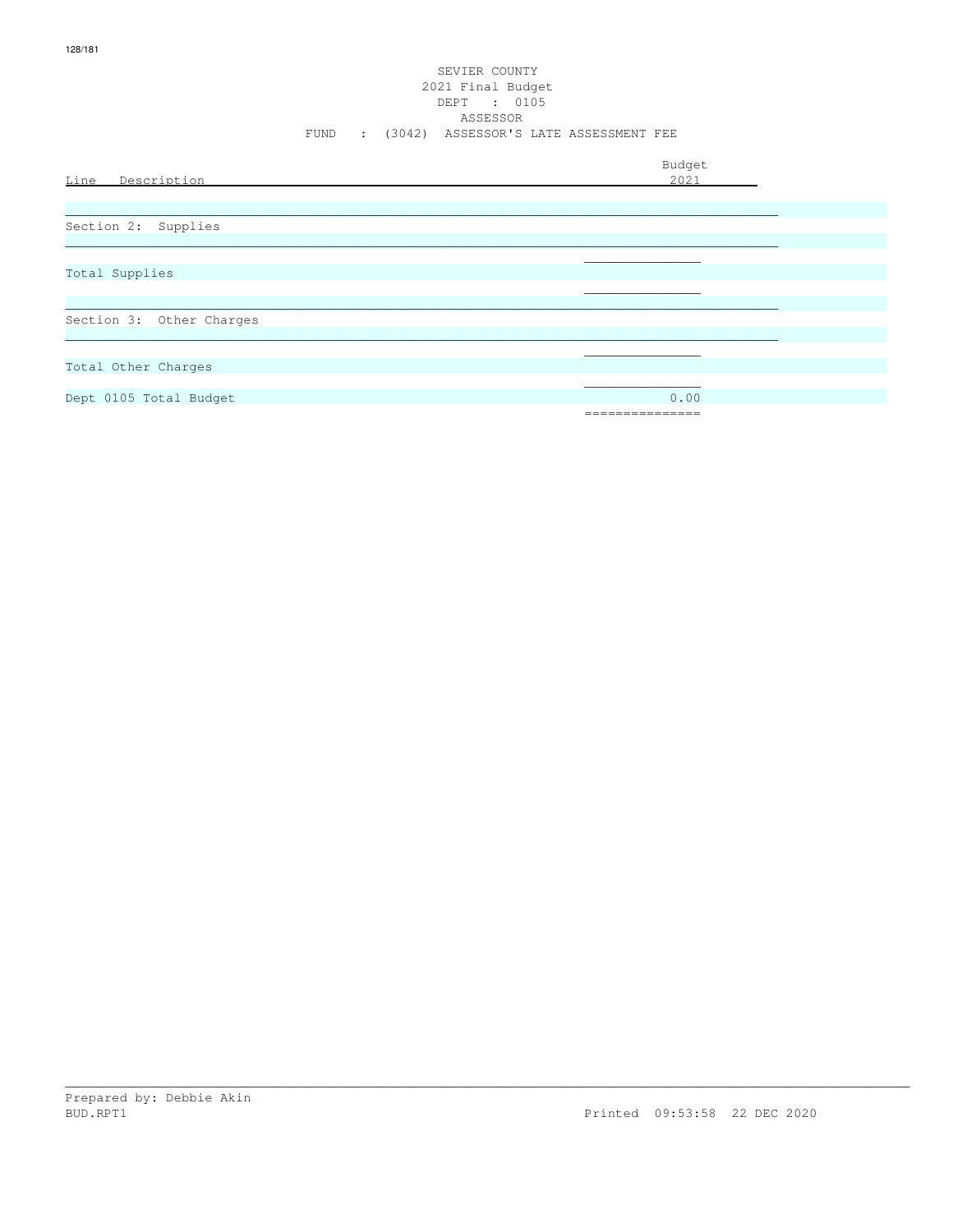SEVIER COUNTY
2021 Final Budget
DEPT : 0105
ASSESSOR
FUND : (3042) ASSESSOR'S LATE ASSESSMENT FEE

| Line Description | Budget 2021 |
|---|---|
| Section 2: Supplies | |
| Total Supplies | |
| Section 3: Other Charges | |
| Total Other Charges | |
| Dept 0105 Total Budget | 0.00 |

Prepared by: Debbie Akin
BUD.RPT1 Printed 09:53:58 22 DEC 2020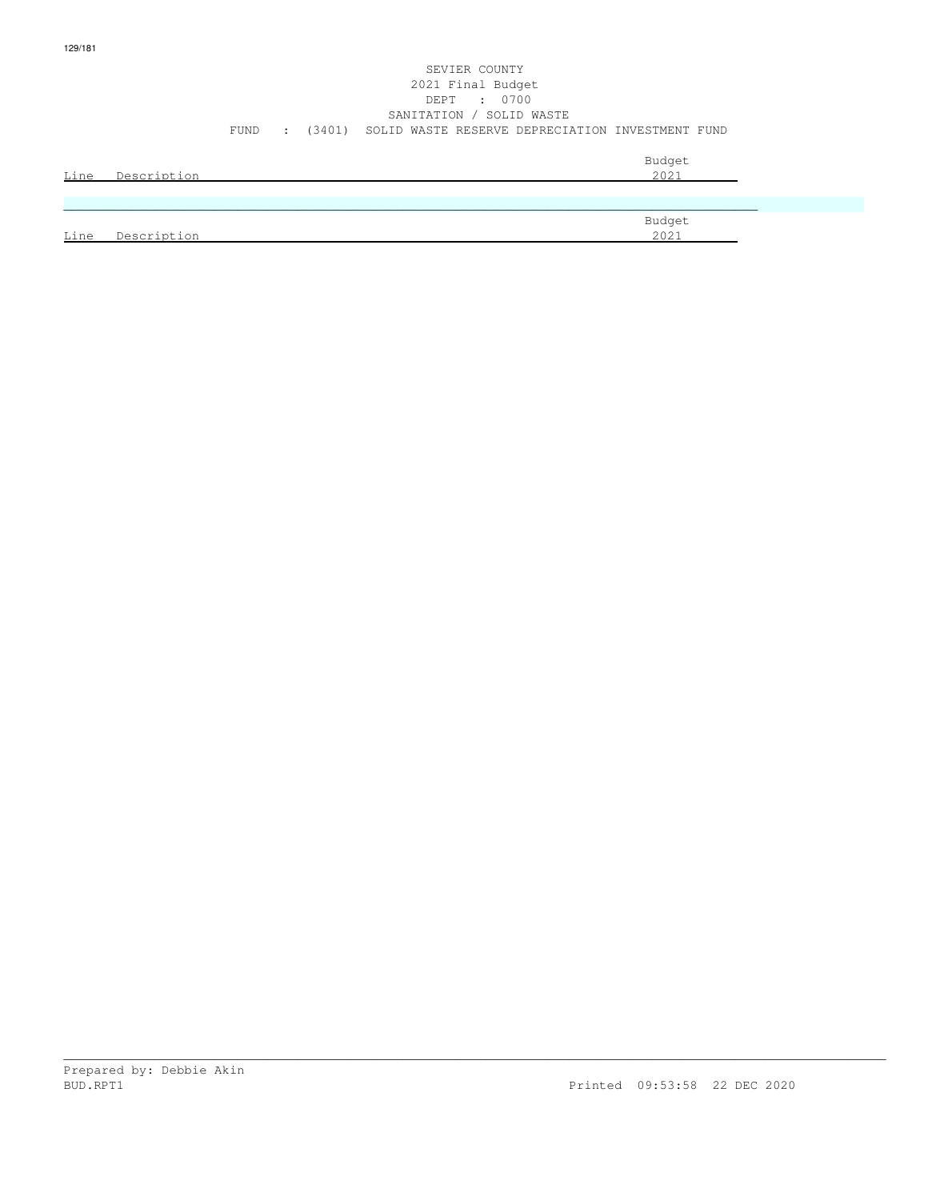SEVIER COUNTY
2021 Final Budget
DEPT : 0700
SANITATION / SOLID WASTE
FUND : (3401) SOLID WASTE RESERVE DEPRECIATION INVESTMENT FUND

| Line | Description | Budget 2021 |
|---|---|---|

| Line | Description | Budget 2021 |
|---|---|---|

Prepared by: Debbie Akin
BUD.RPT1 Printed 09:53:58 22 DEC 2020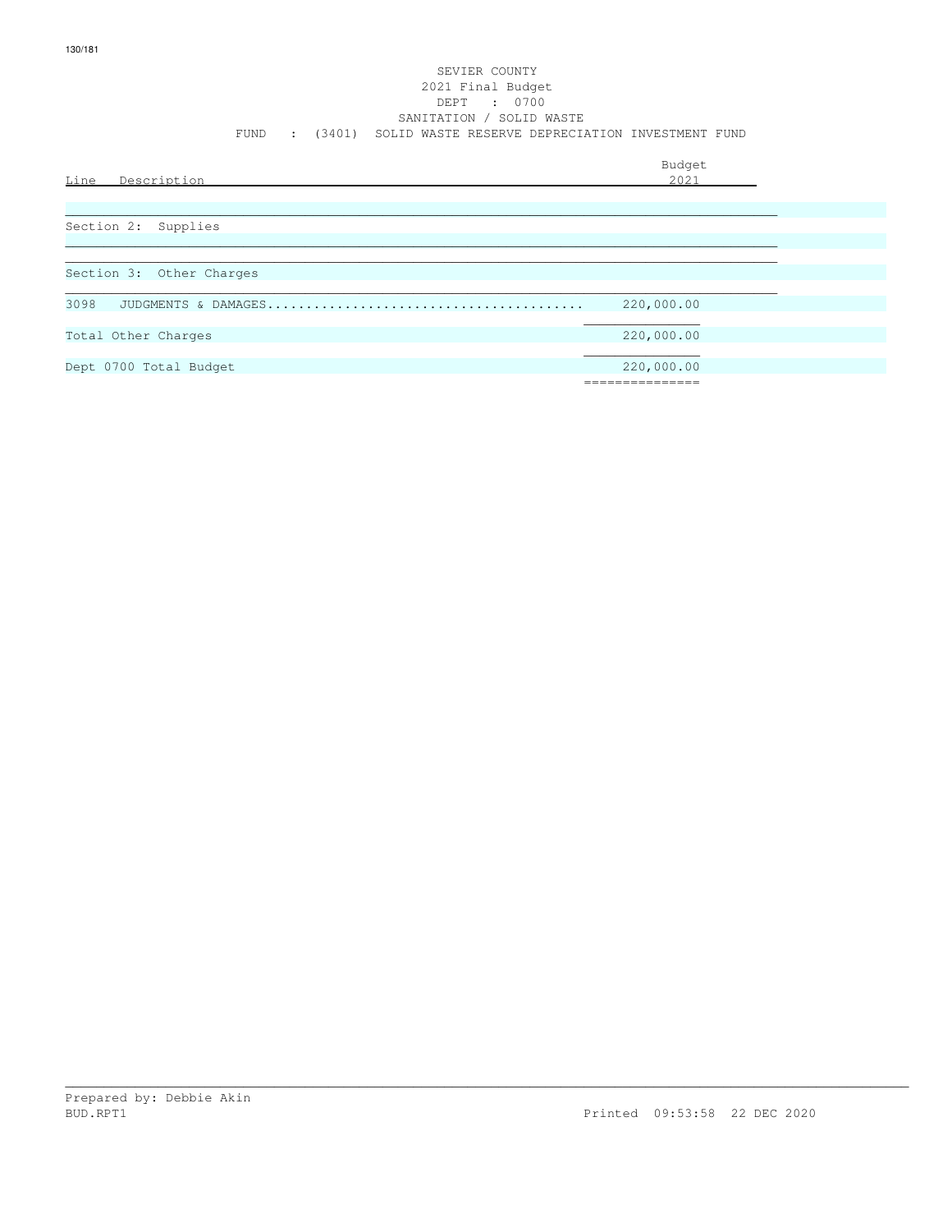SEVIER COUNTY
2021 Final Budget
DEPT : 0700
SANITATION / SOLID WASTE
FUND : (3401) SOLID WASTE RESERVE DEPRECIATION INVESTMENT FUND

| Line Description | Budget 2021 |
|---|---|
| Section 2: Supplies | |
| Section 3: Other Charges | |
| 3098 JUDGMENTS & DAMAGES........................................ | 220,000.00 |
| Total Other Charges | 220,000.00 |
| Dept 0700 Total Budget | 220,000.00 |

Prepared by: Debbie Akin
BUD.RPT1 Printed 09:53:58 22 DEC 2020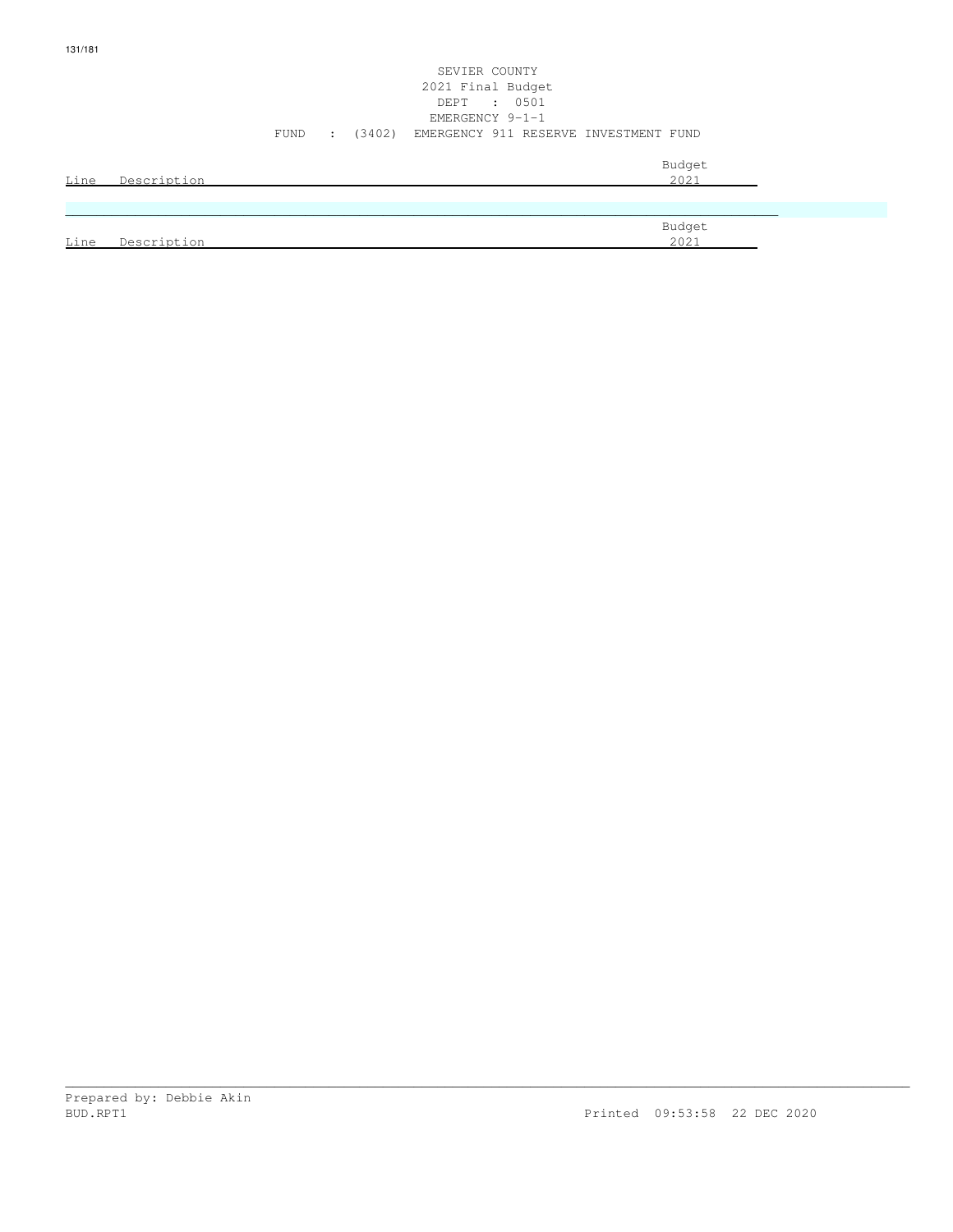SEVIER COUNTY
2021 Final Budget
DEPT : 0501
EMERGENCY 9-1-1
FUND : (3402) EMERGENCY 911 RESERVE INVESTMENT FUND

| Line | Description | Budget 2021 |
|---|---|---|

| Line | Description | Budget 2021 |
|---|---|---|

Prepared by: Debbie Akin
BUD.RPT1 Printed 09:53:58 22 DEC 2020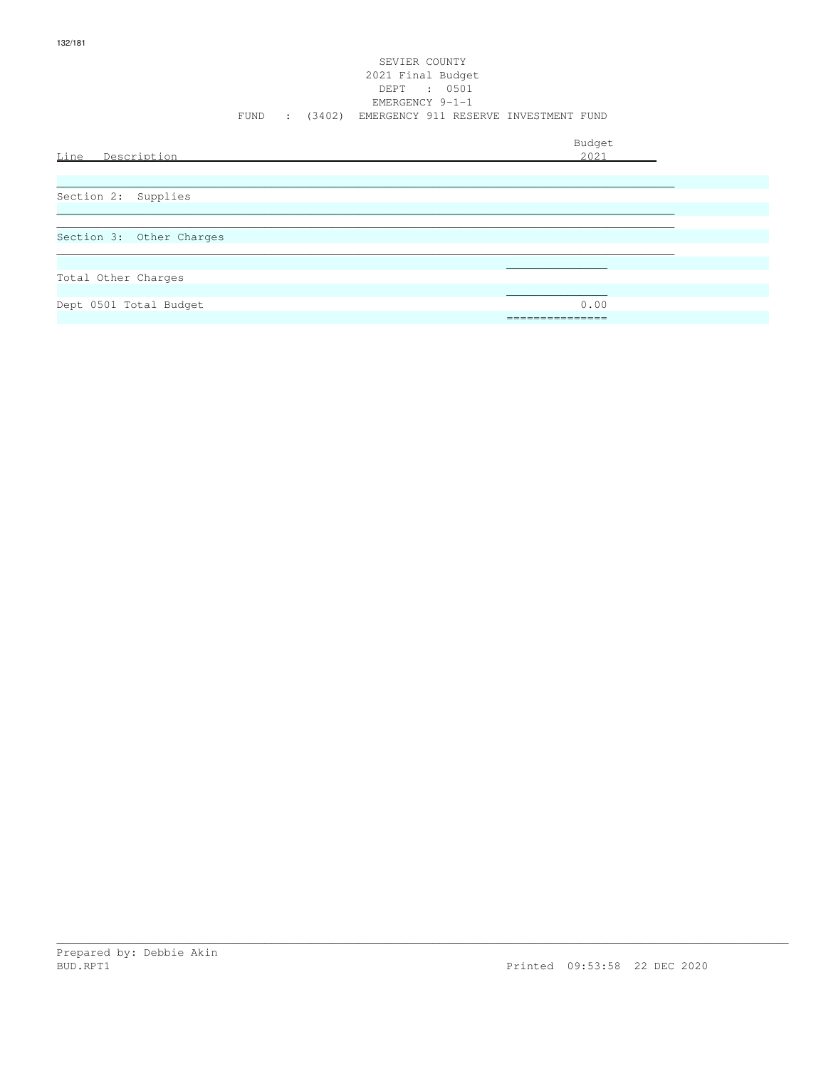SEVIER COUNTY
2021 Final Budget
DEPT : 0501
EMERGENCY 9-1-1
FUND : (3402) EMERGENCY 911 RESERVE INVESTMENT FUND

| Line Description | Budget 2021 |
|---|---|
| Section 2: Supplies | |
| Section 3: Other Charges | |
| Total Other Charges | |
| Dept 0501 Total Budget | 0.00 |

Prepared by: Debbie Akin
BUD.RPT1 Printed 09:53:58 22 DEC 2020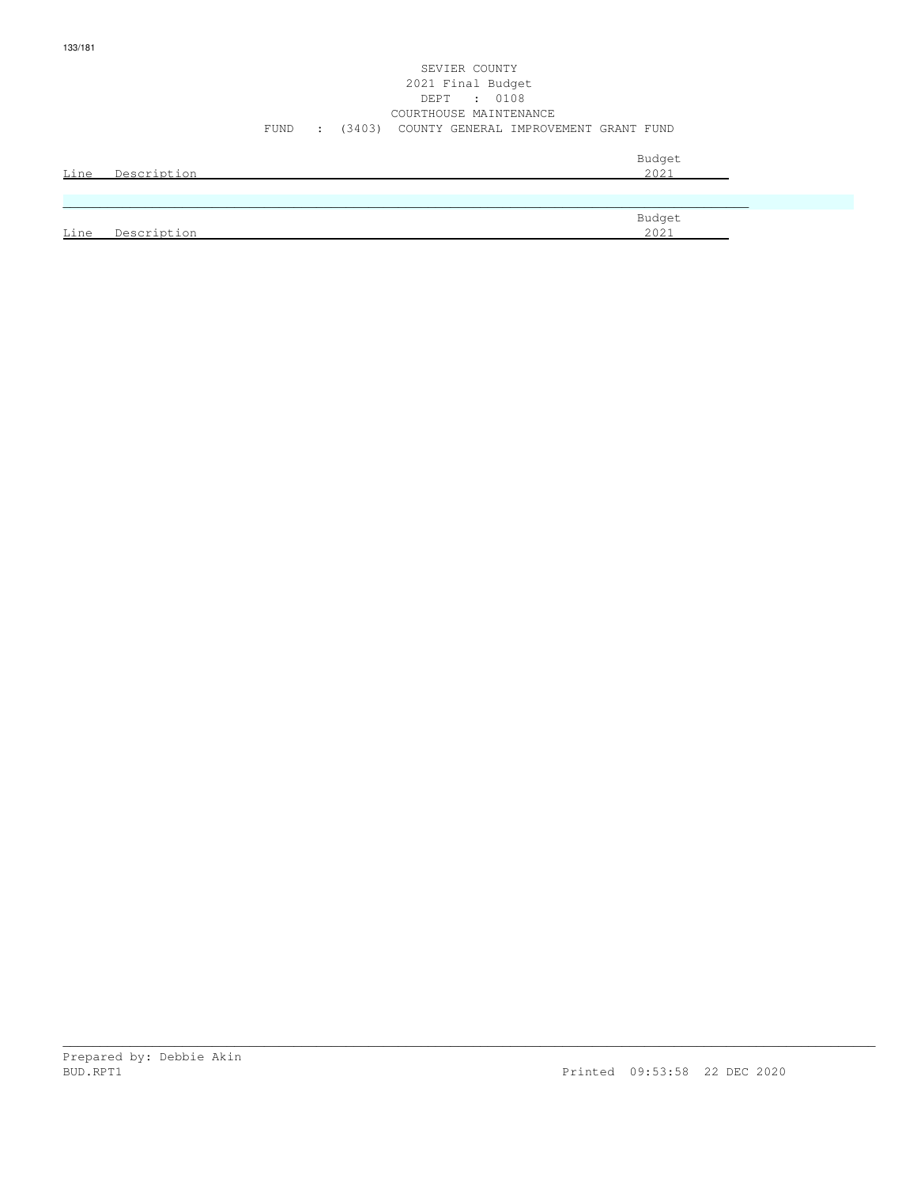SEVIER COUNTY
2021 Final Budget
DEPT : 0108
COURTHOUSE MAINTENANCE
FUND : (3403) COUNTY GENERAL IMPROVEMENT GRANT FUND

| Line | Description | Budget 2021 |
|---|---|---|

| Line | Description | Budget 2021 |
|---|---|---|

Prepared by: Debbie Akin
BUD.RPT1 Printed 09:53:58 22 DEC 2020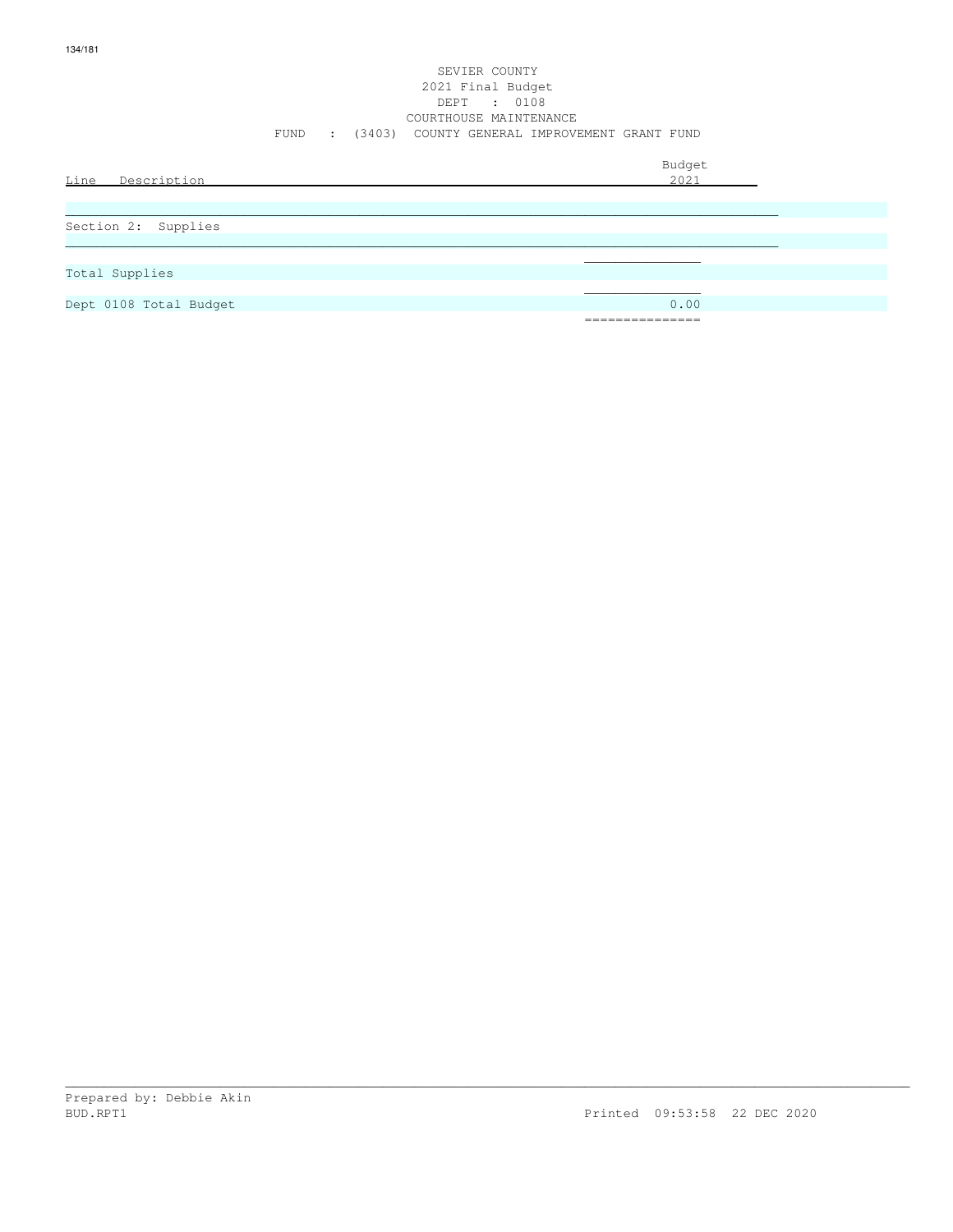SEVIER COUNTY
2021 Final Budget
DEPT : 0108
COURTHOUSE MAINTENANCE
FUND : (3403) COUNTY GENERAL IMPROVEMENT GRANT FUND

| Line Description | Budget 2021 |
|---|---|
| Section 2: Supplies | |
| Total Supplies | |
| Dept 0108 Total Budget | 0.00 |

Prepared by: Debbie Akin
BUD.RPT1 Printed 09:53:58 22 DEC 2020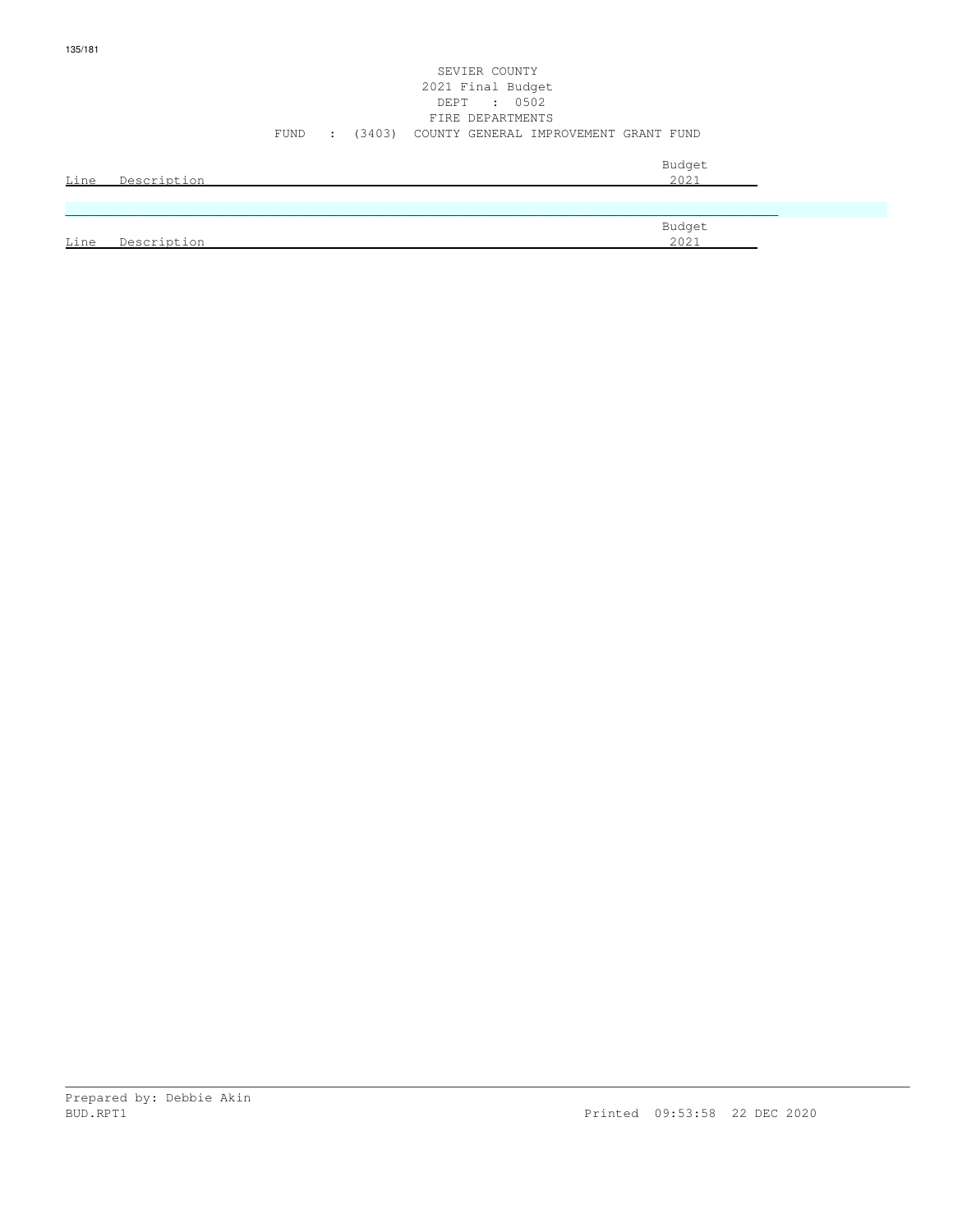SEVIER COUNTY
2021 Final Budget
DEPT : 0502
FIRE DEPARTMENTS
FUND : (3403) COUNTY GENERAL IMPROVEMENT GRANT FUND

| Line | Description | Budget 2021 |
| --- | --- | --- |

| Line | Description | Budget 2021 |
| --- | --- | --- |

Prepared by: Debbie Akin
BUD.RPT1 Printed 09:53:58 22 DEC 2020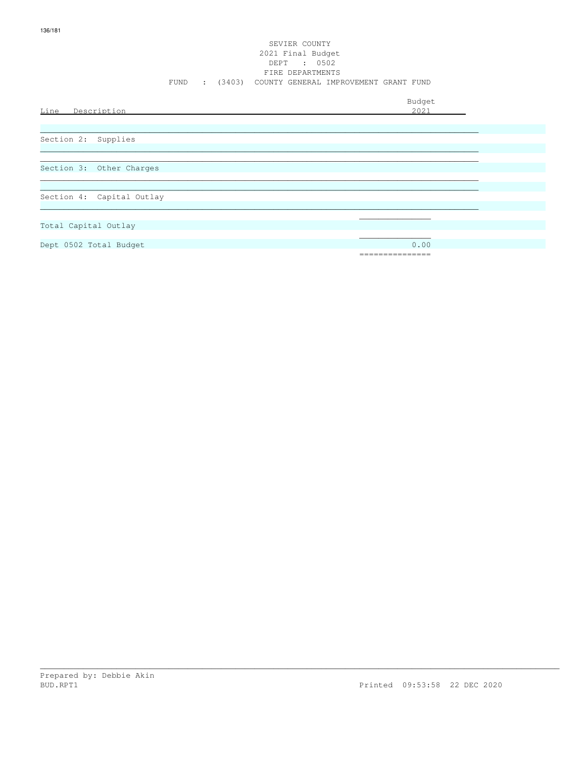SEVIER COUNTY
2021 Final Budget
DEPT : 0502
FIRE DEPARTMENTS
FUND : (3403) COUNTY GENERAL IMPROVEMENT GRANT FUND

| Line Description | Budget 2021 |
|---|---|
| Section 2: Supplies | |
| Section 3: Other Charges | |
| Section 4: Capital Outlay | |
| Total Capital Outlay | |
| Dept 0502 Total Budget | 0.00 |

Prepared by: Debbie Akin
BUD.RPT1 Printed 09:53:58 22 DEC 2020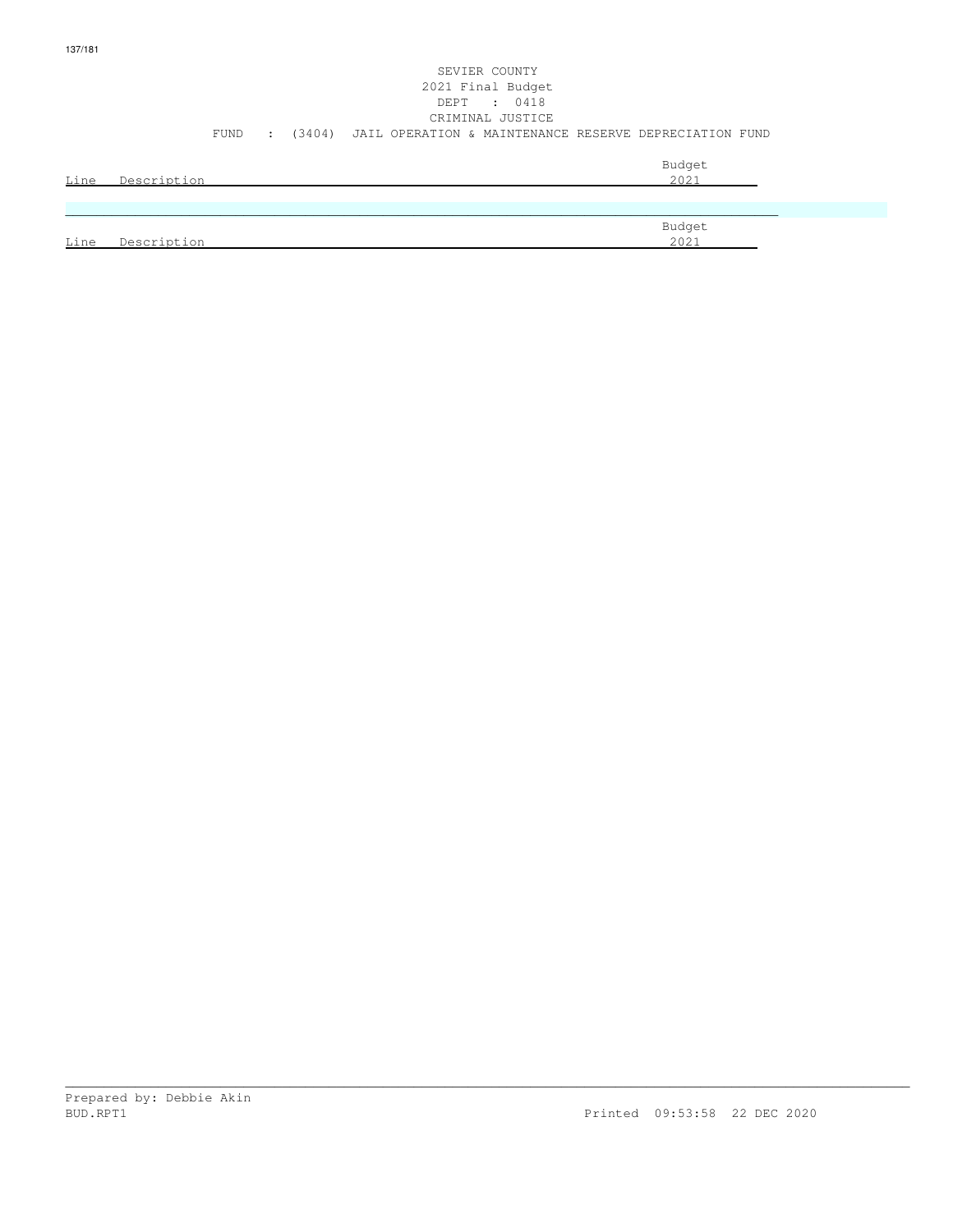SEVIER COUNTY
2021 Final Budget
DEPT : 0418
CRIMINAL JUSTICE
FUND : (3404) JAIL OPERATION & MAINTENANCE RESERVE DEPRECIATION FUND

| Line | Description | Budget 2021 |
|---|---|---|

| Line | Description | Budget 2021 |
|---|---|---|

Prepared by: Debbie Akin
BUD.RPT1 Printed 09:53:58 22 DEC 2020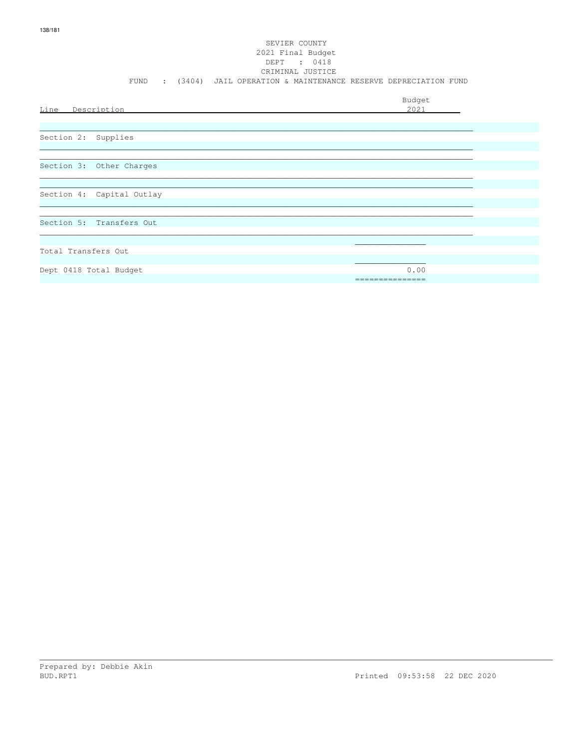SEVIER COUNTY
2021 Final Budget
DEPT : 0418
CRIMINAL JUSTICE
FUND : (3404) JAIL OPERATION & MAINTENANCE RESERVE DEPRECIATION FUND

| Line Description | Budget 2021 |
|---|---|
| Section 2: Supplies | |
| Section 3: Other Charges | |
| Section 4: Capital Outlay | |
| Section 5: Transfers Out | |
| Total Transfers Out | |
| Dept 0418 Total Budget | 0.00 |

Prepared by: Debbie Akin
BUD.RPT1
Printed 09:53:58 22 DEC 2020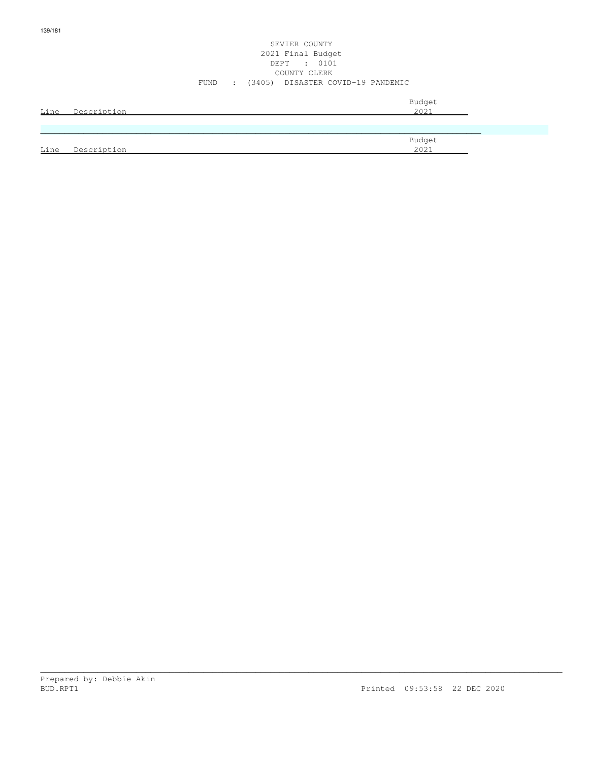SEVIER COUNTY
2021 Final Budget
DEPT : 0101
COUNTY CLERK
FUND : (3405) DISASTER COVID-19 PANDEMIC

| Line | Description | Budget 2021 |
|---|---|---|

| Line | Description | Budget 2021 |
|---|---|---|

Prepared by: Debbie Akin
BUD.RPT1 Printed 09:53:58 22 DEC 2020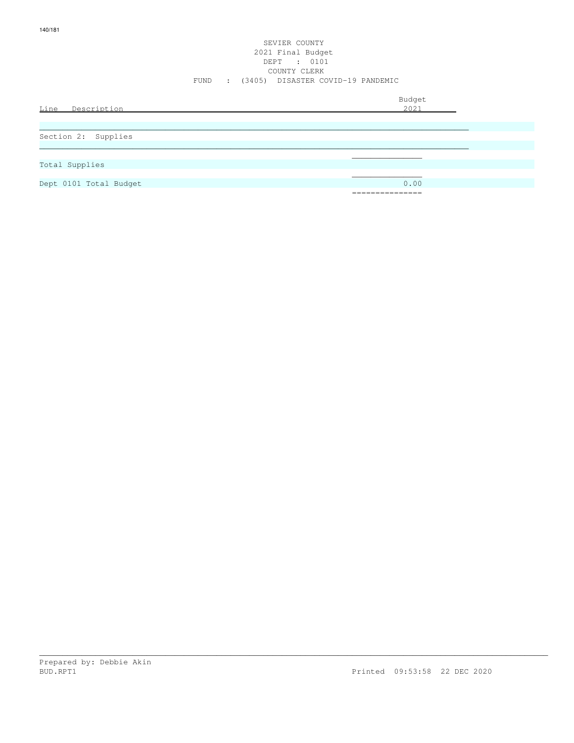SEVIER COUNTY
2021 Final Budget
DEPT : 0101
COUNTY CLERK
FUND : (3405) DISASTER COVID-19 PANDEMIC

| Line Description | Budget 2021 |
|---|---|
| Section 2: Supplies | |
| Total Supplies | |
| Dept 0101 Total Budget | 0.00 |

Prepared by: Debbie Akin
BUD.RPT1 Printed 09:53:58 22 DEC 2020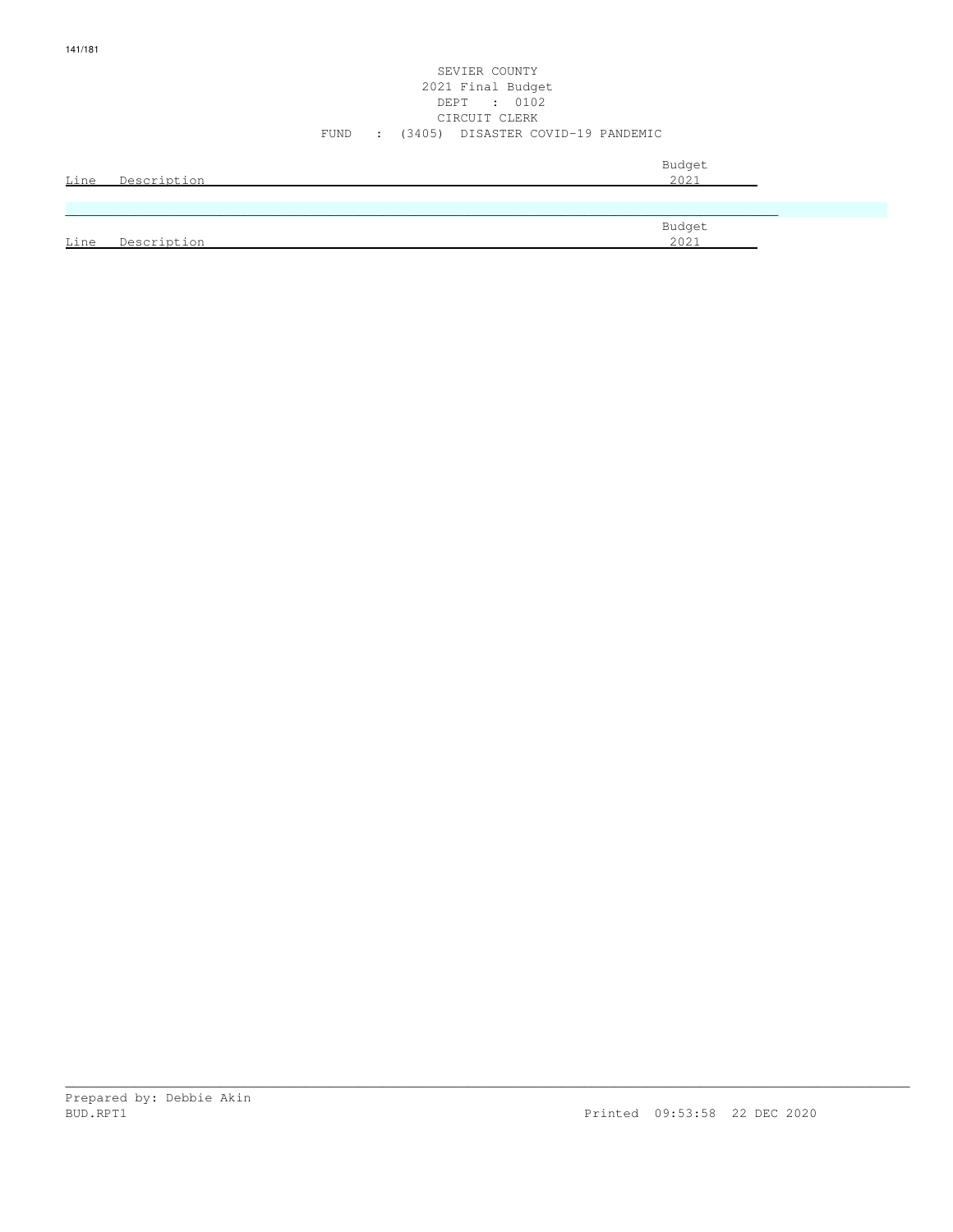SEVIER COUNTY
2021 Final Budget
DEPT : 0102
CIRCUIT CLERK
FUND : (3405) DISASTER COVID-19 PANDEMIC

| Line | Description | Budget 2021 |
|---|---|---|

| Line | Description | Budget 2021 |
|---|---|---|

Prepared by: Debbie Akin
BUD.RPT1 Printed 09:53:58 22 DEC 2020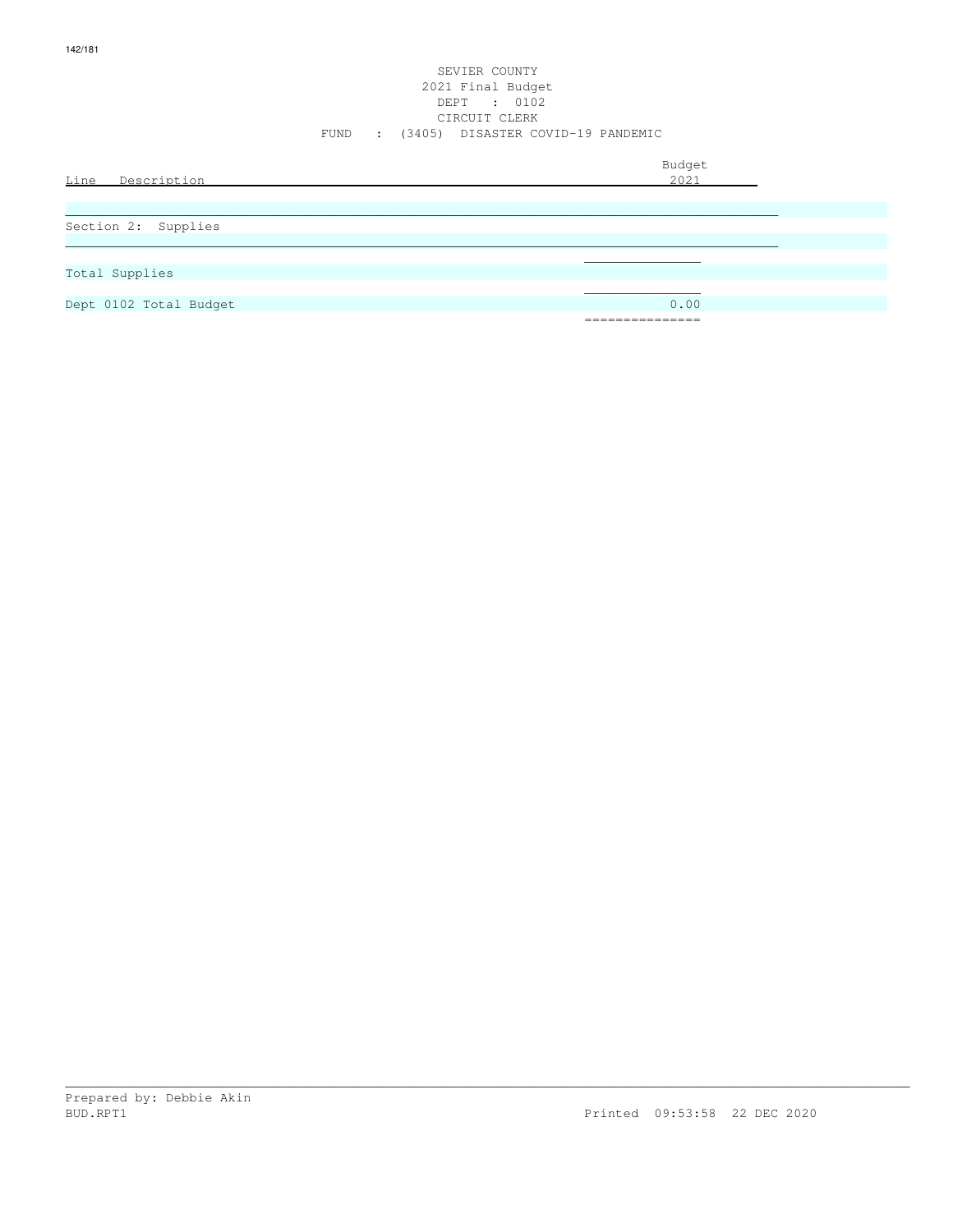SEVIER COUNTY
2021 Final Budget
DEPT : 0102
CIRCUIT CLERK
FUND : (3405) DISASTER COVID-19 PANDEMIC

| Line Description | Budget 2021 |
|---|---|
| Section 2: Supplies | |
| Total Supplies | |
| Dept 0102 Total Budget | 0.00 |

Prepared by: Debbie Akin
BUD.RPT1 Printed 09:53:58 22 DEC 2020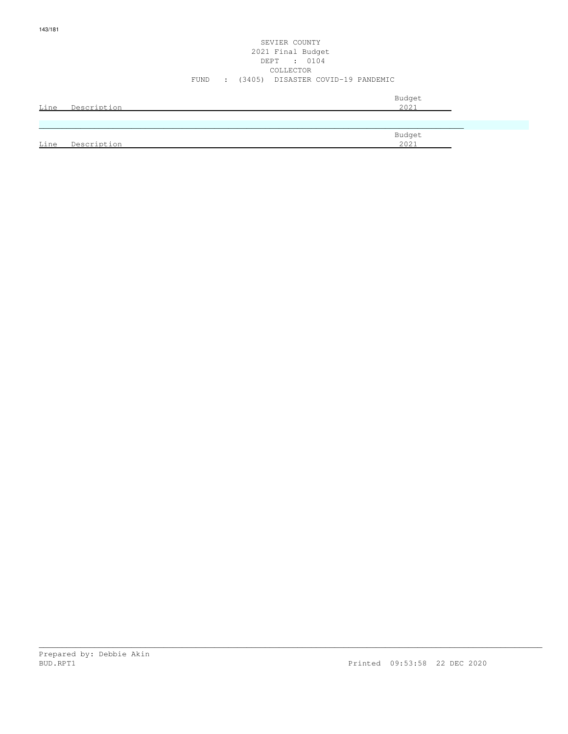SEVIER COUNTY
2021 Final Budget
DEPT : 0104
COLLECTOR
FUND : (3405) DISASTER COVID-19 PANDEMIC

| Line | Description | Budget 2021 |
|---|---|---|

| Line | Description | Budget 2021 |
|---|---|---|

Prepared by: Debbie Akin
BUD.RPT1 Printed 09:53:58 22 DEC 2020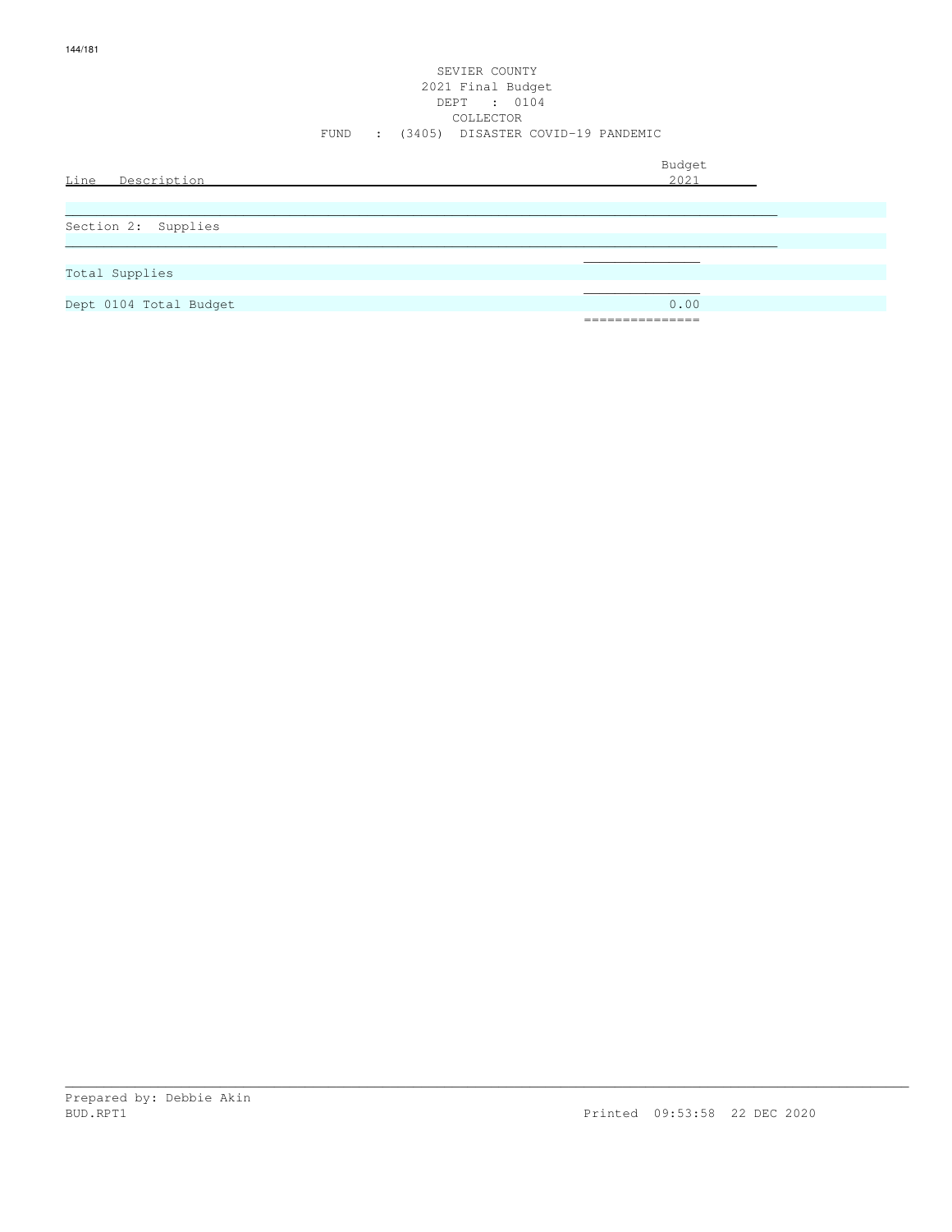SEVIER COUNTY
2021 Final Budget
DEPT : 0104
COLLECTOR
FUND : (3405) DISASTER COVID-19 PANDEMIC

| Line Description | Budget 2021 |
|---|---|
| Section 2: Supplies | |
| Total Supplies | |
| Dept 0104 Total Budget | 0.00 |

Prepared by: Debbie Akin
BUD.RPT1 Printed 09:53:58 22 DEC 2020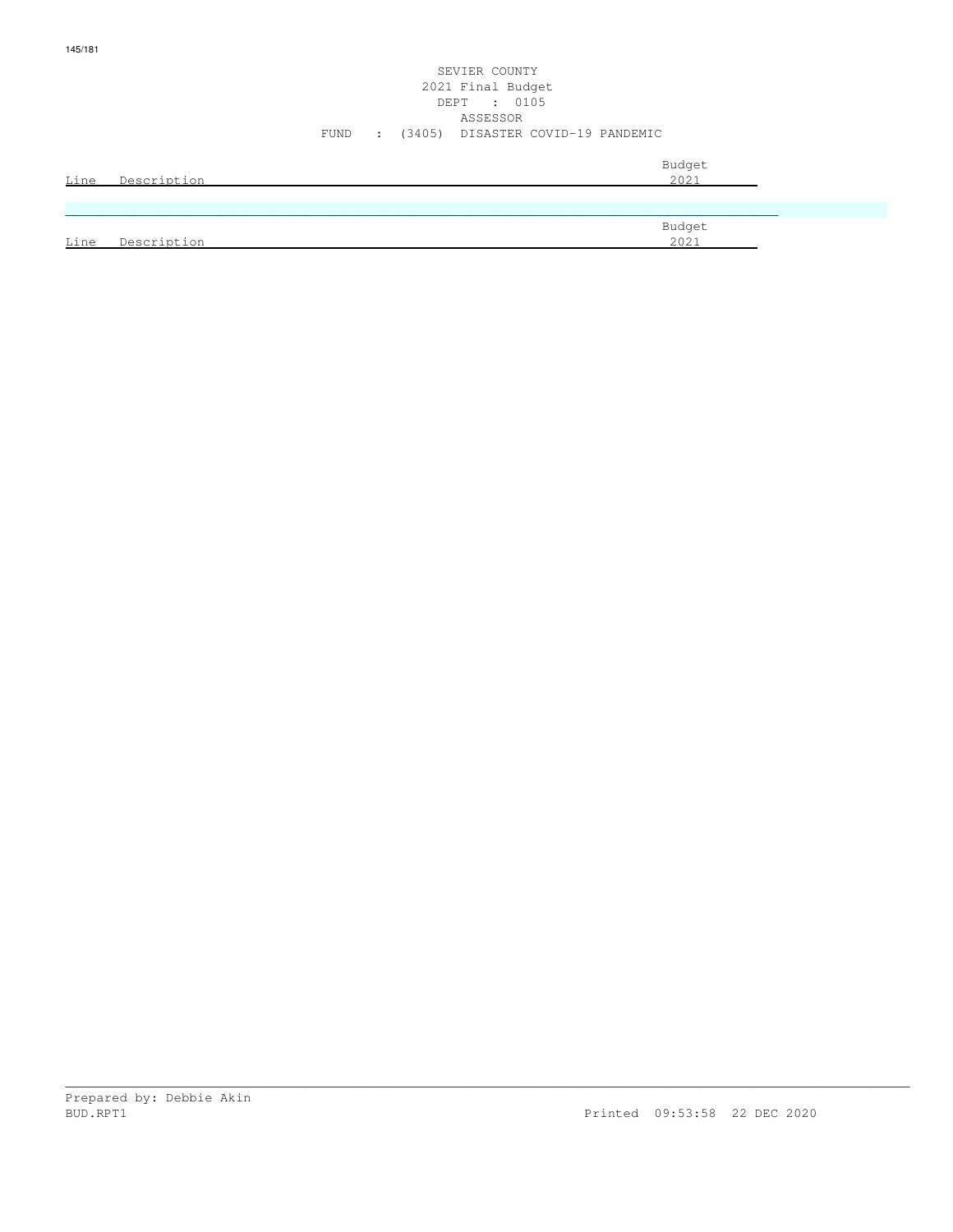SEVIER COUNTY
2021 Final Budget
DEPT : 0105
ASSESSOR
FUND : (3405) DISASTER COVID-19 PANDEMIC

| Line | Description | Budget 2021 |
|---|---|---|

| Line | Description | Budget 2021 |
|---|---|---|

Prepared by: Debbie Akin
BUD.RPT1 Printed 09:53:58 22 DEC 2020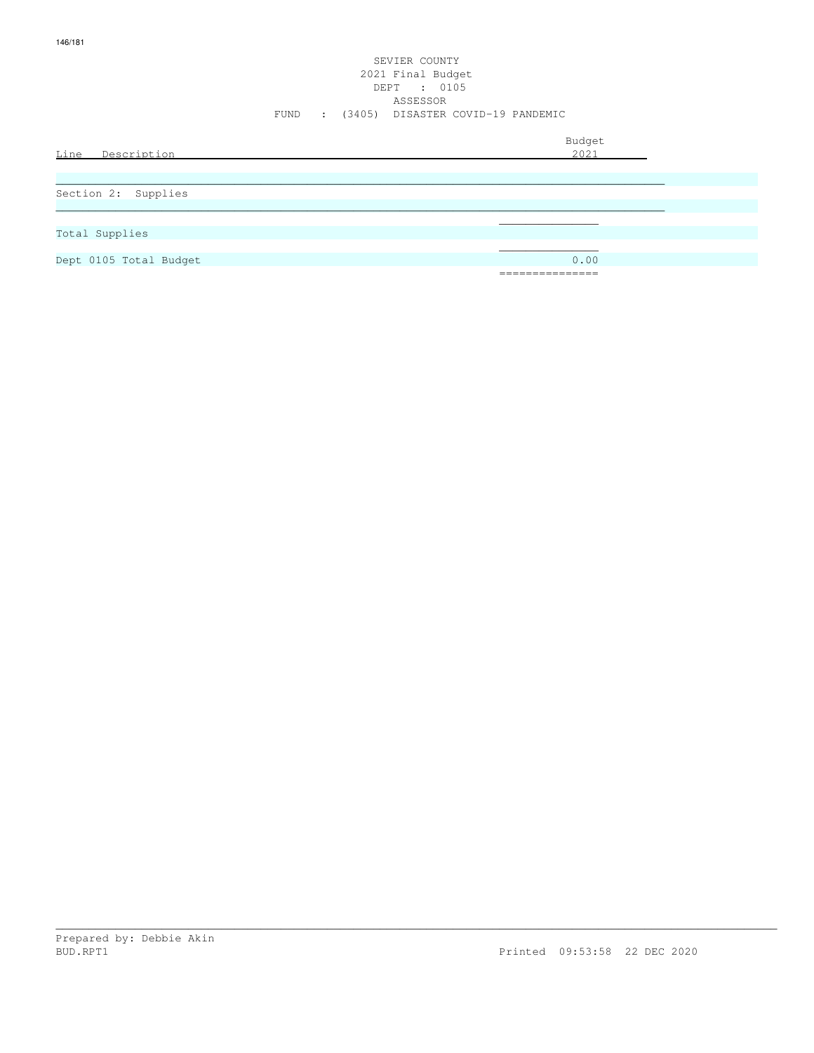SEVIER COUNTY
2021 Final Budget
DEPT : 0105
ASSESSOR
FUND : (3405) DISASTER COVID-19 PANDEMIC

| Line Description | Budget 2021 |
|---|---|
| Section 2: Supplies | |
| Total Supplies | |
| Dept 0105 Total Budget | 0.00 |

Prepared by: Debbie Akin
BUD.RPT1 Printed 09:53:58 22 DEC 2020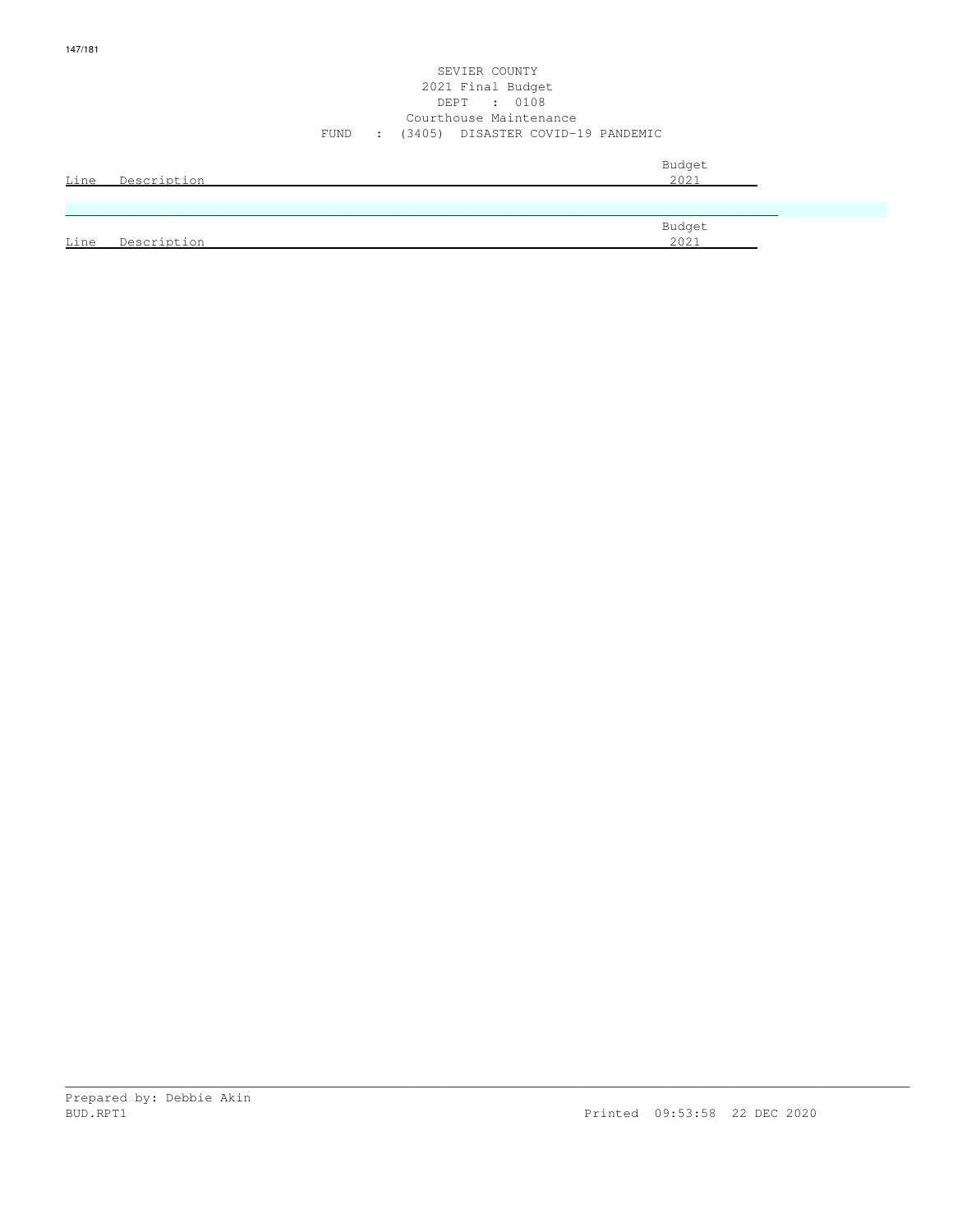SEVIER COUNTY
2021 Final Budget
DEPT : 0108
Courthouse Maintenance
FUND : (3405) DISASTER COVID-19 PANDEMIC

| Line | Description | Budget 2021 |
| --- | --- | --- |

| Line | Description | Budget 2021 |
| --- | --- | --- |

Prepared by: Debbie Akin
BUD.RPT1 Printed 09:53:58 22 DEC 2020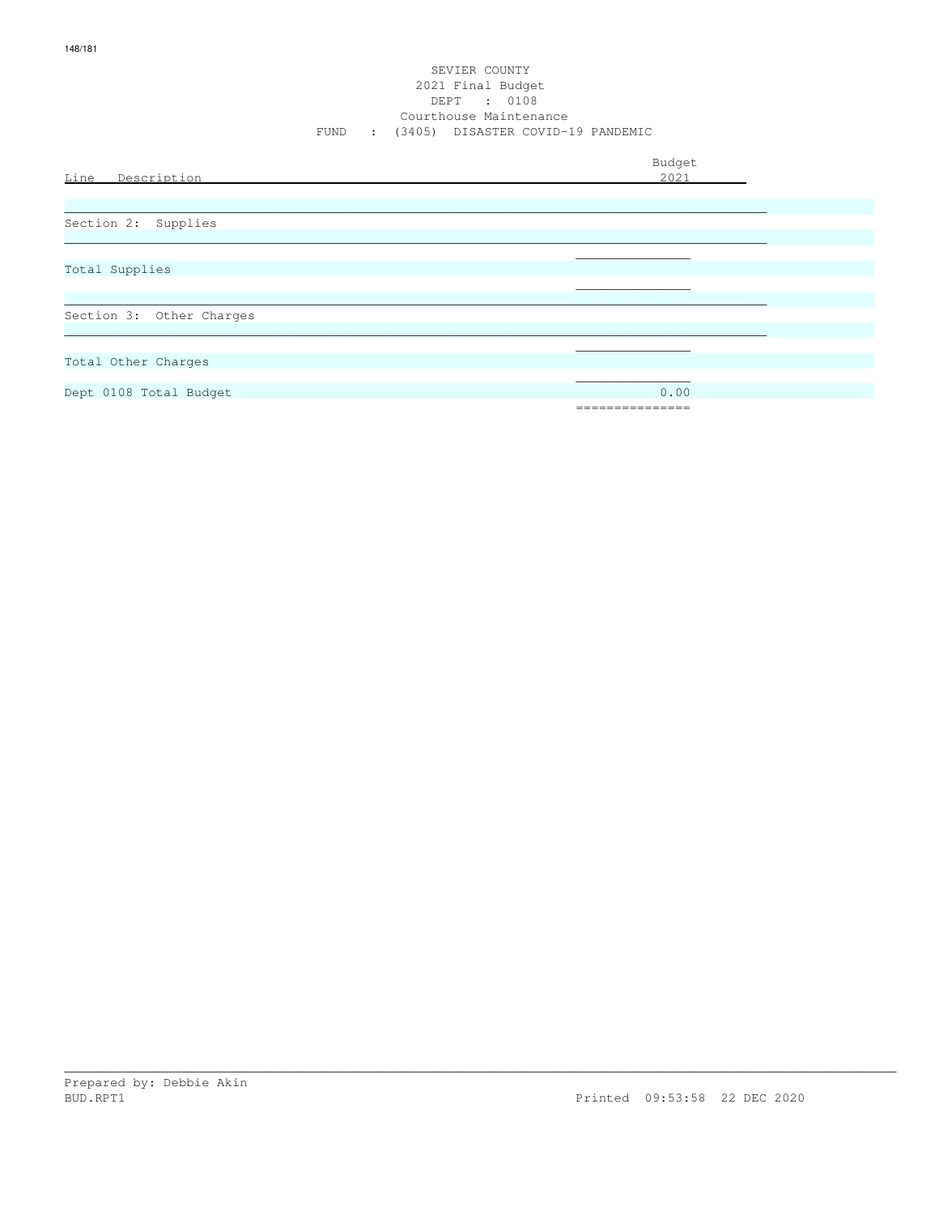SEVIER COUNTY
2021 Final Budget
DEPT : 0108
Courthouse Maintenance
FUND : (3405) DISASTER COVID-19 PANDEMIC

| Line Description | Budget 2021 |
|---|---|
| Section 2: Supplies | |
| Total Supplies | |
| Section 3: Other Charges | |
| Total Other Charges | |
| Dept 0108 Total Budget | 0.00 |

Prepared by: Debbie Akin
BUD.RPT1 Printed 09:53:58 22 DEC 2020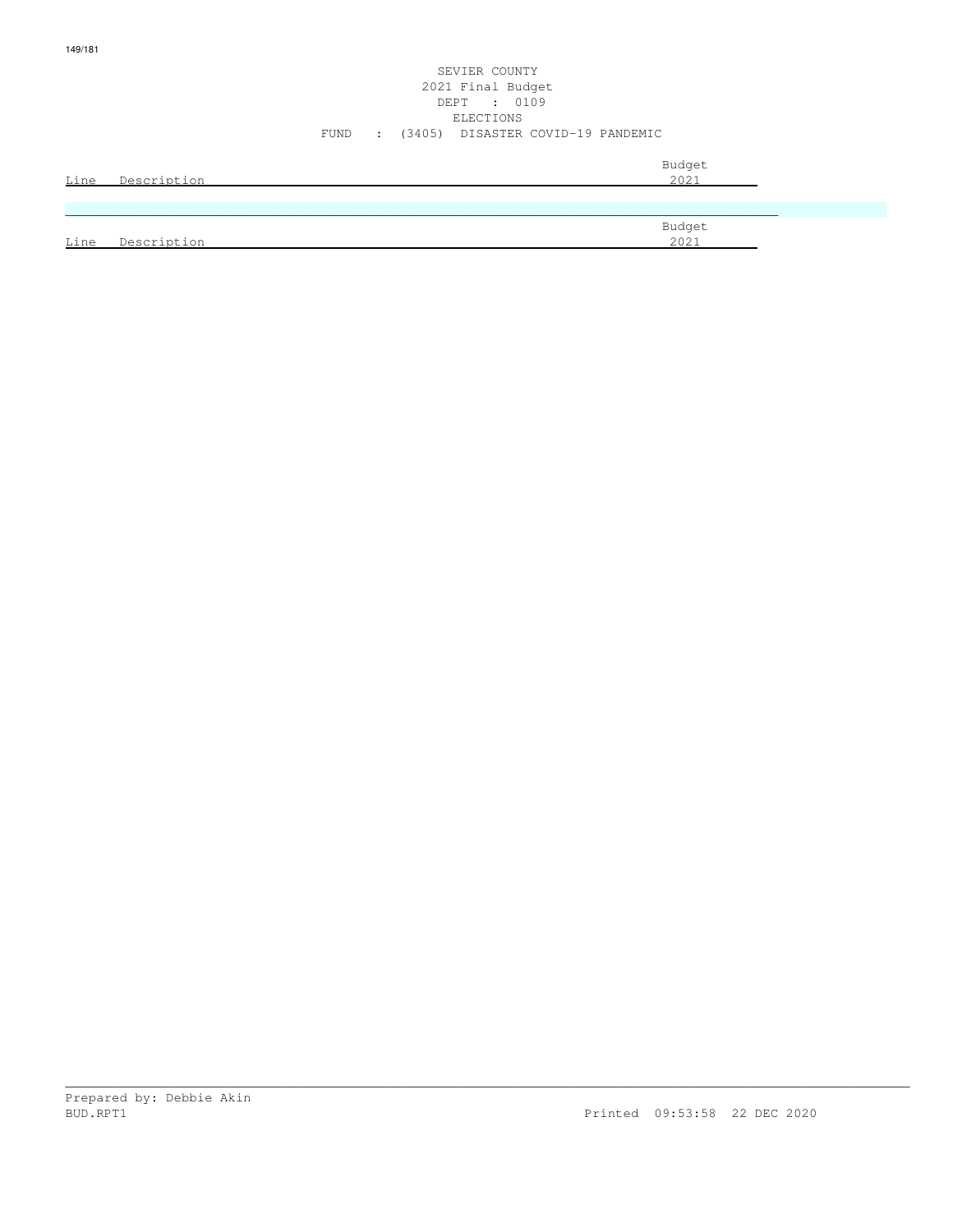SEVIER COUNTY
2021 Final Budget
DEPT : 0109
ELECTIONS
FUND : (3405) DISASTER COVID-19 PANDEMIC

| Line | Description | Budget 2021 |
| --- | --- | --- |

| Line | Description | Budget 2021 |
| --- | --- | --- |

Prepared by: Debbie Akin
BUD.RPT1 Printed 09:53:58 22 DEC 2020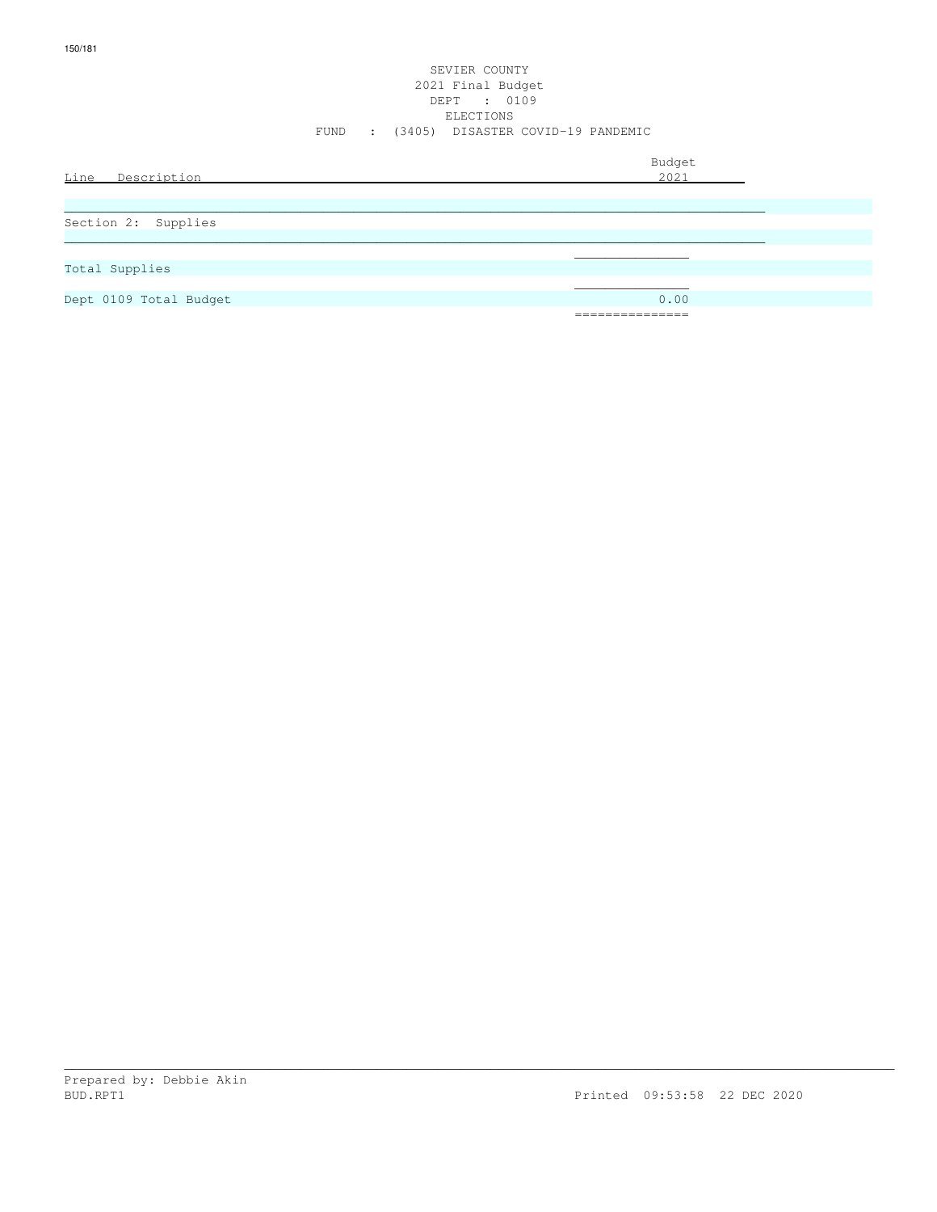SEVIER COUNTY
2021 Final Budget
DEPT : 0109
ELECTIONS
FUND : (3405) DISASTER COVID-19 PANDEMIC

| Line Description | Budget 2021 |
|---|---|
| Section 2: Supplies | |
| Total Supplies | |
| Dept 0109 Total Budget | 0.00 |

Prepared by: Debbie Akin
BUD.RPT1 Printed 09:53:58 22 DEC 2020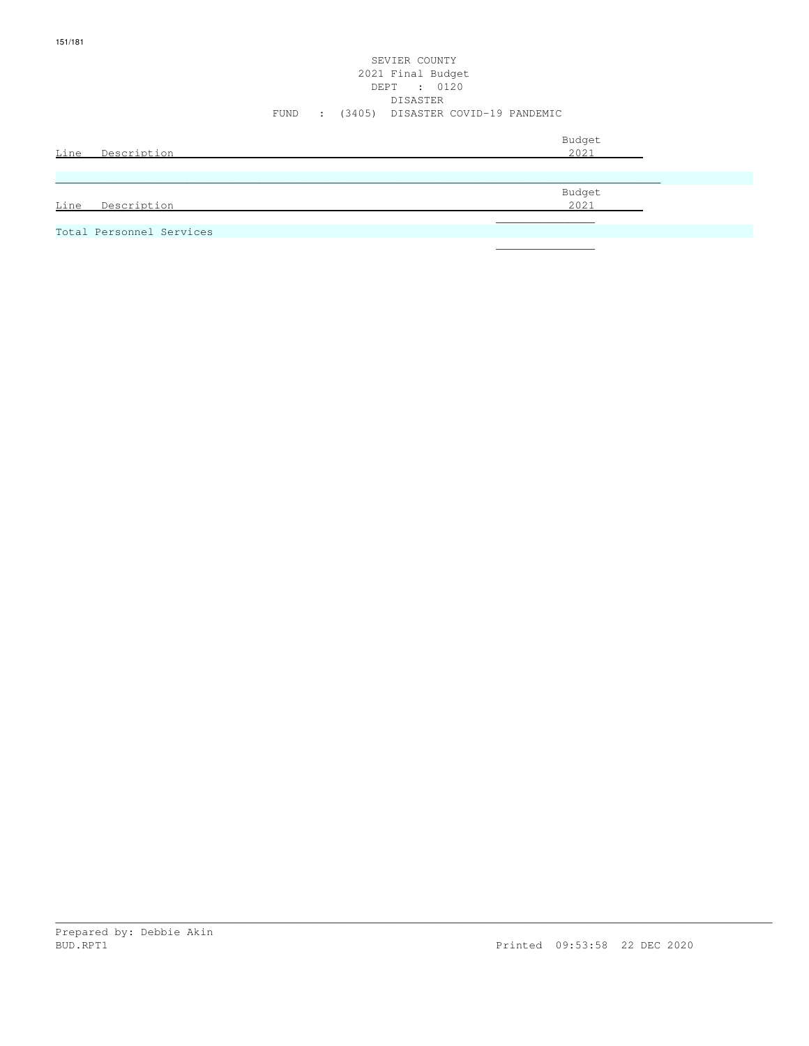SEVIER COUNTY
2021 Final Budget
DEPT : 0120
DISASTER
FUND : (3405) DISASTER COVID-19 PANDEMIC

| Line | Description | Budget 2021 |
|---|---|---|

| Line | Description | Budget 2021 |
|---|---|---|
| Total Personnel Services | | |

Prepared by: Debbie Akin
BUD.RPT1 Printed 09:53:58 22 DEC 2020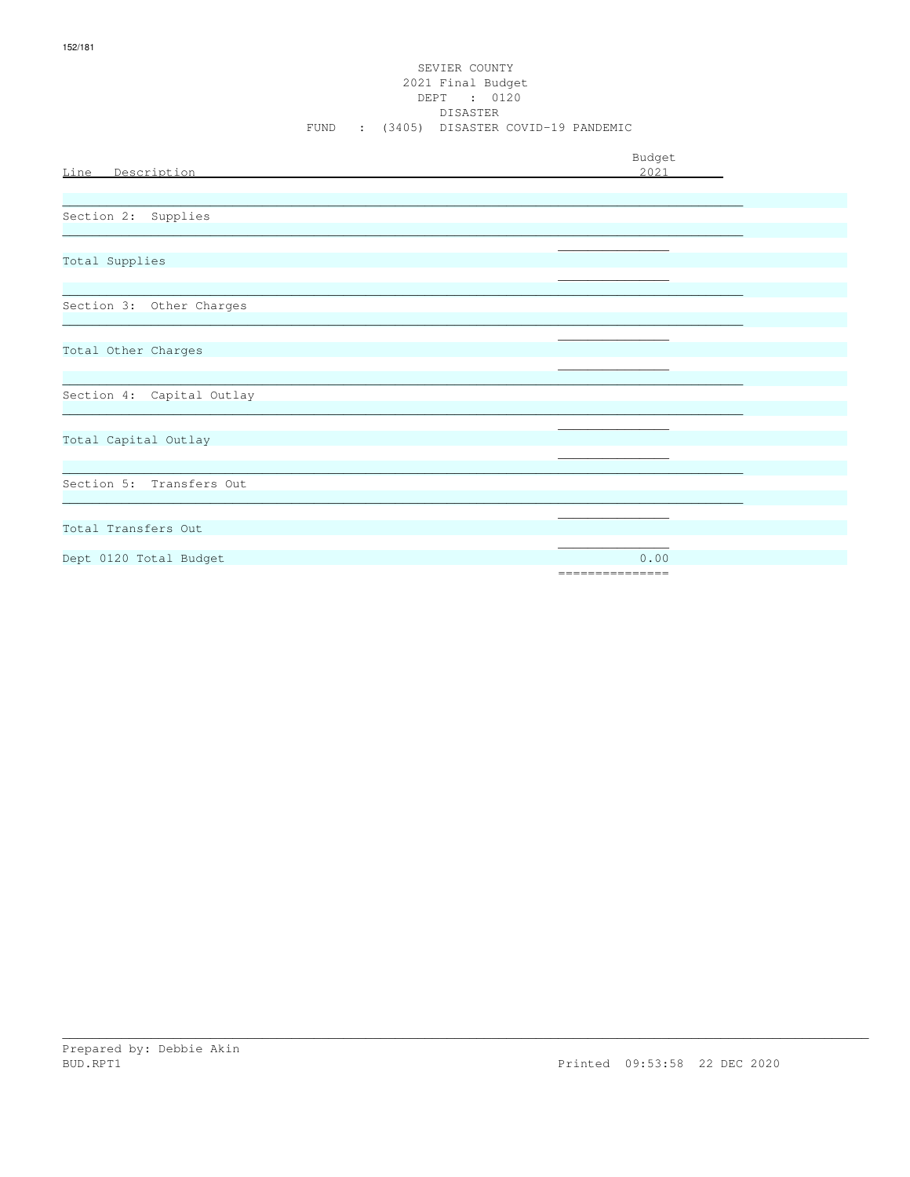SEVIER COUNTY
2021 Final Budget
DEPT : 0120
DISASTER
FUND : (3405) DISASTER COVID-19 PANDEMIC

| Line Description | Budget 2021 |
|---|---|
| Section 2: Supplies | |
| Total Supplies | |
| Section 3: Other Charges | |
| Total Other Charges | |
| Section 4: Capital Outlay | |
| Total Capital Outlay | |
| Section 5: Transfers Out | |
| Total Transfers Out | |
| Dept 0120 Total Budget | 0.00 |

Prepared by: Debbie Akin
BUD.RPT1 Printed 09:53:58 22 DEC 2020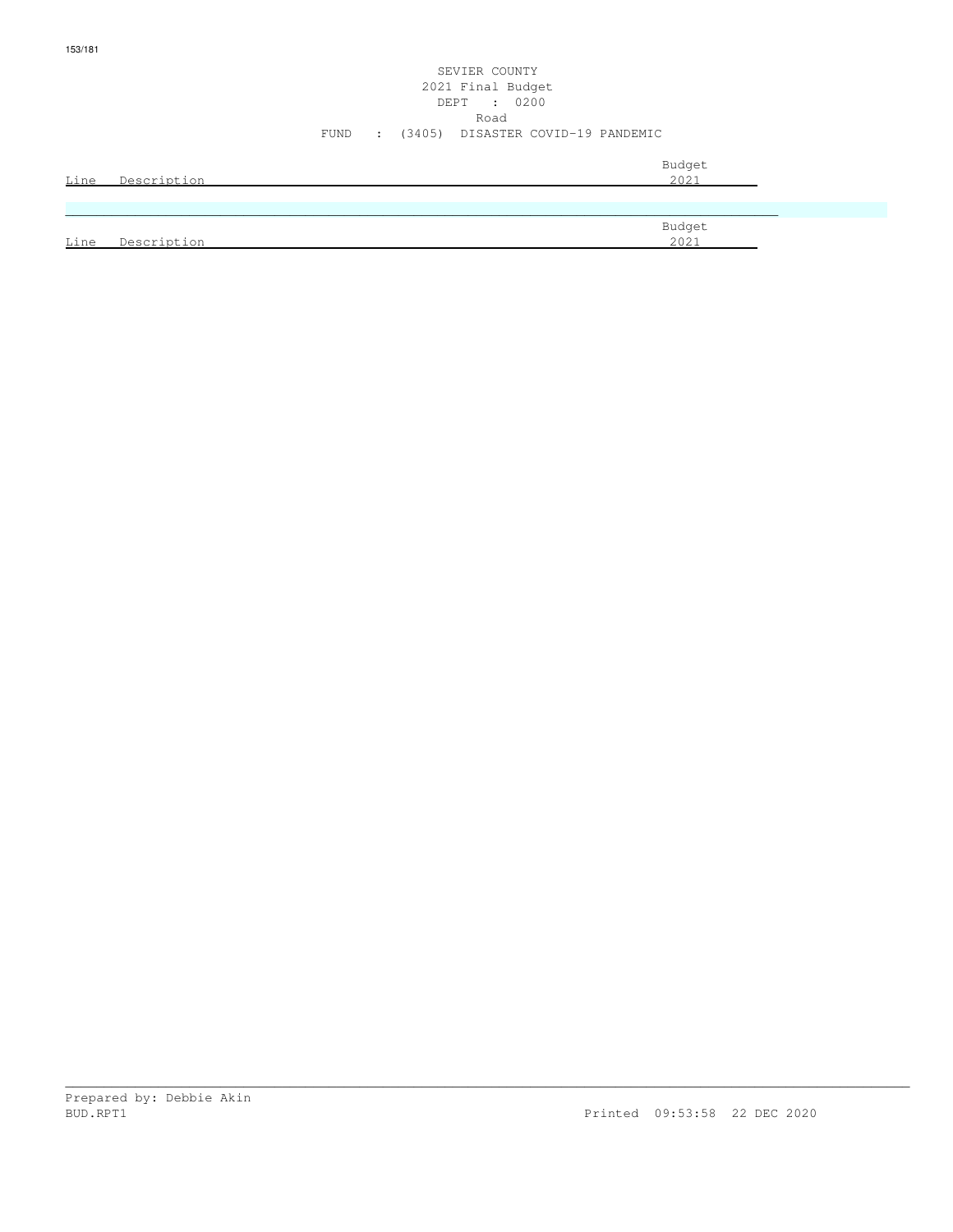SEVIER COUNTY
2021 Final Budget
DEPT : 0200
Road
FUND : (3405) DISASTER COVID-19 PANDEMIC

| Line | Description | Budget 2021 |
|---|---|---|

| Line | Description | Budget 2021 |
|---|---|---|

Prepared by: Debbie Akin
BUD.RPT1

Printed 09:53:58 22 DEC 2020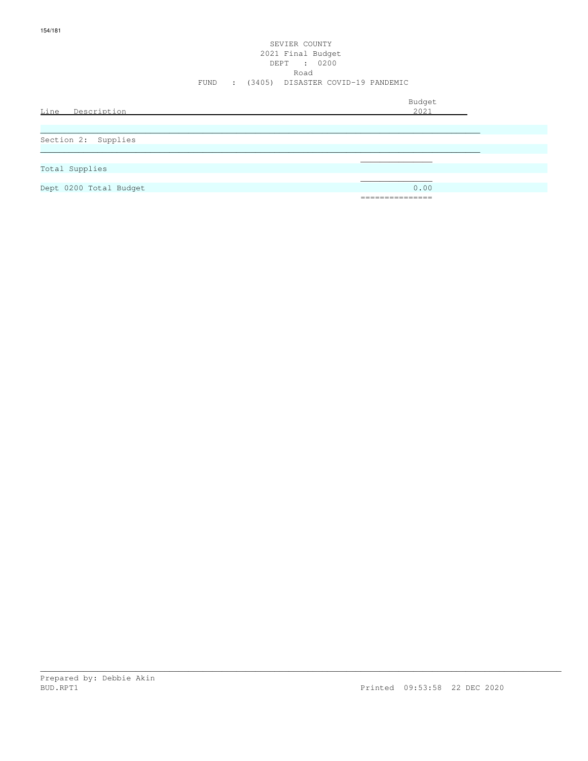SEVIER COUNTY
2021 Final Budget
DEPT : 0200
Road
FUND : (3405) DISASTER COVID-19 PANDEMIC

| Line Description | Budget 2021 |
|---|---|
| Section 2: Supplies | |
| Total Supplies | |
| Dept 0200 Total Budget | 0.00 |

Prepared by: Debbie Akin
BUD.RPT1 Printed 09:53:58 22 DEC 2020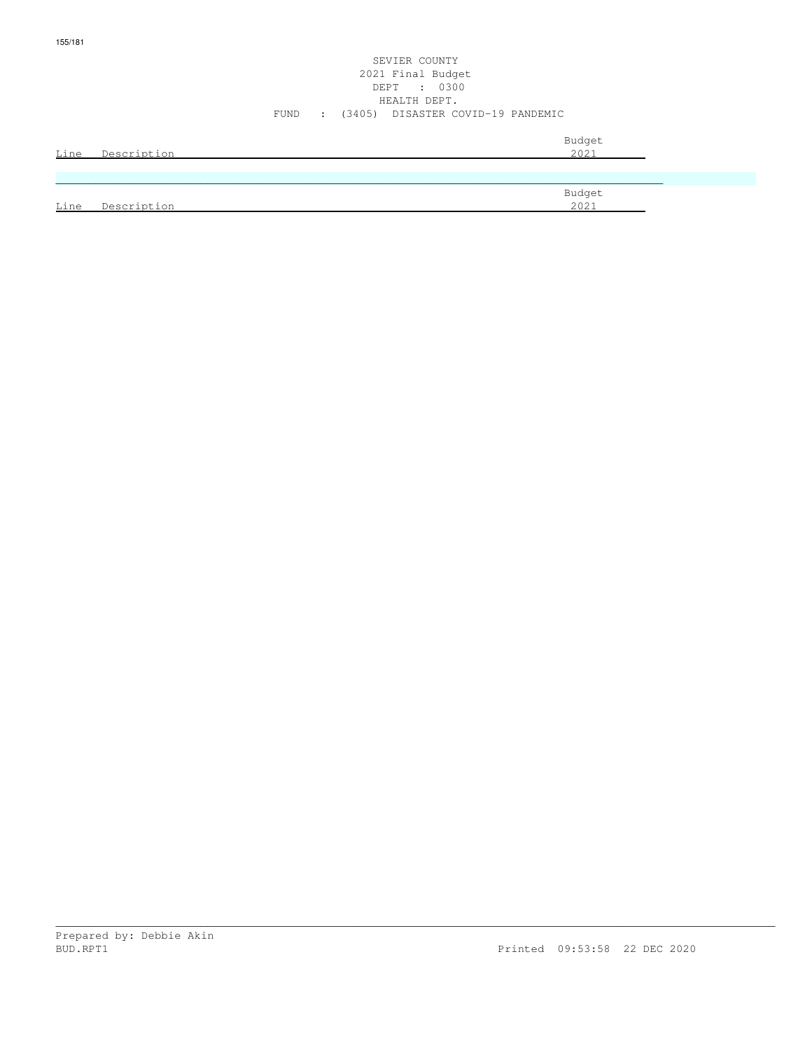SEVIER COUNTY
2021 Final Budget
DEPT : 0300
HEALTH DEPT.
FUND : (3405) DISASTER COVID-19 PANDEMIC

| Line | Description | Budget 2021 |
|---|---|---|

| Line | Description | Budget 2021 |
|---|---|---|

Prepared by: Debbie Akin
BUD.RPT1 Printed 09:53:58 22 DEC 2020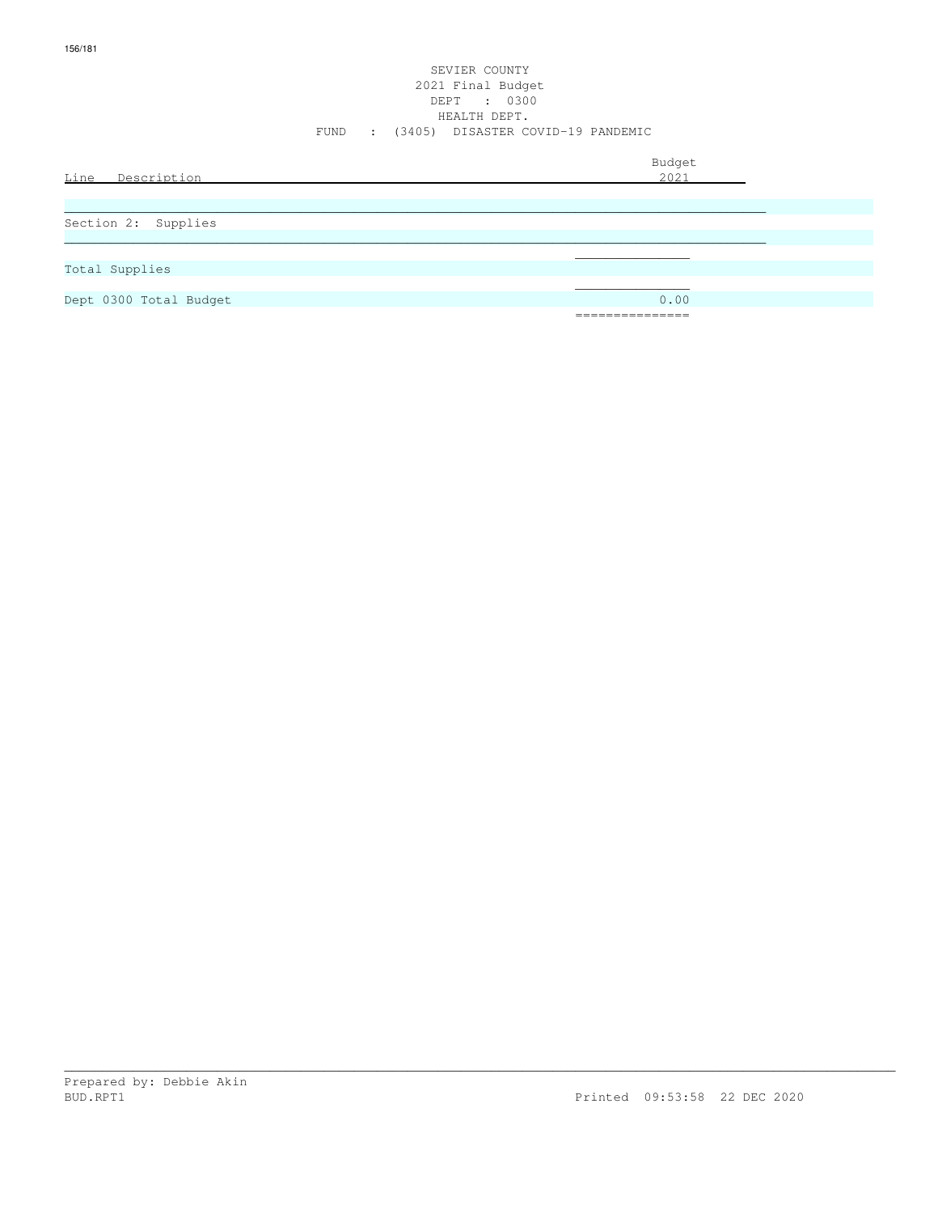SEVIER COUNTY
2021 Final Budget
DEPT : 0300
HEALTH DEPT.
FUND : (3405) DISASTER COVID-19 PANDEMIC

| Line Description | Budget 2021 |
|---|---|
| Section 2: Supplies | |
| Total Supplies | |
| Dept 0300 Total Budget | 0.00 |

Prepared by: Debbie Akin
BUD.RPT1 Printed 09:53:58 22 DEC 2020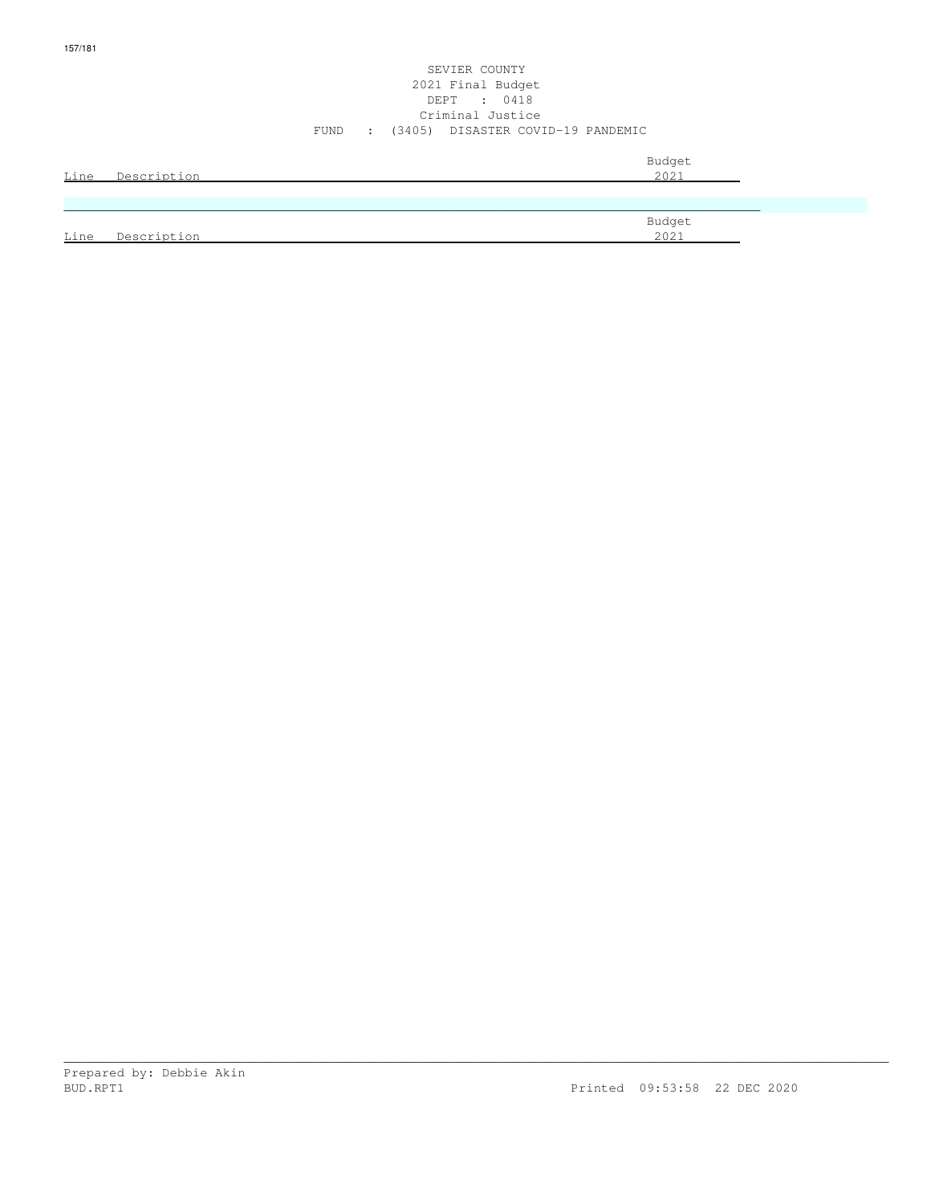SEVIER COUNTY
2021 Final Budget
DEPT : 0418
Criminal Justice
FUND : (3405) DISASTER COVID-19 PANDEMIC

| Line | Description | Budget 2021 |
|---|---|---|

| Line | Description | Budget 2021 |
|---|---|---|

Prepared by: Debbie Akin
BUD.RPT1 Printed 09:53:58 22 DEC 2020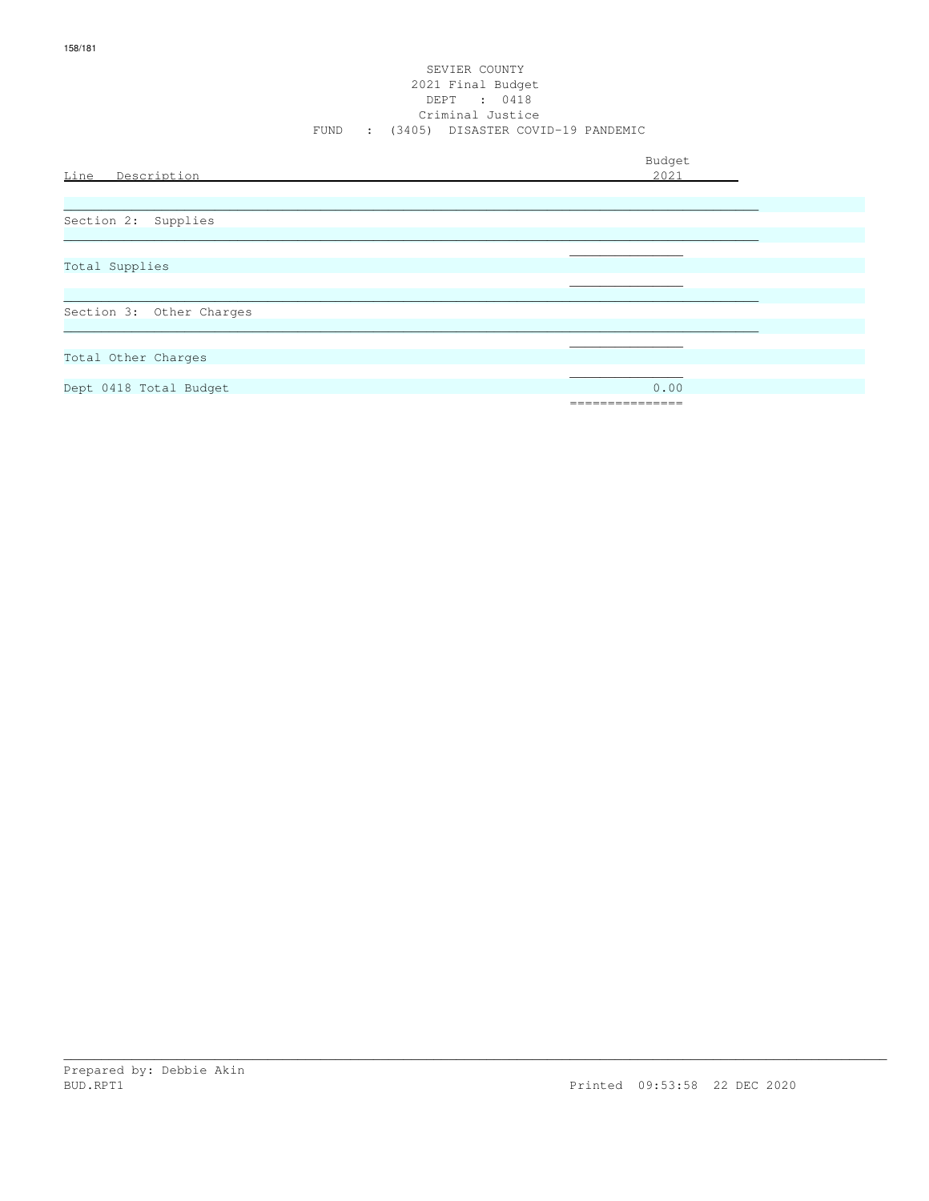SEVIER COUNTY
2021 Final Budget
DEPT : 0418
Criminal Justice
FUND : (3405) DISASTER COVID-19 PANDEMIC

| Line Description | Budget 2021 |
|---|---|
| Section 2: Supplies | |
| Total Supplies | |
| Section 3: Other Charges | |
| Total Other Charges | |
| Dept 0418 Total Budget | 0.00 |

Prepared by: Debbie Akin
BUD.RPT1 Printed 09:53:58 22 DEC 2020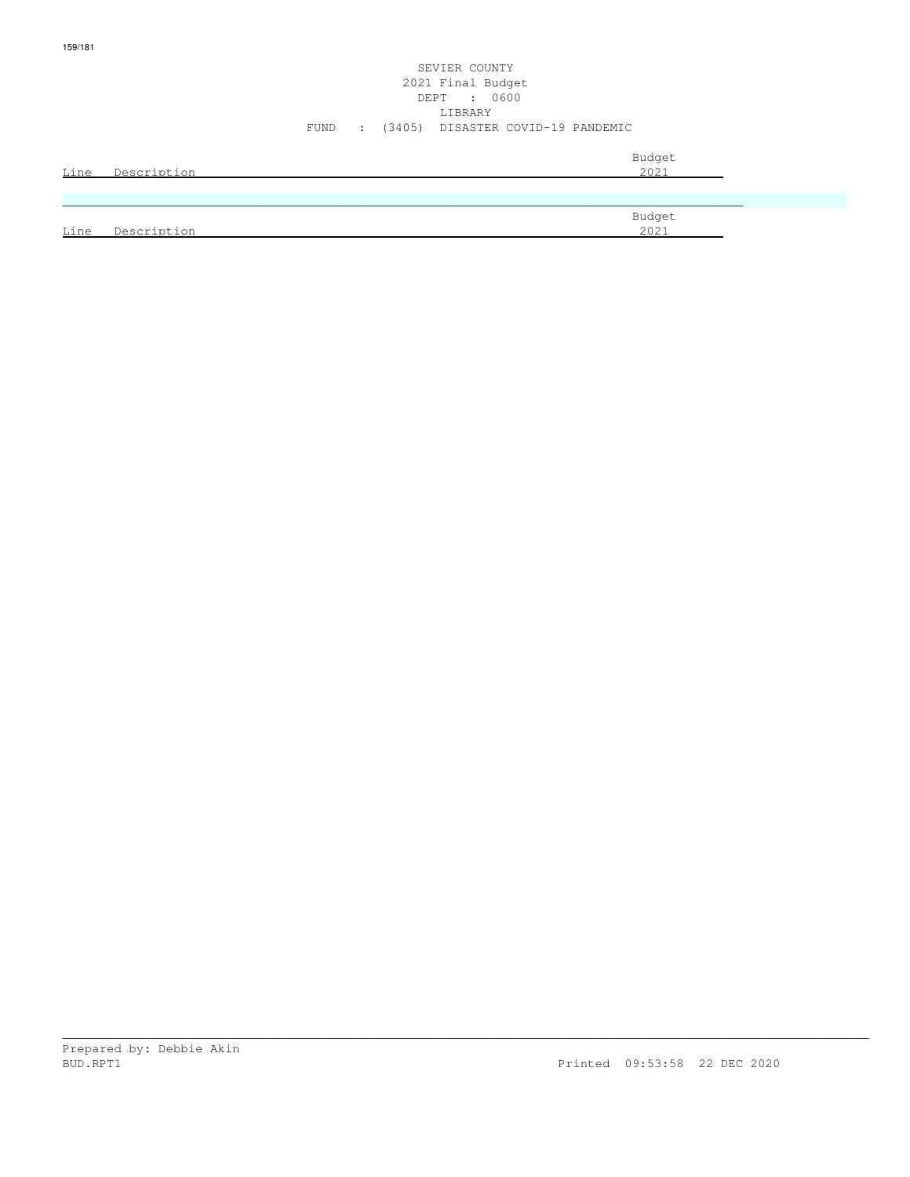SEVIER COUNTY
2021 Final Budget
DEPT : 0600
LIBRARY
FUND : (3405) DISASTER COVID-19 PANDEMIC

| Line | Description | Budget 2021 |
|---|---|---|

| Line | Description | Budget 2021 |
|---|---|---|

Prepared by: Debbie Akin
BUD.RPT1 Printed 09:53:58 22 DEC 2020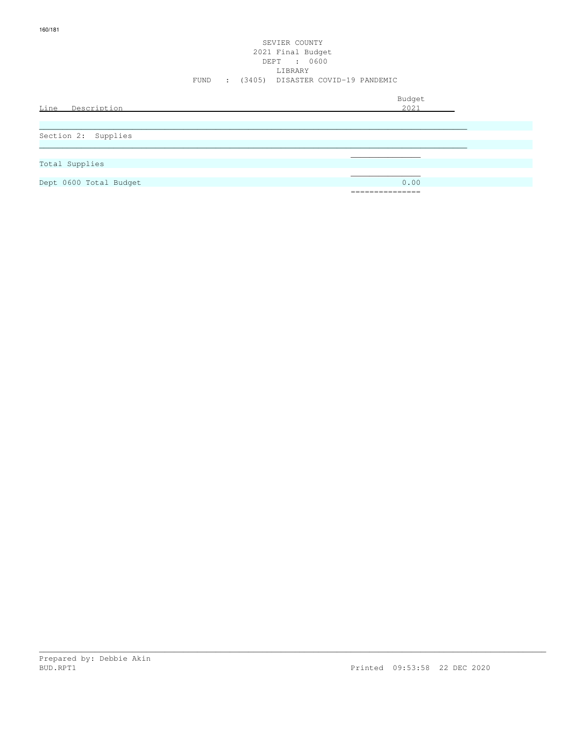SEVIER COUNTY
2021 Final Budget
DEPT : 0600
LIBRARY
FUND : (3405) DISASTER COVID-19 PANDEMIC

| Line Description | Budget 2021 |
|---|---|
| Section 2: Supplies | |
| Total Supplies | |
| Dept 0600 Total Budget | 0.00 |

Prepared by: Debbie Akin
BUD.RPT1 Printed 09:53:58 22 DEC 2020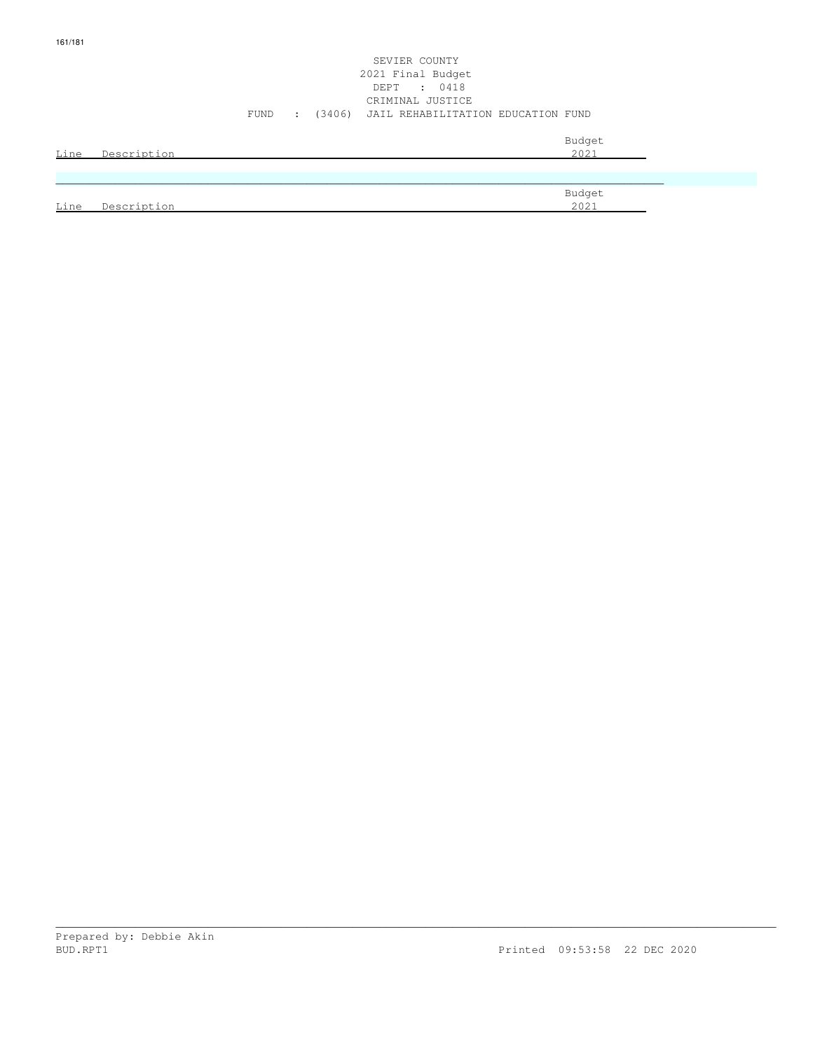SEVIER COUNTY
2021 Final Budget
DEPT : 0418
CRIMINAL JUSTICE
FUND : (3406) JAIL REHABILITATION EDUCATION FUND

| Line | Description | Budget 2021 |
|---|---|---|

| Line | Description | Budget 2021 |
|---|---|---|

Prepared by: Debbie Akin
BUD.RPT1
Printed 09:53:58 22 DEC 2020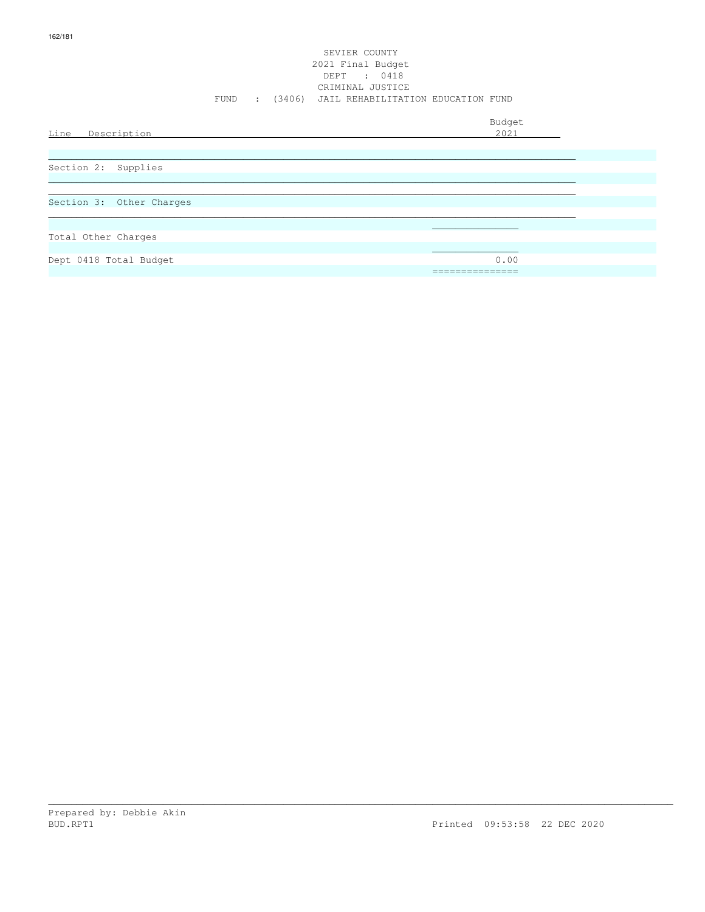SEVIER COUNTY
2021 Final Budget
DEPT : 0418
CRIMINAL JUSTICE
FUND : (3406) JAIL REHABILITATION EDUCATION FUND

| Line Description | Budget 2021 |
|---|---|
| Section 2: Supplies | |
| Section 3: Other Charges | |
| Total Other Charges | |
| Dept 0418 Total Budget | 0.00 |

Prepared by: Debbie Akin
BUD.RPT1 Printed 09:53:58 22 DEC 2020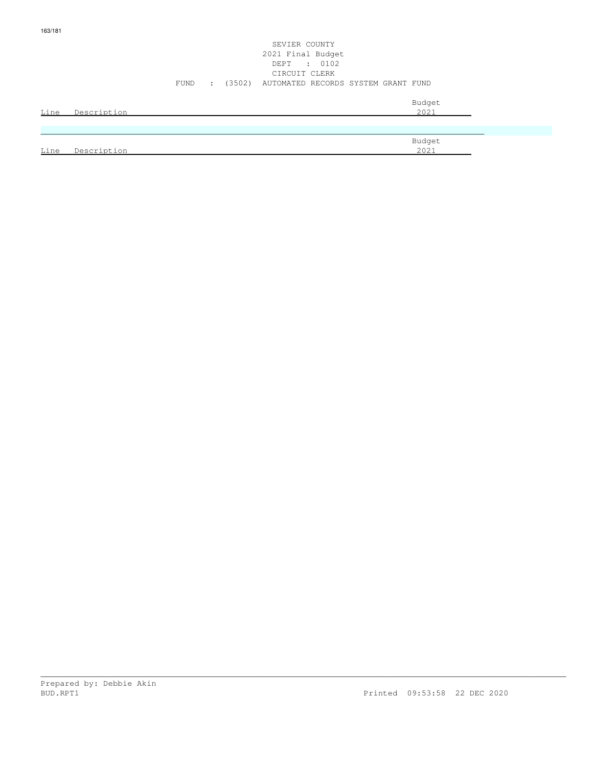SEVIER COUNTY
2021 Final Budget
DEPT : 0102
CIRCUIT CLERK
FUND : (3502) AUTOMATED RECORDS SYSTEM GRANT FUND

| Line | Description | Budget 2021 |
| --- | --- | --- |

| Line | Description | Budget 2021 |
| --- | --- | --- |

Prepared by: Debbie Akin
BUD.RPT1 Printed 09:53:58 22 DEC 2020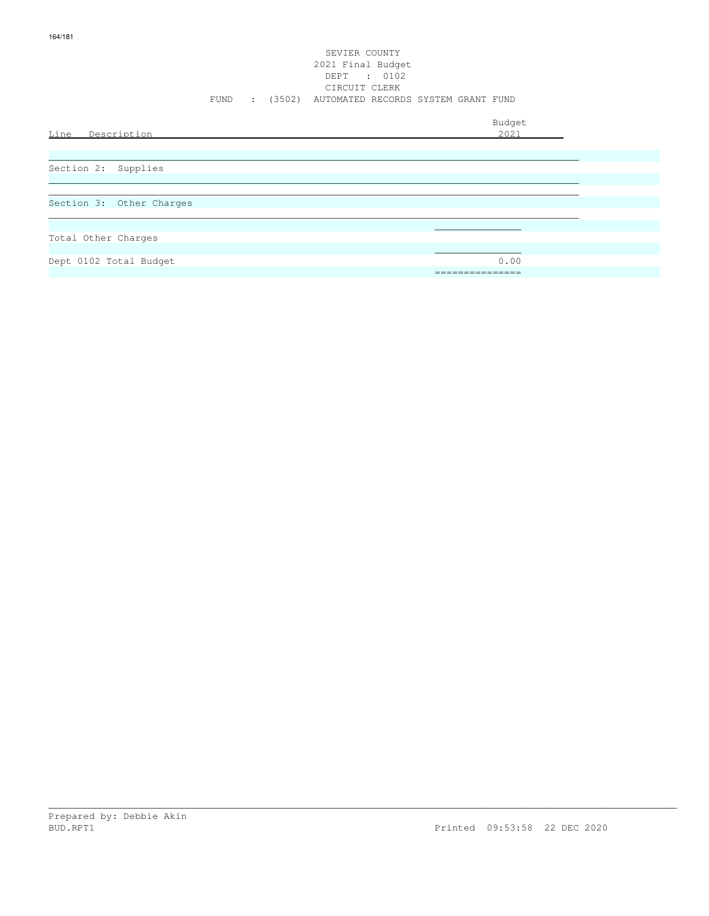SEVIER COUNTY
2021 Final Budget
DEPT : 0102
CIRCUIT CLERK
FUND : (3502) AUTOMATED RECORDS SYSTEM GRANT FUND

| Line Description | Budget 2021 |
|---|---|
| Section 2: Supplies | |
| Section 3: Other Charges | |
| Total Other Charges | |
| Dept 0102 Total Budget | 0.00 |

Prepared by: Debbie Akin
BUD.RPT1 Printed 09:53:58 22 DEC 2020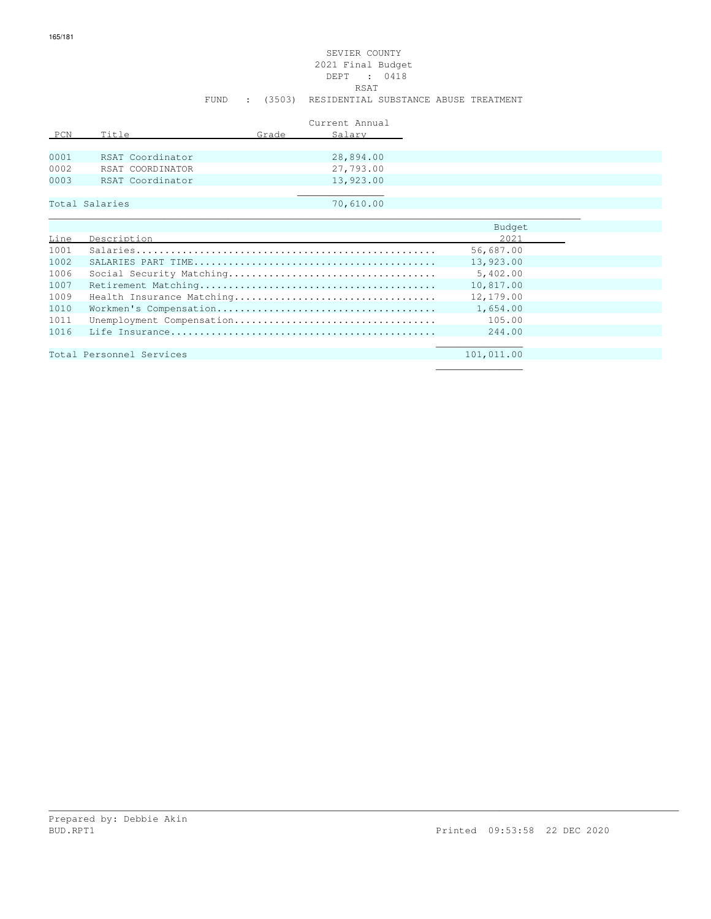SEVIER COUNTY
2021 Final Budget
DEPT : 0418
RSAT
FUND : (3503) RESIDENTIAL SUBSTANCE ABUSE TREATMENT

| PCN | Title | Grade | Current Annual Salary |
|---|---|---|---|
| 0001 | RSAT Coordinator | | 28,894.00 |
| 0002 | RSAT COORDINATOR | | 27,793.00 |
| 0003 | RSAT Coordinator | | 13,923.00 |
| Total Salaries | | | 70,610.00 |

| Line | Description | Budget 2021 |
|---|---|---|
| 1001 | Salaries | 56,687.00 |
| 1002 | SALARIES PART TIME | 13,923.00 |
| 1006 | Social Security Matching | 5,402.00 |
| 1007 | Retirement Matching | 10,817.00 |
| 1009 | Health Insurance Matching | 12,179.00 |
| 1010 | Workmen's Compensation | 1,654.00 |
| 1011 | Unemployment Compensation | 105.00 |
| 1016 | Life Insurance | 244.00 |
| Total Personnel Services | | 101,011.00 |

Prepared by: Debbie Akin
BUD.RPT1 Printed 09:53:58 22 DEC 2020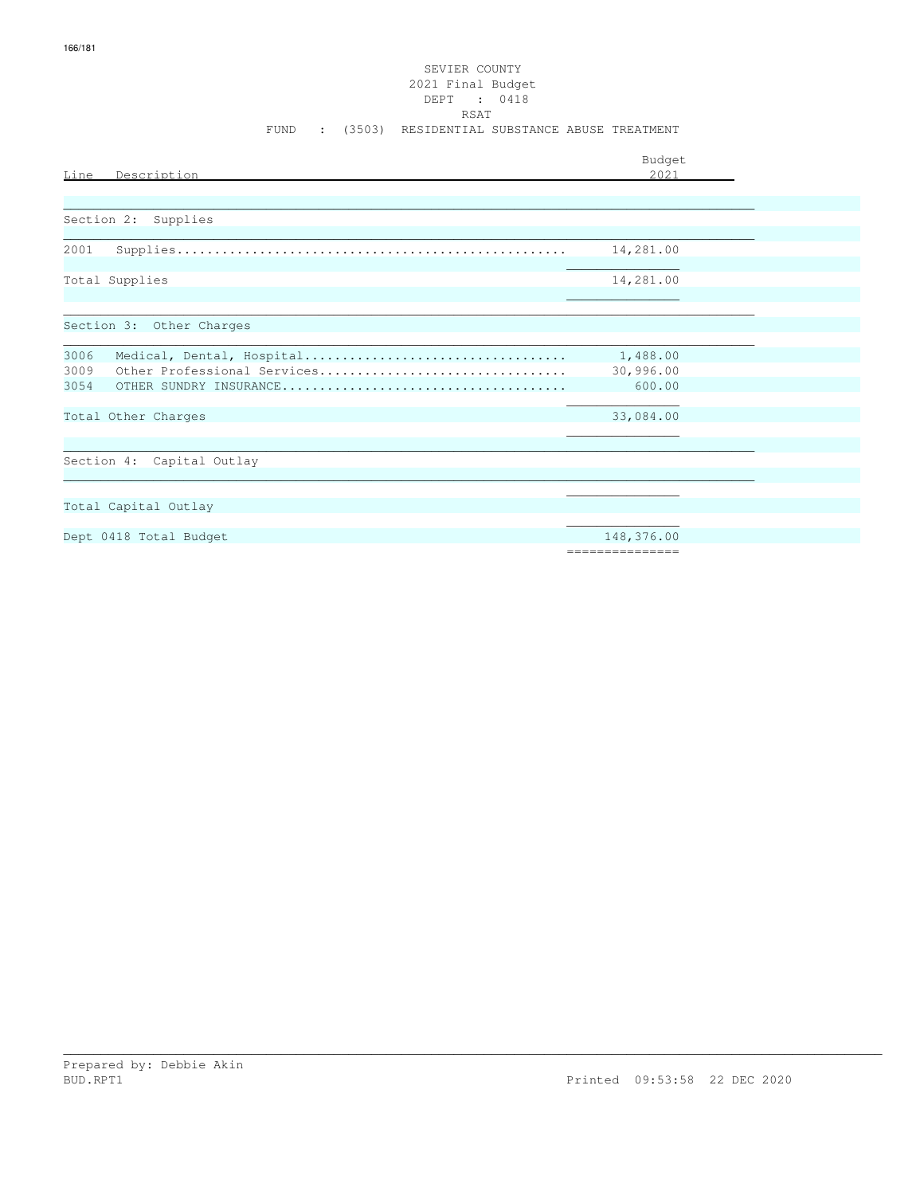SEVIER COUNTY
2021 Final Budget
DEPT : 0418
RSAT
FUND : (3503) RESIDENTIAL SUBSTANCE ABUSE TREATMENT

| Line | Description | Budget 2021 |
|---|---|---|
| | **Section 2: Supplies** | |
| 2001 | Supplies | 14,281.00 |
| | Total Supplies | 14,281.00 |
| | **Section 3: Other Charges** | |
| 3006 | Medical, Dental, Hospital | 1,488.00 |
| 3009 | Other Professional Services | 30,996.00 |
| 3054 | OTHER SUNDRY INSURANCE | 600.00 |
| | Total Other Charges | 33,084.00 |
| | **Section 4: Capital Outlay** | |
| | Total Capital Outlay | |
| | Dept 0418 Total Budget | 148,376.00 |

Prepared by: Debbie Akin
BUD.RPT1

Printed 09:53:58 22 DEC 2020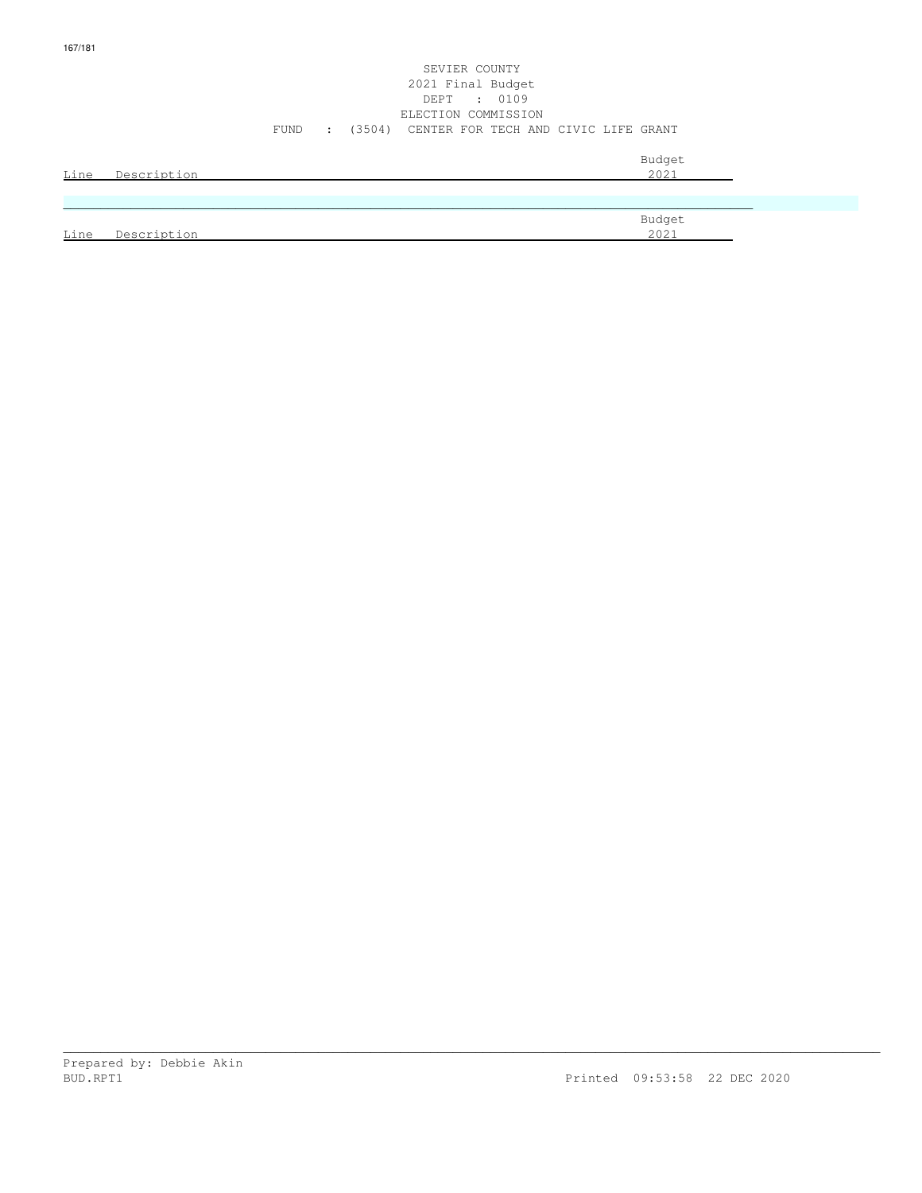SEVIER COUNTY
2021 Final Budget
DEPT : 0109
ELECTION COMMISSION
FUND : (3504) CENTER FOR TECH AND CIVIC LIFE GRANT

| Line | Description | Budget 2021 |
|---|---|---|

| Line | Description | Budget 2021 |
|---|---|---|

Prepared by: Debbie Akin
BUD.RPT1 Printed 09:53:58 22 DEC 2020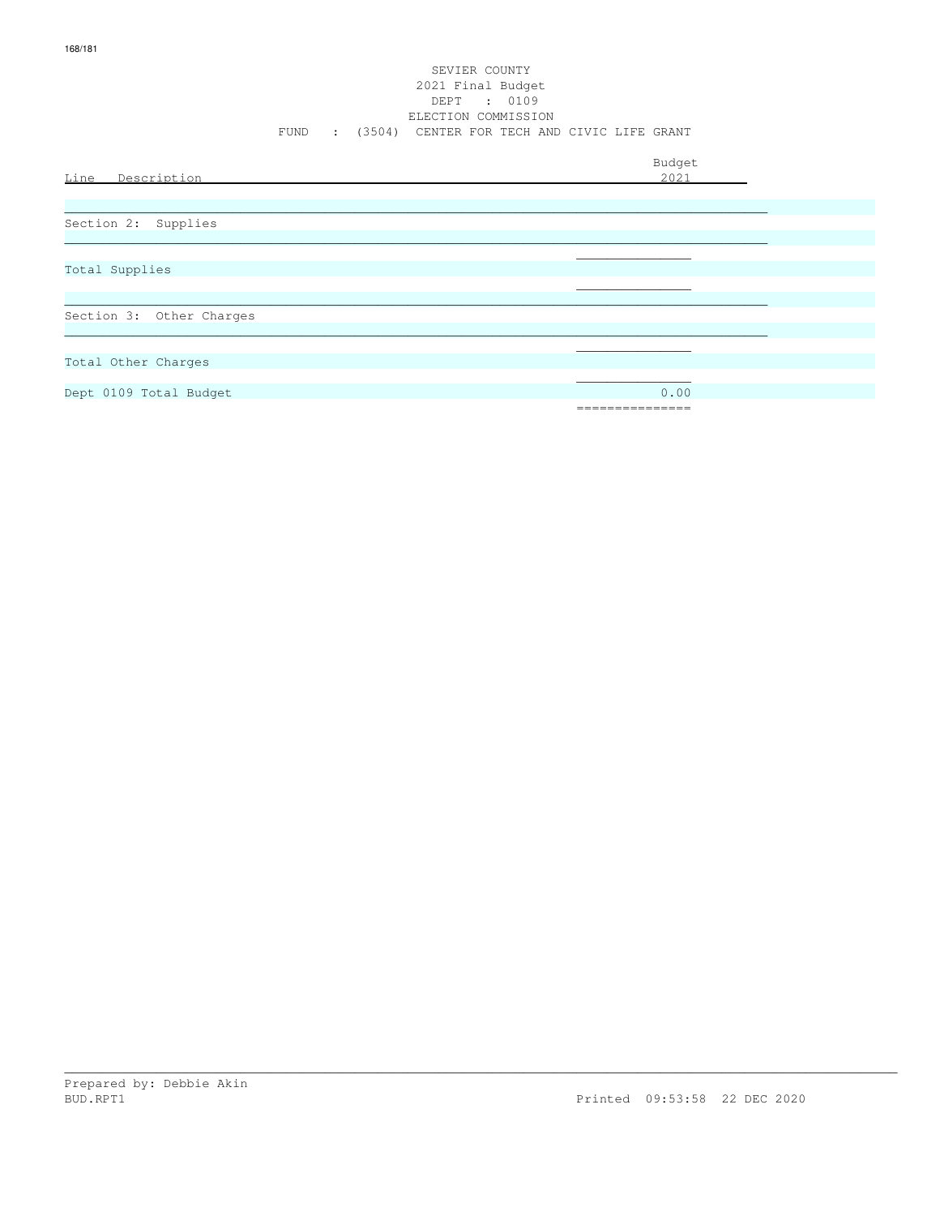SEVIER COUNTY
2021 Final Budget
DEPT : 0109
ELECTION COMMISSION
FUND : (3504) CENTER FOR TECH AND CIVIC LIFE GRANT

| Line Description | Budget 2021 |
|---|---|
| Section 2: Supplies | |
| Total Supplies | |
| Section 3: Other Charges | |
| Total Other Charges | |
| Dept 0109 Total Budget | 0.00 |

Prepared by: Debbie Akin
BUD.RPT1 Printed 09:53:58 22 DEC 2020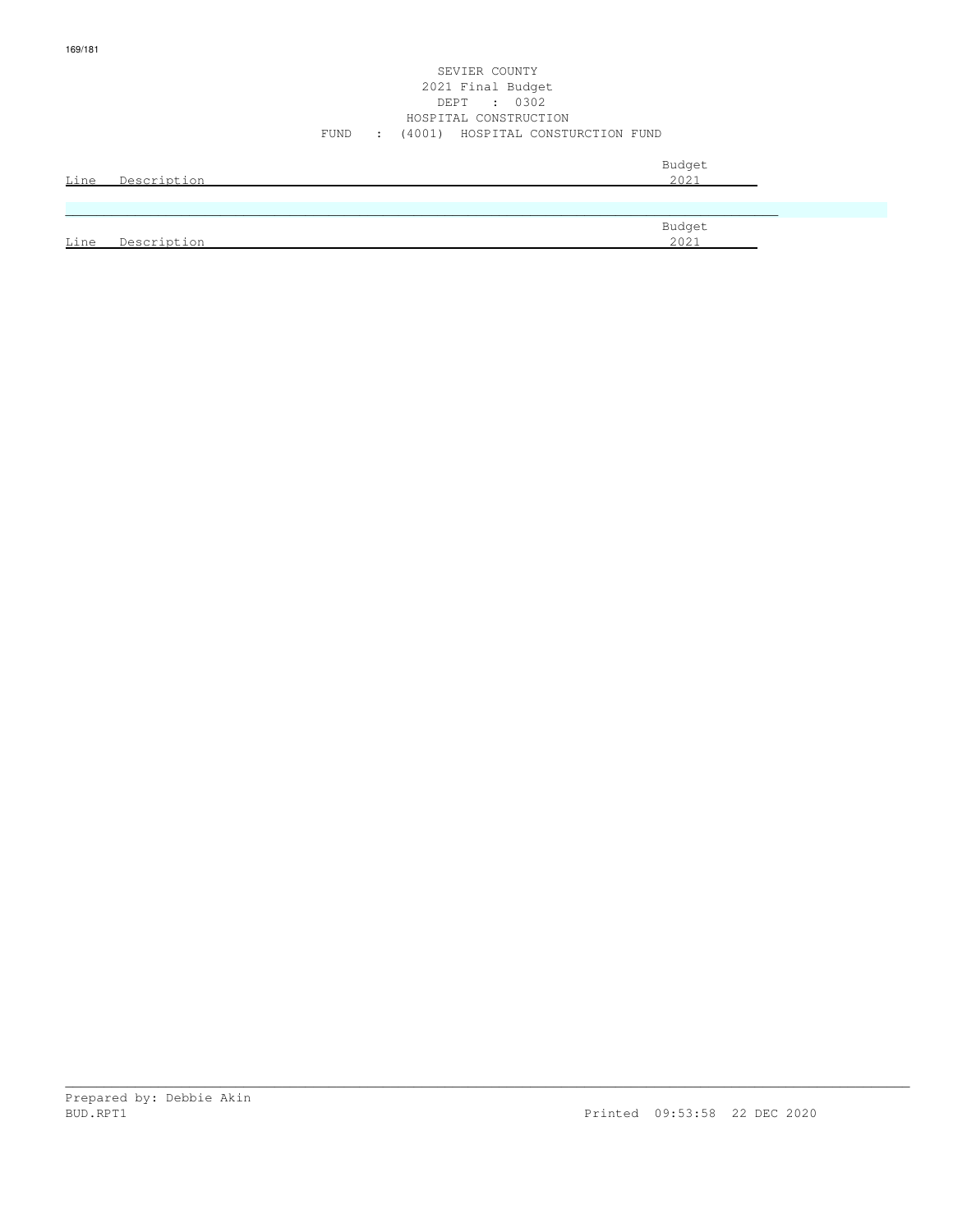SEVIER COUNTY
2021 Final Budget
DEPT : 0302
HOSPITAL CONSTRUCTION
FUND : (4001) HOSPITAL CONSTURCTION FUND

| Line | Description | Budget 2021 |
|---|---|---|

| Line | Description | Budget 2021 |
|---|---|---|

Prepared by: Debbie Akin
BUD.RPT1 Printed 09:53:58 22 DEC 2020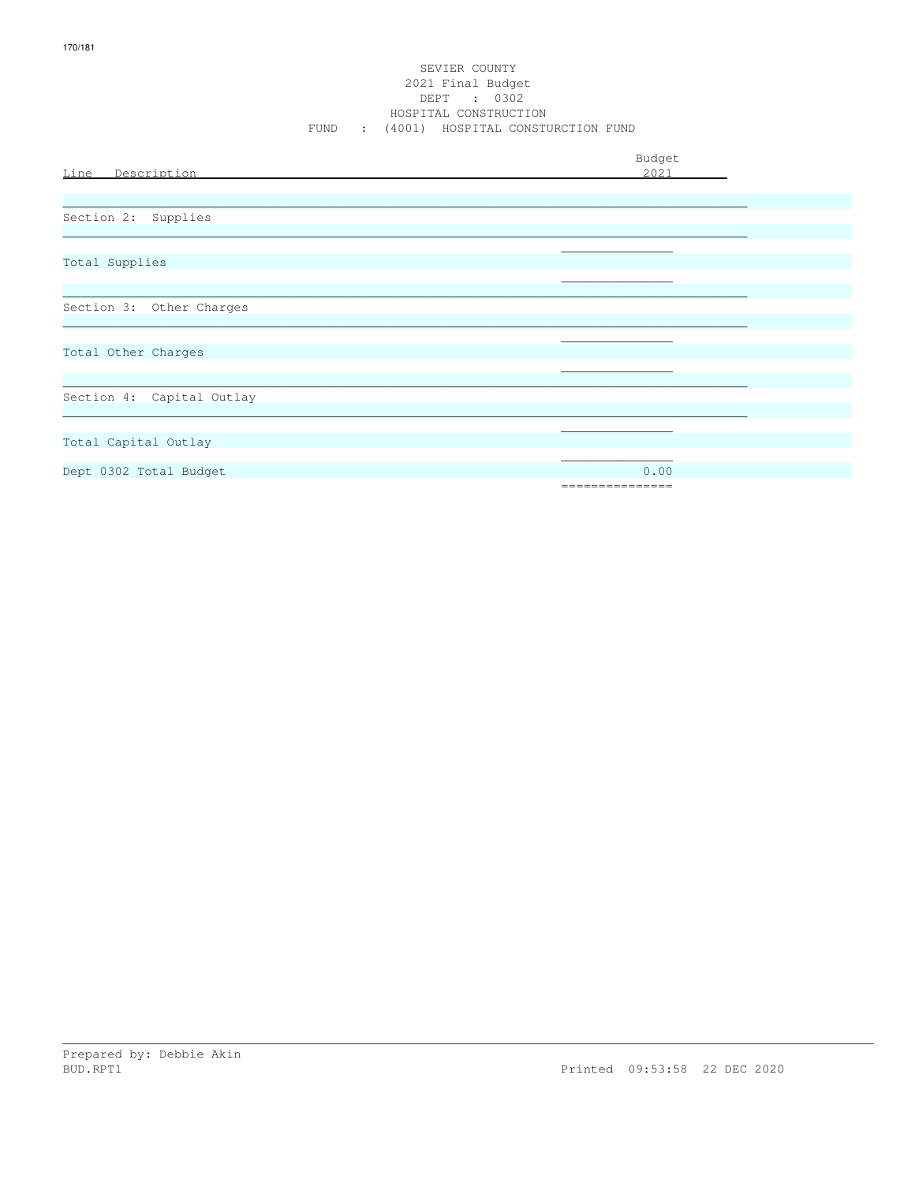SEVIER COUNTY
2021 Final Budget
DEPT : 0302
HOSPITAL CONSTRUCTION
FUND : (4001) HOSPITAL CONSTURCTION FUND

| Line Description | Budget 2021 |
|---|---|
| Section 2: Supplies | |
| Total Supplies | |
| Section 3: Other Charges | |
| Total Other Charges | |
| Section 4: Capital Outlay | |
| Total Capital Outlay | |
| Dept 0302 Total Budget | 0.00 |

Prepared by: Debbie Akin
BUD.RPT1 Printed 09:53:58 22 DEC 2020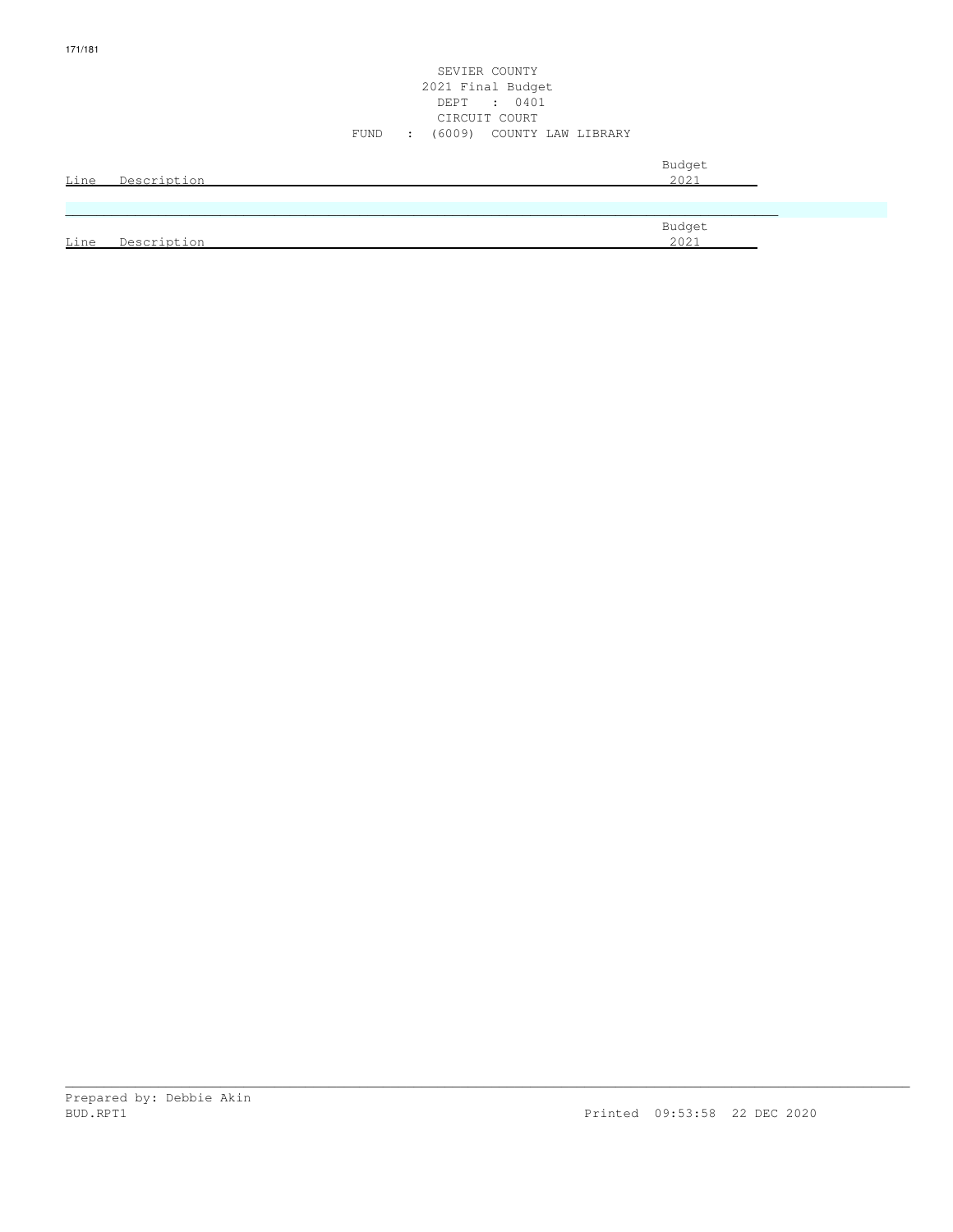SEVIER COUNTY
2021 Final Budget
DEPT : 0401
CIRCUIT COURT
FUND : (6009) COUNTY LAW LIBRARY

| Line | Description | Budget 2021 |
|---|---|---|

| Line | Description | Budget 2021 |
|---|---|---|

Prepared by: Debbie Akin
BUD.RPT1 Printed 09:53:58 22 DEC 2020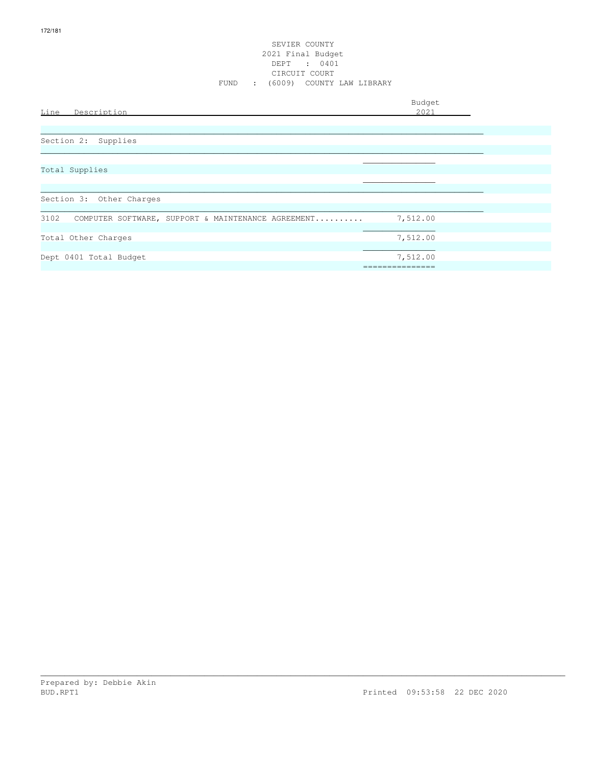SEVIER COUNTY
2021 Final Budget
DEPT : 0401
CIRCUIT COURT
FUND : (6009) COUNTY LAW LIBRARY

| Line | Description | Budget 2021 |
|---|---|---|
| | Section 2: Supplies | |
| | Total Supplies | |
| | Section 3: Other Charges | |
| 3102 | COMPUTER SOFTWARE, SUPPORT & MAINTENANCE AGREEMENT.......... | 7,512.00 |
| | Total Other Charges | 7,512.00 |
| | Dept 0401 Total Budget | 7,512.00 |

Prepared by: Debbie Akin
BUD.RPT1 Printed 09:53:58 22 DEC 2020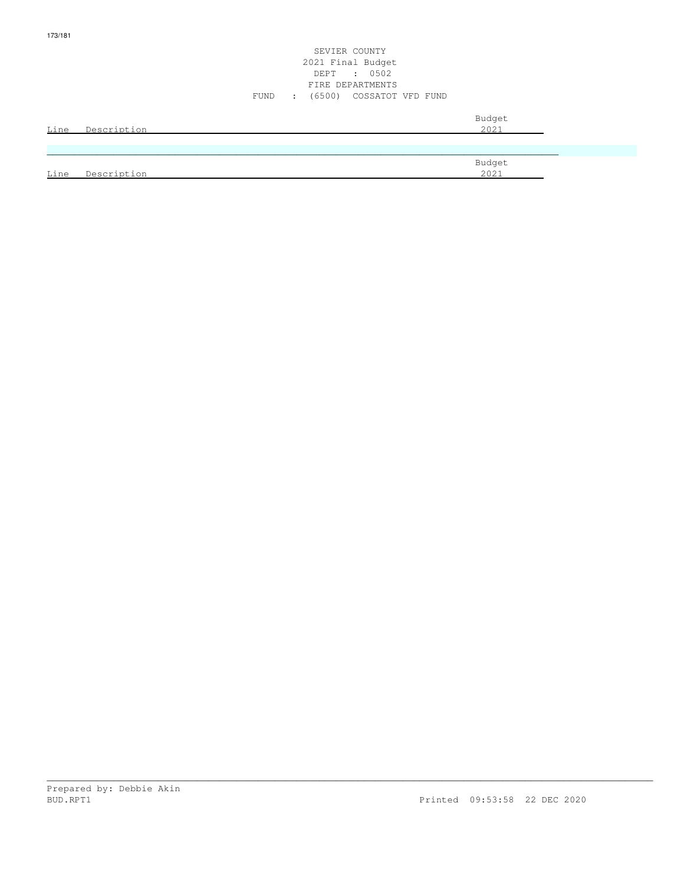SEVIER COUNTY
2021 Final Budget
DEPT : 0502
FIRE DEPARTMENTS
FUND : (6500) COSSATOT VFD FUND

| Line | Description | Budget 2021 |
|---|---|---|

| Line | Description | Budget 2021 |
|---|---|---|

Prepared by: Debbie Akin
BUD.RPT1 Printed 09:53:58 22 DEC 2020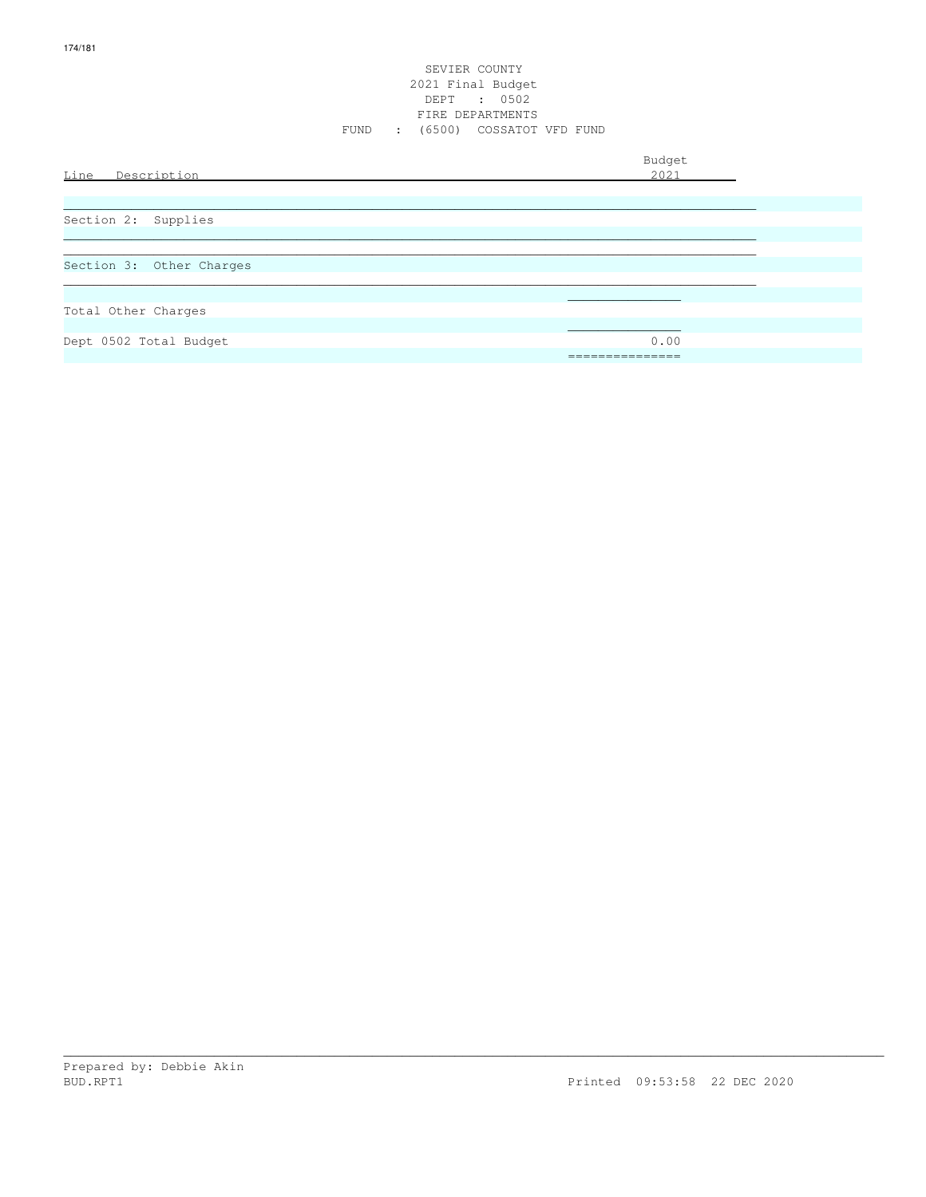SEVIER COUNTY
2021 Final Budget
DEPT : 0502
FIRE DEPARTMENTS
FUND : (6500) COSSATOT VFD FUND

| Line Description | Budget 2021 |
|---|---|
| Section 2: Supplies | |
| Section 3: Other Charges | |
| Total Other Charges | |
| Dept 0502 Total Budget | 0.00 |

Prepared by: Debbie Akin
BUD.RPT1 Printed 09:53:58 22 DEC 2020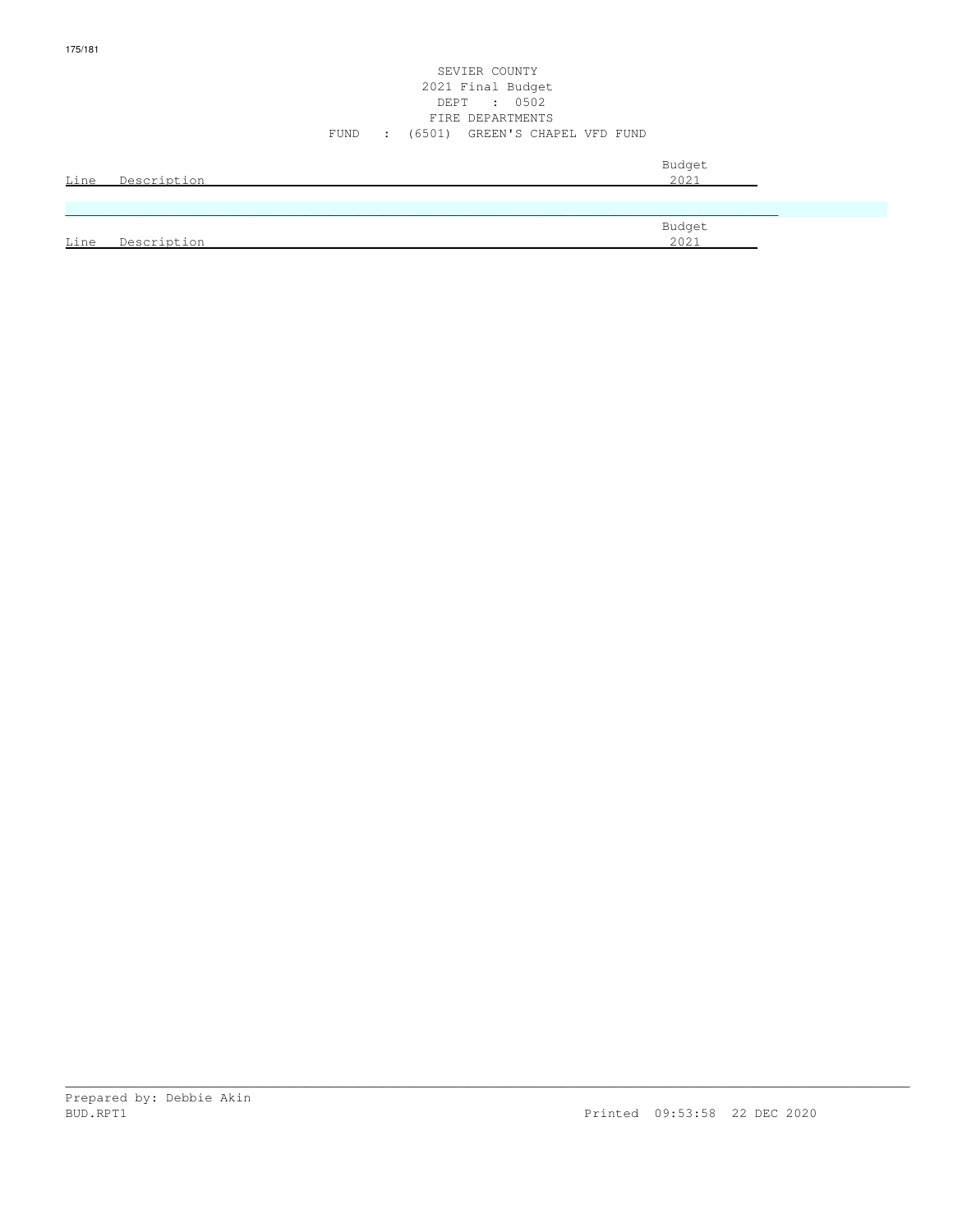SEVIER COUNTY
2021 Final Budget
DEPT : 0502
FIRE DEPARTMENTS
FUND : (6501) GREEN'S CHAPEL VFD FUND

| Line | Description | Budget 2021 |
| --- | --- | --- |

| Line | Description | Budget 2021 |
| --- | --- | --- |

Prepared by: Debbie Akin
BUD.RPT1 Printed 09:53:58 22 DEC 2020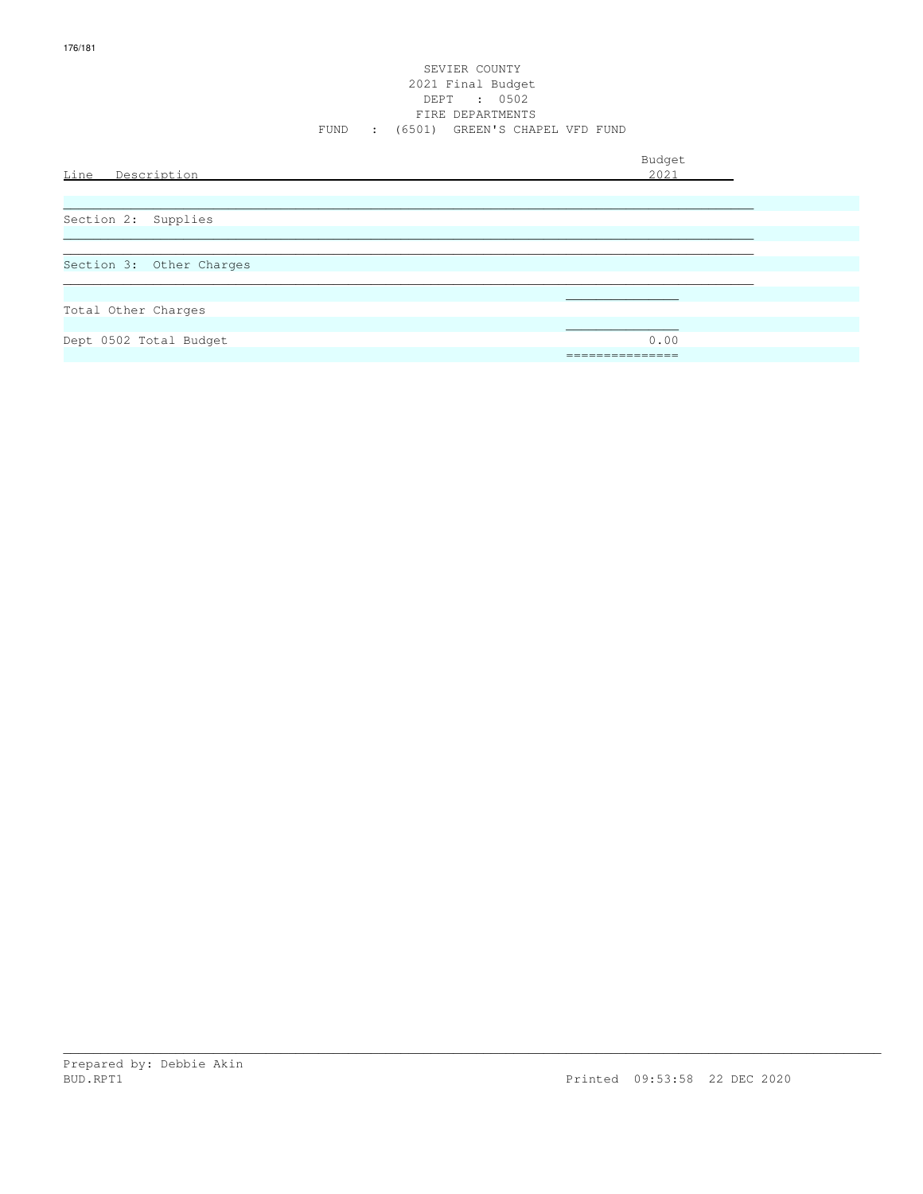SEVIER COUNTY
2021 Final Budget
DEPT : 0502
FIRE DEPARTMENTS
FUND : (6501) GREEN'S CHAPEL VFD FUND

| Line Description | Budget 2021 |
|---|---|
| Section 2: Supplies | |
| Section 3: Other Charges | |
| Total Other Charges | |
| Dept 0502 Total Budget | 0.00 |

Prepared by: Debbie Akin
BUD.RPT1 Printed 09:53:58 22 DEC 2020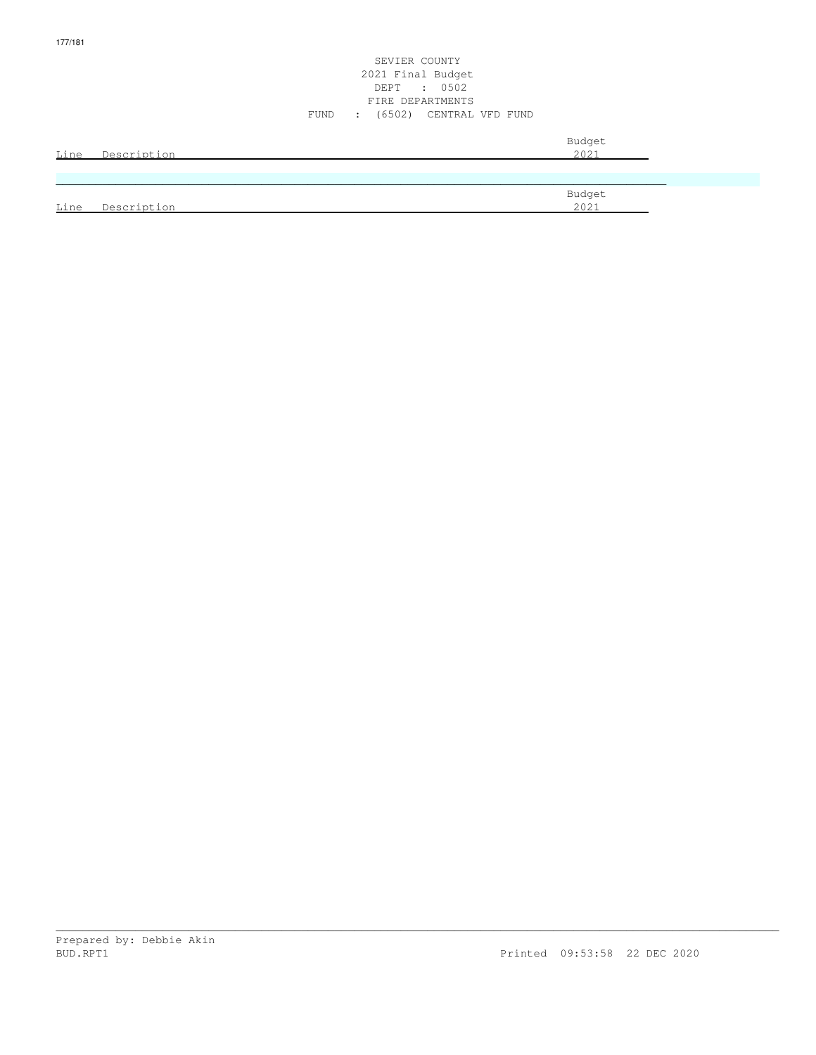SEVIER COUNTY
2021 Final Budget
DEPT : 0502
FIRE DEPARTMENTS
FUND : (6502) CENTRAL VFD FUND

| Line | Description | Budget 2021 |
| --- | --- | --- |

| Line | Description | Budget 2021 |
| --- | --- | --- |

Prepared by: Debbie Akin
BUD.RPT1 Printed 09:53:58 22 DEC 2020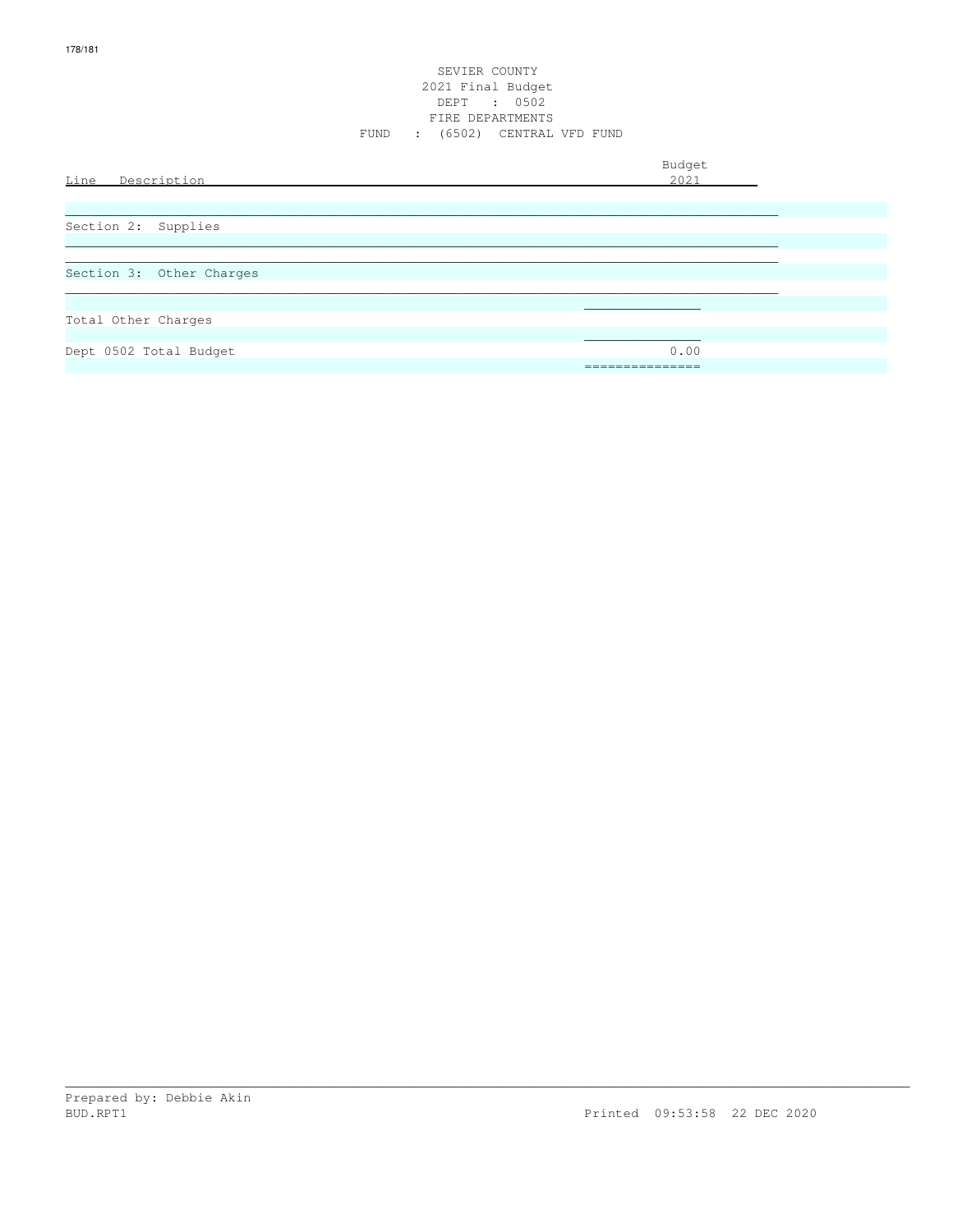SEVIER COUNTY
2021 Final Budget
DEPT : 0502
FIRE DEPARTMENTS
FUND : (6502) CENTRAL VFD FUND

| Line Description | Budget 2021 |
|---|---|
| Section 2: Supplies | |
| Section 3: Other Charges | |
| Total Other Charges | |
| Dept 0502 Total Budget | 0.00 |

Prepared by: Debbie Akin
BUD.RPT1 Printed 09:53:58 22 DEC 2020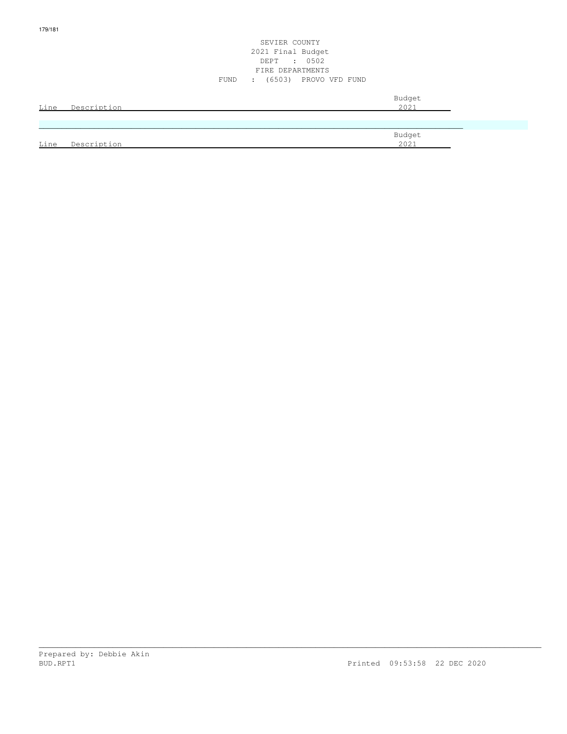SEVIER COUNTY
2021 Final Budget
DEPT : 0502
FIRE DEPARTMENTS
FUND : (6503) PROVO VFD FUND

| Line | Description | Budget 2021 |
|---|---|---|

| Line | Description | Budget 2021 |
|---|---|---|

Prepared by: Debbie Akin
BUD.RPT1 Printed 09:53:58 22 DEC 2020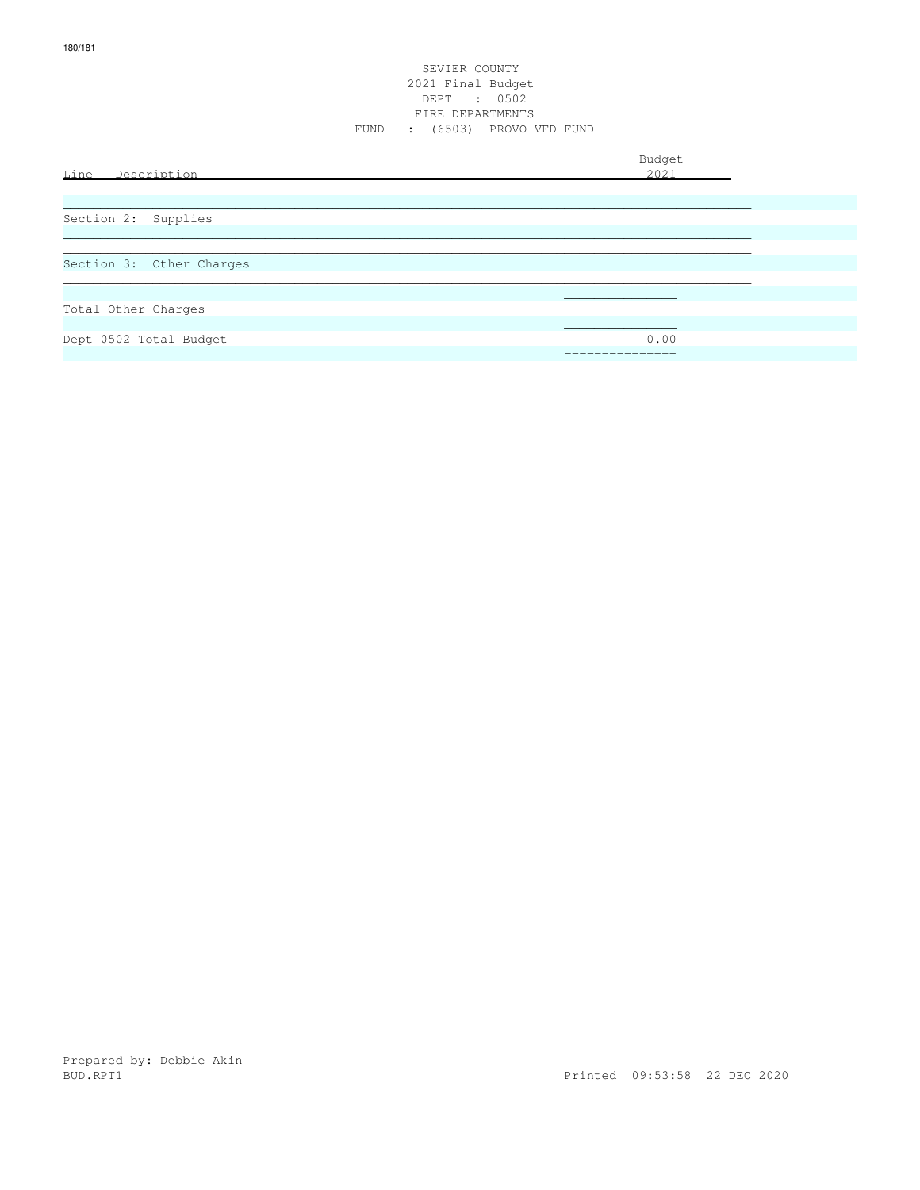SEVIER COUNTY
2021 Final Budget
DEPT : 0502
FIRE DEPARTMENTS
FUND : (6503) PROVO VFD FUND

| Line Description | Budget 2021 |
|---|---|
| Section 2: Supplies | |
| Section 3: Other Charges | |
| Total Other Charges | |
| Dept 0502 Total Budget | 0.00 |

Prepared by: Debbie Akin
BUD.RPT1 Printed 09:53:58 22 DEC 2020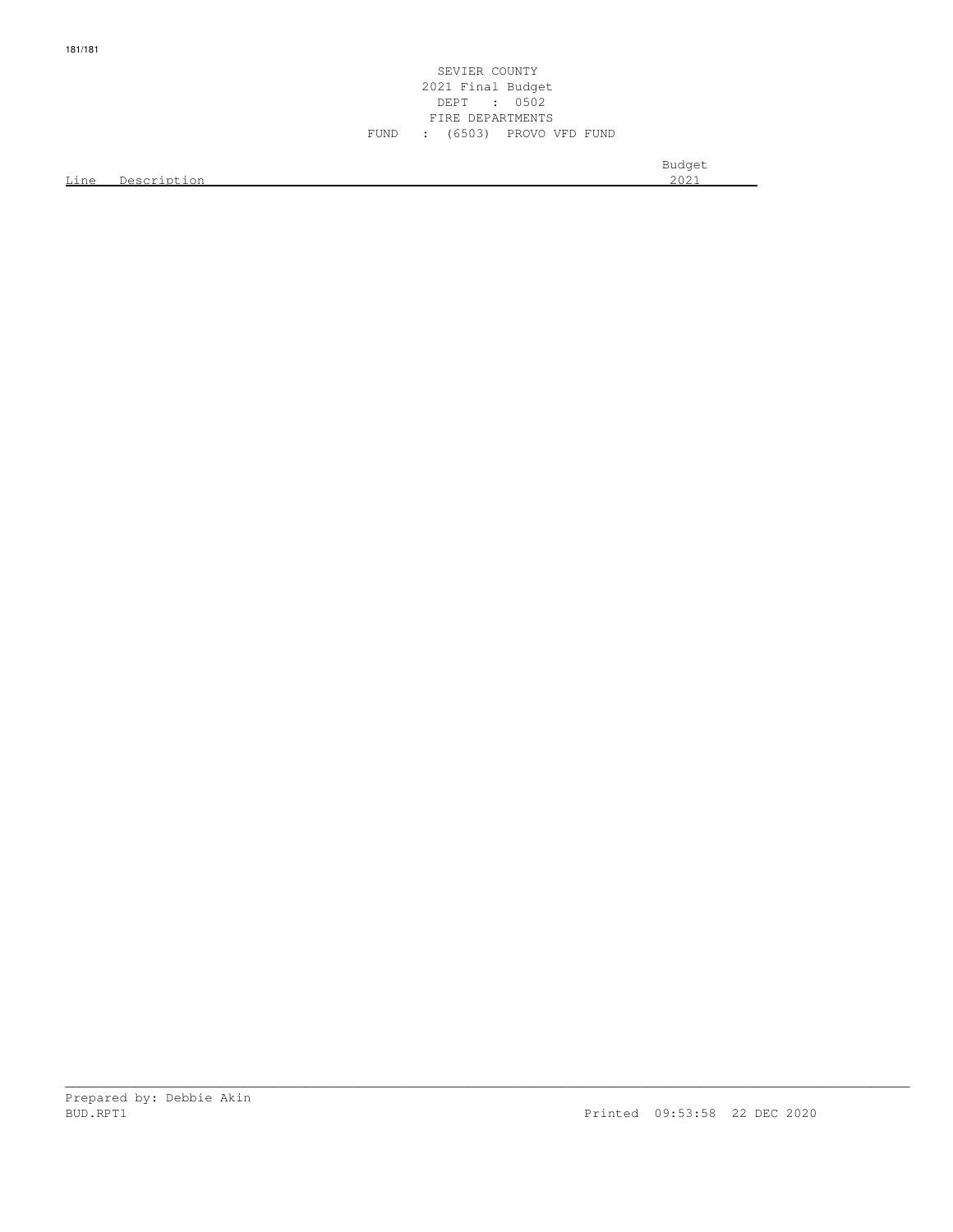SEVIER COUNTY
2021 Final Budget
DEPT : 0502
FIRE DEPARTMENTS
FUND : (6503) PROVO VFD FUND

| Line | Description | Budget 2021 |
| --- | --- | --- |

Prepared by: Debbie Akin
BUD.RPT1 Printed 09:53:58 22 DEC 2020